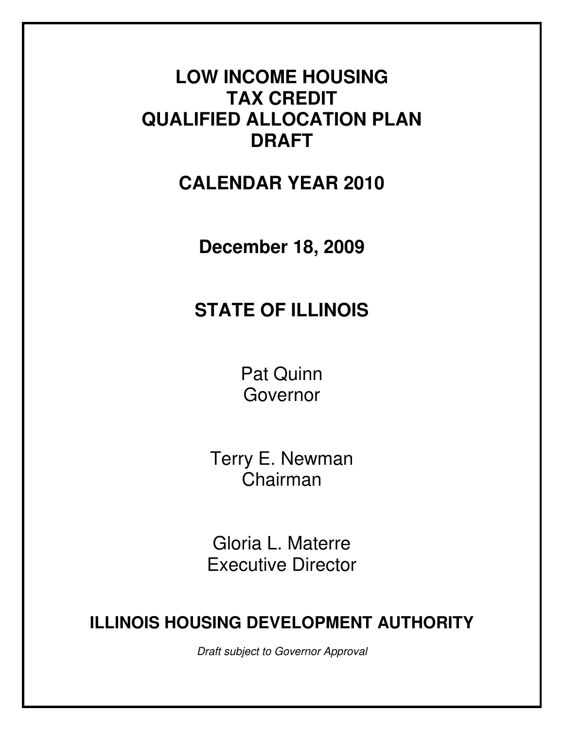# LOW INCOME HOUSING TAX CREDIT QUALIFIED ALLOCATION PLAN DRAFT

## CALENDAR YEAR 2010

**December 18, 2009**

## STATE OF ILLINOIS

Pat Quinn
Governor

Terry E. Newman
Chairman

Gloria L. Materre
Executive Director

**ILLINOIS HOUSING DEVELOPMENT AUTHORITY**

*Draft subject to Governor Approval*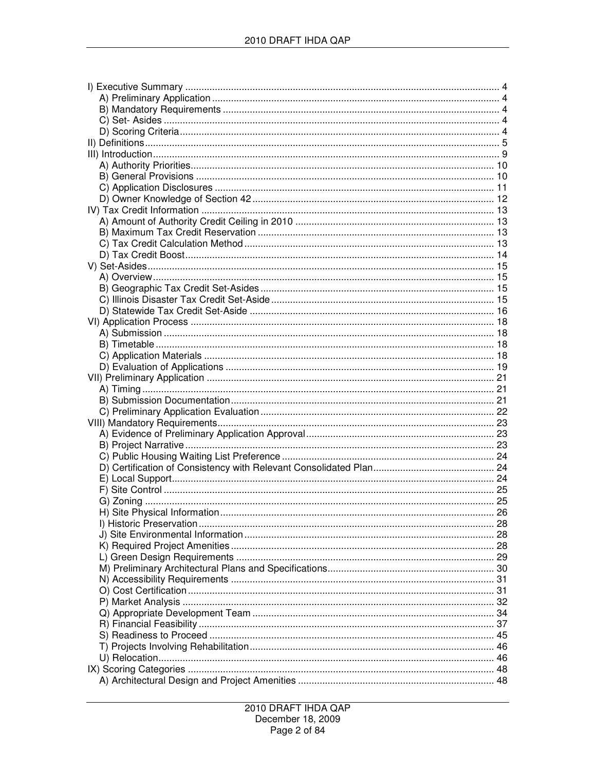I) Executive Summary .................................................................................................... 4
  A) Preliminary Application .......................................................................................... 4
  B) Mandatory Requirements ...................................................................................... 4
  C) Set- Asides ............................................................................................................ 4
  D) Scoring Criteria ...................................................................................................... 4
II) Definitions ................................................................................................................. 5
III) Introduction .............................................................................................................. 9
  A) Authority Priorities ................................................................................................. 10
  B) General Provisions ............................................................................................... 10
  C) Application Disclosures ........................................................................................ 11
  D) Owner Knowledge of Section 42 ........................................................................... 12
IV) Tax Credit Information ............................................................................................ 13
  A) Amount of Authority Credit Ceiling in 2010 .......................................................... 13
  B) Maximum Tax Credit Reservation ......................................................................... 13
  C) Tax Credit Calculation Method .............................................................................. 13
  D) Tax Credit Boost ................................................................................................... 14
V) Set-Asides ............................................................................................................... 15
  A) Overview ............................................................................................................... 15
  B) Geographic Tax Credit Set-Asides ........................................................................ 15
  C) Illinois Disaster Tax Credit Set-Aside ................................................................... 15
  D) Statewide Tax Credit Set-Aside ............................................................................ 16
VI) Application Process ................................................................................................ 18
  A) Submission ........................................................................................................... 18
  B) Timetable .............................................................................................................. 18
  C) Application Materials ............................................................................................ 18
  D) Evaluation of Applications .................................................................................... 19
VII) Preliminary Application .......................................................................................... 21
  A) Timing ................................................................................................................... 21
  B) Submission Documentation .................................................................................. 21
  C) Preliminary Application Evaluation ...................................................................... 22
VIII) Mandatory Requirements ...................................................................................... 23
  A) Evidence of Preliminary Application Approval ...................................................... 23
  B) Project Narrative ................................................................................................... 23
  C) Public Housing Waiting List Preference ............................................................... 24
  D) Certification of Consistency with Relevant Consolidated Plan ............................. 24
  E) Local Support ........................................................................................................ 24
  F) Site Control ........................................................................................................... 25
  G) Zoning .................................................................................................................. 25
  H) Site Physical Information ...................................................................................... 26
  I) Historic Preservation .............................................................................................. 28
  J) Site Environmental Information ............................................................................. 28
  K) Required Project Amenities .................................................................................. 28
  L) Green Design Requirements ................................................................................. 29
  M) Preliminary Architectural Plans and Specifications ............................................. 30
  N) Accessibility Requirements .................................................................................. 31
  O) Cost Certification .................................................................................................. 31
  P) Market Analysis .................................................................................................... 32
  Q) Appropriate Development Team ........................................................................... 34
  R) Financial Feasibility .............................................................................................. 37
  S) Readiness to Proceed .......................................................................................... 45
  T) Projects Involving Rehabilitation ........................................................................... 46
  U) Relocation ............................................................................................................. 46
IX) Scoring Categories .................................................................................................. 48
  A) Architectural Design and Project Amenities .......................................................... 48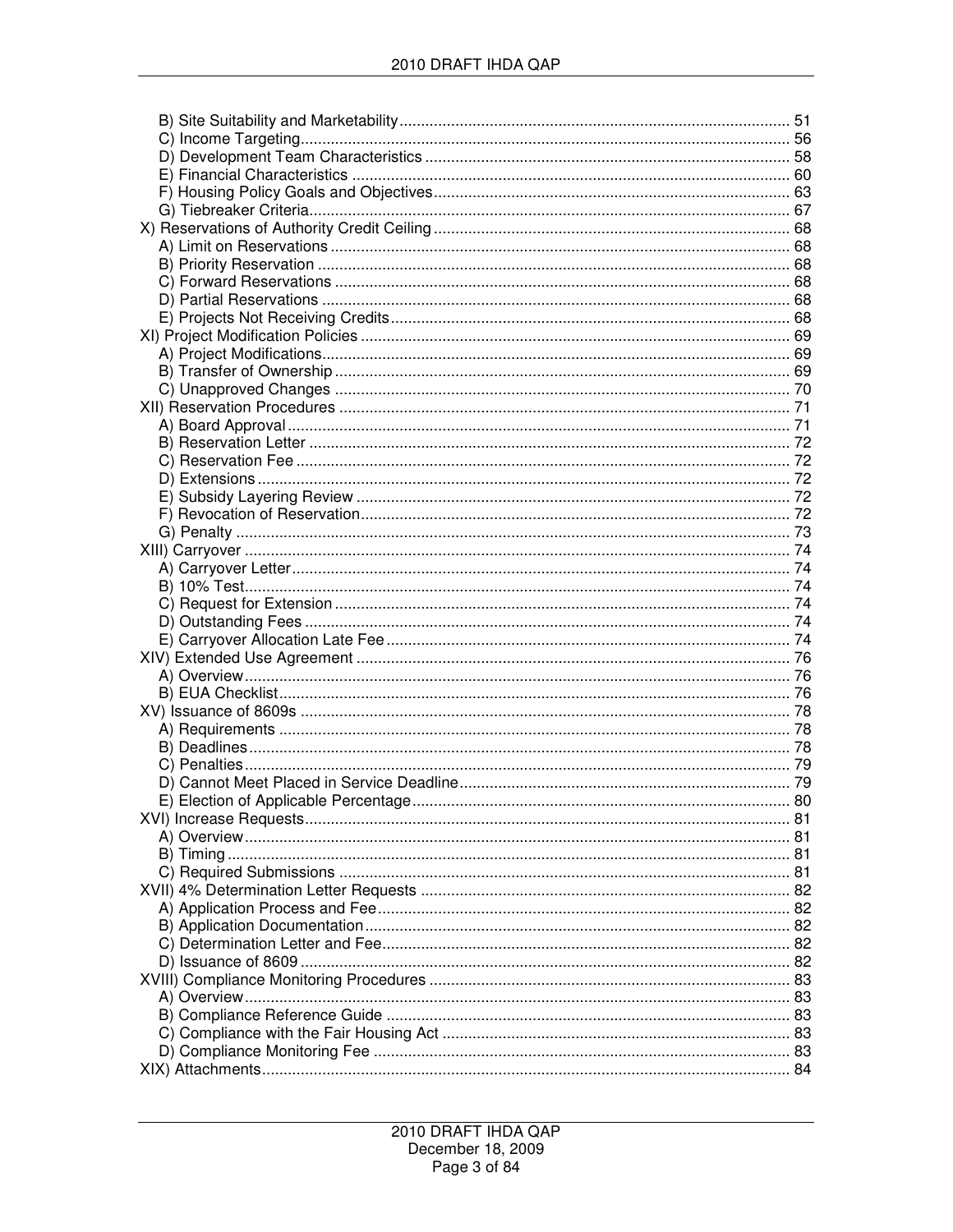B) Site Suitability and Marketability ........................................................................................ 51
C) Income Targeting................................................................................................................ 56
D) Development Team Characteristics .................................................................................... 58
E) Financial Characteristics ..................................................................................................... 60
F) Housing Policy Goals and Objectives.................................................................................. 63
G) Tiebreaker Criteria............................................................................................................... 67
X) Reservations of Authority Credit Ceiling .................................................................................. 68
A) Limit on Reservations .......................................................................................................... 68
B) Priority Reservation ............................................................................................................. 68
C) Forward Reservations ......................................................................................................... 68
D) Partial Reservations ............................................................................................................ 68
E) Projects Not Receiving Credits............................................................................................ 68
XI) Project Modification Policies ................................................................................................... 69
A) Project Modifications............................................................................................................ 69
B) Transfer of Ownership ......................................................................................................... 69
C) Unapproved Changes .......................................................................................................... 70
XII) Reservation Procedures ......................................................................................................... 71
A) Board Approval .................................................................................................................... 71
B) Reservation Letter ............................................................................................................... 72
C) Reservation Fee .................................................................................................................. 72
D) Extensions ........................................................................................................................... 72
E) Subsidy Layering Review .................................................................................................... 72
F) Revocation of Reservation................................................................................................... 72
G) Penalty ................................................................................................................................ 73
XIII) Carryover .............................................................................................................................. 74
A) Carryover Letter................................................................................................................... 74
B) 10% Test.............................................................................................................................. 74
C) Request for Extension ......................................................................................................... 74
D) Outstanding Fees ................................................................................................................ 74
E) Carryover Allocation Late Fee ............................................................................................. 74
XIV) Extended Use Agreement .................................................................................................... 76
A) Overview.............................................................................................................................. 76
B) EUA Checklist...................................................................................................................... 76
XV) Issuance of 8609s ................................................................................................................. 78
A) Requirements ...................................................................................................................... 78
B) Deadlines............................................................................................................................. 78
C) Penalties.............................................................................................................................. 79
D) Cannot Meet Placed in Service Deadline............................................................................. 79
E) Election of Applicable Percentage........................................................................................ 80
XVI) Increase Requests................................................................................................................ 81
A) Overview.............................................................................................................................. 81
B) Timing .................................................................................................................................. 81
C) Required Submissions ........................................................................................................ 81
XVII) 4% Determination Letter Requests ...................................................................................... 82
A) Application Process and Fee............................................................................................... 82
B) Application Documentation.................................................................................................. 82
C) Determination Letter and Fee.............................................................................................. 82
D) Issuance of 8609 ................................................................................................................. 82
XVIII) Compliance Monitoring Procedures .................................................................................... 83
A) Overview.............................................................................................................................. 83
B) Compliance Reference Guide ............................................................................................. 83
C) Compliance with the Fair Housing Act ................................................................................ 83
D) Compliance Monitoring Fee ................................................................................................ 83
XIX) Attachments.......................................................................................................................... 84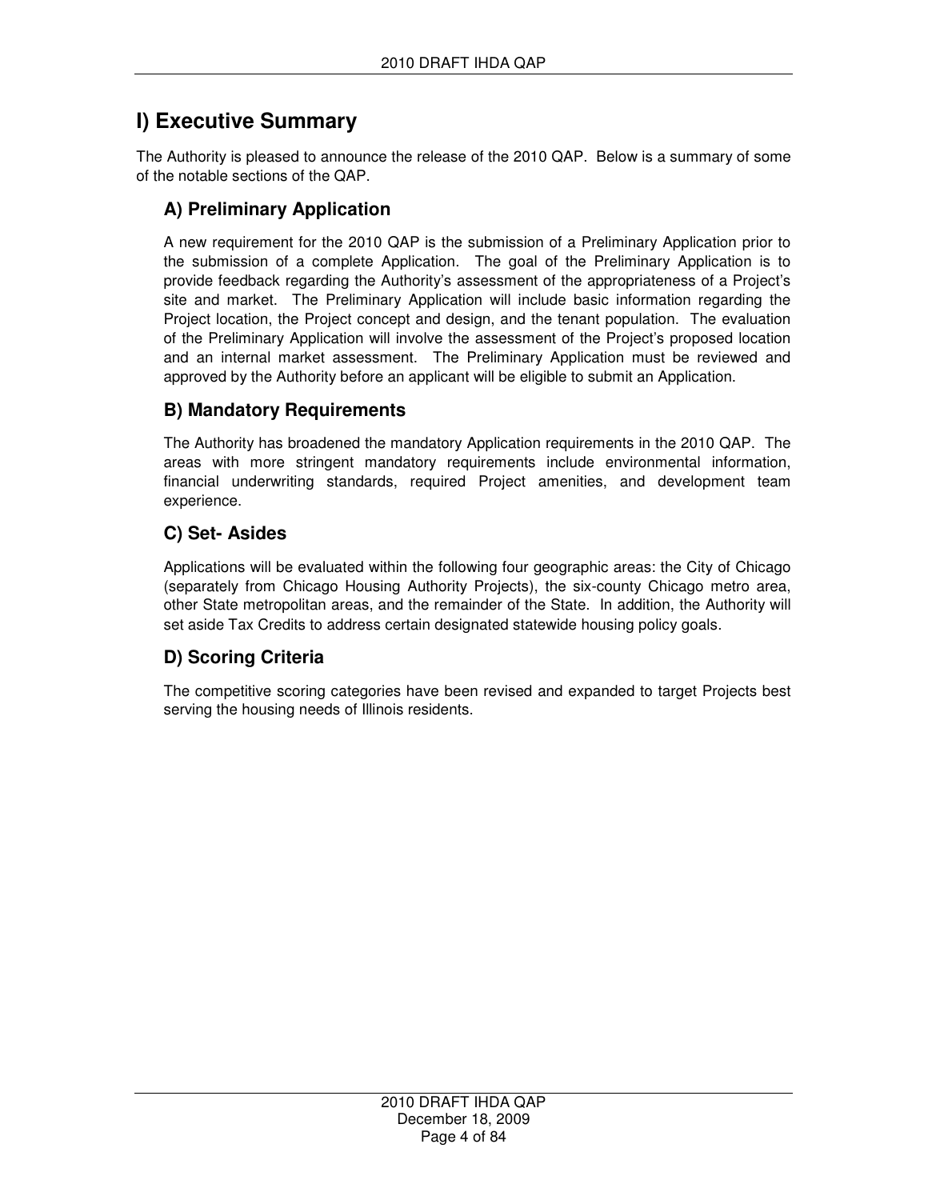# I) Executive Summary

The Authority is pleased to announce the release of the 2010 QAP. Below is a summary of some of the notable sections of the QAP.

## A) Preliminary Application

A new requirement for the 2010 QAP is the submission of a Preliminary Application prior to the submission of a complete Application. The goal of the Preliminary Application is to provide feedback regarding the Authority's assessment of the appropriateness of a Project's site and market. The Preliminary Application will include basic information regarding the Project location, the Project concept and design, and the tenant population. The evaluation of the Preliminary Application will involve the assessment of the Project's proposed location and an internal market assessment. The Preliminary Application must be reviewed and approved by the Authority before an applicant will be eligible to submit an Application.

## B) Mandatory Requirements

The Authority has broadened the mandatory Application requirements in the 2010 QAP. The areas with more stringent mandatory requirements include environmental information, financial underwriting standards, required Project amenities, and development team experience.

## C) Set- Asides

Applications will be evaluated within the following four geographic areas: the City of Chicago (separately from Chicago Housing Authority Projects), the six-county Chicago metro area, other State metropolitan areas, and the remainder of the State. In addition, the Authority will set aside Tax Credits to address certain designated statewide housing policy goals.

## D) Scoring Criteria

The competitive scoring categories have been revised and expanded to target Projects best serving the housing needs of Illinois residents.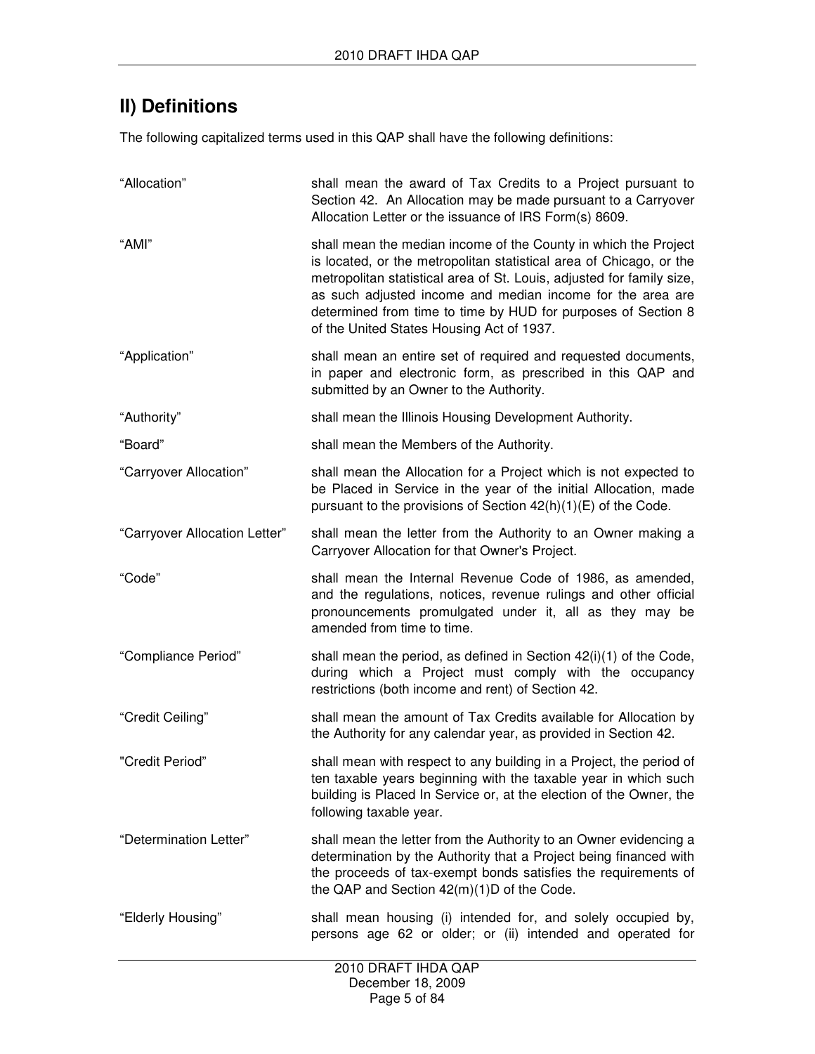## II) Definitions

The following capitalized terms used in this QAP shall have the following definitions:

| | |
|---|---|
| "Allocation" | shall mean the award of Tax Credits to a Project pursuant to Section 42. An Allocation may be made pursuant to a Carryover Allocation Letter or the issuance of IRS Form(s) 8609. |
| "AMI" | shall mean the median income of the County in which the Project is located, or the metropolitan statistical area of Chicago, or the metropolitan statistical area of St. Louis, adjusted for family size, as such adjusted income and median income for the area are determined from time to time by HUD for purposes of Section 8 of the United States Housing Act of 1937. |
| "Application" | shall mean an entire set of required and requested documents, in paper and electronic form, as prescribed in this QAP and submitted by an Owner to the Authority. |
| "Authority" | shall mean the Illinois Housing Development Authority. |
| "Board" | shall mean the Members of the Authority. |
| "Carryover Allocation" | shall mean the Allocation for a Project which is not expected to be Placed in Service in the year of the initial Allocation, made pursuant to the provisions of Section 42(h)(1)(E) of the Code. |
| "Carryover Allocation Letter" | shall mean the letter from the Authority to an Owner making a Carryover Allocation for that Owner's Project. |
| "Code" | shall mean the Internal Revenue Code of 1986, as amended, and the regulations, notices, revenue rulings and other official pronouncements promulgated under it, all as they may be amended from time to time. |
| "Compliance Period" | shall mean the period, as defined in Section 42(i)(1) of the Code, during which a Project must comply with the occupancy restrictions (both income and rent) of Section 42. |
| "Credit Ceiling" | shall mean the amount of Tax Credits available for Allocation by the Authority for any calendar year, as provided in Section 42. |
| "Credit Period" | shall mean with respect to any building in a Project, the period of ten taxable years beginning with the taxable year in which such building is Placed In Service or, at the election of the Owner, the following taxable year. |
| "Determination Letter" | shall mean the letter from the Authority to an Owner evidencing a determination by the Authority that a Project being financed with the proceeds of tax-exempt bonds satisfies the requirements of the QAP and Section 42(m)(1)D of the Code. |
| "Elderly Housing" | shall mean housing (i) intended for, and solely occupied by, persons age 62 or older; or (ii) intended and operated for |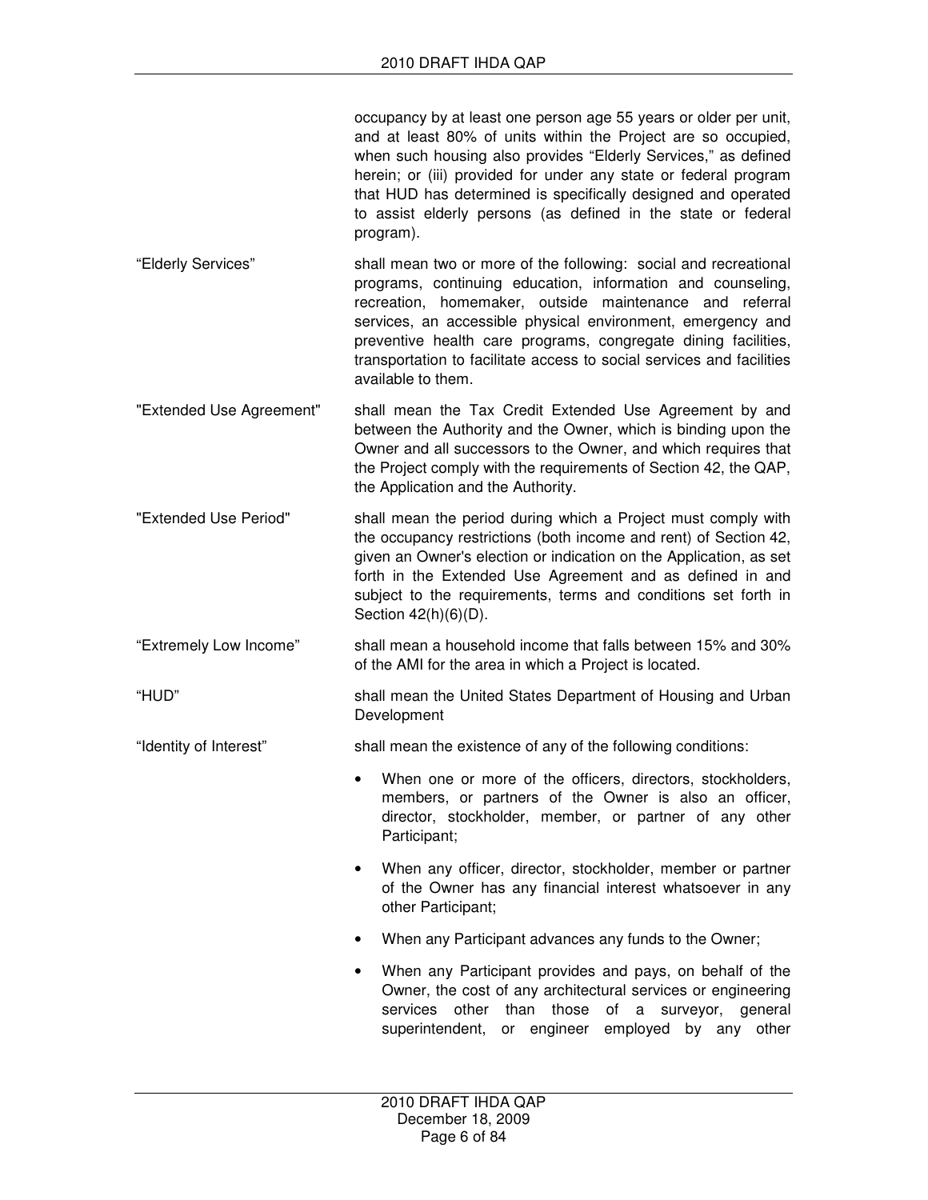occupancy by at least one person age 55 years or older per unit, and at least 80% of units within the Project are so occupied, when such housing also provides "Elderly Services," as defined herein; or (iii) provided for under any state or federal program that HUD has determined is specifically designed and operated to assist elderly persons (as defined in the state or federal program).

"Elderly Services" shall mean two or more of the following: social and recreational programs, continuing education, information and counseling, recreation, homemaker, outside maintenance and referral services, an accessible physical environment, emergency and preventive health care programs, congregate dining facilities, transportation to facilitate access to social services and facilities available to them.

"Extended Use Agreement" shall mean the Tax Credit Extended Use Agreement by and between the Authority and the Owner, which is binding upon the Owner and all successors to the Owner, and which requires that the Project comply with the requirements of Section 42, the QAP, the Application and the Authority.

"Extended Use Period" shall mean the period during which a Project must comply with the occupancy restrictions (both income and rent) of Section 42, given an Owner's election or indication on the Application, as set forth in the Extended Use Agreement and as defined in and subject to the requirements, terms and conditions set forth in Section 42(h)(6)(D).

"Extremely Low Income" shall mean a household income that falls between 15% and 30% of the AMI for the area in which a Project is located.

"HUD" shall mean the United States Department of Housing and Urban Development

"Identity of Interest" shall mean the existence of any of the following conditions:

- When one or more of the officers, directors, stockholders, members, or partners of the Owner is also an officer, director, stockholder, member, or partner of any other Participant;
- When any officer, director, stockholder, member or partner of the Owner has any financial interest whatsoever in any other Participant;
- When any Participant advances any funds to the Owner;
- When any Participant provides and pays, on behalf of the Owner, the cost of any architectural services or engineering services other than those of a surveyor, general superintendent, or engineer employed by any other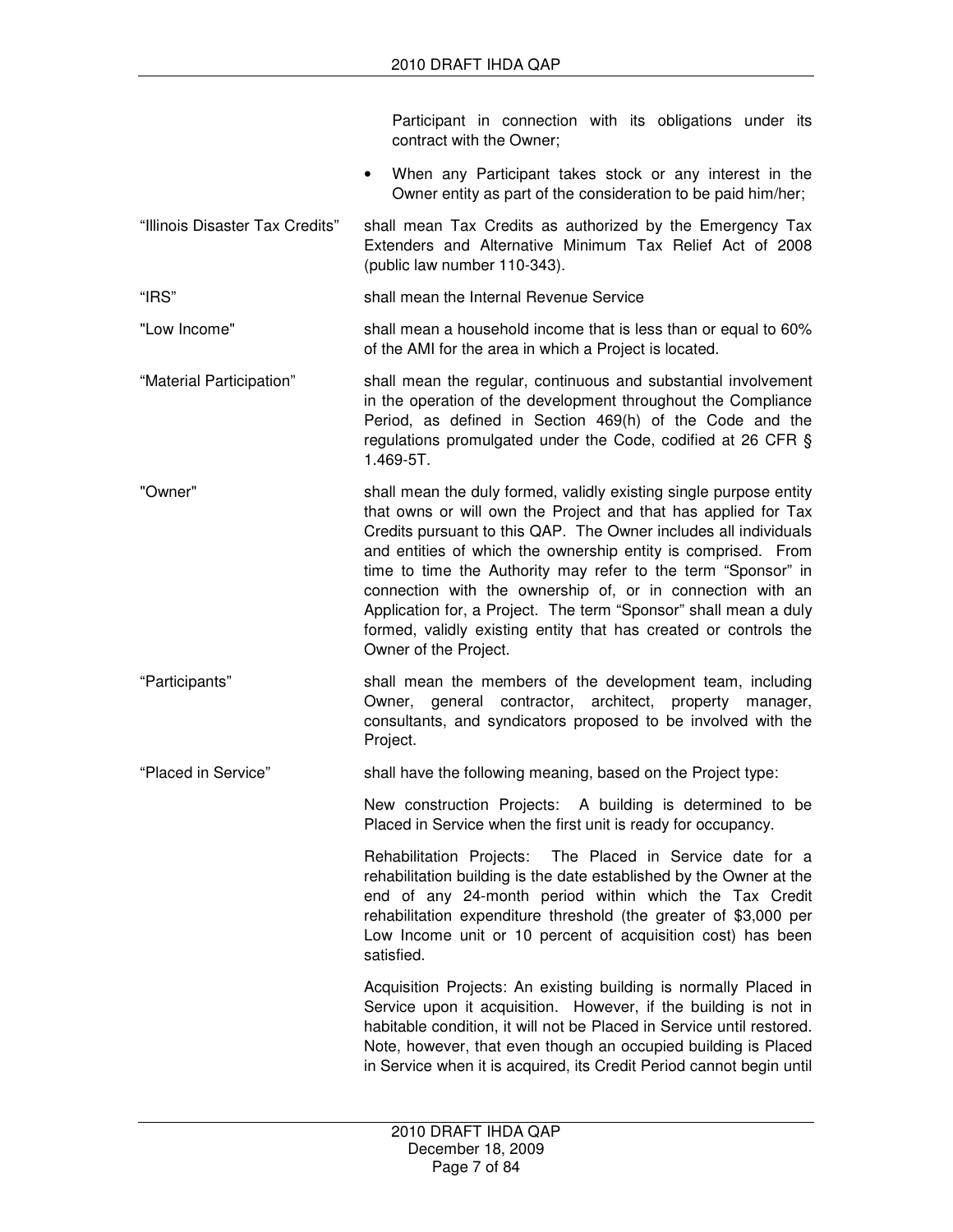Participant in connection with its obligations under its contract with the Owner;

- When any Participant takes stock or any interest in the Owner entity as part of the consideration to be paid him/her;

“Illinois Disaster Tax Credits” shall mean Tax Credits as authorized by the Emergency Tax Extenders and Alternative Minimum Tax Relief Act of 2008 (public law number 110-343).

“IRS” shall mean the Internal Revenue Service

"Low Income" shall mean a household income that is less than or equal to 60% of the AMI for the area in which a Project is located.

“Material Participation” shall mean the regular, continuous and substantial involvement in the operation of the development throughout the Compliance Period, as defined in Section 469(h) of the Code and the regulations promulgated under the Code, codified at 26 CFR § 1.469-5T.

"Owner" shall mean the duly formed, validly existing single purpose entity that owns or will own the Project and that has applied for Tax Credits pursuant to this QAP. The Owner includes all individuals and entities of which the ownership entity is comprised. From time to time the Authority may refer to the term “Sponsor” in connection with the ownership of, or in connection with an Application for, a Project. The term “Sponsor” shall mean a duly formed, validly existing entity that has created or controls the Owner of the Project.

“Participants” shall mean the members of the development team, including Owner, general contractor, architect, property manager, consultants, and syndicators proposed to be involved with the Project.

“Placed in Service” shall have the following meaning, based on the Project type:

New construction Projects: A building is determined to be Placed in Service when the first unit is ready for occupancy.

Rehabilitation Projects: The Placed in Service date for a rehabilitation building is the date established by the Owner at the end of any 24-month period within which the Tax Credit rehabilitation expenditure threshold (the greater of $3,000 per Low Income unit or 10 percent of acquisition cost) has been satisfied.

Acquisition Projects: An existing building is normally Placed in Service upon it acquisition. However, if the building is not in habitable condition, it will not be Placed in Service until restored. Note, however, that even though an occupied building is Placed in Service when it is acquired, its Credit Period cannot begin until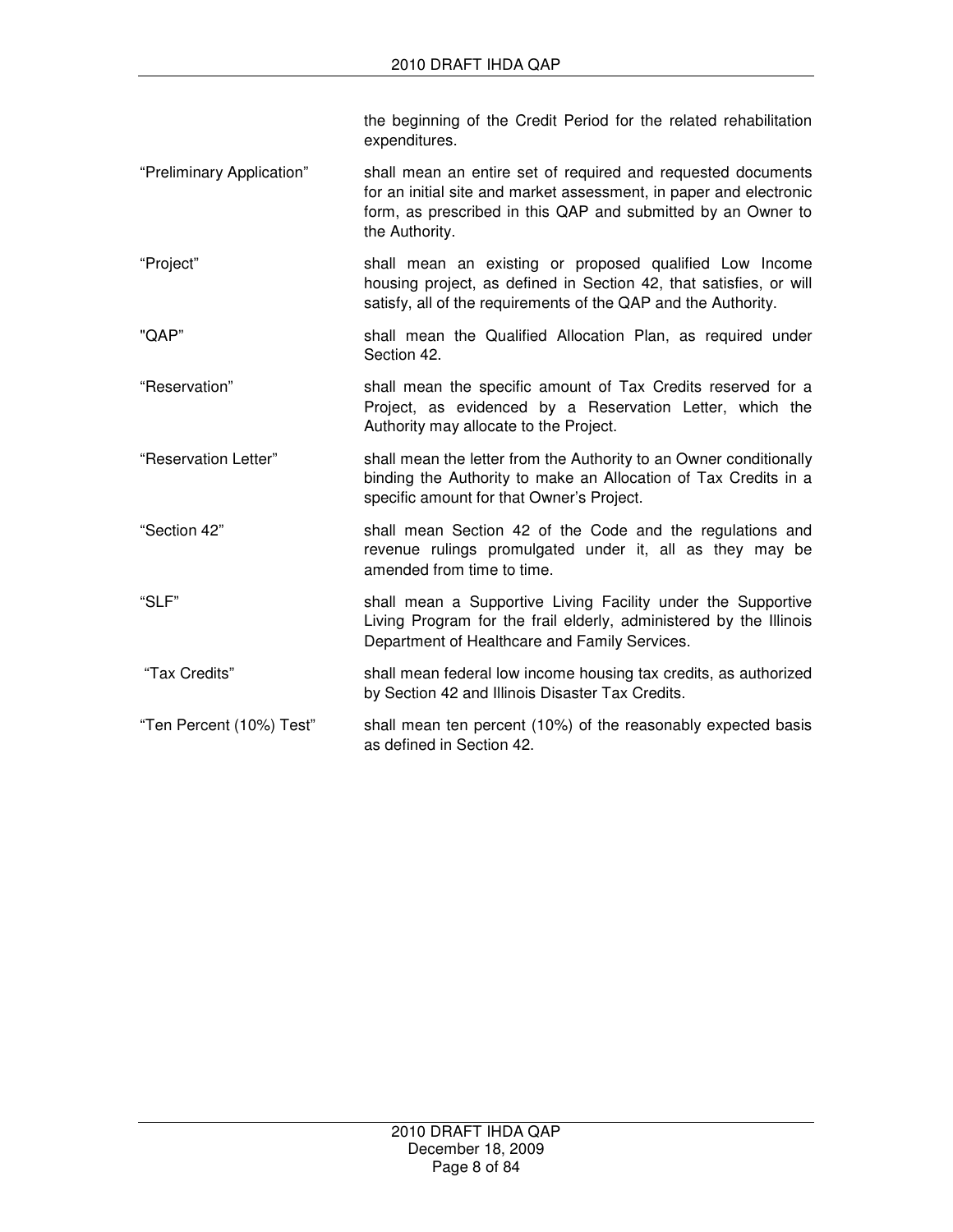the beginning of the Credit Period for the related rehabilitation expenditures.

| | |
|---|---|
| "Preliminary Application" | shall mean an entire set of required and requested documents for an initial site and market assessment, in paper and electronic form, as prescribed in this QAP and submitted by an Owner to the Authority. |
| "Project" | shall mean an existing or proposed qualified Low Income housing project, as defined in Section 42, that satisfies, or will satisfy, all of the requirements of the QAP and the Authority. |
| "QAP" | shall mean the Qualified Allocation Plan, as required under Section 42. |
| "Reservation" | shall mean the specific amount of Tax Credits reserved for a Project, as evidenced by a Reservation Letter, which the Authority may allocate to the Project. |
| "Reservation Letter" | shall mean the letter from the Authority to an Owner conditionally binding the Authority to make an Allocation of Tax Credits in a specific amount for that Owner's Project. |
| "Section 42" | shall mean Section 42 of the Code and the regulations and revenue rulings promulgated under it, all as they may be amended from time to time. |
| "SLF" | shall mean a Supportive Living Facility under the Supportive Living Program for the frail elderly, administered by the Illinois Department of Healthcare and Family Services. |
| "Tax Credits" | shall mean federal low income housing tax credits, as authorized by Section 42 and Illinois Disaster Tax Credits. |
| "Ten Percent (10%) Test" | shall mean ten percent (10%) of the reasonably expected basis as defined in Section 42. |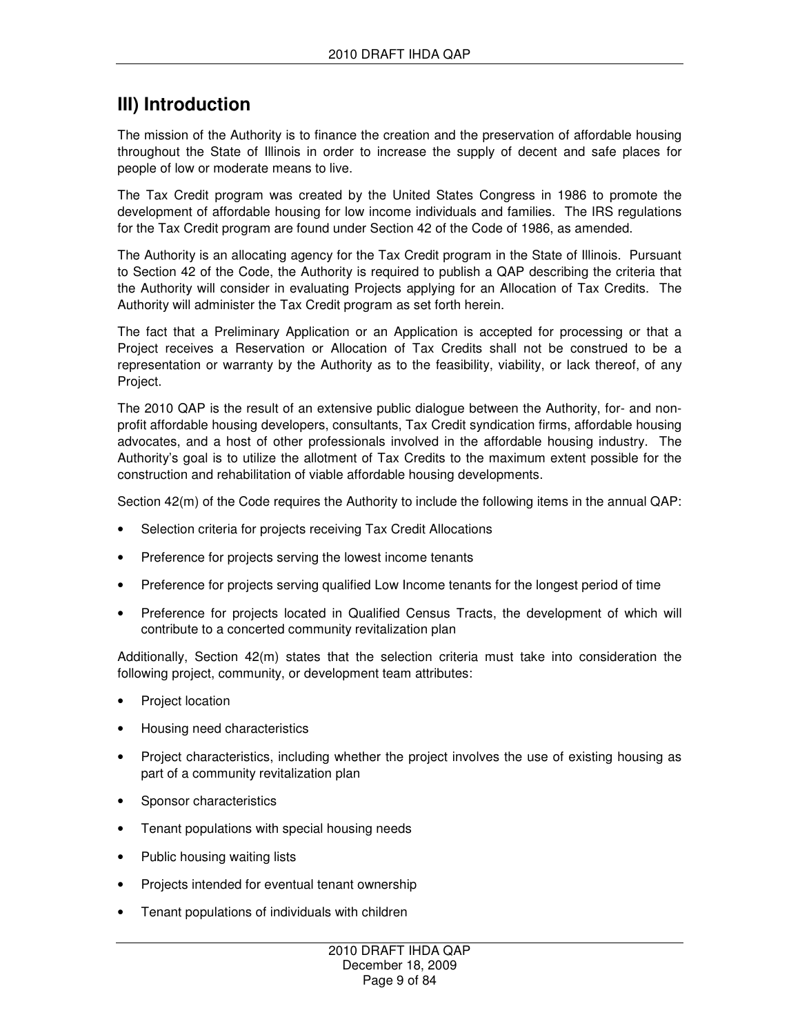## III) Introduction

The mission of the Authority is to finance the creation and the preservation of affordable housing throughout the State of Illinois in order to increase the supply of decent and safe places for people of low or moderate means to live.

The Tax Credit program was created by the United States Congress in 1986 to promote the development of affordable housing for low income individuals and families. The IRS regulations for the Tax Credit program are found under Section 42 of the Code of 1986, as amended.

The Authority is an allocating agency for the Tax Credit program in the State of Illinois. Pursuant to Section 42 of the Code, the Authority is required to publish a QAP describing the criteria that the Authority will consider in evaluating Projects applying for an Allocation of Tax Credits. The Authority will administer the Tax Credit program as set forth herein.

The fact that a Preliminary Application or an Application is accepted for processing or that a Project receives a Reservation or Allocation of Tax Credits shall not be construed to be a representation or warranty by the Authority as to the feasibility, viability, or lack thereof, of any Project.

The 2010 QAP is the result of an extensive public dialogue between the Authority, for- and non-profit affordable housing developers, consultants, Tax Credit syndication firms, affordable housing advocates, and a host of other professionals involved in the affordable housing industry. The Authority's goal is to utilize the allotment of Tax Credits to the maximum extent possible for the construction and rehabilitation of viable affordable housing developments.

Section 42(m) of the Code requires the Authority to include the following items in the annual QAP:

- Selection criteria for projects receiving Tax Credit Allocations
- Preference for projects serving the lowest income tenants
- Preference for projects serving qualified Low Income tenants for the longest period of time
- Preference for projects located in Qualified Census Tracts, the development of which will contribute to a concerted community revitalization plan

Additionally, Section 42(m) states that the selection criteria must take into consideration the following project, community, or development team attributes:

- Project location
- Housing need characteristics
- Project characteristics, including whether the project involves the use of existing housing as part of a community revitalization plan
- Sponsor characteristics
- Tenant populations with special housing needs
- Public housing waiting lists
- Projects intended for eventual tenant ownership
- Tenant populations of individuals with children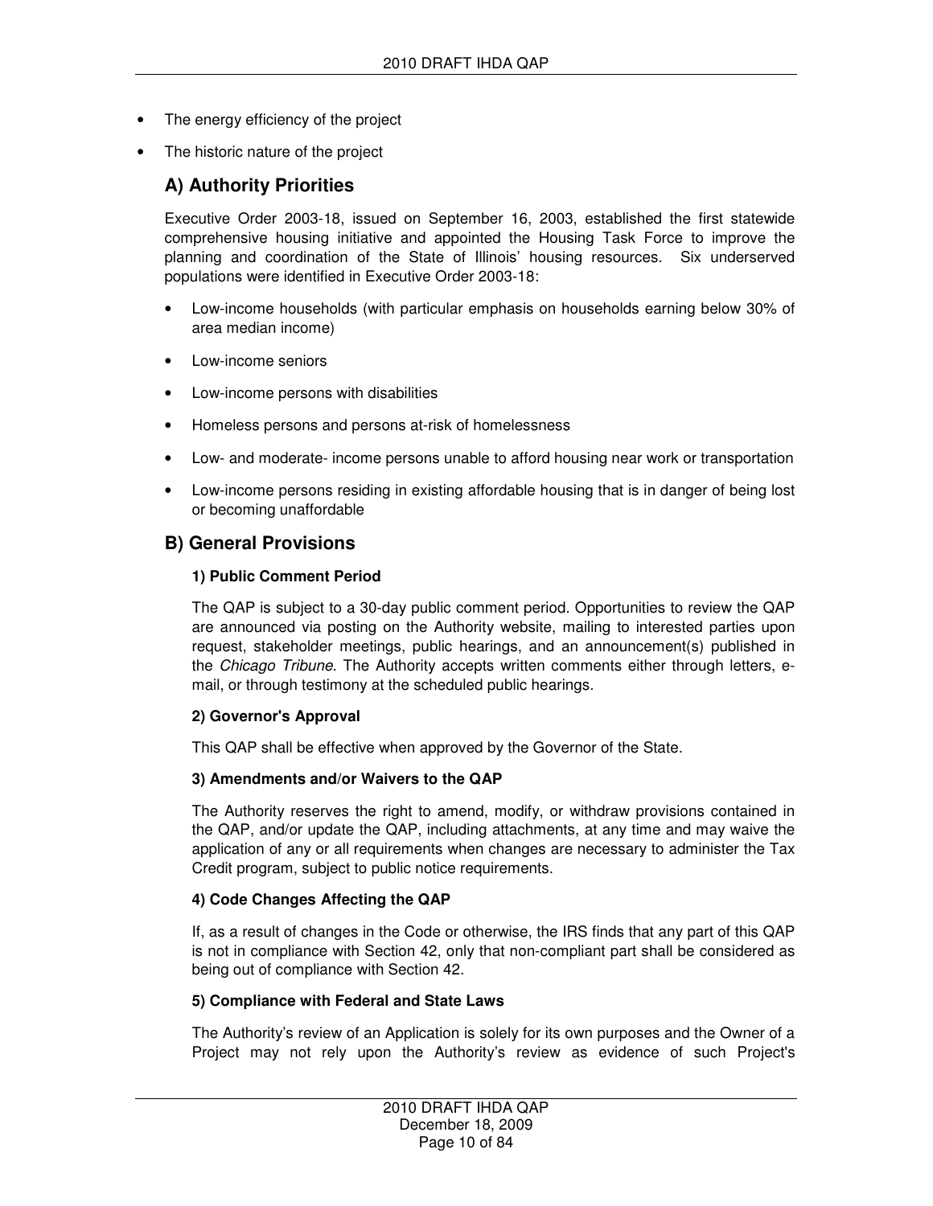- The energy efficiency of the project
- The historic nature of the project

## A) Authority Priorities

Executive Order 2003-18, issued on September 16, 2003, established the first statewide comprehensive housing initiative and appointed the Housing Task Force to improve the planning and coordination of the State of Illinois' housing resources. Six underserved populations were identified in Executive Order 2003-18:

- Low-income households (with particular emphasis on households earning below 30% of area median income)
- Low-income seniors
- Low-income persons with disabilities
- Homeless persons and persons at-risk of homelessness
- Low- and moderate- income persons unable to afford housing near work or transportation
- Low-income persons residing in existing affordable housing that is in danger of being lost or becoming unaffordable

## B) General Provisions

### 1) Public Comment Period

The QAP is subject to a 30-day public comment period. Opportunities to review the QAP are announced via posting on the Authority website, mailing to interested parties upon request, stakeholder meetings, public hearings, and an announcement(s) published in the *Chicago Tribune*. The Authority accepts written comments either through letters, e-mail, or through testimony at the scheduled public hearings.

### 2) Governor's Approval

This QAP shall be effective when approved by the Governor of the State.

### 3) Amendments and/or Waivers to the QAP

The Authority reserves the right to amend, modify, or withdraw provisions contained in the QAP, and/or update the QAP, including attachments, at any time and may waive the application of any or all requirements when changes are necessary to administer the Tax Credit program, subject to public notice requirements.

### 4) Code Changes Affecting the QAP

If, as a result of changes in the Code or otherwise, the IRS finds that any part of this QAP is not in compliance with Section 42, only that non-compliant part shall be considered as being out of compliance with Section 42.

### 5) Compliance with Federal and State Laws

The Authority's review of an Application is solely for its own purposes and the Owner of a Project may not rely upon the Authority's review as evidence of such Project's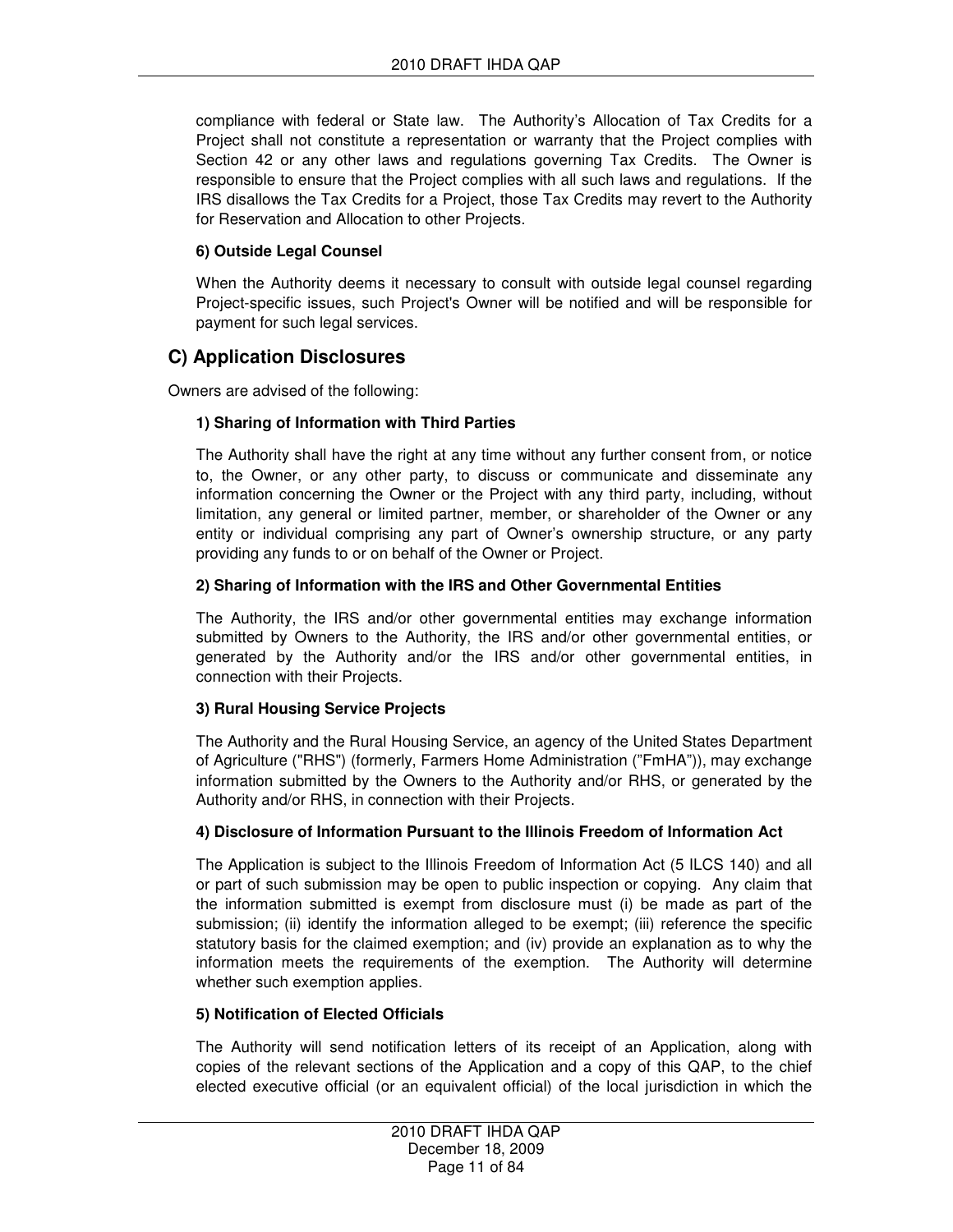compliance with federal or State law. The Authority's Allocation of Tax Credits for a Project shall not constitute a representation or warranty that the Project complies with Section 42 or any other laws and regulations governing Tax Credits. The Owner is responsible to ensure that the Project complies with all such laws and regulations. If the IRS disallows the Tax Credits for a Project, those Tax Credits may revert to the Authority for Reservation and Allocation to other Projects.

#### 6) Outside Legal Counsel

When the Authority deems it necessary to consult with outside legal counsel regarding Project-specific issues, such Project's Owner will be notified and will be responsible for payment for such legal services.

## C) Application Disclosures

Owners are advised of the following:

#### 1) Sharing of Information with Third Parties

The Authority shall have the right at any time without any further consent from, or notice to, the Owner, or any other party, to discuss or communicate and disseminate any information concerning the Owner or the Project with any third party, including, without limitation, any general or limited partner, member, or shareholder of the Owner or any entity or individual comprising any part of Owner's ownership structure, or any party providing any funds to or on behalf of the Owner or Project.

#### 2) Sharing of Information with the IRS and Other Governmental Entities

The Authority, the IRS and/or other governmental entities may exchange information submitted by Owners to the Authority, the IRS and/or other governmental entities, or generated by the Authority and/or the IRS and/or other governmental entities, in connection with their Projects.

#### 3) Rural Housing Service Projects

The Authority and the Rural Housing Service, an agency of the United States Department of Agriculture ("RHS") (formerly, Farmers Home Administration ("FmHA")), may exchange information submitted by the Owners to the Authority and/or RHS, or generated by the Authority and/or RHS, in connection with their Projects.

#### 4) Disclosure of Information Pursuant to the Illinois Freedom of Information Act

The Application is subject to the Illinois Freedom of Information Act (5 ILCS 140) and all or part of such submission may be open to public inspection or copying. Any claim that the information submitted is exempt from disclosure must (i) be made as part of the submission; (ii) identify the information alleged to be exempt; (iii) reference the specific statutory basis for the claimed exemption; and (iv) provide an explanation as to why the information meets the requirements of the exemption. The Authority will determine whether such exemption applies.

#### 5) Notification of Elected Officials

The Authority will send notification letters of its receipt of an Application, along with copies of the relevant sections of the Application and a copy of this QAP, to the chief elected executive official (or an equivalent official) of the local jurisdiction in which the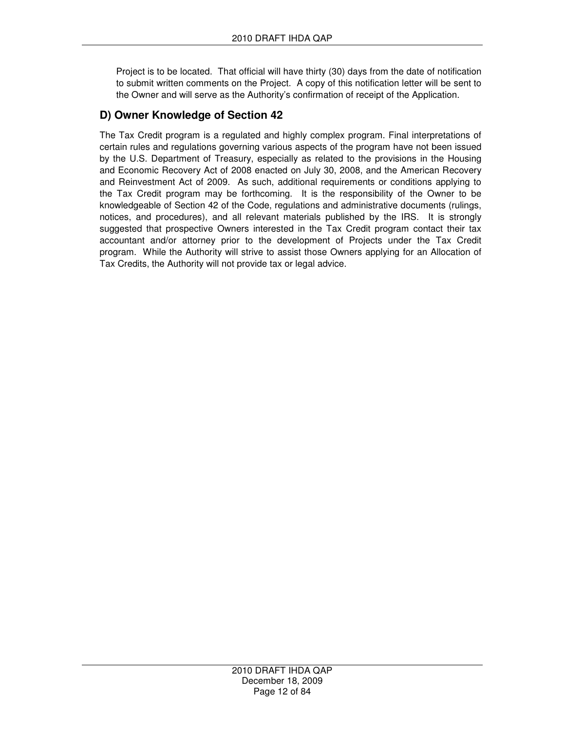Project is to be located. That official will have thirty (30) days from the date of notification to submit written comments on the Project. A copy of this notification letter will be sent to the Owner and will serve as the Authority's confirmation of receipt of the Application.

## D) Owner Knowledge of Section 42

The Tax Credit program is a regulated and highly complex program. Final interpretations of certain rules and regulations governing various aspects of the program have not been issued by the U.S. Department of Treasury, especially as related to the provisions in the Housing and Economic Recovery Act of 2008 enacted on July 30, 2008, and the American Recovery and Reinvestment Act of 2009. As such, additional requirements or conditions applying to the Tax Credit program may be forthcoming. It is the responsibility of the Owner to be knowledgeable of Section 42 of the Code, regulations and administrative documents (rulings, notices, and procedures), and all relevant materials published by the IRS. It is strongly suggested that prospective Owners interested in the Tax Credit program contact their tax accountant and/or attorney prior to the development of Projects under the Tax Credit program. While the Authority will strive to assist those Owners applying for an Allocation of Tax Credits, the Authority will not provide tax or legal advice.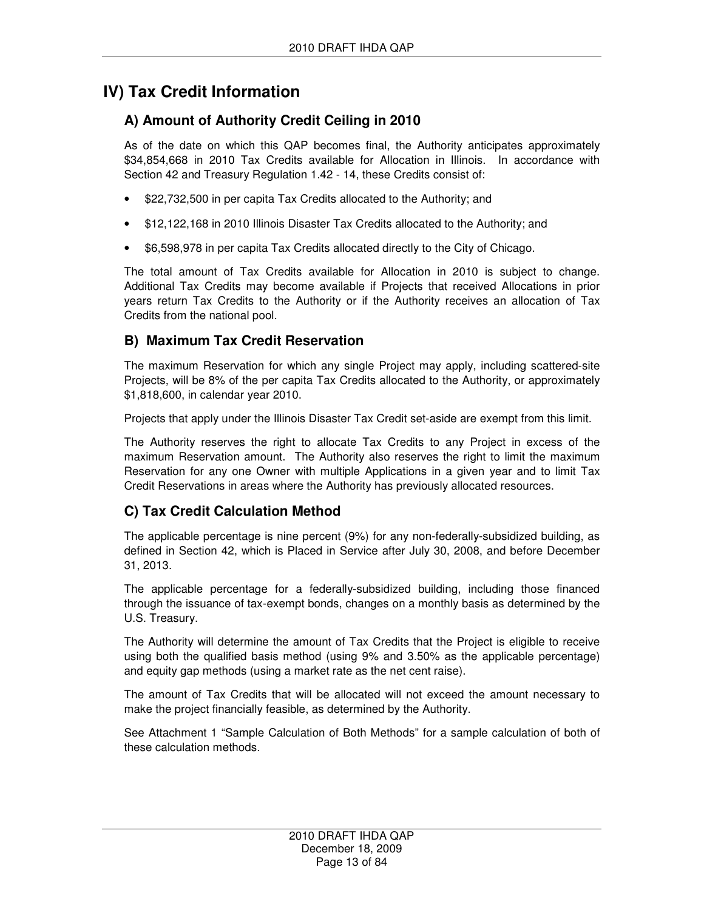## IV) Tax Credit Information

### A) Amount of Authority Credit Ceiling in 2010

As of the date on which this QAP becomes final, the Authority anticipates approximately $34,854,668 in 2010 Tax Credits available for Allocation in Illinois. In accordance with Section 42 and Treasury Regulation 1.42 - 14, these Credits consist of:

- $22,732,500 in per capita Tax Credits allocated to the Authority; and
- $12,122,168 in 2010 Illinois Disaster Tax Credits allocated to the Authority; and
- $6,598,978 in per capita Tax Credits allocated directly to the City of Chicago.

The total amount of Tax Credits available for Allocation in 2010 is subject to change. Additional Tax Credits may become available if Projects that received Allocations in prior years return Tax Credits to the Authority or if the Authority receives an allocation of Tax Credits from the national pool.

### B) Maximum Tax Credit Reservation

The maximum Reservation for which any single Project may apply, including scattered-site Projects, will be 8% of the per capita Tax Credits allocated to the Authority, or approximately $1,818,600, in calendar year 2010.

Projects that apply under the Illinois Disaster Tax Credit set-aside are exempt from this limit.

The Authority reserves the right to allocate Tax Credits to any Project in excess of the maximum Reservation amount. The Authority also reserves the right to limit the maximum Reservation for any one Owner with multiple Applications in a given year and to limit Tax Credit Reservations in areas where the Authority has previously allocated resources.

### C) Tax Credit Calculation Method

The applicable percentage is nine percent (9%) for any non-federally-subsidized building, as defined in Section 42, which is Placed in Service after July 30, 2008, and before December 31, 2013.

The applicable percentage for a federally-subsidized building, including those financed through the issuance of tax-exempt bonds, changes on a monthly basis as determined by the U.S. Treasury.

The Authority will determine the amount of Tax Credits that the Project is eligible to receive using both the qualified basis method (using 9% and 3.50% as the applicable percentage) and equity gap methods (using a market rate as the net cent raise).

The amount of Tax Credits that will be allocated will not exceed the amount necessary to make the project financially feasible, as determined by the Authority.

See Attachment 1 "Sample Calculation of Both Methods" for a sample calculation of both of these calculation methods.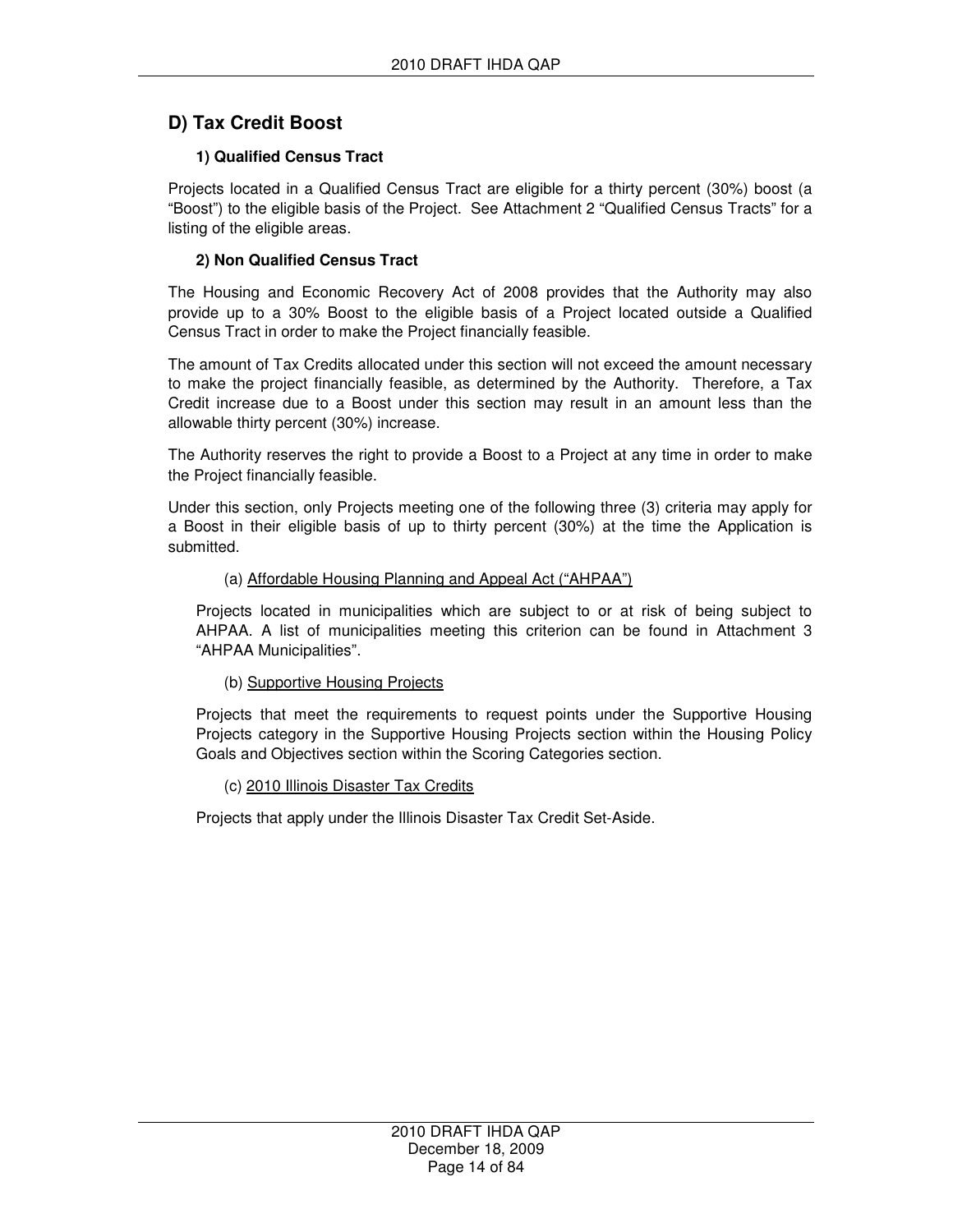## D) Tax Credit Boost

### 1) Qualified Census Tract

Projects located in a Qualified Census Tract are eligible for a thirty percent (30%) boost (a "Boost") to the eligible basis of the Project. See Attachment 2 "Qualified Census Tracts" for a listing of the eligible areas.

### 2) Non Qualified Census Tract

The Housing and Economic Recovery Act of 2008 provides that the Authority may also provide up to a 30% Boost to the eligible basis of a Project located outside a Qualified Census Tract in order to make the Project financially feasible.

The amount of Tax Credits allocated under this section will not exceed the amount necessary to make the project financially feasible, as determined by the Authority. Therefore, a Tax Credit increase due to a Boost under this section may result in an amount less than the allowable thirty percent (30%) increase.

The Authority reserves the right to provide a Boost to a Project at any time in order to make the Project financially feasible.

Under this section, only Projects meeting one of the following three (3) criteria may apply for a Boost in their eligible basis of up to thirty percent (30%) at the time the Application is submitted.

(a) Affordable Housing Planning and Appeal Act ("AHPAA")

Projects located in municipalities which are subject to or at risk of being subject to AHPAA. A list of municipalities meeting this criterion can be found in Attachment 3 "AHPAA Municipalities".

(b) Supportive Housing Projects

Projects that meet the requirements to request points under the Supportive Housing Projects category in the Supportive Housing Projects section within the Housing Policy Goals and Objectives section within the Scoring Categories section.

(c) 2010 Illinois Disaster Tax Credits

Projects that apply under the Illinois Disaster Tax Credit Set-Aside.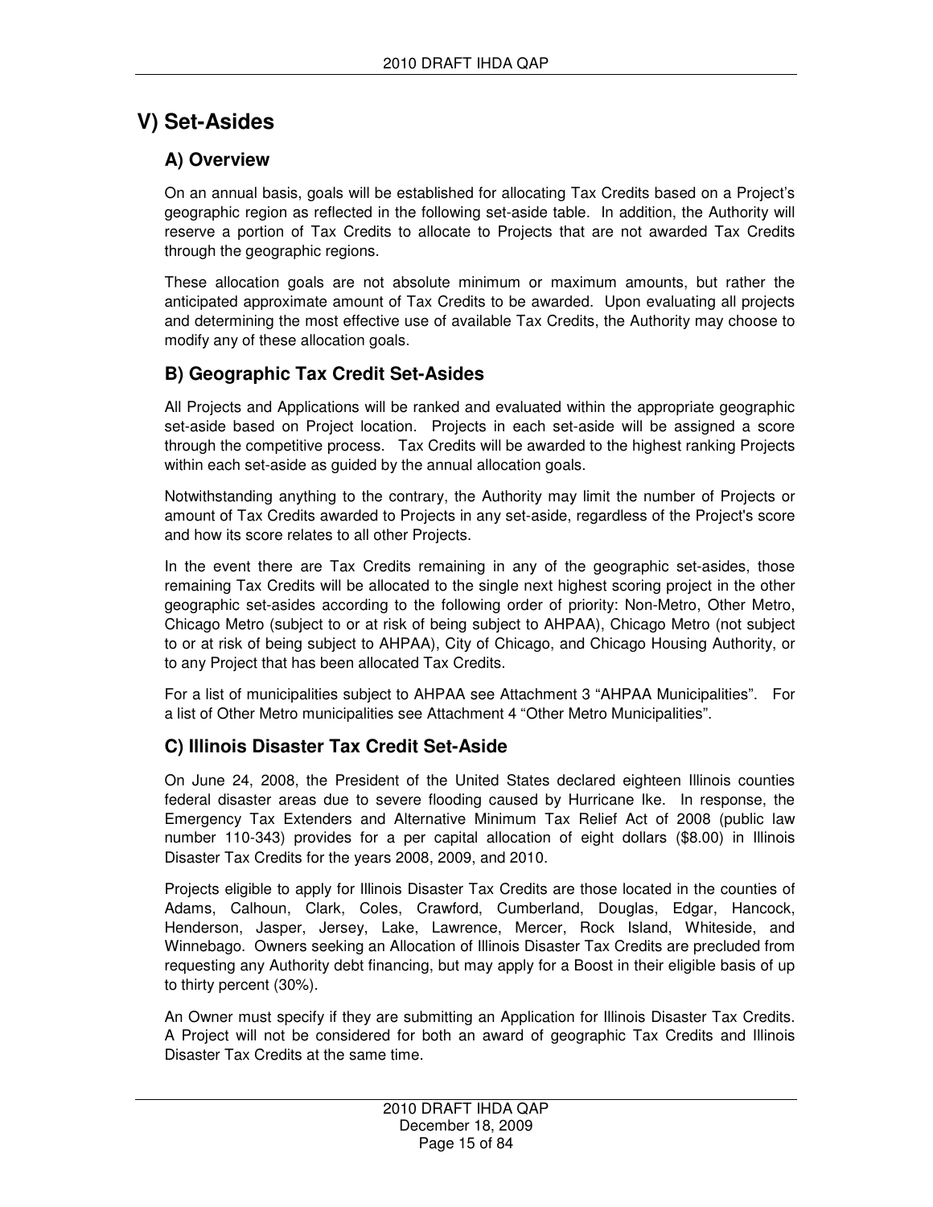# V) Set-Asides

## A) Overview

On an annual basis, goals will be established for allocating Tax Credits based on a Project's geographic region as reflected in the following set-aside table. In addition, the Authority will reserve a portion of Tax Credits to allocate to Projects that are not awarded Tax Credits through the geographic regions.

These allocation goals are not absolute minimum or maximum amounts, but rather the anticipated approximate amount of Tax Credits to be awarded. Upon evaluating all projects and determining the most effective use of available Tax Credits, the Authority may choose to modify any of these allocation goals.

## B) Geographic Tax Credit Set-Asides

All Projects and Applications will be ranked and evaluated within the appropriate geographic set-aside based on Project location. Projects in each set-aside will be assigned a score through the competitive process. Tax Credits will be awarded to the highest ranking Projects within each set-aside as guided by the annual allocation goals.

Notwithstanding anything to the contrary, the Authority may limit the number of Projects or amount of Tax Credits awarded to Projects in any set-aside, regardless of the Project's score and how its score relates to all other Projects.

In the event there are Tax Credits remaining in any of the geographic set-asides, those remaining Tax Credits will be allocated to the single next highest scoring project in the other geographic set-asides according to the following order of priority: Non-Metro, Other Metro, Chicago Metro (subject to or at risk of being subject to AHPAA), Chicago Metro (not subject to or at risk of being subject to AHPAA), City of Chicago, and Chicago Housing Authority, or to any Project that has been allocated Tax Credits.

For a list of municipalities subject to AHPAA see Attachment 3 "AHPAA Municipalities". For a list of Other Metro municipalities see Attachment 4 "Other Metro Municipalities".

## C) Illinois Disaster Tax Credit Set-Aside

On June 24, 2008, the President of the United States declared eighteen Illinois counties federal disaster areas due to severe flooding caused by Hurricane Ike. In response, the Emergency Tax Extenders and Alternative Minimum Tax Relief Act of 2008 (public law number 110-343) provides for a per capital allocation of eight dollars ($8.00) in Illinois Disaster Tax Credits for the years 2008, 2009, and 2010.

Projects eligible to apply for Illinois Disaster Tax Credits are those located in the counties of Adams, Calhoun, Clark, Coles, Crawford, Cumberland, Douglas, Edgar, Hancock, Henderson, Jasper, Jersey, Lake, Lawrence, Mercer, Rock Island, Whiteside, and Winnebago. Owners seeking an Allocation of Illinois Disaster Tax Credits are precluded from requesting any Authority debt financing, but may apply for a Boost in their eligible basis of up to thirty percent (30%).

An Owner must specify if they are submitting an Application for Illinois Disaster Tax Credits. A Project will not be considered for both an award of geographic Tax Credits and Illinois Disaster Tax Credits at the same time.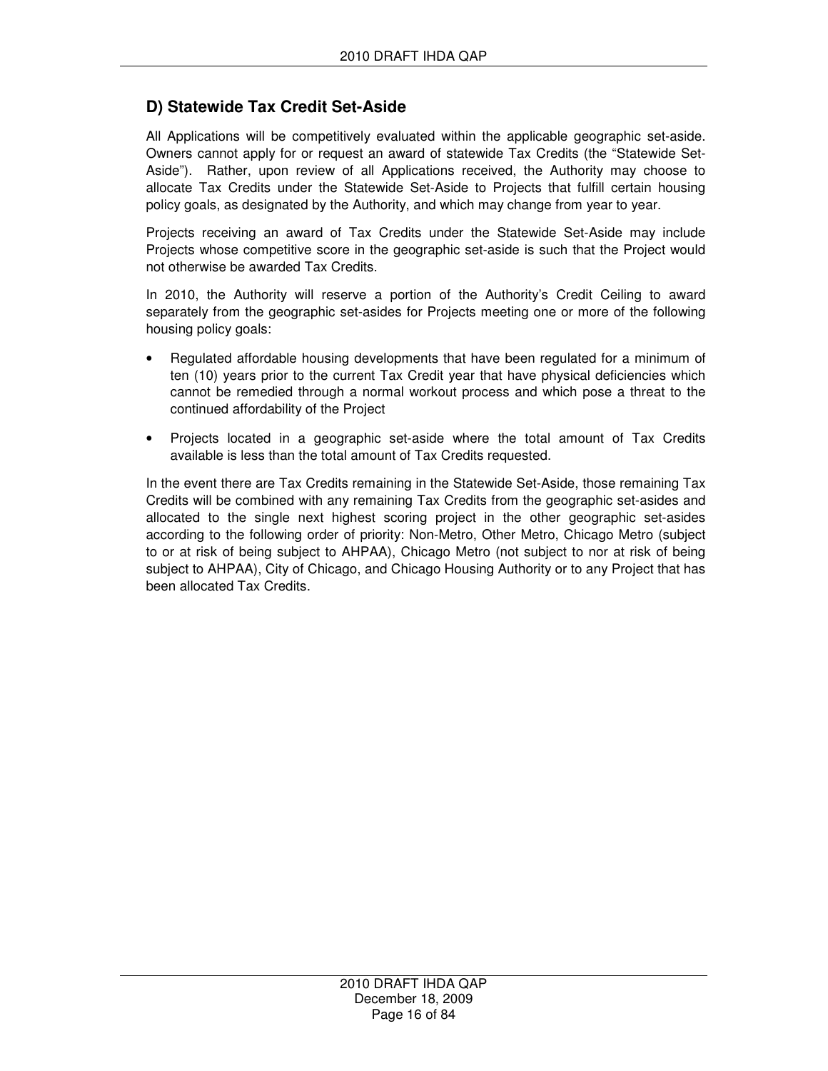## D) Statewide Tax Credit Set-Aside

All Applications will be competitively evaluated within the applicable geographic set-aside. Owners cannot apply for or request an award of statewide Tax Credits (the "Statewide Set-Aside"). Rather, upon review of all Applications received, the Authority may choose to allocate Tax Credits under the Statewide Set-Aside to Projects that fulfill certain housing policy goals, as designated by the Authority, and which may change from year to year.

Projects receiving an award of Tax Credits under the Statewide Set-Aside may include Projects whose competitive score in the geographic set-aside is such that the Project would not otherwise be awarded Tax Credits.

In 2010, the Authority will reserve a portion of the Authority's Credit Ceiling to award separately from the geographic set-asides for Projects meeting one or more of the following housing policy goals:

- Regulated affordable housing developments that have been regulated for a minimum of ten (10) years prior to the current Tax Credit year that have physical deficiencies which cannot be remedied through a normal workout process and which pose a threat to the continued affordability of the Project
- Projects located in a geographic set-aside where the total amount of Tax Credits available is less than the total amount of Tax Credits requested.

In the event there are Tax Credits remaining in the Statewide Set-Aside, those remaining Tax Credits will be combined with any remaining Tax Credits from the geographic set-asides and allocated to the single next highest scoring project in the other geographic set-asides according to the following order of priority: Non-Metro, Other Metro, Chicago Metro (subject to or at risk of being subject to AHPAA), Chicago Metro (not subject to nor at risk of being subject to AHPAA), City of Chicago, and Chicago Housing Authority or to any Project that has been allocated Tax Credits.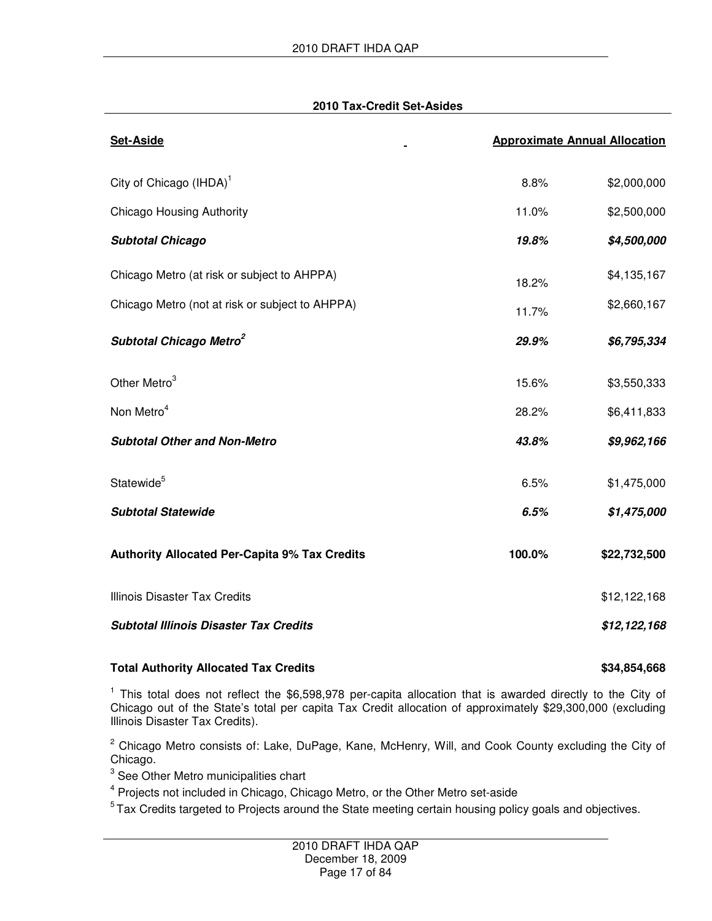## 2010 Tax-Credit Set-Asides

| Set-Aside | Approximate Annual Allocation | |
|---|---|---|
| City of Chicago (IHDA)[1] | 8.8% | $2,000,000 |
| Chicago Housing Authority | 11.0% | $2,500,000 |
| ***Subtotal Chicago*** | ***19.8%*** | ***$4,500,000*** |
| Chicago Metro (at risk or subject to AHPPA) | 18.2% | $4,135,167 |
| Chicago Metro (not at risk or subject to AHPPA) | 11.7% | $2,660,167 |
| ***Subtotal Chicago Metro[2]*** | ***29.9%*** | ***$6,795,334*** |
| Other Metro[3] | 15.6% | $3,550,333 |
| Non Metro[4] | 28.2% | $6,411,833 |
| ***Subtotal Other and Non-Metro*** | ***43.8%*** | ***$9,962,166*** |
| Statewide[5] | 6.5% | $1,475,000 |
| ***Subtotal Statewide*** | ***6.5%*** | ***$1,475,000*** |
| **Authority Allocated Per-Capita 9% Tax Credits** | **100.0%** | **$22,732,500** |
| Illinois Disaster Tax Credits | | $12,122,168 |
| ***Subtotal Illinois Disaster Tax Credits*** | | ***$12,122,168*** |
| **Total Authority Allocated Tax Credits** | | **$34,854,668** |

[1] This total does not reflect the $6,598,978 per-capita allocation that is awarded directly to the City of Chicago out of the State's total per capita Tax Credit allocation of approximately $29,300,000 (excluding Illinois Disaster Tax Credits).

[2] Chicago Metro consists of: Lake, DuPage, Kane, McHenry, Will, and Cook County excluding the City of Chicago.

[3] See Other Metro municipalities chart

[4] Projects not included in Chicago, Chicago Metro, or the Other Metro set-aside

[5] Tax Credits targeted to Projects around the State meeting certain housing policy goals and objectives.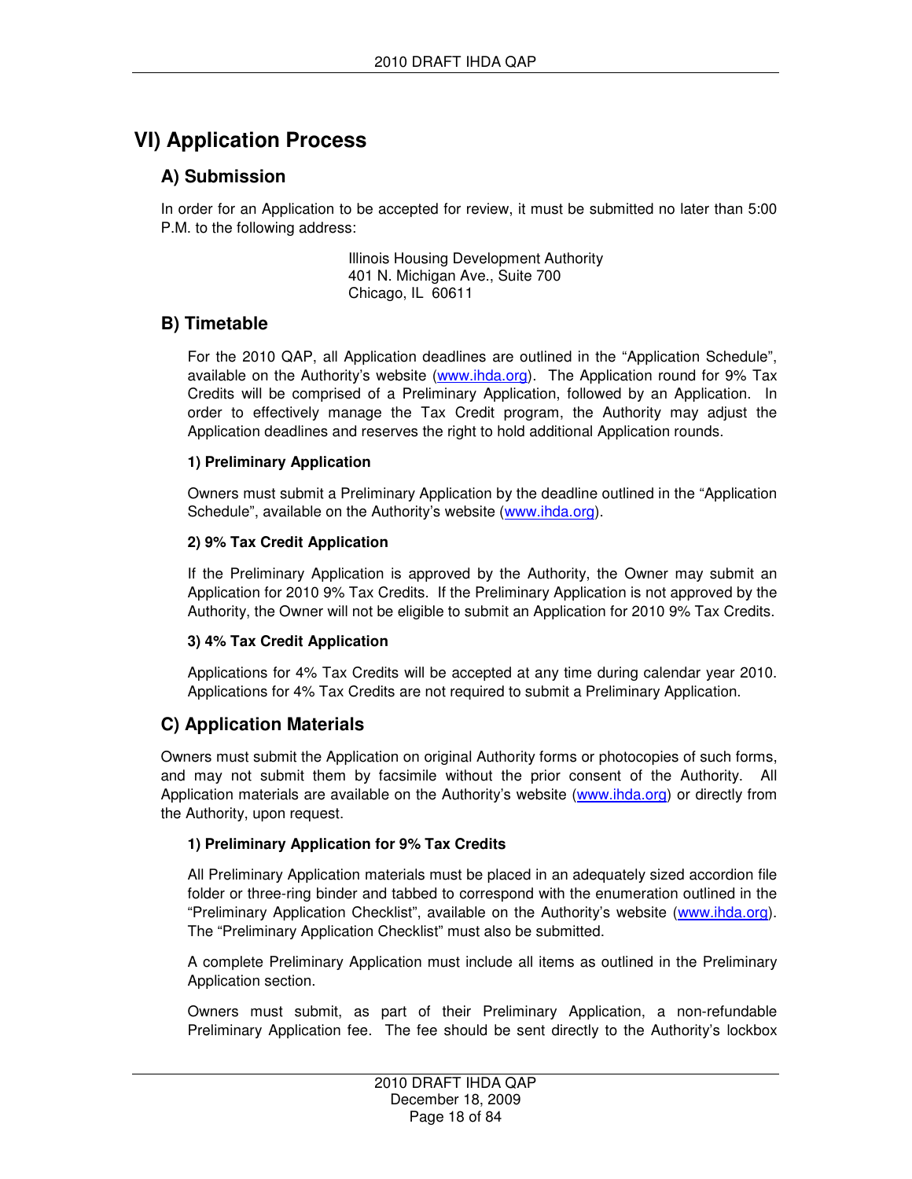# VI) Application Process

## A) Submission

In order for an Application to be accepted for review, it must be submitted no later than 5:00 P.M. to the following address:

Illinois Housing Development Authority
401 N. Michigan Ave., Suite 700
Chicago, IL 60611

## B) Timetable

For the 2010 QAP, all Application deadlines are outlined in the "Application Schedule", available on the Authority's website (www.ihda.org). The Application round for 9% Tax Credits will be comprised of a Preliminary Application, followed by an Application. In order to effectively manage the Tax Credit program, the Authority may adjust the Application deadlines and reserves the right to hold additional Application rounds.

### 1) Preliminary Application

Owners must submit a Preliminary Application by the deadline outlined in the "Application Schedule", available on the Authority's website (www.ihda.org).

### 2) 9% Tax Credit Application

If the Preliminary Application is approved by the Authority, the Owner may submit an Application for 2010 9% Tax Credits. If the Preliminary Application is not approved by the Authority, the Owner will not be eligible to submit an Application for 2010 9% Tax Credits.

### 3) 4% Tax Credit Application

Applications for 4% Tax Credits will be accepted at any time during calendar year 2010. Applications for 4% Tax Credits are not required to submit a Preliminary Application.

## C) Application Materials

Owners must submit the Application on original Authority forms or photocopies of such forms, and may not submit them by facsimile without the prior consent of the Authority. All Application materials are available on the Authority's website (www.ihda.org) or directly from the Authority, upon request.

### 1) Preliminary Application for 9% Tax Credits

All Preliminary Application materials must be placed in an adequately sized accordion file folder or three-ring binder and tabbed to correspond with the enumeration outlined in the "Preliminary Application Checklist", available on the Authority's website (www.ihda.org). The "Preliminary Application Checklist" must also be submitted.

A complete Preliminary Application must include all items as outlined in the Preliminary Application section.

Owners must submit, as part of their Preliminary Application, a non-refundable Preliminary Application fee. The fee should be sent directly to the Authority's lockbox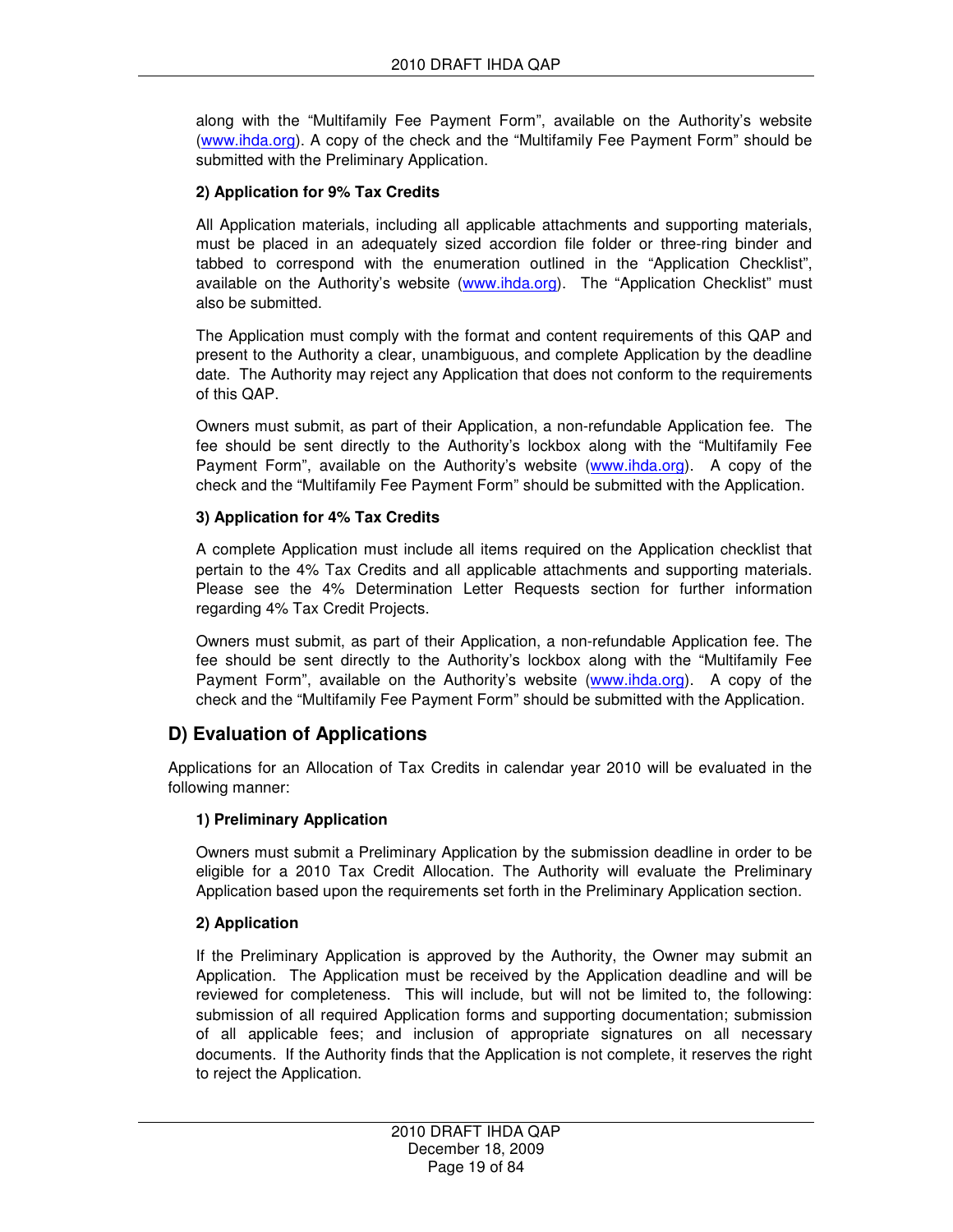along with the "Multifamily Fee Payment Form", available on the Authority's website (www.ihda.org). A copy of the check and the "Multifamily Fee Payment Form" should be submitted with the Preliminary Application.

**2) Application for 9% Tax Credits**

All Application materials, including all applicable attachments and supporting materials, must be placed in an adequately sized accordion file folder or three-ring binder and tabbed to correspond with the enumeration outlined in the "Application Checklist", available on the Authority's website (www.ihda.org). The "Application Checklist" must also be submitted.

The Application must comply with the format and content requirements of this QAP and present to the Authority a clear, unambiguous, and complete Application by the deadline date. The Authority may reject any Application that does not conform to the requirements of this QAP.

Owners must submit, as part of their Application, a non-refundable Application fee. The fee should be sent directly to the Authority's lockbox along with the "Multifamily Fee Payment Form", available on the Authority's website (www.ihda.org). A copy of the check and the "Multifamily Fee Payment Form" should be submitted with the Application.

**3) Application for 4% Tax Credits**

A complete Application must include all items required on the Application checklist that pertain to the 4% Tax Credits and all applicable attachments and supporting materials. Please see the 4% Determination Letter Requests section for further information regarding 4% Tax Credit Projects.

Owners must submit, as part of their Application, a non-refundable Application fee. The fee should be sent directly to the Authority's lockbox along with the "Multifamily Fee Payment Form", available on the Authority's website (www.ihda.org). A copy of the check and the "Multifamily Fee Payment Form" should be submitted with the Application.

## D) Evaluation of Applications

Applications for an Allocation of Tax Credits in calendar year 2010 will be evaluated in the following manner:

**1) Preliminary Application**

Owners must submit a Preliminary Application by the submission deadline in order to be eligible for a 2010 Tax Credit Allocation. The Authority will evaluate the Preliminary Application based upon the requirements set forth in the Preliminary Application section.

**2) Application**

If the Preliminary Application is approved by the Authority, the Owner may submit an Application. The Application must be received by the Application deadline and will be reviewed for completeness. This will include, but will not be limited to, the following: submission of all required Application forms and supporting documentation; submission of all applicable fees; and inclusion of appropriate signatures on all necessary documents. If the Authority finds that the Application is not complete, it reserves the right to reject the Application.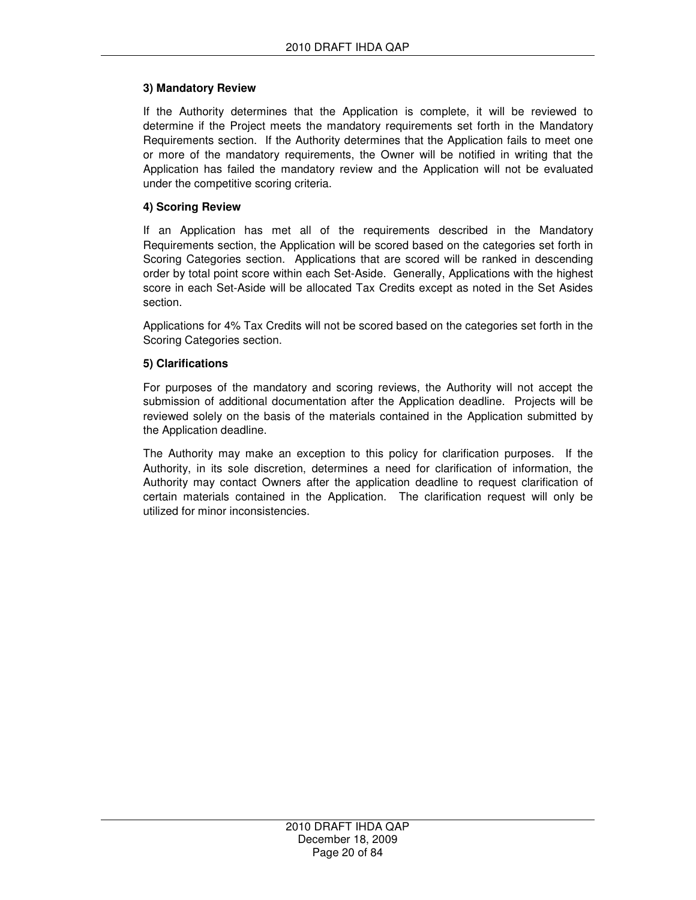**3) Mandatory Review**

If the Authority determines that the Application is complete, it will be reviewed to determine if the Project meets the mandatory requirements set forth in the Mandatory Requirements section. If the Authority determines that the Application fails to meet one or more of the mandatory requirements, the Owner will be notified in writing that the Application has failed the mandatory review and the Application will not be evaluated under the competitive scoring criteria.

**4) Scoring Review**

If an Application has met all of the requirements described in the Mandatory Requirements section, the Application will be scored based on the categories set forth in Scoring Categories section. Applications that are scored will be ranked in descending order by total point score within each Set-Aside. Generally, Applications with the highest score in each Set-Aside will be allocated Tax Credits except as noted in the Set Asides section.

Applications for 4% Tax Credits will not be scored based on the categories set forth in the Scoring Categories section.

**5) Clarifications**

For purposes of the mandatory and scoring reviews, the Authority will not accept the submission of additional documentation after the Application deadline. Projects will be reviewed solely on the basis of the materials contained in the Application submitted by the Application deadline.

The Authority may make an exception to this policy for clarification purposes. If the Authority, in its sole discretion, determines a need for clarification of information, the Authority may contact Owners after the application deadline to request clarification of certain materials contained in the Application. The clarification request will only be utilized for minor inconsistencies.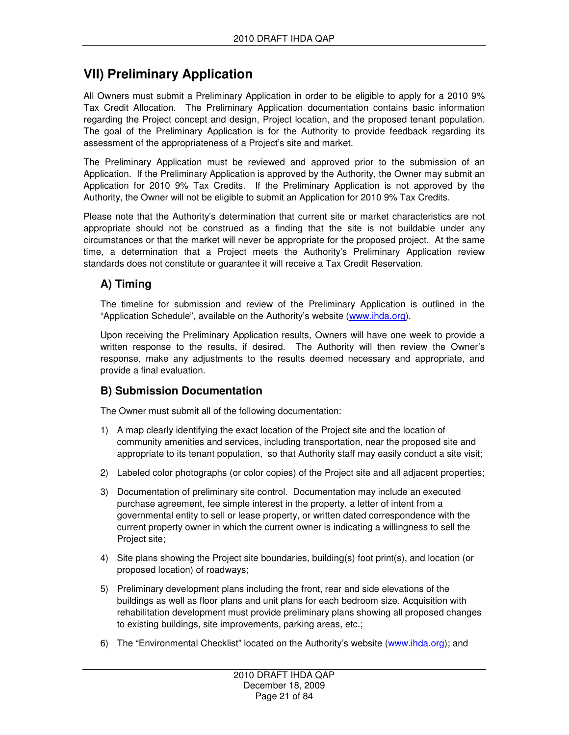## VII) Preliminary Application

All Owners must submit a Preliminary Application in order to be eligible to apply for a 2010 9% Tax Credit Allocation. The Preliminary Application documentation contains basic information regarding the Project concept and design, Project location, and the proposed tenant population. The goal of the Preliminary Application is for the Authority to provide feedback regarding its assessment of the appropriateness of a Project's site and market.

The Preliminary Application must be reviewed and approved prior to the submission of an Application. If the Preliminary Application is approved by the Authority, the Owner may submit an Application for 2010 9% Tax Credits. If the Preliminary Application is not approved by the Authority, the Owner will not be eligible to submit an Application for 2010 9% Tax Credits.

Please note that the Authority's determination that current site or market characteristics are not appropriate should not be construed as a finding that the site is not buildable under any circumstances or that the market will never be appropriate for the proposed project. At the same time, a determination that a Project meets the Authority's Preliminary Application review standards does not constitute or guarantee it will receive a Tax Credit Reservation.

### A) Timing

The timeline for submission and review of the Preliminary Application is outlined in the "Application Schedule", available on the Authority's website (www.ihda.org).

Upon receiving the Preliminary Application results, Owners will have one week to provide a written response to the results, if desired. The Authority will then review the Owner's response, make any adjustments to the results deemed necessary and appropriate, and provide a final evaluation.

### B) Submission Documentation

The Owner must submit all of the following documentation:

1) A map clearly identifying the exact location of the Project site and the location of community amenities and services, including transportation, near the proposed site and appropriate to its tenant population, so that Authority staff may easily conduct a site visit;
2) Labeled color photographs (or color copies) of the Project site and all adjacent properties;
3) Documentation of preliminary site control. Documentation may include an executed purchase agreement, fee simple interest in the property, a letter of intent from a governmental entity to sell or lease property, or written dated correspondence with the current property owner in which the current owner is indicating a willingness to sell the Project site;
4) Site plans showing the Project site boundaries, building(s) foot print(s), and location (or proposed location) of roadways;
5) Preliminary development plans including the front, rear and side elevations of the buildings as well as floor plans and unit plans for each bedroom size. Acquisition with rehabilitation development must provide preliminary plans showing all proposed changes to existing buildings, site improvements, parking areas, etc.;
6) The "Environmental Checklist" located on the Authority's website (www.ihda.org); and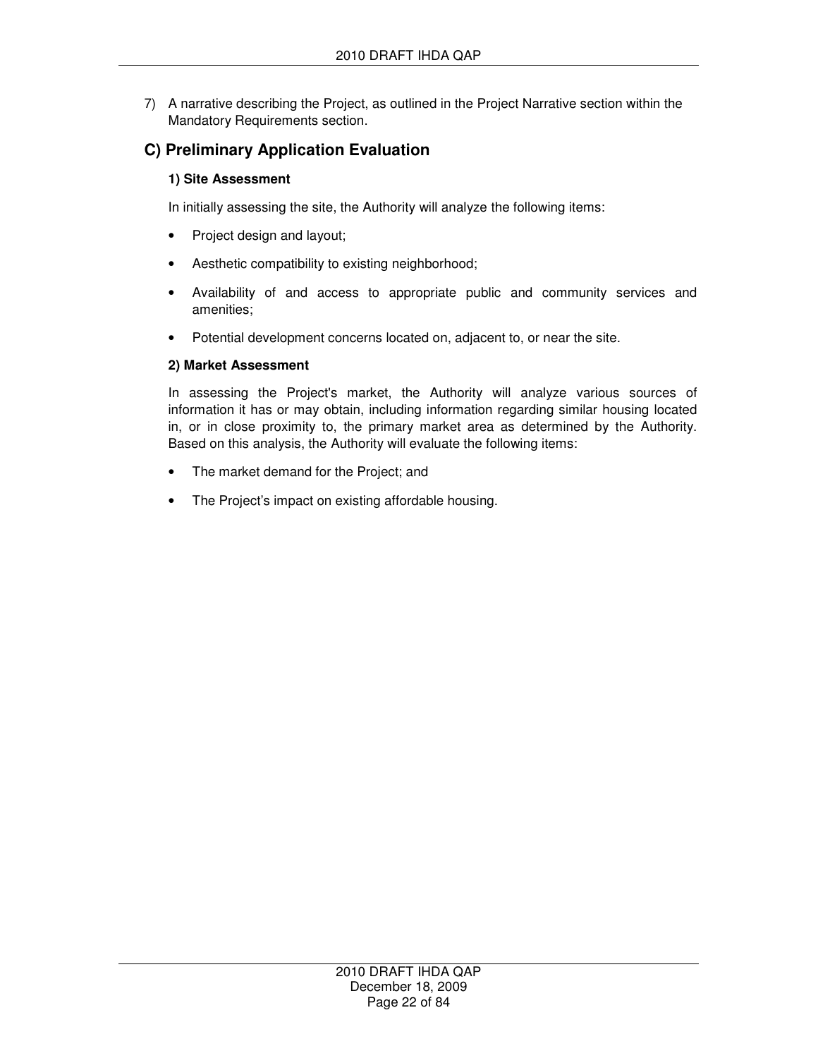7) A narrative describing the Project, as outlined in the Project Narrative section within the Mandatory Requirements section.

## C) Preliminary Application Evaluation

**1) Site Assessment**

In initially assessing the site, the Authority will analyze the following items:

- Project design and layout;
- Aesthetic compatibility to existing neighborhood;
- Availability of and access to appropriate public and community services and amenities;
- Potential development concerns located on, adjacent to, or near the site.

**2) Market Assessment**

In assessing the Project's market, the Authority will analyze various sources of information it has or may obtain, including information regarding similar housing located in, or in close proximity to, the primary market area as determined by the Authority. Based on this analysis, the Authority will evaluate the following items:

- The market demand for the Project; and
- The Project's impact on existing affordable housing.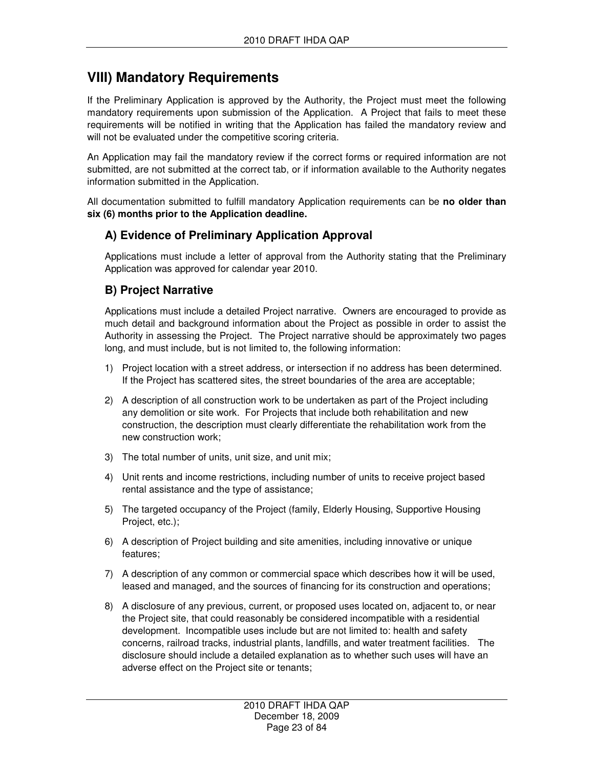## VIII) Mandatory Requirements

If the Preliminary Application is approved by the Authority, the Project must meet the following mandatory requirements upon submission of the Application. A Project that fails to meet these requirements will be notified in writing that the Application has failed the mandatory review and will not be evaluated under the competitive scoring criteria.

An Application may fail the mandatory review if the correct forms or required information are not submitted, are not submitted at the correct tab, or if information available to the Authority negates information submitted in the Application.

All documentation submitted to fulfill mandatory Application requirements can be **no older than six (6) months prior to the Application deadline.**

### A) Evidence of Preliminary Application Approval

Applications must include a letter of approval from the Authority stating that the Preliminary Application was approved for calendar year 2010.

### B) Project Narrative

Applications must include a detailed Project narrative. Owners are encouraged to provide as much detail and background information about the Project as possible in order to assist the Authority in assessing the Project. The Project narrative should be approximately two pages long, and must include, but is not limited to, the following information:

1) Project location with a street address, or intersection if no address has been determined. If the Project has scattered sites, the street boundaries of the area are acceptable;
2) A description of all construction work to be undertaken as part of the Project including any demolition or site work. For Projects that include both rehabilitation and new construction, the description must clearly differentiate the rehabilitation work from the new construction work;
3) The total number of units, unit size, and unit mix;
4) Unit rents and income restrictions, including number of units to receive project based rental assistance and the type of assistance;
5) The targeted occupancy of the Project (family, Elderly Housing, Supportive Housing Project, etc.);
6) A description of Project building and site amenities, including innovative or unique features;
7) A description of any common or commercial space which describes how it will be used, leased and managed, and the sources of financing for its construction and operations;
8) A disclosure of any previous, current, or proposed uses located on, adjacent to, or near the Project site, that could reasonably be considered incompatible with a residential development. Incompatible uses include but are not limited to: health and safety concerns, railroad tracks, industrial plants, landfills, and water treatment facilities. The disclosure should include a detailed explanation as to whether such uses will have an adverse effect on the Project site or tenants;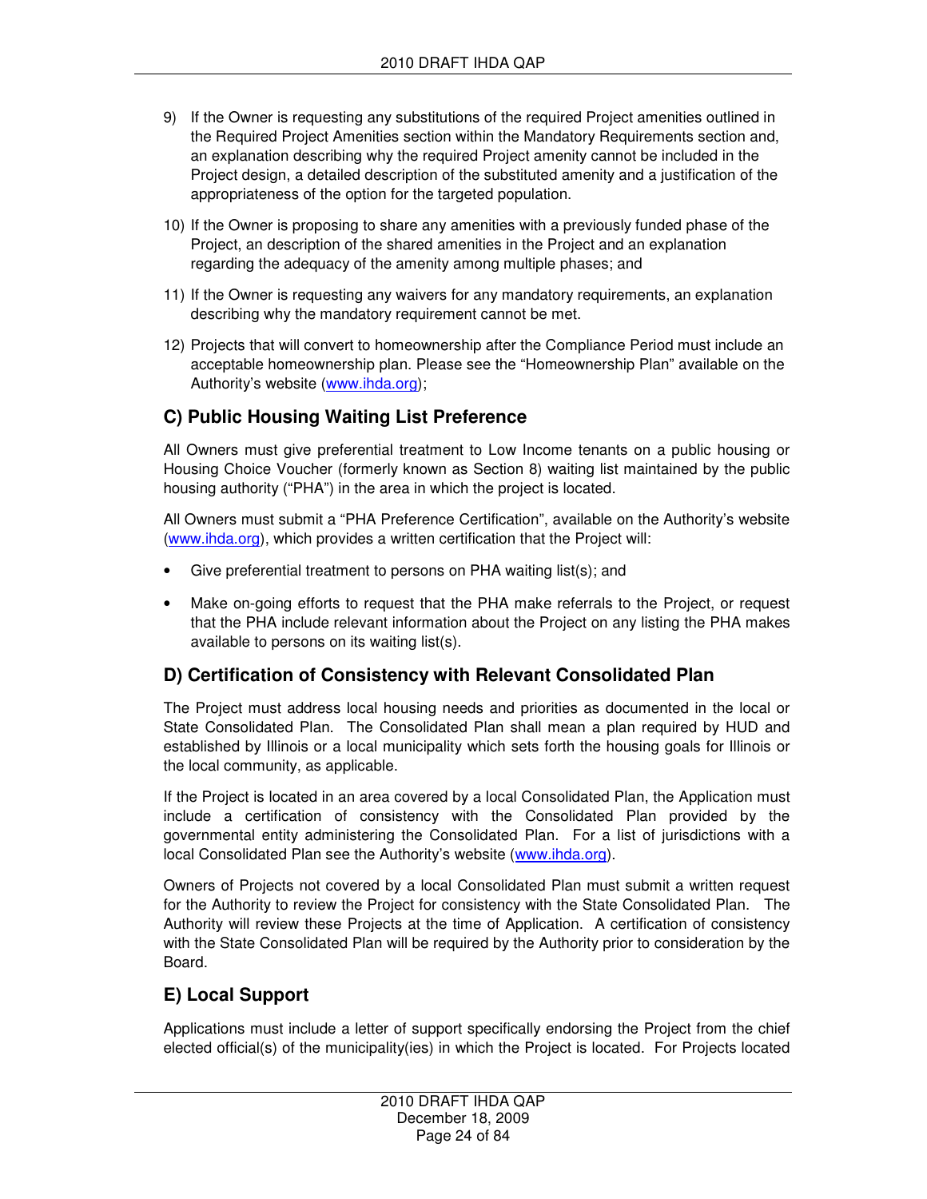9) If the Owner is requesting any substitutions of the required Project amenities outlined in the Required Project Amenities section within the Mandatory Requirements section and, an explanation describing why the required Project amenity cannot be included in the Project design, a detailed description of the substituted amenity and a justification of the appropriateness of the option for the targeted population.

10) If the Owner is proposing to share any amenities with a previously funded phase of the Project, an description of the shared amenities in the Project and an explanation regarding the adequacy of the amenity among multiple phases; and

11) If the Owner is requesting any waivers for any mandatory requirements, an explanation describing why the mandatory requirement cannot be met.

12) Projects that will convert to homeownership after the Compliance Period must include an acceptable homeownership plan. Please see the "Homeownership Plan" available on the Authority's website (www.ihda.org);

## C) Public Housing Waiting List Preference

All Owners must give preferential treatment to Low Income tenants on a public housing or Housing Choice Voucher (formerly known as Section 8) waiting list maintained by the public housing authority ("PHA") in the area in which the project is located.

All Owners must submit a "PHA Preference Certification", available on the Authority's website (www.ihda.org), which provides a written certification that the Project will:

- Give preferential treatment to persons on PHA waiting list(s); and
- Make on-going efforts to request that the PHA make referrals to the Project, or request that the PHA include relevant information about the Project on any listing the PHA makes available to persons on its waiting list(s).

## D) Certification of Consistency with Relevant Consolidated Plan

The Project must address local housing needs and priorities as documented in the local or State Consolidated Plan. The Consolidated Plan shall mean a plan required by HUD and established by Illinois or a local municipality which sets forth the housing goals for Illinois or the local community, as applicable.

If the Project is located in an area covered by a local Consolidated Plan, the Application must include a certification of consistency with the Consolidated Plan provided by the governmental entity administering the Consolidated Plan. For a list of jurisdictions with a local Consolidated Plan see the Authority's website (www.ihda.org).

Owners of Projects not covered by a local Consolidated Plan must submit a written request for the Authority to review the Project for consistency with the State Consolidated Plan. The Authority will review these Projects at the time of Application. A certification of consistency with the State Consolidated Plan will be required by the Authority prior to consideration by the Board.

## E) Local Support

Applications must include a letter of support specifically endorsing the Project from the chief elected official(s) of the municipality(ies) in which the Project is located. For Projects located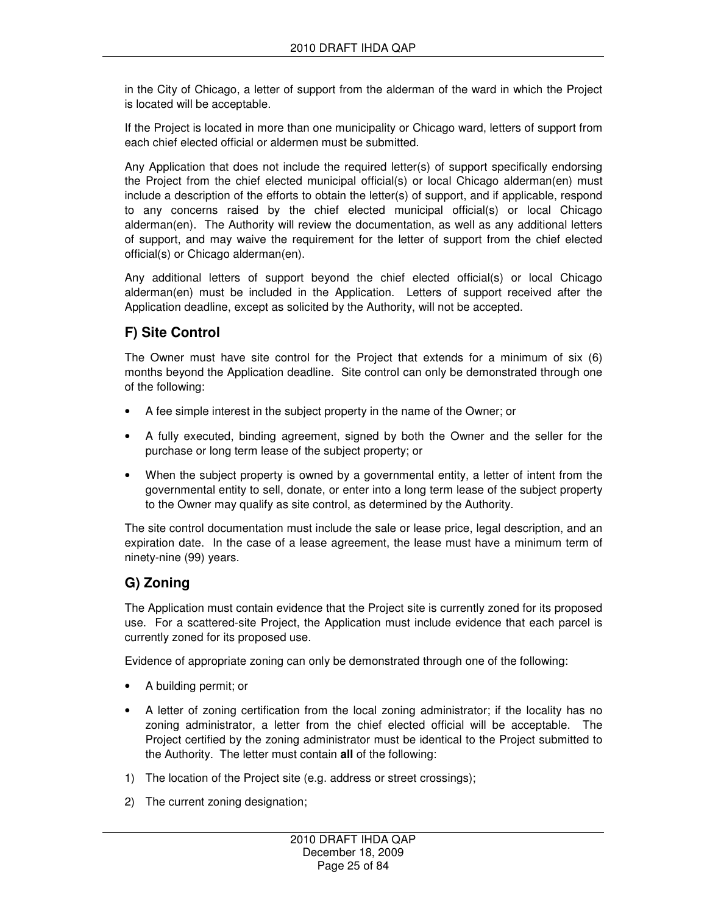in the City of Chicago, a letter of support from the alderman of the ward in which the Project is located will be acceptable.

If the Project is located in more than one municipality or Chicago ward, letters of support from each chief elected official or aldermen must be submitted.

Any Application that does not include the required letter(s) of support specifically endorsing the Project from the chief elected municipal official(s) or local Chicago alderman(en) must include a description of the efforts to obtain the letter(s) of support, and if applicable, respond to any concerns raised by the chief elected municipal official(s) or local Chicago alderman(en). The Authority will review the documentation, as well as any additional letters of support, and may waive the requirement for the letter of support from the chief elected official(s) or Chicago alderman(en).

Any additional letters of support beyond the chief elected official(s) or local Chicago alderman(en) must be included in the Application. Letters of support received after the Application deadline, except as solicited by the Authority, will not be accepted.

## F) Site Control

The Owner must have site control for the Project that extends for a minimum of six (6) months beyond the Application deadline. Site control can only be demonstrated through one of the following:

- A fee simple interest in the subject property in the name of the Owner; or
- A fully executed, binding agreement, signed by both the Owner and the seller for the purchase or long term lease of the subject property; or
- When the subject property is owned by a governmental entity, a letter of intent from the governmental entity to sell, donate, or enter into a long term lease of the subject property to the Owner may qualify as site control, as determined by the Authority.

The site control documentation must include the sale or lease price, legal description, and an expiration date. In the case of a lease agreement, the lease must have a minimum term of ninety-nine (99) years.

## G) Zoning

The Application must contain evidence that the Project site is currently zoned for its proposed use. For a scattered-site Project, the Application must include evidence that each parcel is currently zoned for its proposed use.

Evidence of appropriate zoning can only be demonstrated through one of the following:

- A building permit; or
- A letter of zoning certification from the local zoning administrator; if the locality has no zoning administrator, a letter from the chief elected official will be acceptable. The Project certified by the zoning administrator must be identical to the Project submitted to the Authority. The letter must contain **all** of the following:

1) The location of the Project site (e.g. address or street crossings);
2) The current zoning designation;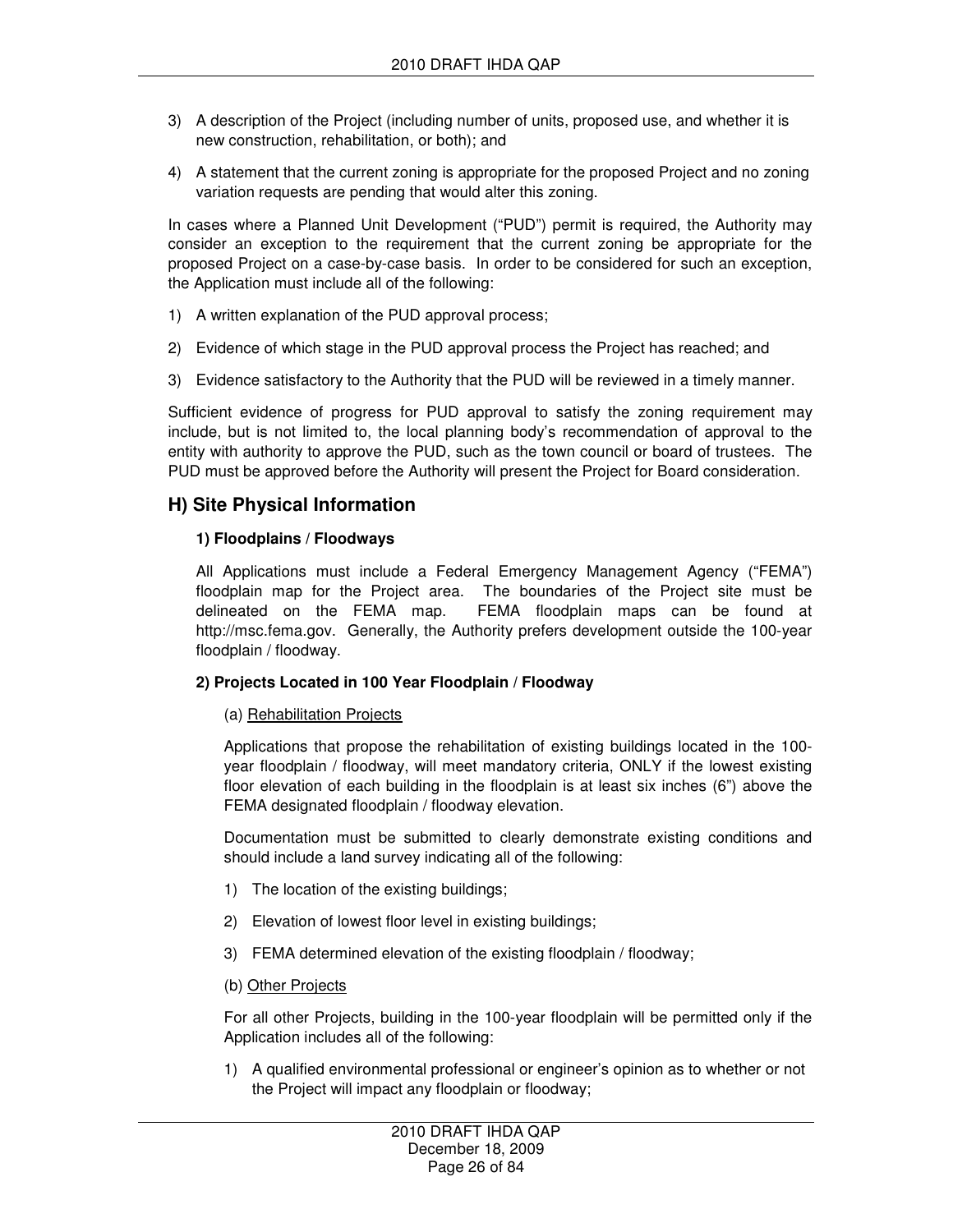3) A description of the Project (including number of units, proposed use, and whether it is new construction, rehabilitation, or both); and

4) A statement that the current zoning is appropriate for the proposed Project and no zoning variation requests are pending that would alter this zoning.

In cases where a Planned Unit Development ("PUD") permit is required, the Authority may consider an exception to the requirement that the current zoning be appropriate for the proposed Project on a case-by-case basis. In order to be considered for such an exception, the Application must include all of the following:

1) A written explanation of the PUD approval process;

2) Evidence of which stage in the PUD approval process the Project has reached; and

3) Evidence satisfactory to the Authority that the PUD will be reviewed in a timely manner.

Sufficient evidence of progress for PUD approval to satisfy the zoning requirement may include, but is not limited to, the local planning body's recommendation of approval to the entity with authority to approve the PUD, such as the town council or board of trustees. The PUD must be approved before the Authority will present the Project for Board consideration.

## H) Site Physical Information

### 1) Floodplains / Floodways

All Applications must include a Federal Emergency Management Agency ("FEMA") floodplain map for the Project area. The boundaries of the Project site must be delineated on the FEMA map. FEMA floodplain maps can be found at http://msc.fema.gov. Generally, the Authority prefers development outside the 100-year floodplain / floodway.

### 2) Projects Located in 100 Year Floodplain / Floodway

(a) Rehabilitation Projects

Applications that propose the rehabilitation of existing buildings located in the 100-year floodplain / floodway, will meet mandatory criteria, ONLY if the lowest existing floor elevation of each building in the floodplain is at least six inches (6") above the FEMA designated floodplain / floodway elevation.

Documentation must be submitted to clearly demonstrate existing conditions and should include a land survey indicating all of the following:

1) The location of the existing buildings;

2) Elevation of lowest floor level in existing buildings;

3) FEMA determined elevation of the existing floodplain / floodway;

(b) Other Projects

For all other Projects, building in the 100-year floodplain will be permitted only if the Application includes all of the following:

1) A qualified environmental professional or engineer's opinion as to whether or not the Project will impact any floodplain or floodway;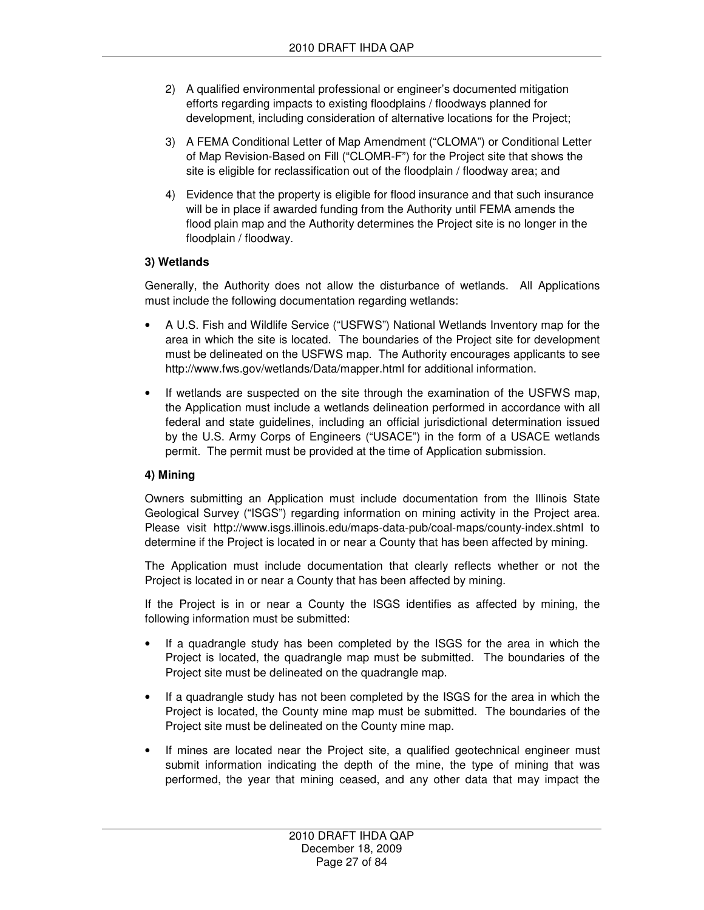2) A qualified environmental professional or engineer's documented mitigation efforts regarding impacts to existing floodplains / floodways planned for development, including consideration of alternative locations for the Project;

3) A FEMA Conditional Letter of Map Amendment ("CLOMA") or Conditional Letter of Map Revision-Based on Fill ("CLOMR-F") for the Project site that shows the site is eligible for reclassification out of the floodplain / floodway area; and

4) Evidence that the property is eligible for flood insurance and that such insurance will be in place if awarded funding from the Authority until FEMA amends the flood plain map and the Authority determines the Project site is no longer in the floodplain / floodway.

**3) Wetlands**

Generally, the Authority does not allow the disturbance of wetlands. All Applications must include the following documentation regarding wetlands:

- A U.S. Fish and Wildlife Service ("USFWS") National Wetlands Inventory map for the area in which the site is located. The boundaries of the Project site for development must be delineated on the USFWS map. The Authority encourages applicants to see http://www.fws.gov/wetlands/Data/mapper.html for additional information.
- If wetlands are suspected on the site through the examination of the USFWS map, the Application must include a wetlands delineation performed in accordance with all federal and state guidelines, including an official jurisdictional determination issued by the U.S. Army Corps of Engineers ("USACE") in the form of a USACE wetlands permit. The permit must be provided at the time of Application submission.

**4) Mining**

Owners submitting an Application must include documentation from the Illinois State Geological Survey ("ISGS") regarding information on mining activity in the Project area. Please visit http://www.isgs.illinois.edu/maps-data-pub/coal-maps/county-index.shtml to determine if the Project is located in or near a County that has been affected by mining.

The Application must include documentation that clearly reflects whether or not the Project is located in or near a County that has been affected by mining.

If the Project is in or near a County the ISGS identifies as affected by mining, the following information must be submitted:

- If a quadrangle study has been completed by the ISGS for the area in which the Project is located, the quadrangle map must be submitted. The boundaries of the Project site must be delineated on the quadrangle map.
- If a quadrangle study has not been completed by the ISGS for the area in which the Project is located, the County mine map must be submitted. The boundaries of the Project site must be delineated on the County mine map.
- If mines are located near the Project site, a qualified geotechnical engineer must submit information indicating the depth of the mine, the type of mining that was performed, the year that mining ceased, and any other data that may impact the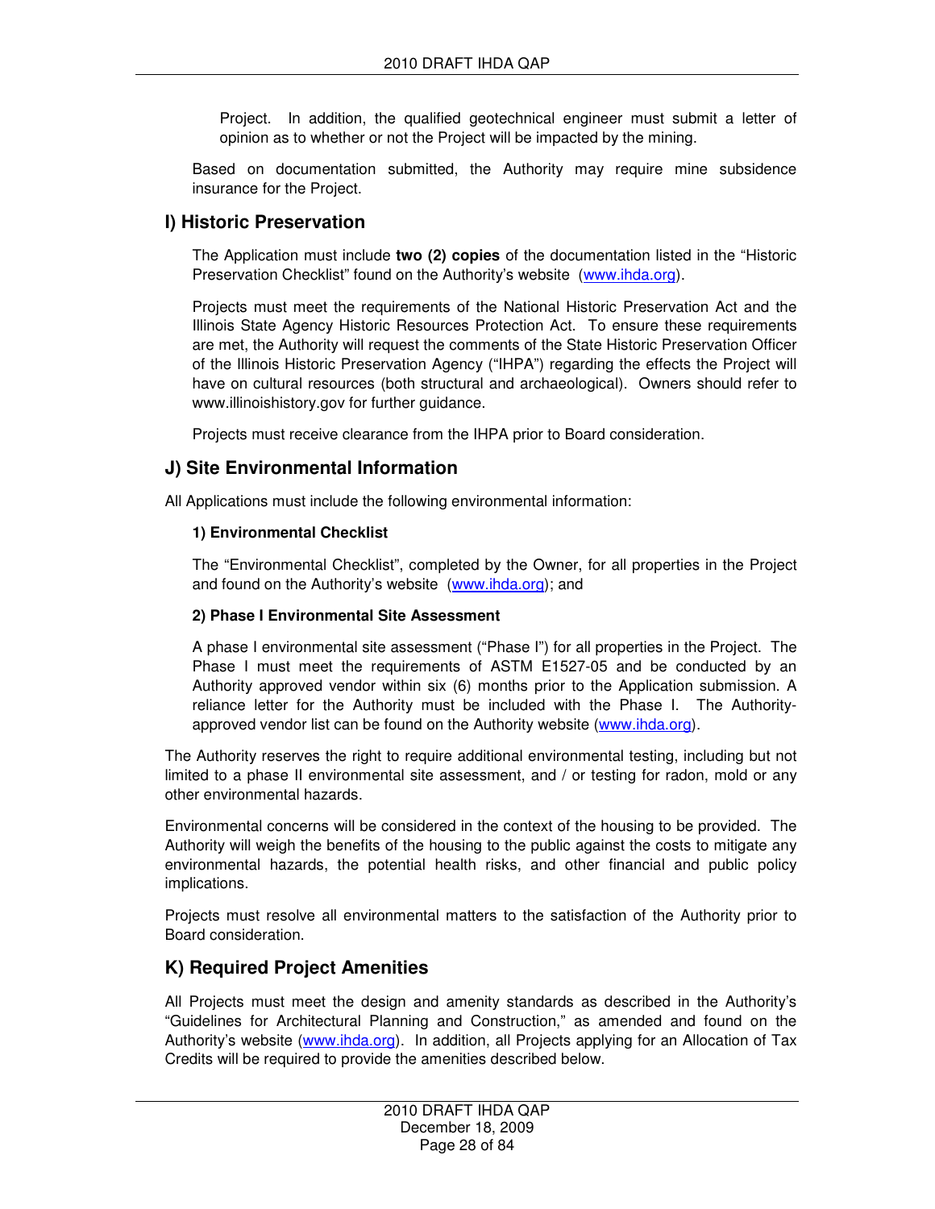Project. In addition, the qualified geotechnical engineer must submit a letter of opinion as to whether or not the Project will be impacted by the mining.

Based on documentation submitted, the Authority may require mine subsidence insurance for the Project.

## I) Historic Preservation

The Application must include **two (2) copies** of the documentation listed in the "Historic Preservation Checklist" found on the Authority's website (www.ihda.org).

Projects must meet the requirements of the National Historic Preservation Act and the Illinois State Agency Historic Resources Protection Act. To ensure these requirements are met, the Authority will request the comments of the State Historic Preservation Officer of the Illinois Historic Preservation Agency ("IHPA") regarding the effects the Project will have on cultural resources (both structural and archaeological). Owners should refer to www.illinoishistory.gov for further guidance.

Projects must receive clearance from the IHPA prior to Board consideration.

## J) Site Environmental Information

All Applications must include the following environmental information:

### 1) Environmental Checklist

The "Environmental Checklist", completed by the Owner, for all properties in the Project and found on the Authority's website (www.ihda.org); and

### 2) Phase I Environmental Site Assessment

A phase I environmental site assessment ("Phase I") for all properties in the Project. The Phase I must meet the requirements of ASTM E1527-05 and be conducted by an Authority approved vendor within six (6) months prior to the Application submission. A reliance letter for the Authority must be included with the Phase I. The Authority-approved vendor list can be found on the Authority website (www.ihda.org).

The Authority reserves the right to require additional environmental testing, including but not limited to a phase II environmental site assessment, and / or testing for radon, mold or any other environmental hazards.

Environmental concerns will be considered in the context of the housing to be provided. The Authority will weigh the benefits of the housing to the public against the costs to mitigate any environmental hazards, the potential health risks, and other financial and public policy implications.

Projects must resolve all environmental matters to the satisfaction of the Authority prior to Board consideration.

## K) Required Project Amenities

All Projects must meet the design and amenity standards as described in the Authority's "Guidelines for Architectural Planning and Construction," as amended and found on the Authority's website (www.ihda.org). In addition, all Projects applying for an Allocation of Tax Credits will be required to provide the amenities described below.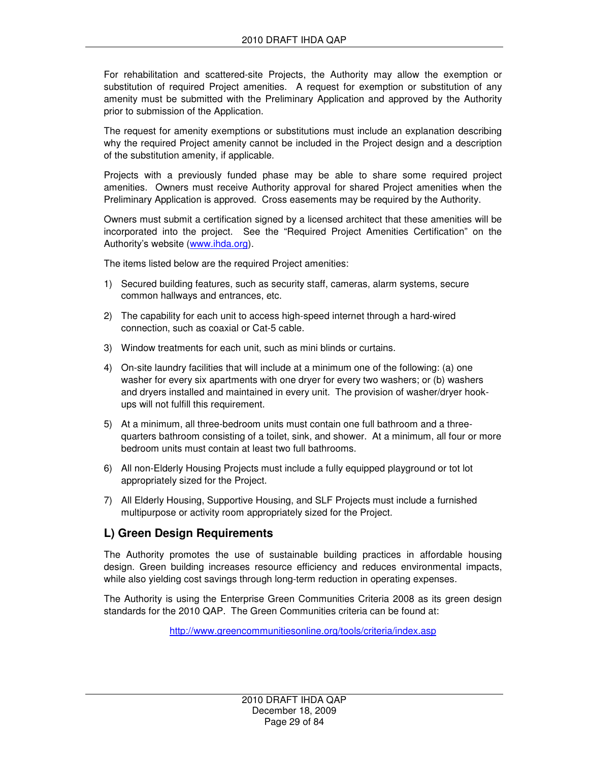For rehabilitation and scattered-site Projects, the Authority may allow the exemption or substitution of required Project amenities. A request for exemption or substitution of any amenity must be submitted with the Preliminary Application and approved by the Authority prior to submission of the Application.

The request for amenity exemptions or substitutions must include an explanation describing why the required Project amenity cannot be included in the Project design and a description of the substitution amenity, if applicable.

Projects with a previously funded phase may be able to share some required project amenities. Owners must receive Authority approval for shared Project amenities when the Preliminary Application is approved. Cross easements may be required by the Authority.

Owners must submit a certification signed by a licensed architect that these amenities will be incorporated into the project. See the "Required Project Amenities Certification" on the Authority's website (www.ihda.org).

The items listed below are the required Project amenities:

1) Secured building features, such as security staff, cameras, alarm systems, secure common hallways and entrances, etc.
2) The capability for each unit to access high-speed internet through a hard-wired connection, such as coaxial or Cat-5 cable.
3) Window treatments for each unit, such as mini blinds or curtains.
4) On-site laundry facilities that will include at a minimum one of the following: (a) one washer for every six apartments with one dryer for every two washers; or (b) washers and dryers installed and maintained in every unit. The provision of washer/dryer hook-ups will not fulfill this requirement.
5) At a minimum, all three-bedroom units must contain one full bathroom and a three-quarters bathroom consisting of a toilet, sink, and shower. At a minimum, all four or more bedroom units must contain at least two full bathrooms.
6) All non-Elderly Housing Projects must include a fully equipped playground or tot lot appropriately sized for the Project.
7) All Elderly Housing, Supportive Housing, and SLF Projects must include a furnished multipurpose or activity room appropriately sized for the Project.

## L) Green Design Requirements

The Authority promotes the use of sustainable building practices in affordable housing design. Green building increases resource efficiency and reduces environmental impacts, while also yielding cost savings through long-term reduction in operating expenses.

The Authority is using the Enterprise Green Communities Criteria 2008 as its green design standards for the 2010 QAP. The Green Communities criteria can be found at:

http://www.greencommunitiesonline.org/tools/criteria/index.asp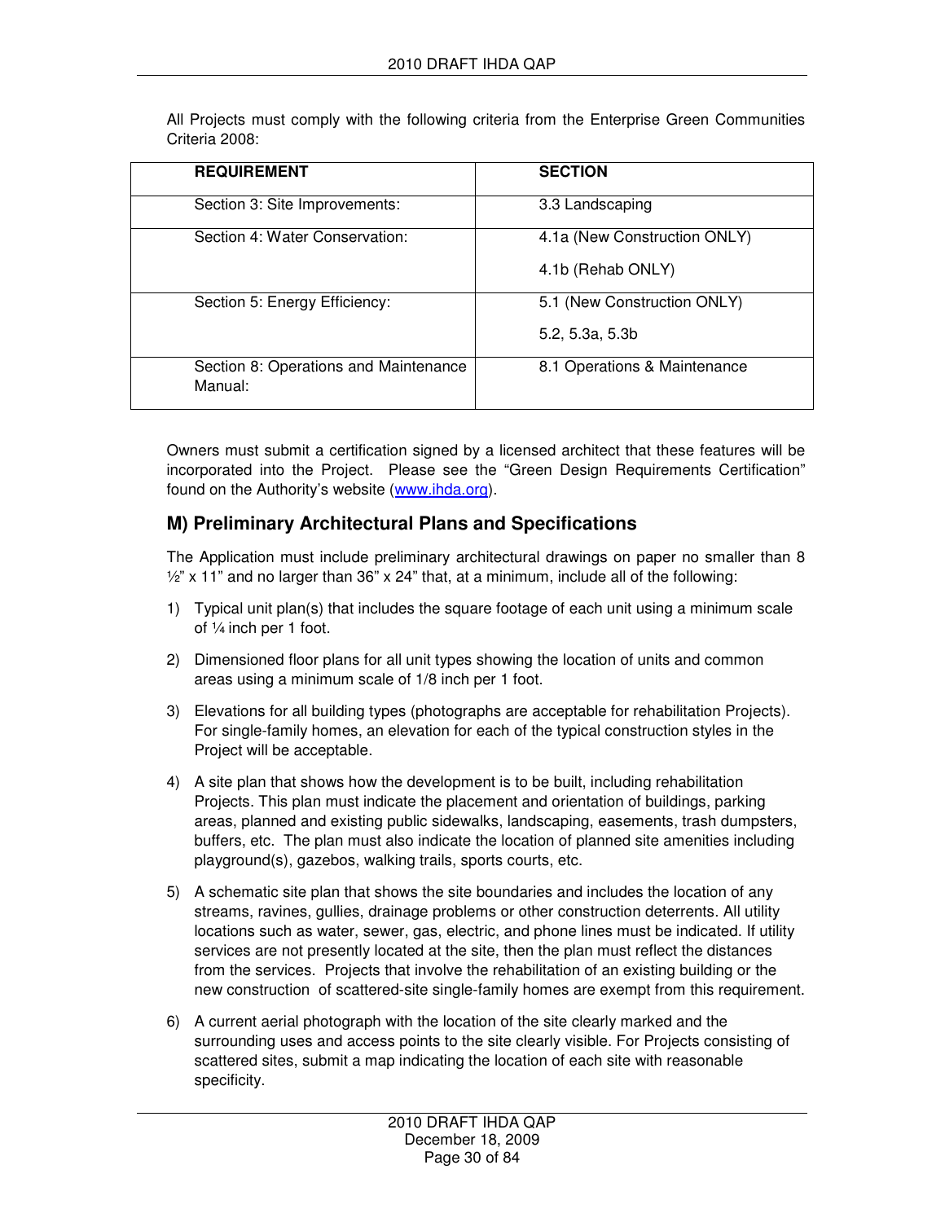All Projects must comply with the following criteria from the Enterprise Green Communities Criteria 2008:

| REQUIREMENT | SECTION |
| --- | --- |
| Section 3: Site Improvements: | 3.3 Landscaping |
| Section 4: Water Conservation: | 4.1a (New Construction ONLY)<br>4.1b (Rehab ONLY) |
| Section 5: Energy Efficiency: | 5.1 (New Construction ONLY)<br>5.2, 5.3a, 5.3b |
| Section 8: Operations and Maintenance Manual: | 8.1 Operations & Maintenance |

Owners must submit a certification signed by a licensed architect that these features will be incorporated into the Project. Please see the "Green Design Requirements Certification" found on the Authority's website (www.ihda.org).

## M) Preliminary Architectural Plans and Specifications

The Application must include preliminary architectural drawings on paper no smaller than 8 ½" x 11" and no larger than 36" x 24" that, at a minimum, include all of the following:

1) Typical unit plan(s) that includes the square footage of each unit using a minimum scale of ¼ inch per 1 foot.
2) Dimensioned floor plans for all unit types showing the location of units and common areas using a minimum scale of 1/8 inch per 1 foot.
3) Elevations for all building types (photographs are acceptable for rehabilitation Projects). For single-family homes, an elevation for each of the typical construction styles in the Project will be acceptable.
4) A site plan that shows how the development is to be built, including rehabilitation Projects. This plan must indicate the placement and orientation of buildings, parking areas, planned and existing public sidewalks, landscaping, easements, trash dumpsters, buffers, etc. The plan must also indicate the location of planned site amenities including playground(s), gazebos, walking trails, sports courts, etc.
5) A schematic site plan that shows the site boundaries and includes the location of any streams, ravines, gullies, drainage problems or other construction deterrents. All utility locations such as water, sewer, gas, electric, and phone lines must be indicated. If utility services are not presently located at the site, then the plan must reflect the distances from the services. Projects that involve the rehabilitation of an existing building or the new construction of scattered-site single-family homes are exempt from this requirement.
6) A current aerial photograph with the location of the site clearly marked and the surrounding uses and access points to the site clearly visible. For Projects consisting of scattered sites, submit a map indicating the location of each site with reasonable specificity.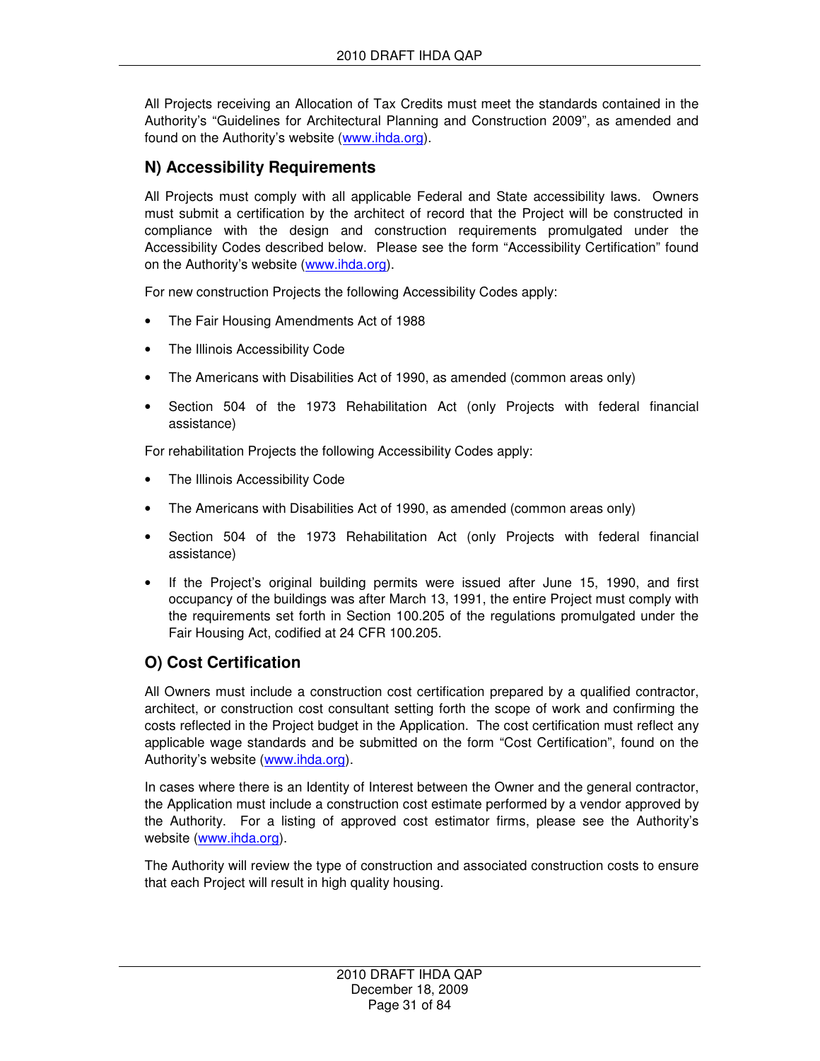All Projects receiving an Allocation of Tax Credits must meet the standards contained in the Authority's "Guidelines for Architectural Planning and Construction 2009", as amended and found on the Authority's website (www.ihda.org).

## N) Accessibility Requirements

All Projects must comply with all applicable Federal and State accessibility laws. Owners must submit a certification by the architect of record that the Project will be constructed in compliance with the design and construction requirements promulgated under the Accessibility Codes described below. Please see the form "Accessibility Certification" found on the Authority's website (www.ihda.org).

For new construction Projects the following Accessibility Codes apply:

- The Fair Housing Amendments Act of 1988
- The Illinois Accessibility Code
- The Americans with Disabilities Act of 1990, as amended (common areas only)
- Section 504 of the 1973 Rehabilitation Act (only Projects with federal financial assistance)

For rehabilitation Projects the following Accessibility Codes apply:

- The Illinois Accessibility Code
- The Americans with Disabilities Act of 1990, as amended (common areas only)
- Section 504 of the 1973 Rehabilitation Act (only Projects with federal financial assistance)
- If the Project's original building permits were issued after June 15, 1990, and first occupancy of the buildings was after March 13, 1991, the entire Project must comply with the requirements set forth in Section 100.205 of the regulations promulgated under the Fair Housing Act, codified at 24 CFR 100.205.

## O) Cost Certification

All Owners must include a construction cost certification prepared by a qualified contractor, architect, or construction cost consultant setting forth the scope of work and confirming the costs reflected in the Project budget in the Application. The cost certification must reflect any applicable wage standards and be submitted on the form "Cost Certification", found on the Authority's website (www.ihda.org).

In cases where there is an Identity of Interest between the Owner and the general contractor, the Application must include a construction cost estimate performed by a vendor approved by the Authority. For a listing of approved cost estimator firms, please see the Authority's website (www.ihda.org).

The Authority will review the type of construction and associated construction costs to ensure that each Project will result in high quality housing.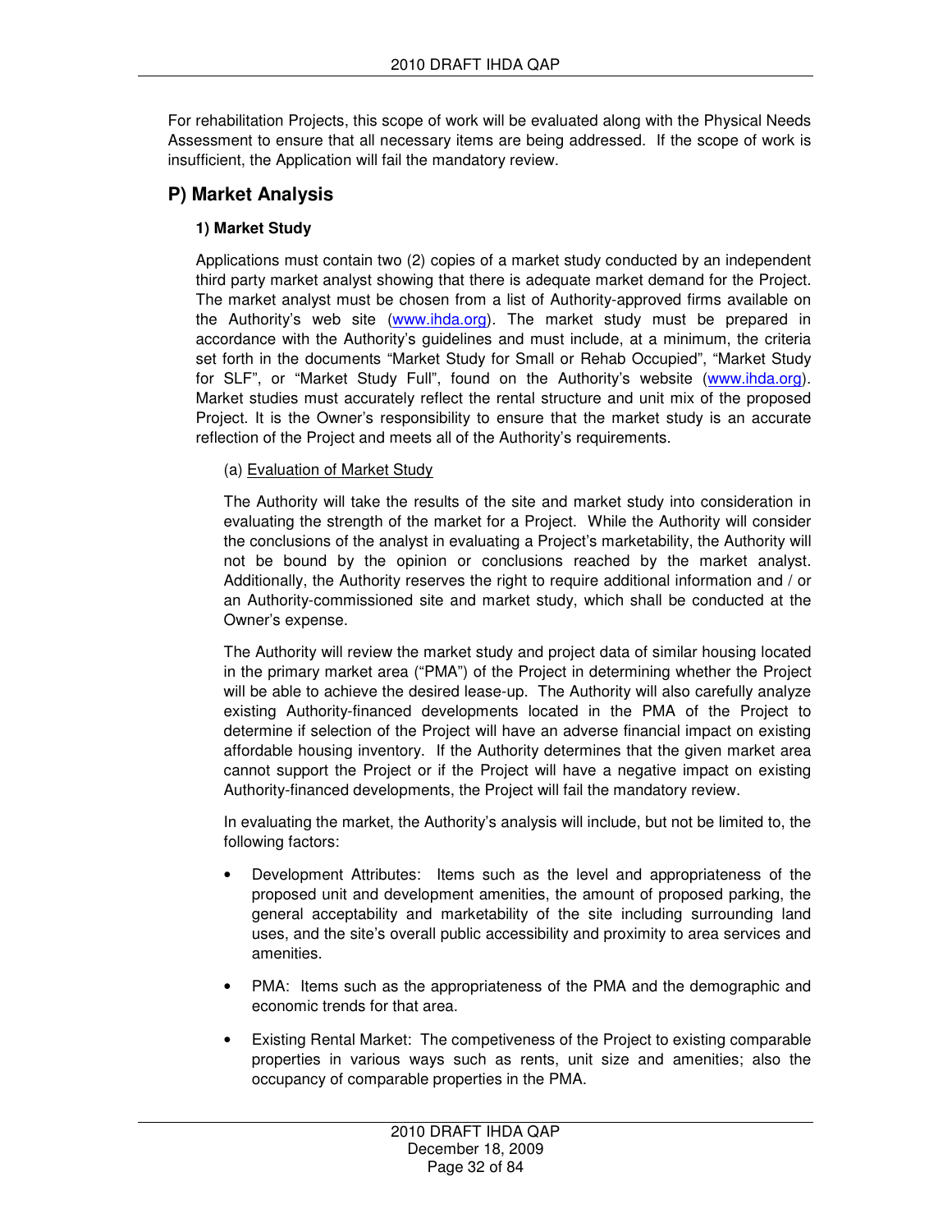For rehabilitation Projects, this scope of work will be evaluated along with the Physical Needs Assessment to ensure that all necessary items are being addressed. If the scope of work is insufficient, the Application will fail the mandatory review.

## P) Market Analysis

### 1) Market Study

Applications must contain two (2) copies of a market study conducted by an independent third party market analyst showing that there is adequate market demand for the Project. The market analyst must be chosen from a list of Authority-approved firms available on the Authority's web site (www.ihda.org). The market study must be prepared in accordance with the Authority's guidelines and must include, at a minimum, the criteria set forth in the documents "Market Study for Small or Rehab Occupied", "Market Study for SLF", or "Market Study Full", found on the Authority's website (www.ihda.org). Market studies must accurately reflect the rental structure and unit mix of the proposed Project. It is the Owner's responsibility to ensure that the market study is an accurate reflection of the Project and meets all of the Authority's requirements.

(a) Evaluation of Market Study

The Authority will take the results of the site and market study into consideration in evaluating the strength of the market for a Project. While the Authority will consider the conclusions of the analyst in evaluating a Project's marketability, the Authority will not be bound by the opinion or conclusions reached by the market analyst. Additionally, the Authority reserves the right to require additional information and / or an Authority-commissioned site and market study, which shall be conducted at the Owner's expense.

The Authority will review the market study and project data of similar housing located in the primary market area ("PMA") of the Project in determining whether the Project will be able to achieve the desired lease-up. The Authority will also carefully analyze existing Authority-financed developments located in the PMA of the Project to determine if selection of the Project will have an adverse financial impact on existing affordable housing inventory. If the Authority determines that the given market area cannot support the Project or if the Project will have a negative impact on existing Authority-financed developments, the Project will fail the mandatory review.

In evaluating the market, the Authority's analysis will include, but not be limited to, the following factors:

- Development Attributes: Items such as the level and appropriateness of the proposed unit and development amenities, the amount of proposed parking, the general acceptability and marketability of the site including surrounding land uses, and the site's overall public accessibility and proximity to area services and amenities.
- PMA: Items such as the appropriateness of the PMA and the demographic and economic trends for that area.
- Existing Rental Market: The competiveness of the Project to existing comparable properties in various ways such as rents, unit size and amenities; also the occupancy of comparable properties in the PMA.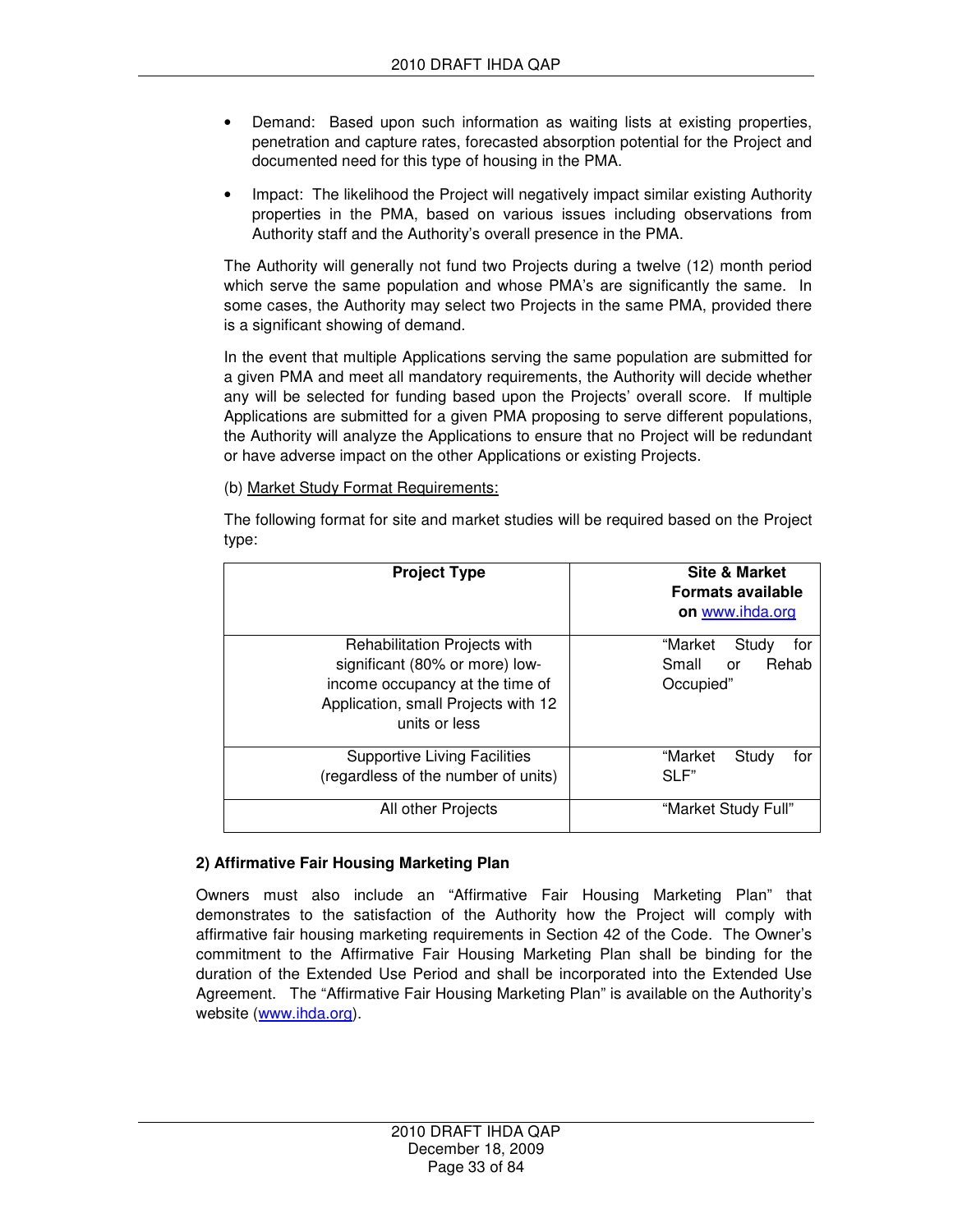- Demand: Based upon such information as waiting lists at existing properties, penetration and capture rates, forecasted absorption potential for the Project and documented need for this type of housing in the PMA.

- Impact: The likelihood the Project will negatively impact similar existing Authority properties in the PMA, based on various issues including observations from Authority staff and the Authority's overall presence in the PMA.

The Authority will generally not fund two Projects during a twelve (12) month period which serve the same population and whose PMA's are significantly the same. In some cases, the Authority may select two Projects in the same PMA, provided there is a significant showing of demand.

In the event that multiple Applications serving the same population are submitted for a given PMA and meet all mandatory requirements, the Authority will decide whether any will be selected for funding based upon the Projects' overall score. If multiple Applications are submitted for a given PMA proposing to serve different populations, the Authority will analyze the Applications to ensure that no Project will be redundant or have adverse impact on the other Applications or existing Projects.

(b) Market Study Format Requirements:

The following format for site and market studies will be required based on the Project type:

| Project Type | Site & Market Formats available on www.ihda.org |
|---|---|
| Rehabilitation Projects with significant (80% or more) low-income occupancy at the time of Application, small Projects with 12 units or less | "Market Study for Small or Rehab Occupied" |
| Supportive Living Facilities (regardless of the number of units) | "Market Study for SLF" |
| All other Projects | "Market Study Full" |

**2) Affirmative Fair Housing Marketing Plan**

Owners must also include an "Affirmative Fair Housing Marketing Plan" that demonstrates to the satisfaction of the Authority how the Project will comply with affirmative fair housing marketing requirements in Section 42 of the Code. The Owner's commitment to the Affirmative Fair Housing Marketing Plan shall be binding for the duration of the Extended Use Period and shall be incorporated into the Extended Use Agreement. The "Affirmative Fair Housing Marketing Plan" is available on the Authority's website (www.ihda.org).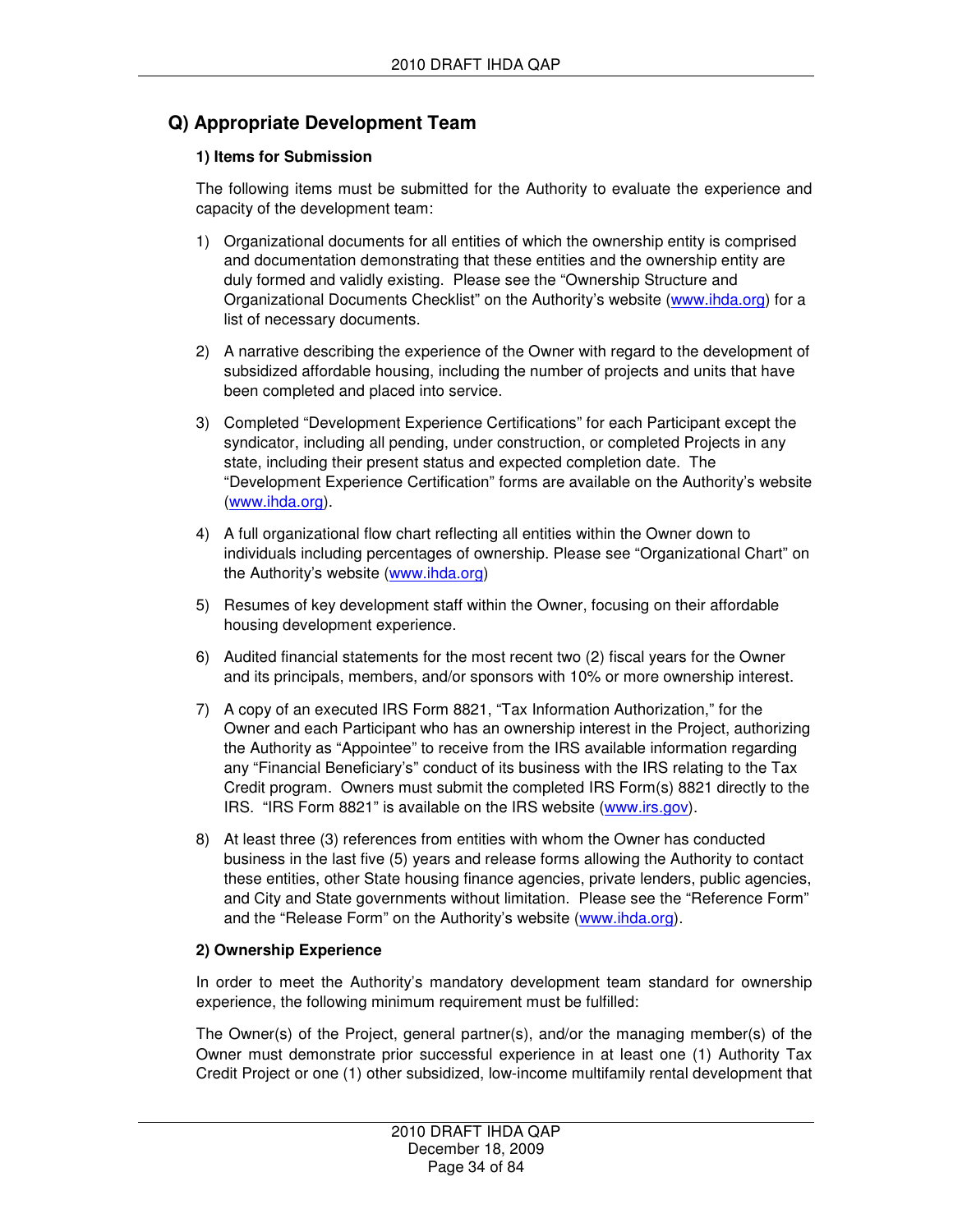## Q) Appropriate Development Team

### 1) Items for Submission

The following items must be submitted for the Authority to evaluate the experience and capacity of the development team:

1) Organizational documents for all entities of which the ownership entity is comprised and documentation demonstrating that these entities and the ownership entity are duly formed and validly existing. Please see the "Ownership Structure and Organizational Documents Checklist" on the Authority's website (www.ihda.org) for a list of necessary documents.

2) A narrative describing the experience of the Owner with regard to the development of subsidized affordable housing, including the number of projects and units that have been completed and placed into service.

3) Completed "Development Experience Certifications" for each Participant except the syndicator, including all pending, under construction, or completed Projects in any state, including their present status and expected completion date. The "Development Experience Certification" forms are available on the Authority's website (www.ihda.org).

4) A full organizational flow chart reflecting all entities within the Owner down to individuals including percentages of ownership. Please see "Organizational Chart" on the Authority's website (www.ihda.org)

5) Resumes of key development staff within the Owner, focusing on their affordable housing development experience.

6) Audited financial statements for the most recent two (2) fiscal years for the Owner and its principals, members, and/or sponsors with 10% or more ownership interest.

7) A copy of an executed IRS Form 8821, "Tax Information Authorization," for the Owner and each Participant who has an ownership interest in the Project, authorizing the Authority as "Appointee" to receive from the IRS available information regarding any "Financial Beneficiary's" conduct of its business with the IRS relating to the Tax Credit program. Owners must submit the completed IRS Form(s) 8821 directly to the IRS. "IRS Form 8821" is available on the IRS website (www.irs.gov).

8) At least three (3) references from entities with whom the Owner has conducted business in the last five (5) years and release forms allowing the Authority to contact these entities, other State housing finance agencies, private lenders, public agencies, and City and State governments without limitation. Please see the "Reference Form" and the "Release Form" on the Authority's website (www.ihda.org).

### 2) Ownership Experience

In order to meet the Authority's mandatory development team standard for ownership experience, the following minimum requirement must be fulfilled:

The Owner(s) of the Project, general partner(s), and/or the managing member(s) of the Owner must demonstrate prior successful experience in at least one (1) Authority Tax Credit Project or one (1) other subsidized, low-income multifamily rental development that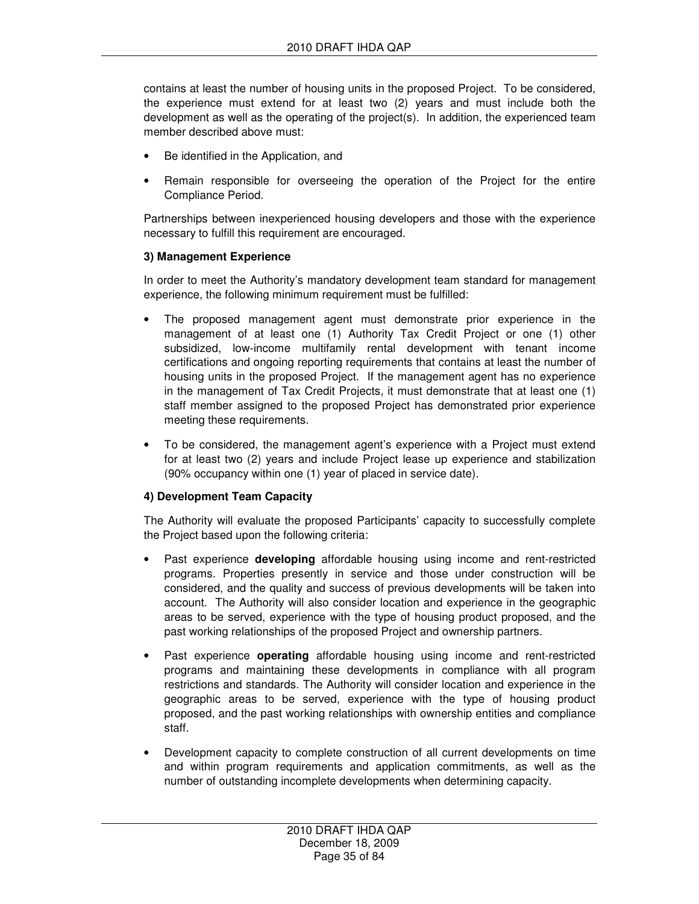contains at least the number of housing units in the proposed Project. To be considered, the experience must extend for at least two (2) years and must include both the development as well as the operating of the project(s). In addition, the experienced team member described above must:

- Be identified in the Application, and
- Remain responsible for overseeing the operation of the Project for the entire Compliance Period.

Partnerships between inexperienced housing developers and those with the experience necessary to fulfill this requirement are encouraged.

**3) Management Experience**

In order to meet the Authority's mandatory development team standard for management experience, the following minimum requirement must be fulfilled:

- The proposed management agent must demonstrate prior experience in the management of at least one (1) Authority Tax Credit Project or one (1) other subsidized, low-income multifamily rental development with tenant income certifications and ongoing reporting requirements that contains at least the number of housing units in the proposed Project. If the management agent has no experience in the management of Tax Credit Projects, it must demonstrate that at least one (1) staff member assigned to the proposed Project has demonstrated prior experience meeting these requirements.
- To be considered, the management agent's experience with a Project must extend for at least two (2) years and include Project lease up experience and stabilization (90% occupancy within one (1) year of placed in service date).

**4) Development Team Capacity**

The Authority will evaluate the proposed Participants' capacity to successfully complete the Project based upon the following criteria:

- Past experience **developing** affordable housing using income and rent-restricted programs. Properties presently in service and those under construction will be considered, and the quality and success of previous developments will be taken into account. The Authority will also consider location and experience in the geographic areas to be served, experience with the type of housing product proposed, and the past working relationships of the proposed Project and ownership partners.
- Past experience **operating** affordable housing using income and rent-restricted programs and maintaining these developments in compliance with all program restrictions and standards. The Authority will consider location and experience in the geographic areas to be served, experience with the type of housing product proposed, and the past working relationships with ownership entities and compliance staff.
- Development capacity to complete construction of all current developments on time and within program requirements and application commitments, as well as the number of outstanding incomplete developments when determining capacity.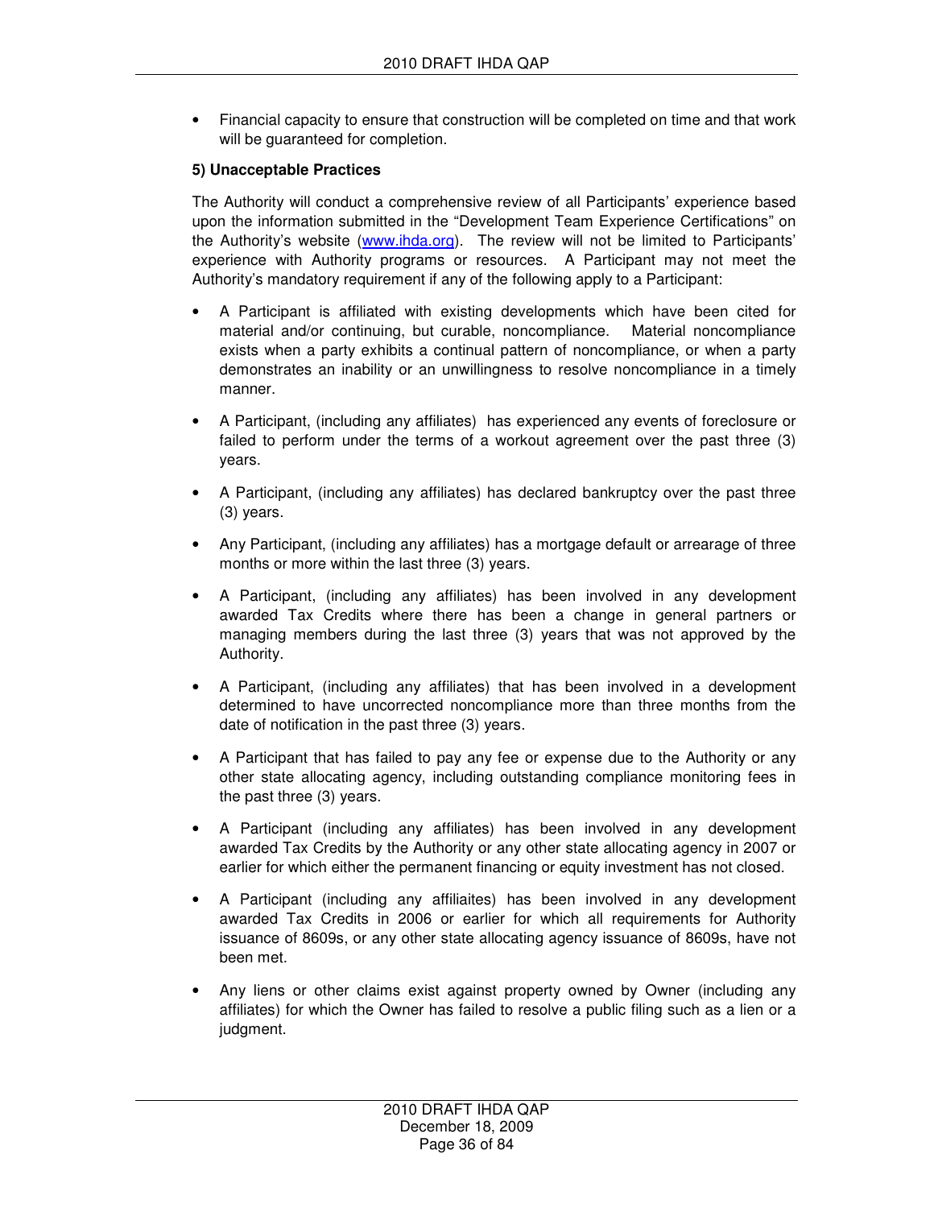- Financial capacity to ensure that construction will be completed on time and that work will be guaranteed for completion.

**5) Unacceptable Practices**

The Authority will conduct a comprehensive review of all Participants' experience based upon the information submitted in the "Development Team Experience Certifications" on the Authority's website (www.ihda.org). The review will not be limited to Participants' experience with Authority programs or resources. A Participant may not meet the Authority's mandatory requirement if any of the following apply to a Participant:

- A Participant is affiliated with existing developments which have been cited for material and/or continuing, but curable, noncompliance. Material noncompliance exists when a party exhibits a continual pattern of noncompliance, or when a party demonstrates an inability or an unwillingness to resolve noncompliance in a timely manner.
- A Participant, (including any affiliates) has experienced any events of foreclosure or failed to perform under the terms of a workout agreement over the past three (3) years.
- A Participant, (including any affiliates) has declared bankruptcy over the past three (3) years.
- Any Participant, (including any affiliates) has a mortgage default or arrearage of three months or more within the last three (3) years.
- A Participant, (including any affiliates) has been involved in any development awarded Tax Credits where there has been a change in general partners or managing members during the last three (3) years that was not approved by the Authority.
- A Participant, (including any affiliates) that has been involved in a development determined to have uncorrected noncompliance more than three months from the date of notification in the past three (3) years.
- A Participant that has failed to pay any fee or expense due to the Authority or any other state allocating agency, including outstanding compliance monitoring fees in the past three (3) years.
- A Participant (including any affiliates) has been involved in any development awarded Tax Credits by the Authority or any other state allocating agency in 2007 or earlier for which either the permanent financing or equity investment has not closed.
- A Participant (including any affiliaites) has been involved in any development awarded Tax Credits in 2006 or earlier for which all requirements for Authority issuance of 8609s, or any other state allocating agency issuance of 8609s, have not been met.
- Any liens or other claims exist against property owned by Owner (including any affiliates) for which the Owner has failed to resolve a public filing such as a lien or a judgment.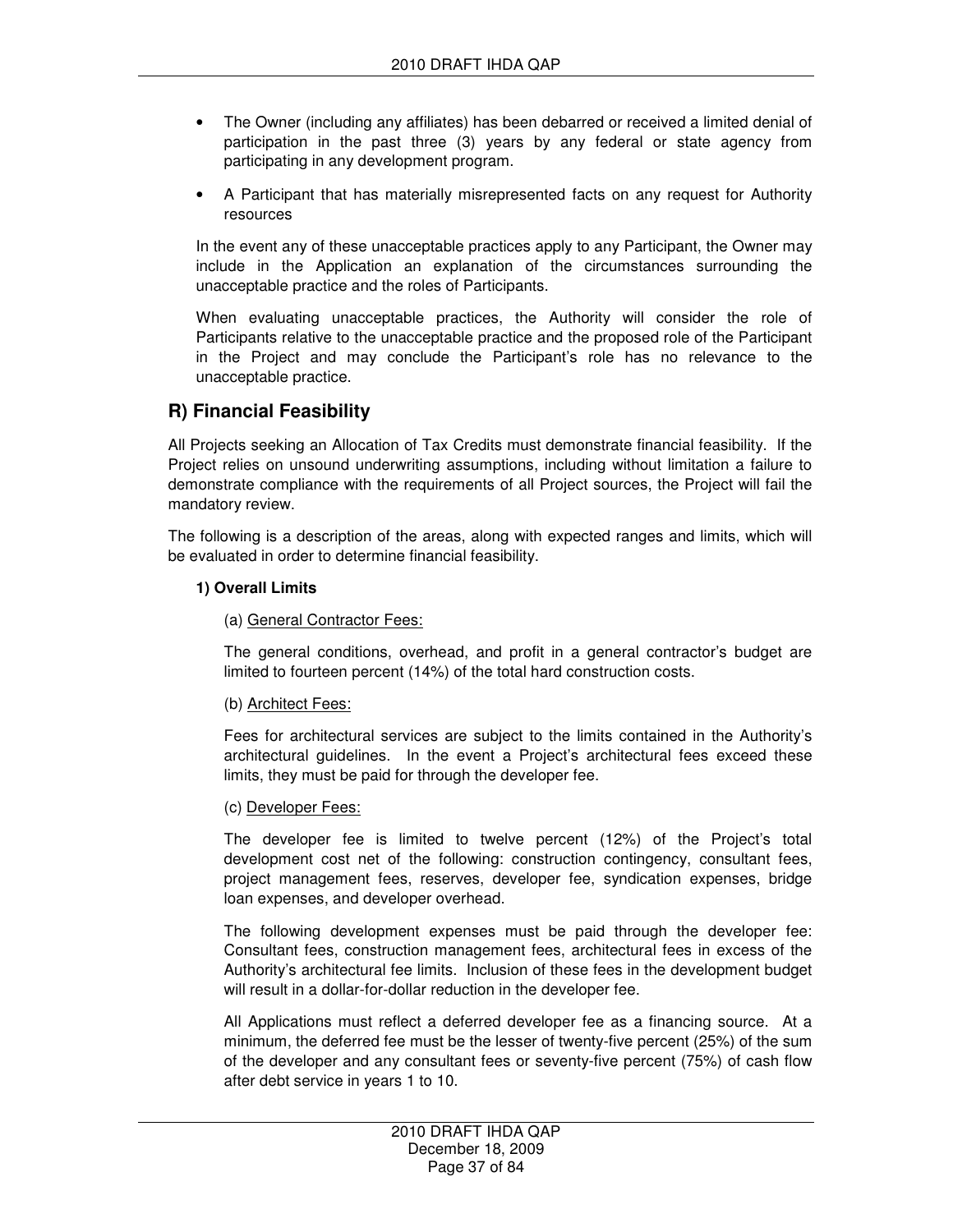- The Owner (including any affiliates) has been debarred or received a limited denial of participation in the past three (3) years by any federal or state agency from participating in any development program.
- A Participant that has materially misrepresented facts on any request for Authority resources

In the event any of these unacceptable practices apply to any Participant, the Owner may include in the Application an explanation of the circumstances surrounding the unacceptable practice and the roles of Participants.

When evaluating unacceptable practices, the Authority will consider the role of Participants relative to the unacceptable practice and the proposed role of the Participant in the Project and may conclude the Participant's role has no relevance to the unacceptable practice.

## R) Financial Feasibility

All Projects seeking an Allocation of Tax Credits must demonstrate financial feasibility. If the Project relies on unsound underwriting assumptions, including without limitation a failure to demonstrate compliance with the requirements of all Project sources, the Project will fail the mandatory review.

The following is a description of the areas, along with expected ranges and limits, which will be evaluated in order to determine financial feasibility.

### 1) Overall Limits

(a) General Contractor Fees:

The general conditions, overhead, and profit in a general contractor's budget are limited to fourteen percent (14%) of the total hard construction costs.

(b) Architect Fees:

Fees for architectural services are subject to the limits contained in the Authority's architectural guidelines. In the event a Project's architectural fees exceed these limits, they must be paid for through the developer fee.

(c) Developer Fees:

The developer fee is limited to twelve percent (12%) of the Project's total development cost net of the following: construction contingency, consultant fees, project management fees, reserves, developer fee, syndication expenses, bridge loan expenses, and developer overhead.

The following development expenses must be paid through the developer fee: Consultant fees, construction management fees, architectural fees in excess of the Authority's architectural fee limits. Inclusion of these fees in the development budget will result in a dollar-for-dollar reduction in the developer fee.

All Applications must reflect a deferred developer fee as a financing source. At a minimum, the deferred fee must be the lesser of twenty-five percent (25%) of the sum of the developer and any consultant fees or seventy-five percent (75%) of cash flow after debt service in years 1 to 10.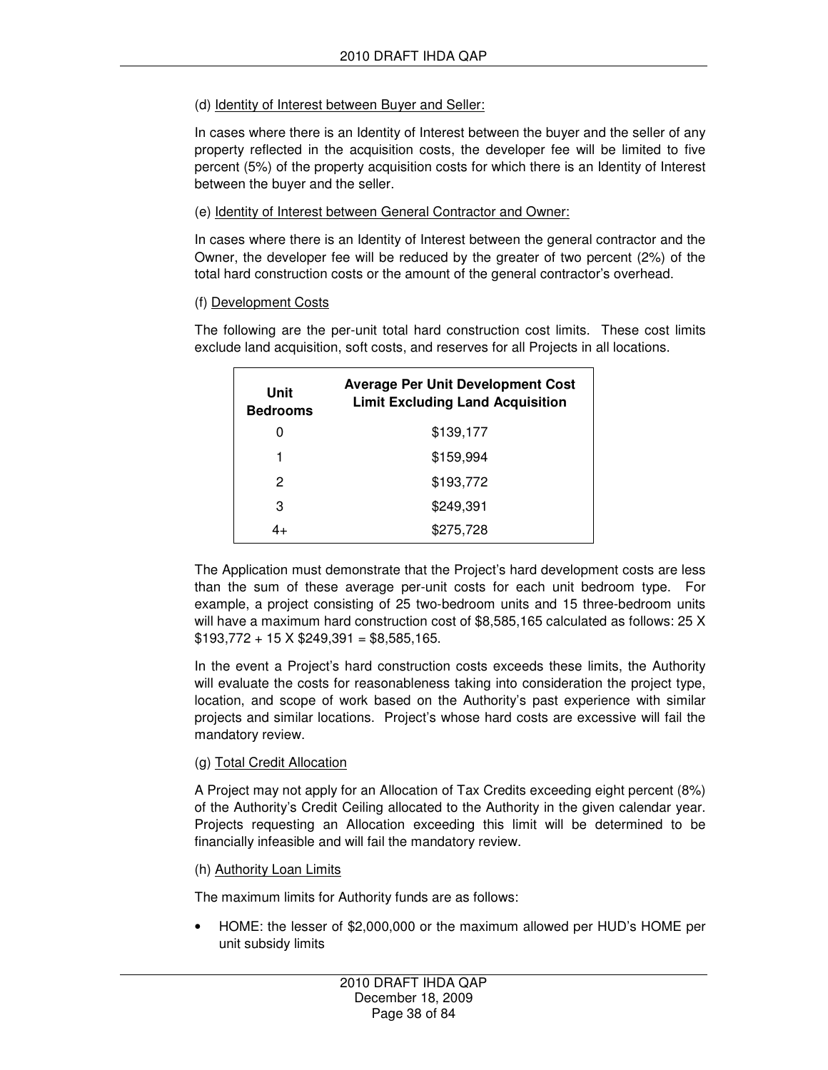(d) Identity of Interest between Buyer and Seller:

In cases where there is an Identity of Interest between the buyer and the seller of any property reflected in the acquisition costs, the developer fee will be limited to five percent (5%) of the property acquisition costs for which there is an Identity of Interest between the buyer and the seller.

(e) Identity of Interest between General Contractor and Owner:

In cases where there is an Identity of Interest between the general contractor and the Owner, the developer fee will be reduced by the greater of two percent (2%) of the total hard construction costs or the amount of the general contractor's overhead.

(f) Development Costs

The following are the per-unit total hard construction cost limits. These cost limits exclude land acquisition, soft costs, and reserves for all Projects in all locations.

| Unit Bedrooms | Average Per Unit Development Cost Limit Excluding Land Acquisition |
|---|---|
| 0 | $139,177 |
| 1 | $159,994 |
| 2 | $193,772 |
| 3 | $249,391 |
| 4+ | $275,728 |

The Application must demonstrate that the Project's hard development costs are less than the sum of these average per-unit costs for each unit bedroom type. For example, a project consisting of 25 two-bedroom units and 15 three-bedroom units will have a maximum hard construction cost of $8,585,165 calculated as follows: 25 X $193,772 + 15 X $249,391 = $8,585,165.

In the event a Project's hard construction costs exceeds these limits, the Authority will evaluate the costs for reasonableness taking into consideration the project type, location, and scope of work based on the Authority's past experience with similar projects and similar locations. Project's whose hard costs are excessive will fail the mandatory review.

(g) Total Credit Allocation

A Project may not apply for an Allocation of Tax Credits exceeding eight percent (8%) of the Authority's Credit Ceiling allocated to the Authority in the given calendar year. Projects requesting an Allocation exceeding this limit will be determined to be financially infeasible and will fail the mandatory review.

(h) Authority Loan Limits

The maximum limits for Authority funds are as follows:

- HOME: the lesser of $2,000,000 or the maximum allowed per HUD's HOME per unit subsidy limits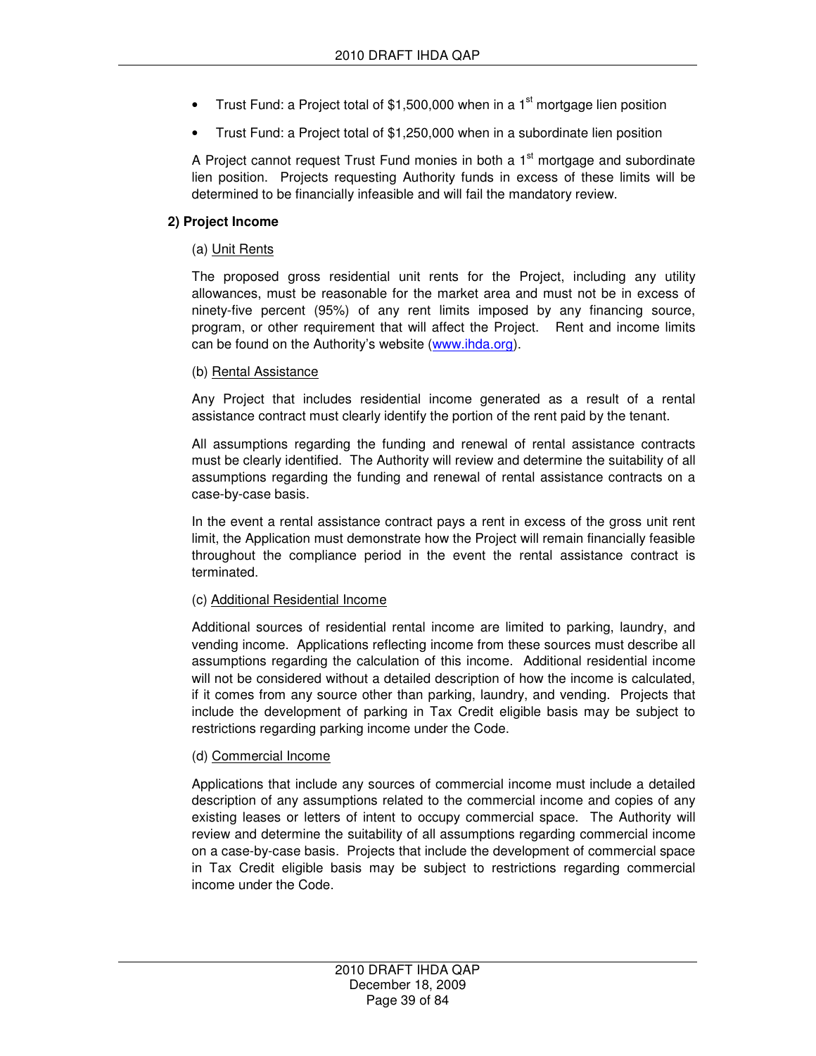- Trust Fund: a Project total of $1,500,000 when in a 1st mortgage lien position
- Trust Fund: a Project total of $1,250,000 when in a subordinate lien position

A Project cannot request Trust Fund monies in both a 1st mortgage and subordinate lien position. Projects requesting Authority funds in excess of these limits will be determined to be financially infeasible and will fail the mandatory review.

**2) Project Income**

(a) Unit Rents

The proposed gross residential unit rents for the Project, including any utility allowances, must be reasonable for the market area and must not be in excess of ninety-five percent (95%) of any rent limits imposed by any financing source, program, or other requirement that will affect the Project. Rent and income limits can be found on the Authority's website (www.ihda.org).

(b) Rental Assistance

Any Project that includes residential income generated as a result of a rental assistance contract must clearly identify the portion of the rent paid by the tenant.

All assumptions regarding the funding and renewal of rental assistance contracts must be clearly identified. The Authority will review and determine the suitability of all assumptions regarding the funding and renewal of rental assistance contracts on a case-by-case basis.

In the event a rental assistance contract pays a rent in excess of the gross unit rent limit, the Application must demonstrate how the Project will remain financially feasible throughout the compliance period in the event the rental assistance contract is terminated.

(c) Additional Residential Income

Additional sources of residential rental income are limited to parking, laundry, and vending income. Applications reflecting income from these sources must describe all assumptions regarding the calculation of this income. Additional residential income will not be considered without a detailed description of how the income is calculated, if it comes from any source other than parking, laundry, and vending. Projects that include the development of parking in Tax Credit eligible basis may be subject to restrictions regarding parking income under the Code.

(d) Commercial Income

Applications that include any sources of commercial income must include a detailed description of any assumptions related to the commercial income and copies of any existing leases or letters of intent to occupy commercial space. The Authority will review and determine the suitability of all assumptions regarding commercial income on a case-by-case basis. Projects that include the development of commercial space in Tax Credit eligible basis may be subject to restrictions regarding commercial income under the Code.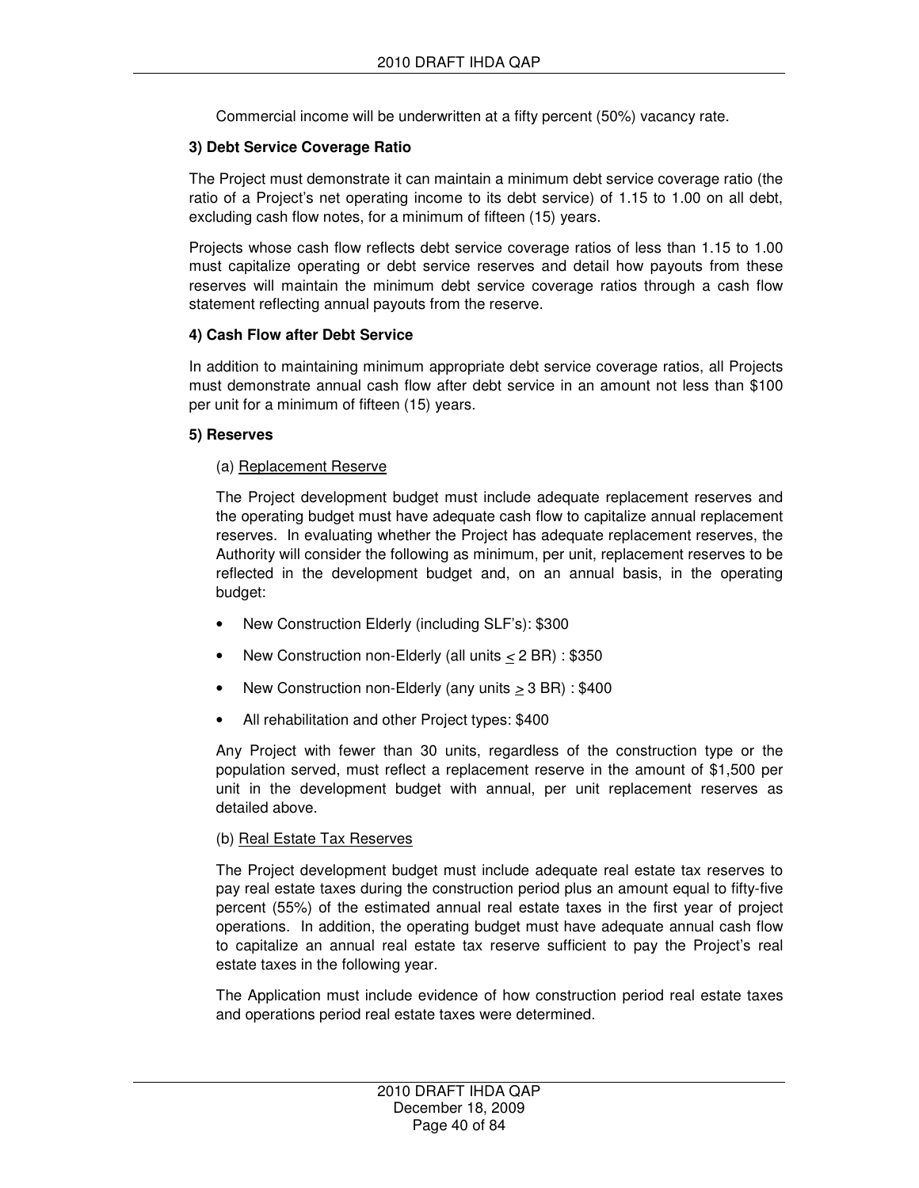Commercial income will be underwritten at a fifty percent (50%) vacancy rate.

**3) Debt Service Coverage Ratio**

The Project must demonstrate it can maintain a minimum debt service coverage ratio (the ratio of a Project's net operating income to its debt service) of 1.15 to 1.00 on all debt, excluding cash flow notes, for a minimum of fifteen (15) years.

Projects whose cash flow reflects debt service coverage ratios of less than 1.15 to 1.00 must capitalize operating or debt service reserves and detail how payouts from these reserves will maintain the minimum debt service coverage ratios through a cash flow statement reflecting annual payouts from the reserve.

**4) Cash Flow after Debt Service**

In addition to maintaining minimum appropriate debt service coverage ratios, all Projects must demonstrate annual cash flow after debt service in an amount not less than $100 per unit for a minimum of fifteen (15) years.

**5) Reserves**

(a) Replacement Reserve

The Project development budget must include adequate replacement reserves and the operating budget must have adequate cash flow to capitalize annual replacement reserves. In evaluating whether the Project has adequate replacement reserves, the Authority will consider the following as minimum, per unit, replacement reserves to be reflected in the development budget and, on an annual basis, in the operating budget:

- New Construction Elderly (including SLF's): $300
- New Construction non-Elderly (all units ≤ 2 BR) : $350
- New Construction non-Elderly (any units ≥ 3 BR) : $400
- All rehabilitation and other Project types: $400

Any Project with fewer than 30 units, regardless of the construction type or the population served, must reflect a replacement reserve in the amount of $1,500 per unit in the development budget with annual, per unit replacement reserves as detailed above.

(b) Real Estate Tax Reserves

The Project development budget must include adequate real estate tax reserves to pay real estate taxes during the construction period plus an amount equal to fifty-five percent (55%) of the estimated annual real estate taxes in the first year of project operations. In addition, the operating budget must have adequate annual cash flow to capitalize an annual real estate tax reserve sufficient to pay the Project's real estate taxes in the following year.

The Application must include evidence of how construction period real estate taxes and operations period real estate taxes were determined.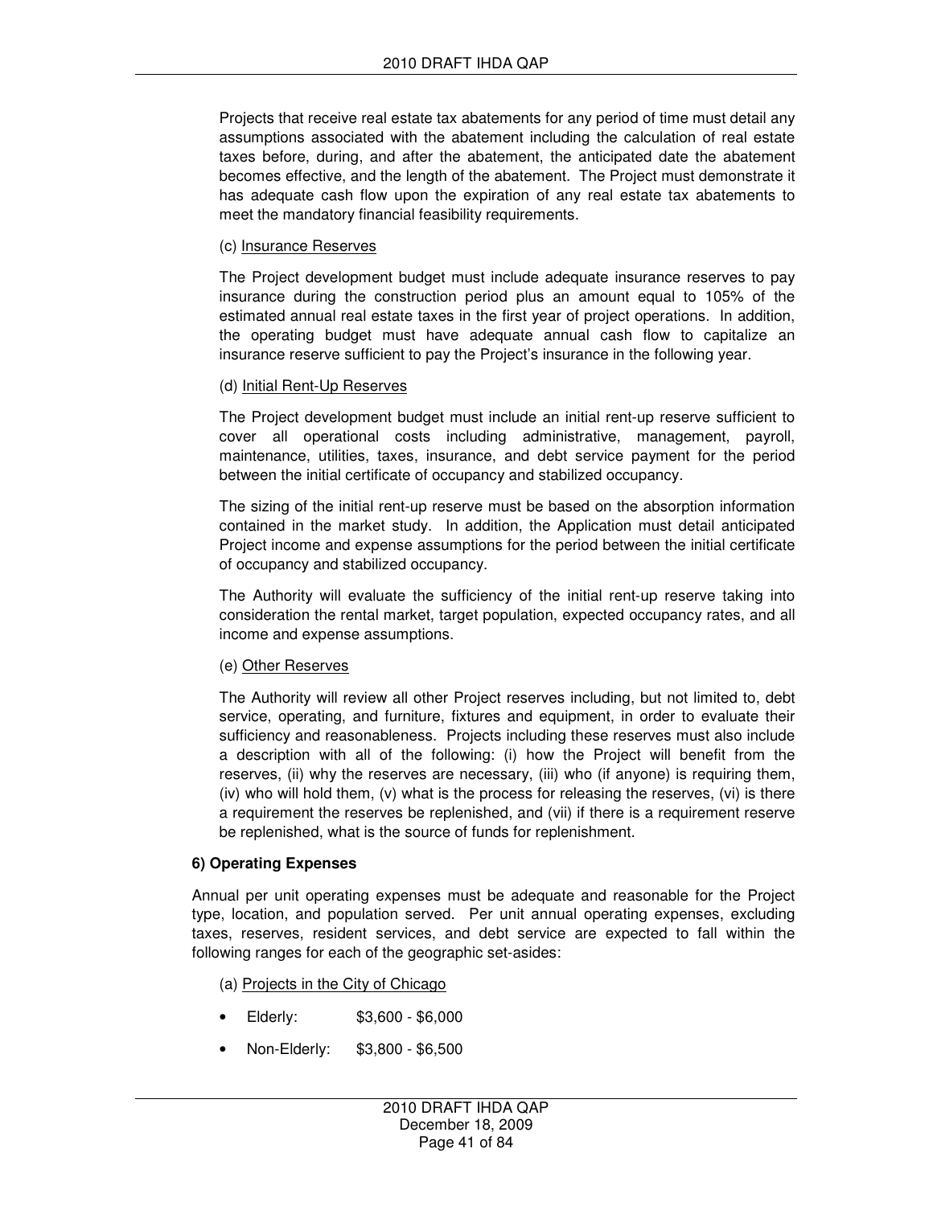Projects that receive real estate tax abatements for any period of time must detail any assumptions associated with the abatement including the calculation of real estate taxes before, during, and after the abatement, the anticipated date the abatement becomes effective, and the length of the abatement. The Project must demonstrate it has adequate cash flow upon the expiration of any real estate tax abatements to meet the mandatory financial feasibility requirements.

(c) Insurance Reserves

The Project development budget must include adequate insurance reserves to pay insurance during the construction period plus an amount equal to 105% of the estimated annual real estate taxes in the first year of project operations. In addition, the operating budget must have adequate annual cash flow to capitalize an insurance reserve sufficient to pay the Project's insurance in the following year.

(d) Initial Rent-Up Reserves

The Project development budget must include an initial rent-up reserve sufficient to cover all operational costs including administrative, management, payroll, maintenance, utilities, taxes, insurance, and debt service payment for the period between the initial certificate of occupancy and stabilized occupancy.

The sizing of the initial rent-up reserve must be based on the absorption information contained in the market study. In addition, the Application must detail anticipated Project income and expense assumptions for the period between the initial certificate of occupancy and stabilized occupancy.

The Authority will evaluate the sufficiency of the initial rent-up reserve taking into consideration the rental market, target population, expected occupancy rates, and all income and expense assumptions.

(e) Other Reserves

The Authority will review all other Project reserves including, but not limited to, debt service, operating, and furniture, fixtures and equipment, in order to evaluate their sufficiency and reasonableness. Projects including these reserves must also include a description with all of the following: (i) how the Project will benefit from the reserves, (ii) why the reserves are necessary, (iii) who (if anyone) is requiring them, (iv) who will hold them, (v) what is the process for releasing the reserves, (vi) is there a requirement the reserves be replenished, and (vii) if there is a requirement reserve be replenished, what is the source of funds for replenishment.

**6) Operating Expenses**

Annual per unit operating expenses must be adequate and reasonable for the Project type, location, and population served. Per unit annual operating expenses, excluding taxes, reserves, resident services, and debt service are expected to fall within the following ranges for each of the geographic set-asides:

(a) Projects in the City of Chicago

- Elderly: $3,600 - $6,000
- Non-Elderly: $3,800 - $6,500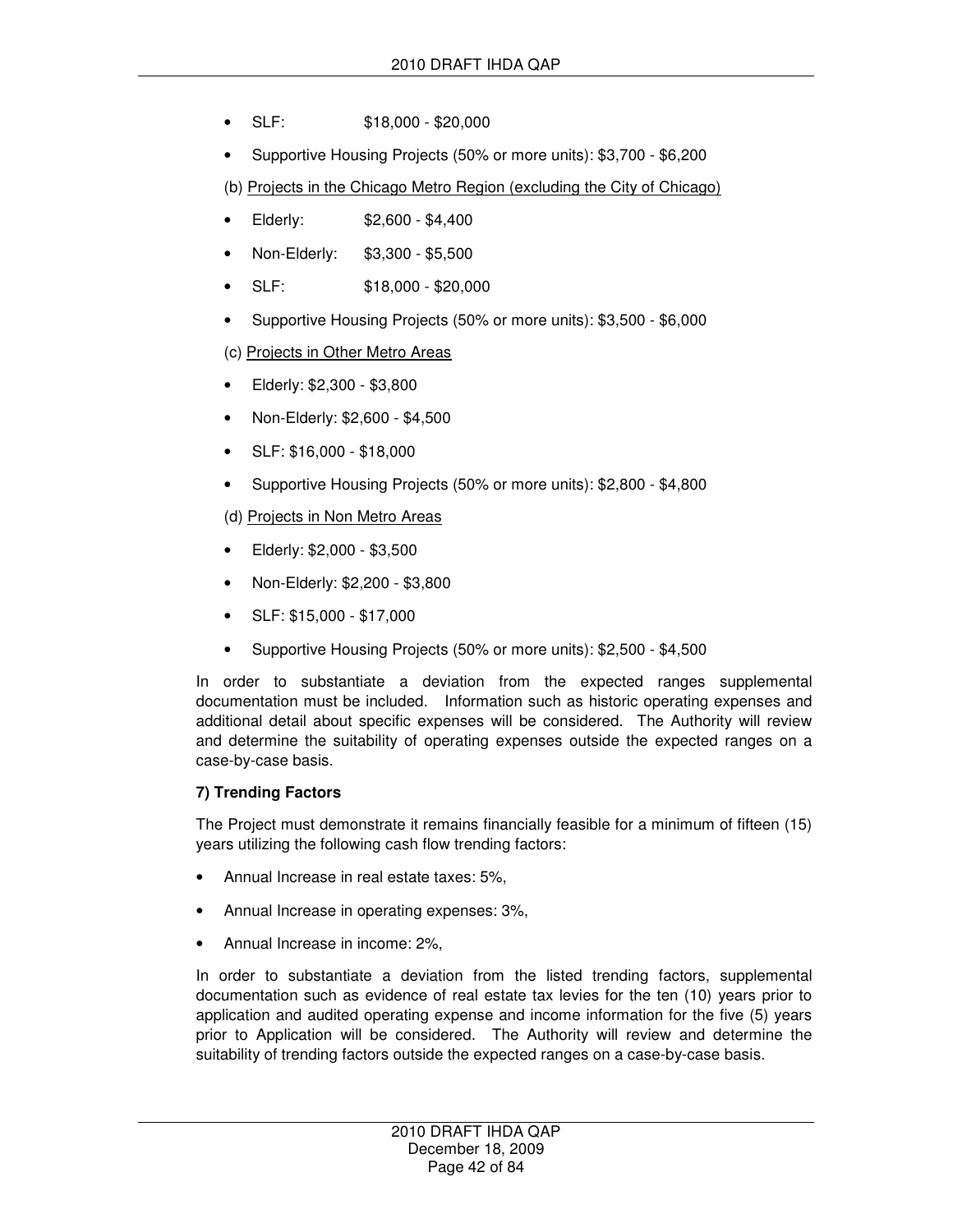- SLF: $18,000 - $20,000
- Supportive Housing Projects (50% or more units): $3,700 - $6,200

(b) Projects in the Chicago Metro Region (excluding the City of Chicago)

- Elderly: $2,600 - $4,400
- Non-Elderly: $3,300 - $5,500
- SLF: $18,000 - $20,000
- Supportive Housing Projects (50% or more units): $3,500 - $6,000

(c) Projects in Other Metro Areas

- Elderly: $2,300 - $3,800
- Non-Elderly: $2,600 - $4,500
- SLF: $16,000 - $18,000
- Supportive Housing Projects (50% or more units): $2,800 - $4,800

(d) Projects in Non Metro Areas

- Elderly: $2,000 - $3,500
- Non-Elderly: $2,200 - $3,800
- SLF: $15,000 - $17,000
- Supportive Housing Projects (50% or more units): $2,500 - $4,500

In order to substantiate a deviation from the expected ranges supplemental documentation must be included. Information such as historic operating expenses and additional detail about specific expenses will be considered. The Authority will review and determine the suitability of operating expenses outside the expected ranges on a case-by-case basis.

**7) Trending Factors**

The Project must demonstrate it remains financially feasible for a minimum of fifteen (15) years utilizing the following cash flow trending factors:

- Annual Increase in real estate taxes: 5%,
- Annual Increase in operating expenses: 3%,
- Annual Increase in income: 2%,

In order to substantiate a deviation from the listed trending factors, supplemental documentation such as evidence of real estate tax levies for the ten (10) years prior to application and audited operating expense and income information for the five (5) years prior to Application will be considered. The Authority will review and determine the suitability of trending factors outside the expected ranges on a case-by-case basis.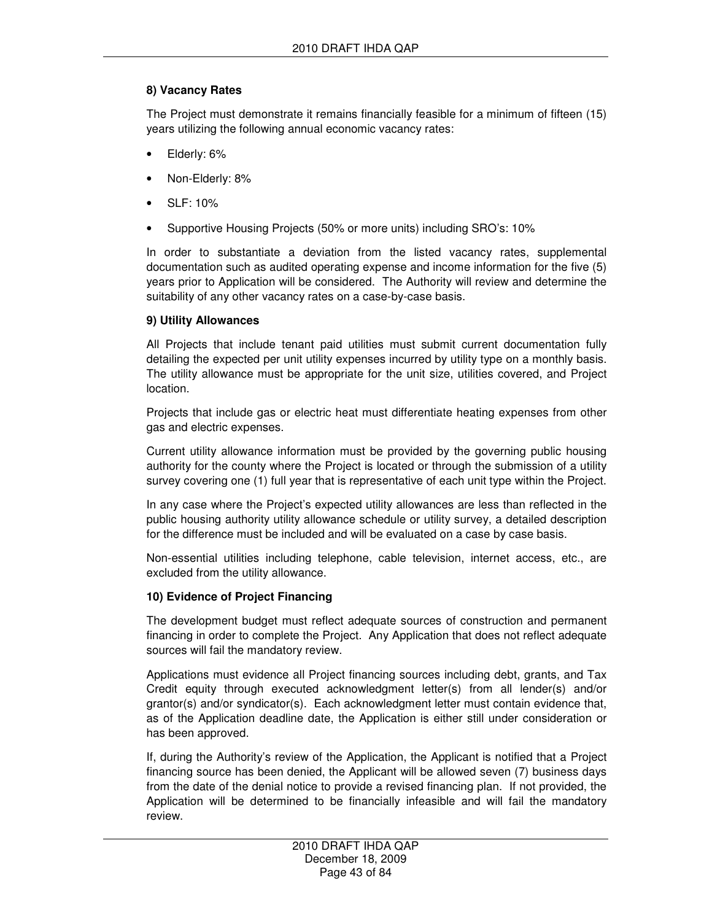**8) Vacancy Rates**

The Project must demonstrate it remains financially feasible for a minimum of fifteen (15) years utilizing the following annual economic vacancy rates:

- Elderly: 6%
- Non-Elderly: 8%
- SLF: 10%
- Supportive Housing Projects (50% or more units) including SRO's: 10%

In order to substantiate a deviation from the listed vacancy rates, supplemental documentation such as audited operating expense and income information for the five (5) years prior to Application will be considered. The Authority will review and determine the suitability of any other vacancy rates on a case-by-case basis.

**9) Utility Allowances**

All Projects that include tenant paid utilities must submit current documentation fully detailing the expected per unit utility expenses incurred by utility type on a monthly basis. The utility allowance must be appropriate for the unit size, utilities covered, and Project location.

Projects that include gas or electric heat must differentiate heating expenses from other gas and electric expenses.

Current utility allowance information must be provided by the governing public housing authority for the county where the Project is located or through the submission of a utility survey covering one (1) full year that is representative of each unit type within the Project.

In any case where the Project's expected utility allowances are less than reflected in the public housing authority utility allowance schedule or utility survey, a detailed description for the difference must be included and will be evaluated on a case by case basis.

Non-essential utilities including telephone, cable television, internet access, etc., are excluded from the utility allowance.

**10) Evidence of Project Financing**

The development budget must reflect adequate sources of construction and permanent financing in order to complete the Project. Any Application that does not reflect adequate sources will fail the mandatory review.

Applications must evidence all Project financing sources including debt, grants, and Tax Credit equity through executed acknowledgment letter(s) from all lender(s) and/or grantor(s) and/or syndicator(s). Each acknowledgment letter must contain evidence that, as of the Application deadline date, the Application is either still under consideration or has been approved.

If, during the Authority's review of the Application, the Applicant is notified that a Project financing source has been denied, the Applicant will be allowed seven (7) business days from the date of the denial notice to provide a revised financing plan. If not provided, the Application will be determined to be financially infeasible and will fail the mandatory review.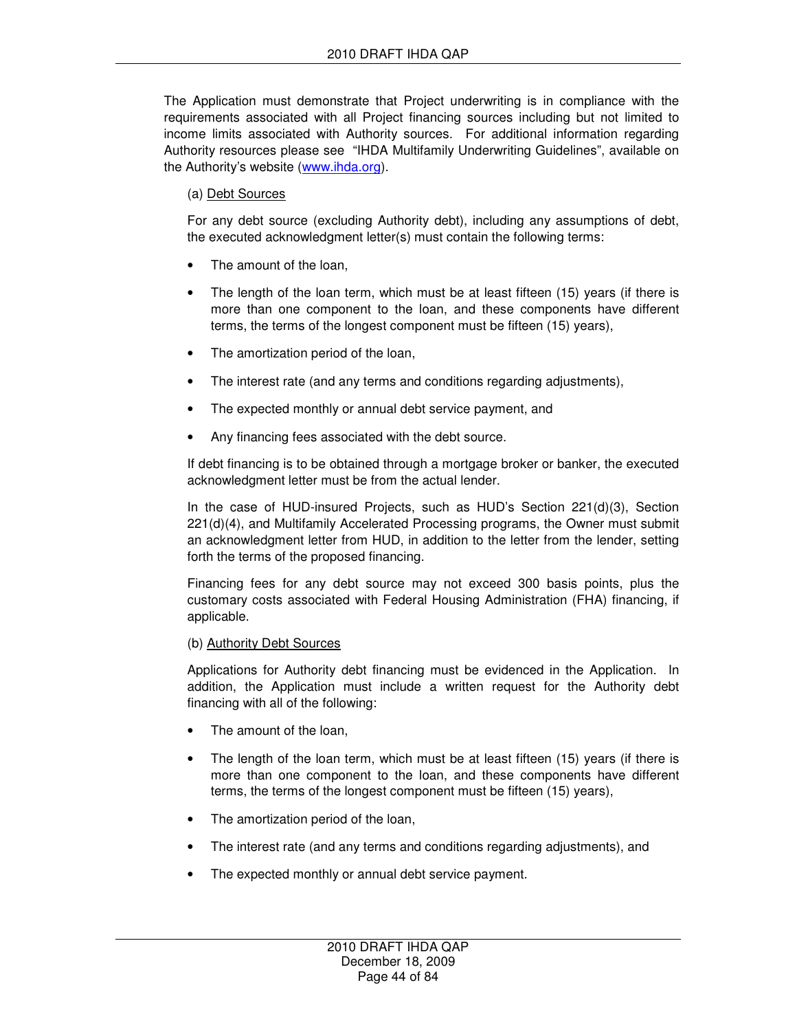The Application must demonstrate that Project underwriting is in compliance with the requirements associated with all Project financing sources including but not limited to income limits associated with Authority sources. For additional information regarding Authority resources please see "IHDA Multifamily Underwriting Guidelines", available on the Authority's website (www.ihda.org).

(a) Debt Sources

For any debt source (excluding Authority debt), including any assumptions of debt, the executed acknowledgment letter(s) must contain the following terms:

- The amount of the loan,
- The length of the loan term, which must be at least fifteen (15) years (if there is more than one component to the loan, and these components have different terms, the terms of the longest component must be fifteen (15) years),
- The amortization period of the loan,
- The interest rate (and any terms and conditions regarding adjustments),
- The expected monthly or annual debt service payment, and
- Any financing fees associated with the debt source.

If debt financing is to be obtained through a mortgage broker or banker, the executed acknowledgment letter must be from the actual lender.

In the case of HUD-insured Projects, such as HUD's Section 221(d)(3), Section 221(d)(4), and Multifamily Accelerated Processing programs, the Owner must submit an acknowledgment letter from HUD, in addition to the letter from the lender, setting forth the terms of the proposed financing.

Financing fees for any debt source may not exceed 300 basis points, plus the customary costs associated with Federal Housing Administration (FHA) financing, if applicable.

(b) Authority Debt Sources

Applications for Authority debt financing must be evidenced in the Application. In addition, the Application must include a written request for the Authority debt financing with all of the following:

- The amount of the loan,
- The length of the loan term, which must be at least fifteen (15) years (if there is more than one component to the loan, and these components have different terms, the terms of the longest component must be fifteen (15) years),
- The amortization period of the loan,
- The interest rate (and any terms and conditions regarding adjustments), and
- The expected monthly or annual debt service payment.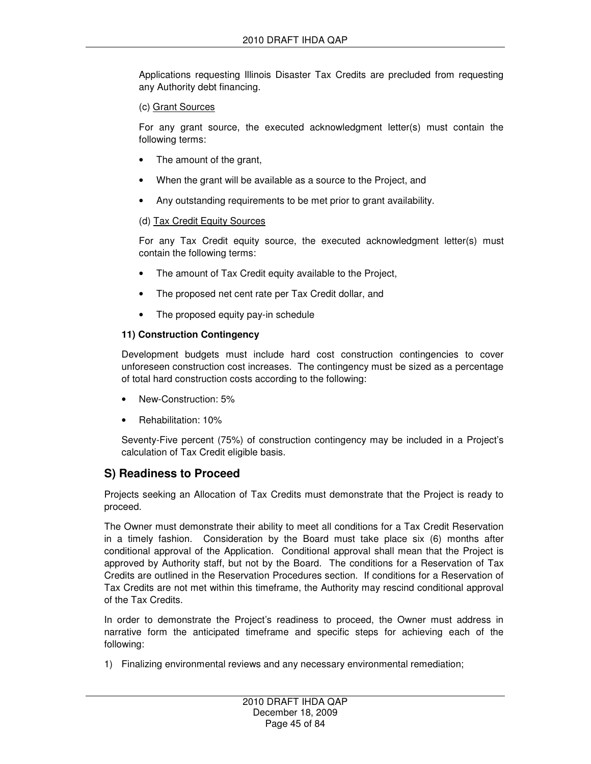Applications requesting Illinois Disaster Tax Credits are precluded from requesting any Authority debt financing.

(c) Grant Sources

For any grant source, the executed acknowledgment letter(s) must contain the following terms:

- The amount of the grant,
- When the grant will be available as a source to the Project, and
- Any outstanding requirements to be met prior to grant availability.

(d) Tax Credit Equity Sources

For any Tax Credit equity source, the executed acknowledgment letter(s) must contain the following terms:

- The amount of Tax Credit equity available to the Project,
- The proposed net cent rate per Tax Credit dollar, and
- The proposed equity pay-in schedule

**11) Construction Contingency**

Development budgets must include hard cost construction contingencies to cover unforeseen construction cost increases. The contingency must be sized as a percentage of total hard construction costs according to the following:

- New-Construction: 5%
- Rehabilitation: 10%

Seventy-Five percent (75%) of construction contingency may be included in a Project's calculation of Tax Credit eligible basis.

## S) Readiness to Proceed

Projects seeking an Allocation of Tax Credits must demonstrate that the Project is ready to proceed.

The Owner must demonstrate their ability to meet all conditions for a Tax Credit Reservation in a timely fashion. Consideration by the Board must take place six (6) months after conditional approval of the Application. Conditional approval shall mean that the Project is approved by Authority staff, but not by the Board. The conditions for a Reservation of Tax Credits are outlined in the Reservation Procedures section. If conditions for a Reservation of Tax Credits are not met within this timeframe, the Authority may rescind conditional approval of the Tax Credits.

In order to demonstrate the Project's readiness to proceed, the Owner must address in narrative form the anticipated timeframe and specific steps for achieving each of the following:

1) Finalizing environmental reviews and any necessary environmental remediation;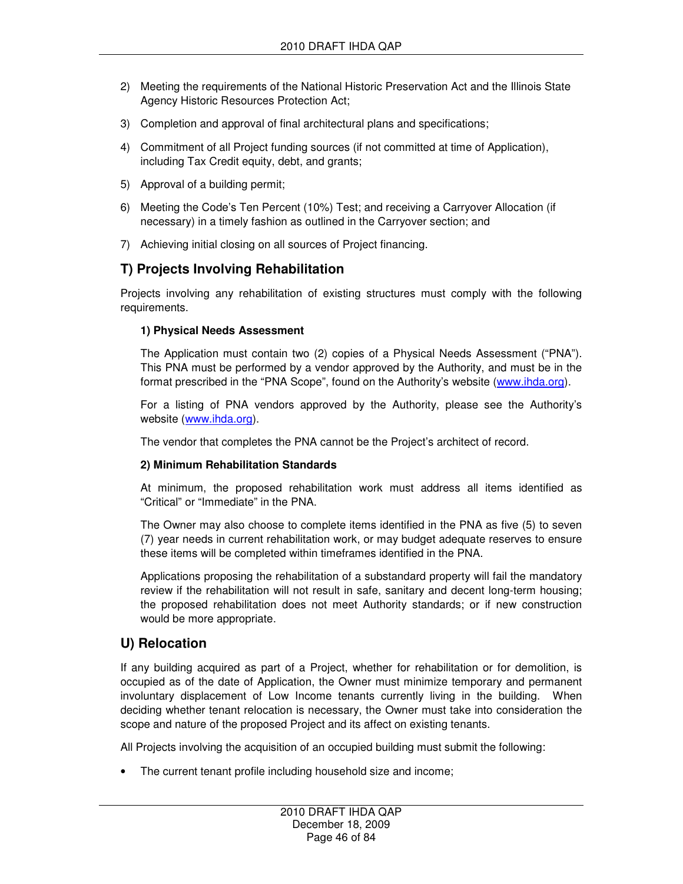2) Meeting the requirements of the National Historic Preservation Act and the Illinois State Agency Historic Resources Protection Act;

3) Completion and approval of final architectural plans and specifications;

4) Commitment of all Project funding sources (if not committed at time of Application), including Tax Credit equity, debt, and grants;

5) Approval of a building permit;

6) Meeting the Code's Ten Percent (10%) Test; and receiving a Carryover Allocation (if necessary) in a timely fashion as outlined in the Carryover section; and

7) Achieving initial closing on all sources of Project financing.

## T) Projects Involving Rehabilitation

Projects involving any rehabilitation of existing structures must comply with the following requirements.

### 1) Physical Needs Assessment

The Application must contain two (2) copies of a Physical Needs Assessment ("PNA"). This PNA must be performed by a vendor approved by the Authority, and must be in the format prescribed in the "PNA Scope", found on the Authority's website (www.ihda.org).

For a listing of PNA vendors approved by the Authority, please see the Authority's website (www.ihda.org).

The vendor that completes the PNA cannot be the Project's architect of record.

### 2) Minimum Rehabilitation Standards

At minimum, the proposed rehabilitation work must address all items identified as "Critical" or "Immediate" in the PNA.

The Owner may also choose to complete items identified in the PNA as five (5) to seven (7) year needs in current rehabilitation work, or may budget adequate reserves to ensure these items will be completed within timeframes identified in the PNA.

Applications proposing the rehabilitation of a substandard property will fail the mandatory review if the rehabilitation will not result in safe, sanitary and decent long-term housing; the proposed rehabilitation does not meet Authority standards; or if new construction would be more appropriate.

## U) Relocation

If any building acquired as part of a Project, whether for rehabilitation or for demolition, is occupied as of the date of Application, the Owner must minimize temporary and permanent involuntary displacement of Low Income tenants currently living in the building. When deciding whether tenant relocation is necessary, the Owner must take into consideration the scope and nature of the proposed Project and its affect on existing tenants.

All Projects involving the acquisition of an occupied building must submit the following:

- The current tenant profile including household size and income;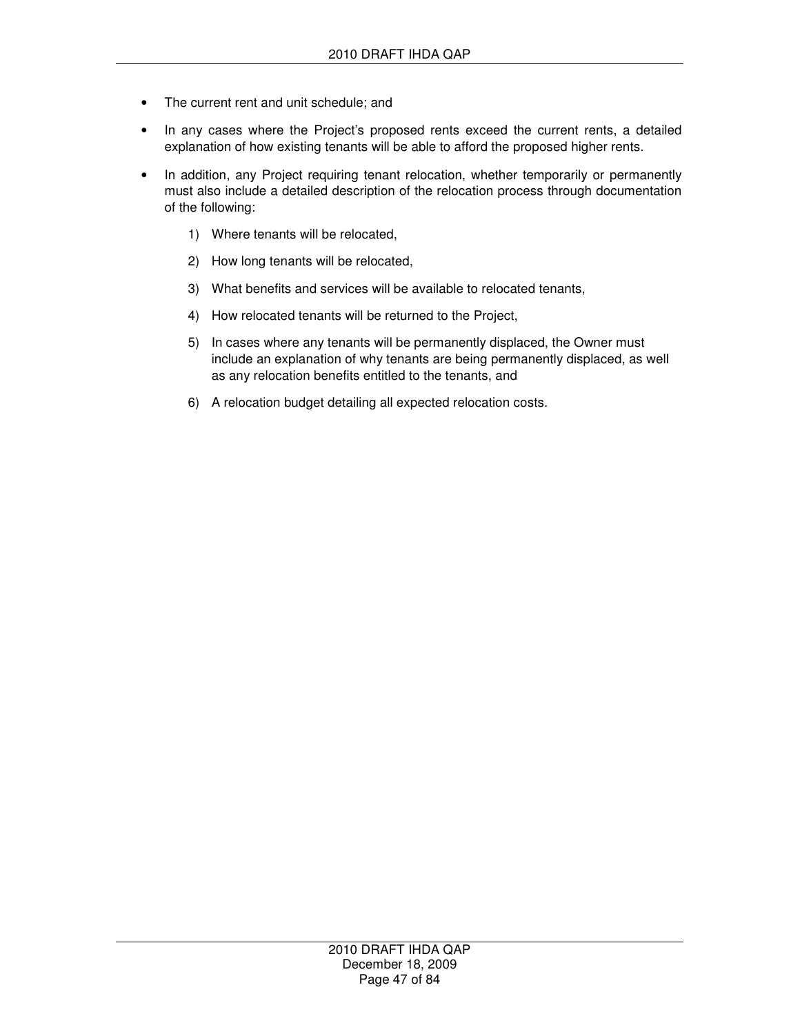- The current rent and unit schedule; and
- In any cases where the Project's proposed rents exceed the current rents, a detailed explanation of how existing tenants will be able to afford the proposed higher rents.
- In addition, any Project requiring tenant relocation, whether temporarily or permanently must also include a detailed description of the relocation process through documentation of the following:
  1) Where tenants will be relocated,
  2) How long tenants will be relocated,
  3) What benefits and services will be available to relocated tenants,
  4) How relocated tenants will be returned to the Project,
  5) In cases where any tenants will be permanently displaced, the Owner must include an explanation of why tenants are being permanently displaced, as well as any relocation benefits entitled to the tenants, and
  6) A relocation budget detailing all expected relocation costs.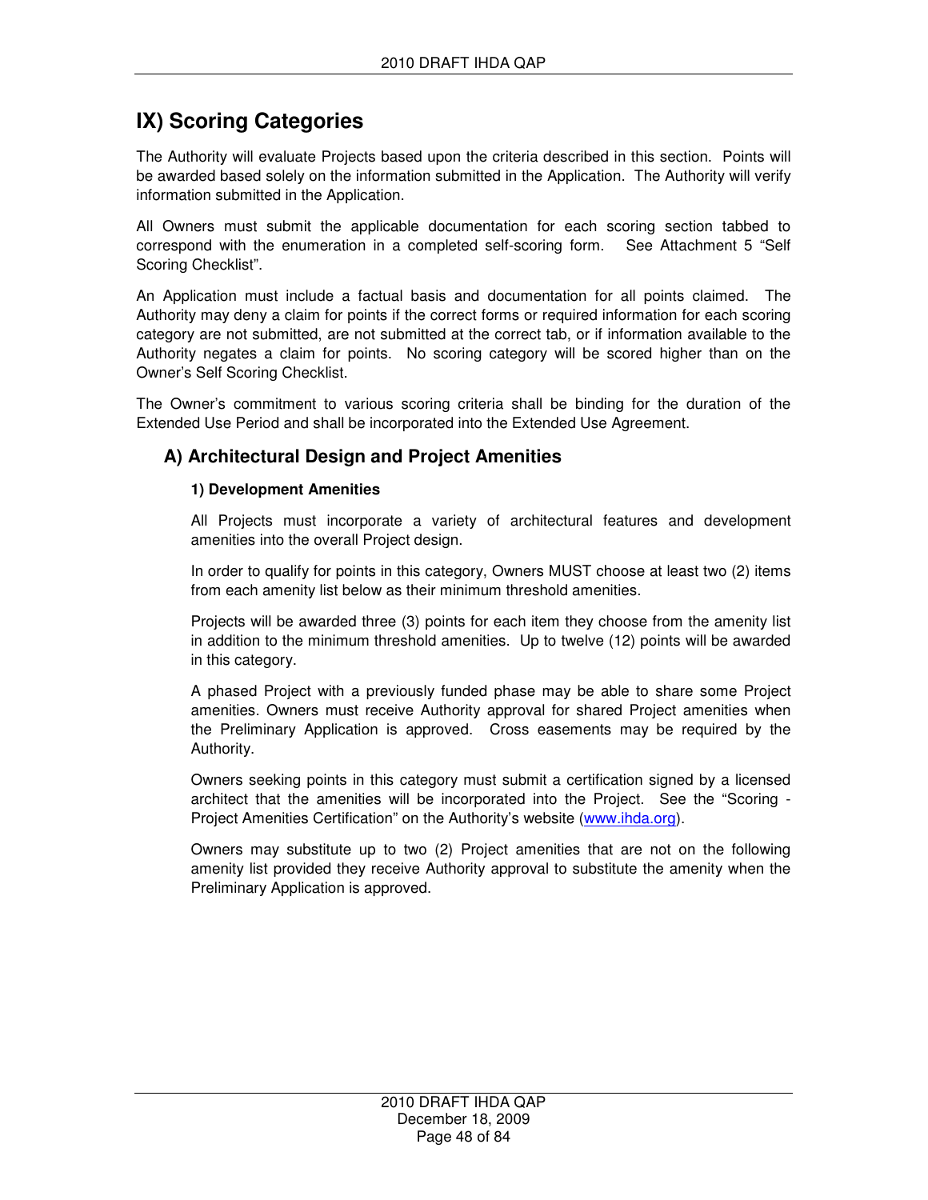# IX) Scoring Categories

The Authority will evaluate Projects based upon the criteria described in this section. Points will be awarded based solely on the information submitted in the Application. The Authority will verify information submitted in the Application.

All Owners must submit the applicable documentation for each scoring section tabbed to correspond with the enumeration in a completed self-scoring form. See Attachment 5 "Self Scoring Checklist".

An Application must include a factual basis and documentation for all points claimed. The Authority may deny a claim for points if the correct forms or required information for each scoring category are not submitted, are not submitted at the correct tab, or if information available to the Authority negates a claim for points. No scoring category will be scored higher than on the Owner's Self Scoring Checklist.

The Owner's commitment to various scoring criteria shall be binding for the duration of the Extended Use Period and shall be incorporated into the Extended Use Agreement.

## A) Architectural Design and Project Amenities

### 1) Development Amenities

All Projects must incorporate a variety of architectural features and development amenities into the overall Project design.

In order to qualify for points in this category, Owners MUST choose at least two (2) items from each amenity list below as their minimum threshold amenities.

Projects will be awarded three (3) points for each item they choose from the amenity list in addition to the minimum threshold amenities. Up to twelve (12) points will be awarded in this category.

A phased Project with a previously funded phase may be able to share some Project amenities. Owners must receive Authority approval for shared Project amenities when the Preliminary Application is approved. Cross easements may be required by the Authority.

Owners seeking points in this category must submit a certification signed by a licensed architect that the amenities will be incorporated into the Project. See the "Scoring - Project Amenities Certification" on the Authority's website (www.ihda.org).

Owners may substitute up to two (2) Project amenities that are not on the following amenity list provided they receive Authority approval to substitute the amenity when the Preliminary Application is approved.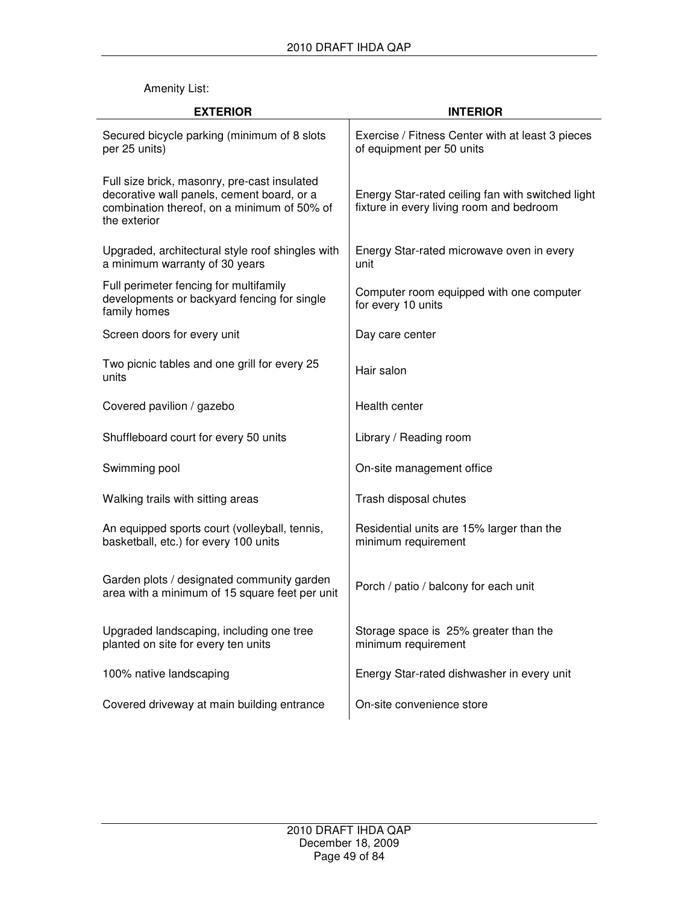Amenity List:

| EXTERIOR | INTERIOR |
|---|---|
| Secured bicycle parking (minimum of 8 slots per 25 units) | Exercise / Fitness Center with at least 3 pieces of equipment per 50 units |
| Full size brick, masonry, pre-cast insulated decorative wall panels, cement board, or a combination thereof, on a minimum of 50% of the exterior | Energy Star-rated ceiling fan with switched light fixture in every living room and bedroom |
| Upgraded, architectural style roof shingles with a minimum warranty of 30 years | Energy Star-rated microwave oven in every unit |
| Full perimeter fencing for multifamily developments or backyard fencing for single family homes | Computer room equipped with one computer for every 10 units |
| Screen doors for every unit | Day care center |
| Two picnic tables and one grill for every 25 units | Hair salon |
| Covered pavilion / gazebo | Health center |
| Shuffleboard court for every 50 units | Library / Reading room |
| Swimming pool | On-site management office |
| Walking trails with sitting areas | Trash disposal chutes |
| An equipped sports court (volleyball, tennis, basketball, etc.) for every 100 units | Residential units are 15% larger than the minimum requirement |
| Garden plots / designated community garden area with a minimum of 15 square feet per unit | Porch / patio / balcony for each unit |
| Upgraded landscaping, including one tree planted on site for every ten units | Storage space is 25% greater than the minimum requirement |
| 100% native landscaping | Energy Star-rated dishwasher in every unit |
| Covered driveway at main building entrance | On-site convenience store |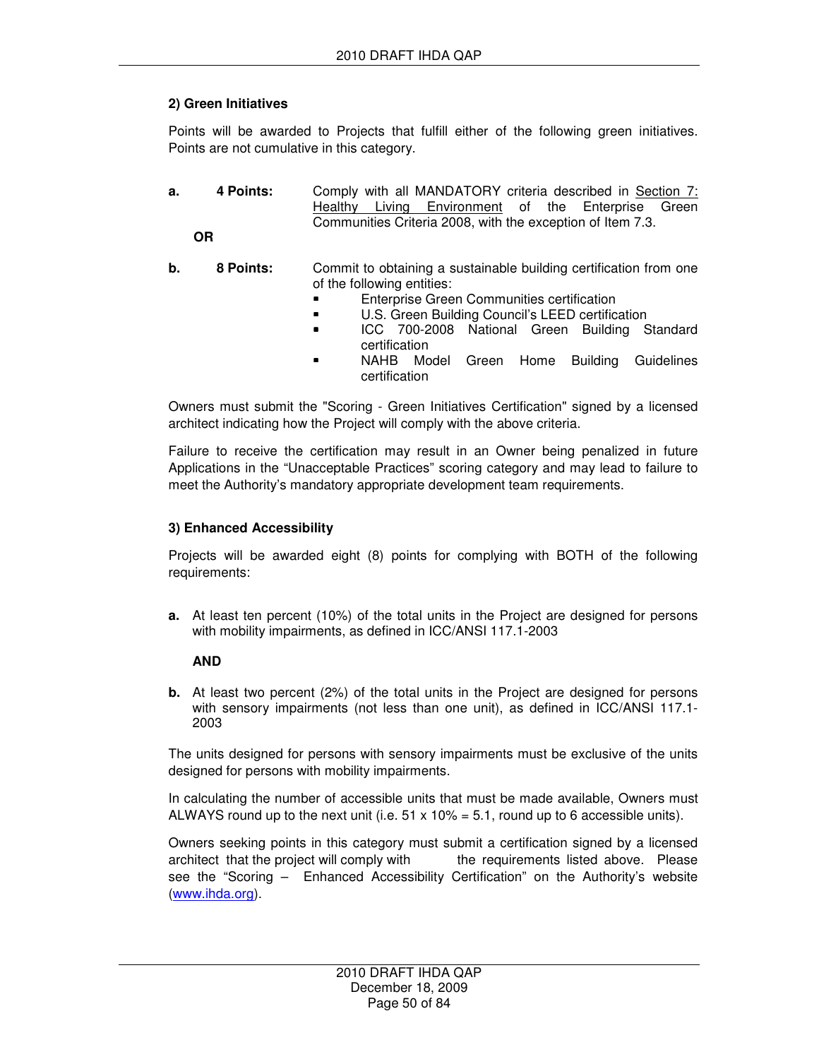### 2) Green Initiatives

Points will be awarded to Projects that fulfill either of the following green initiatives. Points are not cumulative in this category.

**a.** **4 Points:** Comply with all MANDATORY criteria described in Section 7: Healthy Living Environment of the Enterprise Green Communities Criteria 2008, with the exception of Item 7.3.

**OR**

**b.** **8 Points:** Commit to obtaining a sustainable building certification from one of the following entities:

- Enterprise Green Communities certification
- U.S. Green Building Council's LEED certification
- ICC 700-2008 National Green Building Standard certification
- NAHB Model Green Home Building Guidelines certification

Owners must submit the "Scoring - Green Initiatives Certification" signed by a licensed architect indicating how the Project will comply with the above criteria.

Failure to receive the certification may result in an Owner being penalized in future Applications in the "Unacceptable Practices" scoring category and may lead to failure to meet the Authority's mandatory appropriate development team requirements.

### 3) Enhanced Accessibility

Projects will be awarded eight (8) points for complying with BOTH of the following requirements:

**a.** At least ten percent (10%) of the total units in the Project are designed for persons with mobility impairments, as defined in ICC/ANSI 117.1-2003

**AND**

**b.** At least two percent (2%) of the total units in the Project are designed for persons with sensory impairments (not less than one unit), as defined in ICC/ANSI 117.1-2003

The units designed for persons with sensory impairments must be exclusive of the units designed for persons with mobility impairments.

In calculating the number of accessible units that must be made available, Owners must ALWAYS round up to the next unit (i.e. 51 x 10% = 5.1, round up to 6 accessible units).

Owners seeking points in this category must submit a certification signed by a licensed architect that the project will comply with the requirements listed above. Please see the "Scoring – Enhanced Accessibility Certification" on the Authority's website (www.ihda.org).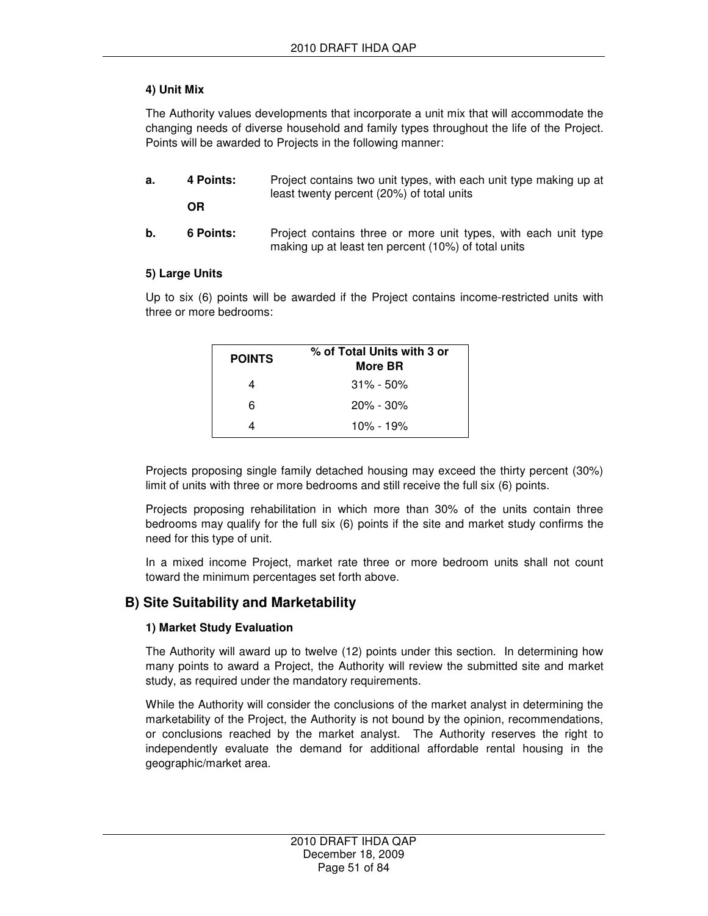#### 4) Unit Mix

The Authority values developments that incorporate a unit mix that will accommodate the changing needs of diverse household and family types throughout the life of the Project. Points will be awarded to Projects in the following manner:

**a.** **4 Points:** Project contains two unit types, with each unit type making up at least twenty percent (20%) of total units

**OR**

**b.** **6 Points:** Project contains three or more unit types, with each unit type making up at least ten percent (10%) of total units

#### 5) Large Units

Up to six (6) points will be awarded if the Project contains income-restricted units with three or more bedrooms:

| POINTS | % of Total Units with 3 or More BR |
|---|---|
| 4 | 31% - 50% |
| 6 | 20% - 30% |
| 4 | 10% - 19% |

Projects proposing single family detached housing may exceed the thirty percent (30%) limit of units with three or more bedrooms and still receive the full six (6) points.

Projects proposing rehabilitation in which more than 30% of the units contain three bedrooms may qualify for the full six (6) points if the site and market study confirms the need for this type of unit.

In a mixed income Project, market rate three or more bedroom units shall not count toward the minimum percentages set forth above.

## B) Site Suitability and Marketability

#### 1) Market Study Evaluation

The Authority will award up to twelve (12) points under this section. In determining how many points to award a Project, the Authority will review the submitted site and market study, as required under the mandatory requirements.

While the Authority will consider the conclusions of the market analyst in determining the marketability of the Project, the Authority is not bound by the opinion, recommendations, or conclusions reached by the market analyst. The Authority reserves the right to independently evaluate the demand for additional affordable rental housing in the geographic/market area.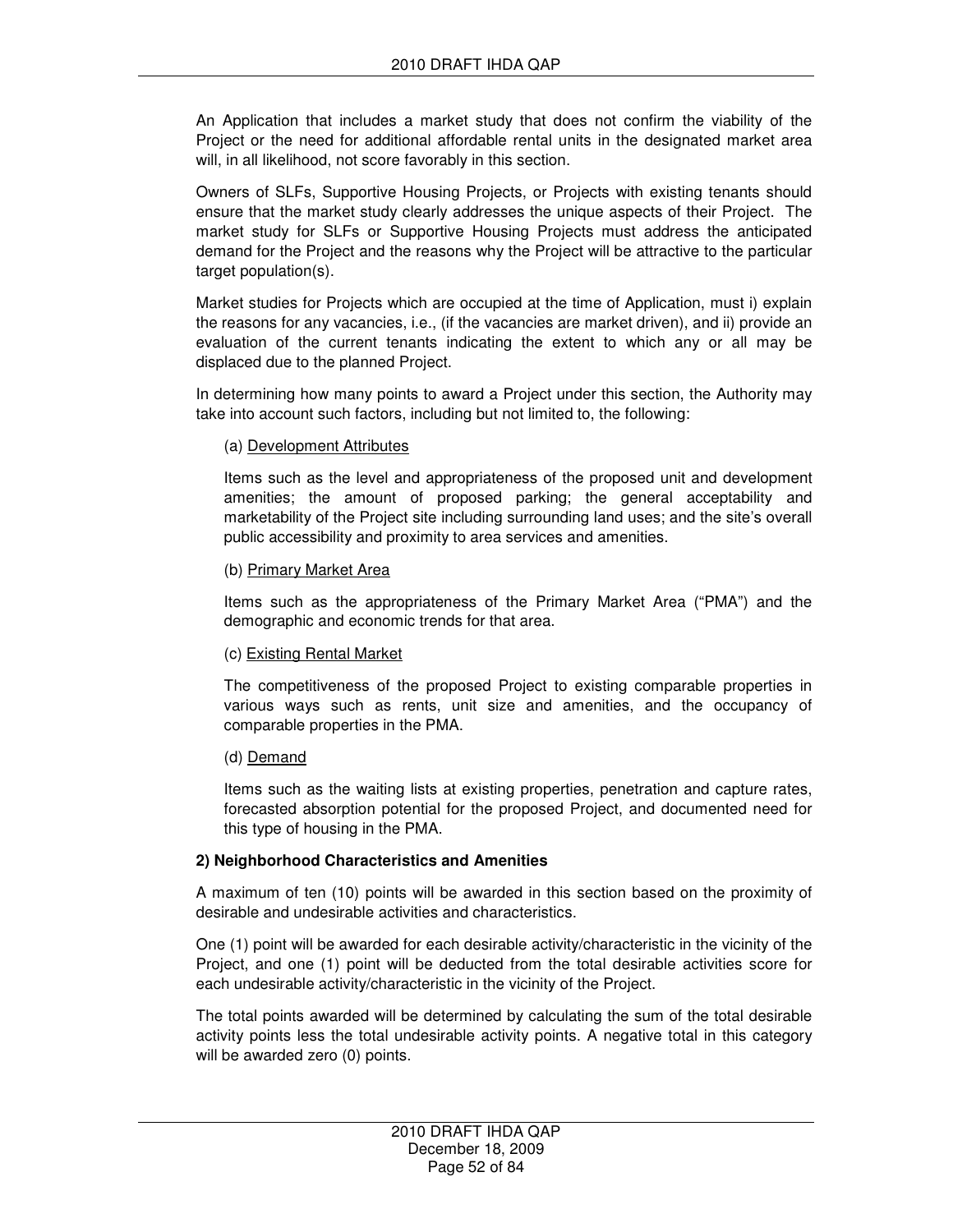An Application that includes a market study that does not confirm the viability of the Project or the need for additional affordable rental units in the designated market area will, in all likelihood, not score favorably in this section.

Owners of SLFs, Supportive Housing Projects, or Projects with existing tenants should ensure that the market study clearly addresses the unique aspects of their Project. The market study for SLFs or Supportive Housing Projects must address the anticipated demand for the Project and the reasons why the Project will be attractive to the particular target population(s).

Market studies for Projects which are occupied at the time of Application, must i) explain the reasons for any vacancies, i.e., (if the vacancies are market driven), and ii) provide an evaluation of the current tenants indicating the extent to which any or all may be displaced due to the planned Project.

In determining how many points to award a Project under this section, the Authority may take into account such factors, including but not limited to, the following:

(a) Development Attributes

Items such as the level and appropriateness of the proposed unit and development amenities; the amount of proposed parking; the general acceptability and marketability of the Project site including surrounding land uses; and the site's overall public accessibility and proximity to area services and amenities.

(b) Primary Market Area

Items such as the appropriateness of the Primary Market Area ("PMA") and the demographic and economic trends for that area.

(c) Existing Rental Market

The competitiveness of the proposed Project to existing comparable properties in various ways such as rents, unit size and amenities, and the occupancy of comparable properties in the PMA.

(d) Demand

Items such as the waiting lists at existing properties, penetration and capture rates, forecasted absorption potential for the proposed Project, and documented need for this type of housing in the PMA.

**2) Neighborhood Characteristics and Amenities**

A maximum of ten (10) points will be awarded in this section based on the proximity of desirable and undesirable activities and characteristics.

One (1) point will be awarded for each desirable activity/characteristic in the vicinity of the Project, and one (1) point will be deducted from the total desirable activities score for each undesirable activity/characteristic in the vicinity of the Project.

The total points awarded will be determined by calculating the sum of the total desirable activity points less the total undesirable activity points. A negative total in this category will be awarded zero (0) points.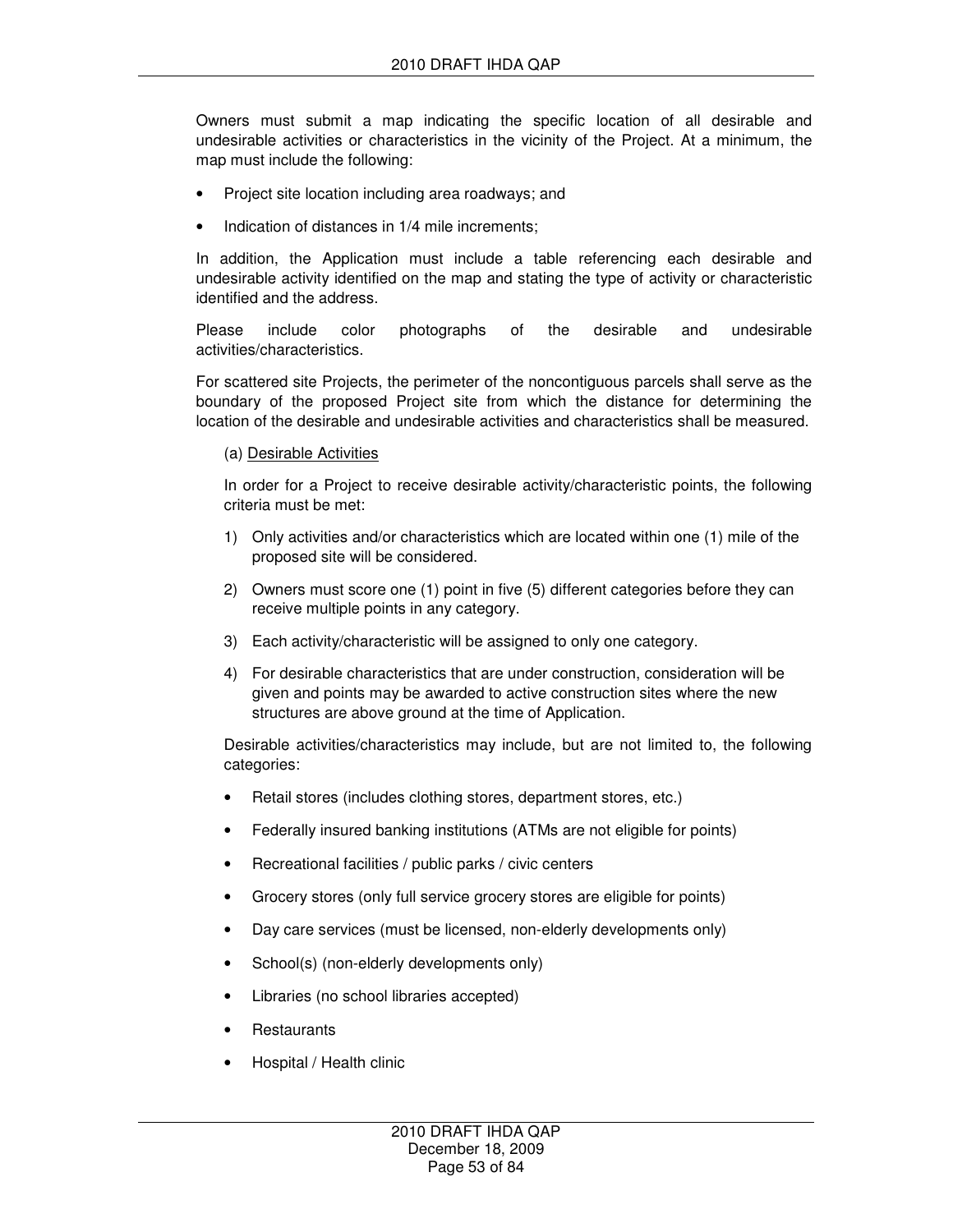Owners must submit a map indicating the specific location of all desirable and undesirable activities or characteristics in the vicinity of the Project. At a minimum, the map must include the following:

- Project site location including area roadways; and
- Indication of distances in 1/4 mile increments;

In addition, the Application must include a table referencing each desirable and undesirable activity identified on the map and stating the type of activity or characteristic identified and the address.

Please include color photographs of the desirable and undesirable activities/characteristics.

For scattered site Projects, the perimeter of the noncontiguous parcels shall serve as the boundary of the proposed Project site from which the distance for determining the location of the desirable and undesirable activities and characteristics shall be measured.

(a) Desirable Activities

In order for a Project to receive desirable activity/characteristic points, the following criteria must be met:

1) Only activities and/or characteristics which are located within one (1) mile of the proposed site will be considered.
2) Owners must score one (1) point in five (5) different categories before they can receive multiple points in any category.
3) Each activity/characteristic will be assigned to only one category.
4) For desirable characteristics that are under construction, consideration will be given and points may be awarded to active construction sites where the new structures are above ground at the time of Application.

Desirable activities/characteristics may include, but are not limited to, the following categories:

- Retail stores (includes clothing stores, department stores, etc.)
- Federally insured banking institutions (ATMs are not eligible for points)
- Recreational facilities / public parks / civic centers
- Grocery stores (only full service grocery stores are eligible for points)
- Day care services (must be licensed, non-elderly developments only)
- School(s) (non-elderly developments only)
- Libraries (no school libraries accepted)
- Restaurants
- Hospital / Health clinic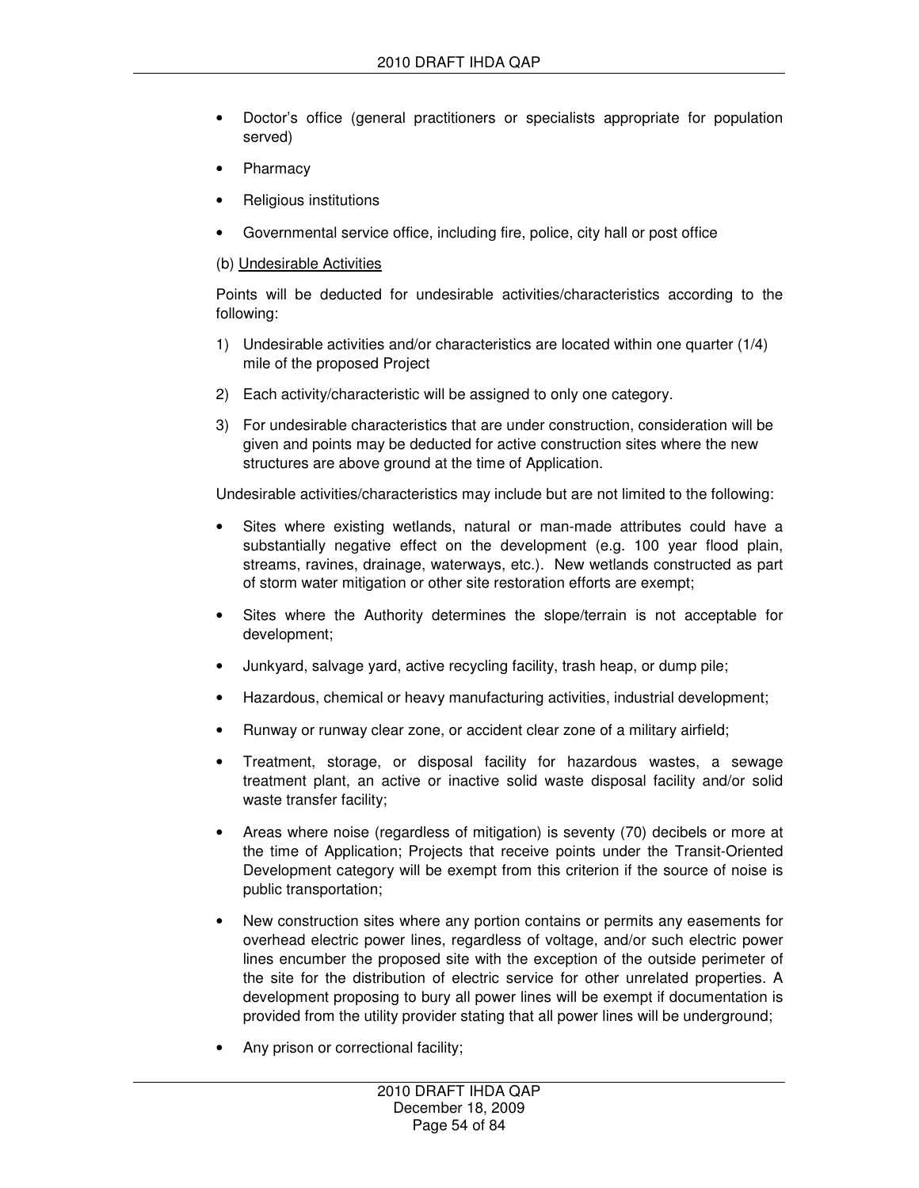- Doctor's office (general practitioners or specialists appropriate for population served)
- Pharmacy
- Religious institutions
- Governmental service office, including fire, police, city hall or post office

(b) Undesirable Activities

Points will be deducted for undesirable activities/characteristics according to the following:

1) Undesirable activities and/or characteristics are located within one quarter (1/4) mile of the proposed Project
2) Each activity/characteristic will be assigned to only one category.
3) For undesirable characteristics that are under construction, consideration will be given and points may be deducted for active construction sites where the new structures are above ground at the time of Application.

Undesirable activities/characteristics may include but are not limited to the following:

- Sites where existing wetlands, natural or man-made attributes could have a substantially negative effect on the development (e.g. 100 year flood plain, streams, ravines, drainage, waterways, etc.). New wetlands constructed as part of storm water mitigation or other site restoration efforts are exempt;
- Sites where the Authority determines the slope/terrain is not acceptable for development;
- Junkyard, salvage yard, active recycling facility, trash heap, or dump pile;
- Hazardous, chemical or heavy manufacturing activities, industrial development;
- Runway or runway clear zone, or accident clear zone of a military airfield;
- Treatment, storage, or disposal facility for hazardous wastes, a sewage treatment plant, an active or inactive solid waste disposal facility and/or solid waste transfer facility;
- Areas where noise (regardless of mitigation) is seventy (70) decibels or more at the time of Application; Projects that receive points under the Transit-Oriented Development category will be exempt from this criterion if the source of noise is public transportation;
- New construction sites where any portion contains or permits any easements for overhead electric power lines, regardless of voltage, and/or such electric power lines encumber the proposed site with the exception of the outside perimeter of the site for the distribution of electric service for other unrelated properties. A development proposing to bury all power lines will be exempt if documentation is provided from the utility provider stating that all power lines will be underground;
- Any prison or correctional facility;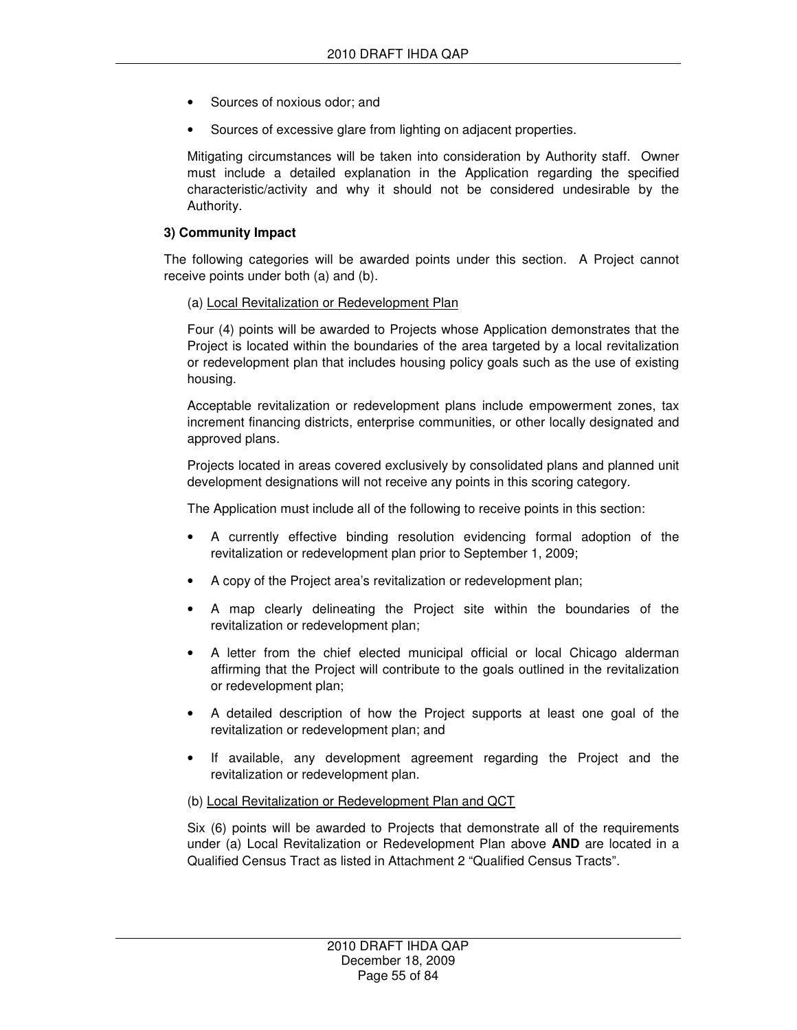- Sources of noxious odor; and
- Sources of excessive glare from lighting on adjacent properties.

Mitigating circumstances will be taken into consideration by Authority staff. Owner must include a detailed explanation in the Application regarding the specified characteristic/activity and why it should not be considered undesirable by the Authority.

**3) Community Impact**

The following categories will be awarded points under this section. A Project cannot receive points under both (a) and (b).

(a) Local Revitalization or Redevelopment Plan

Four (4) points will be awarded to Projects whose Application demonstrates that the Project is located within the boundaries of the area targeted by a local revitalization or redevelopment plan that includes housing policy goals such as the use of existing housing.

Acceptable revitalization or redevelopment plans include empowerment zones, tax increment financing districts, enterprise communities, or other locally designated and approved plans.

Projects located in areas covered exclusively by consolidated plans and planned unit development designations will not receive any points in this scoring category.

The Application must include all of the following to receive points in this section:

- A currently effective binding resolution evidencing formal adoption of the revitalization or redevelopment plan prior to September 1, 2009;
- A copy of the Project area's revitalization or redevelopment plan;
- A map clearly delineating the Project site within the boundaries of the revitalization or redevelopment plan;
- A letter from the chief elected municipal official or local Chicago alderman affirming that the Project will contribute to the goals outlined in the revitalization or redevelopment plan;
- A detailed description of how the Project supports at least one goal of the revitalization or redevelopment plan; and
- If available, any development agreement regarding the Project and the revitalization or redevelopment plan.

(b) Local Revitalization or Redevelopment Plan and QCT

Six (6) points will be awarded to Projects that demonstrate all of the requirements under (a) Local Revitalization or Redevelopment Plan above **AND** are located in a Qualified Census Tract as listed in Attachment 2 "Qualified Census Tracts".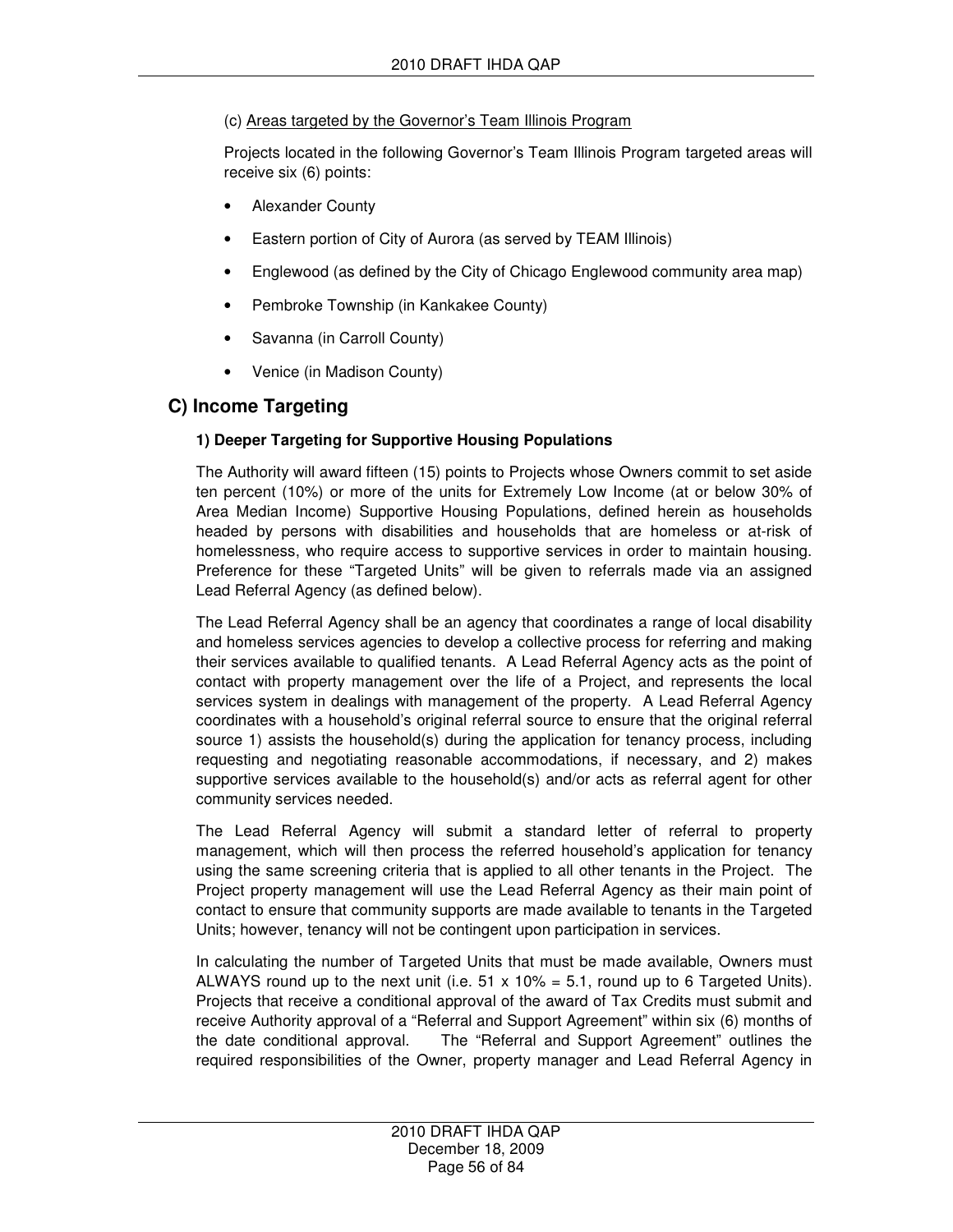(c) Areas targeted by the Governor's Team Illinois Program

Projects located in the following Governor's Team Illinois Program targeted areas will receive six (6) points:

- Alexander County
- Eastern portion of City of Aurora (as served by TEAM Illinois)
- Englewood (as defined by the City of Chicago Englewood community area map)
- Pembroke Township (in Kankakee County)
- Savanna (in Carroll County)
- Venice (in Madison County)

## C) Income Targeting

### 1) Deeper Targeting for Supportive Housing Populations

The Authority will award fifteen (15) points to Projects whose Owners commit to set aside ten percent (10%) or more of the units for Extremely Low Income (at or below 30% of Area Median Income) Supportive Housing Populations, defined herein as households headed by persons with disabilities and households that are homeless or at-risk of homelessness, who require access to supportive services in order to maintain housing. Preference for these "Targeted Units" will be given to referrals made via an assigned Lead Referral Agency (as defined below).

The Lead Referral Agency shall be an agency that coordinates a range of local disability and homeless services agencies to develop a collective process for referring and making their services available to qualified tenants. A Lead Referral Agency acts as the point of contact with property management over the life of a Project, and represents the local services system in dealings with management of the property. A Lead Referral Agency coordinates with a household's original referral source to ensure that the original referral source 1) assists the household(s) during the application for tenancy process, including requesting and negotiating reasonable accommodations, if necessary, and 2) makes supportive services available to the household(s) and/or acts as referral agent for other community services needed.

The Lead Referral Agency will submit a standard letter of referral to property management, which will then process the referred household's application for tenancy using the same screening criteria that is applied to all other tenants in the Project. The Project property management will use the Lead Referral Agency as their main point of contact to ensure that community supports are made available to tenants in the Targeted Units; however, tenancy will not be contingent upon participation in services.

In calculating the number of Targeted Units that must be made available, Owners must ALWAYS round up to the next unit (i.e. 51 x 10% = 5.1, round up to 6 Targeted Units). Projects that receive a conditional approval of the award of Tax Credits must submit and receive Authority approval of a "Referral and Support Agreement" within six (6) months of the date conditional approval. The "Referral and Support Agreement" outlines the required responsibilities of the Owner, property manager and Lead Referral Agency in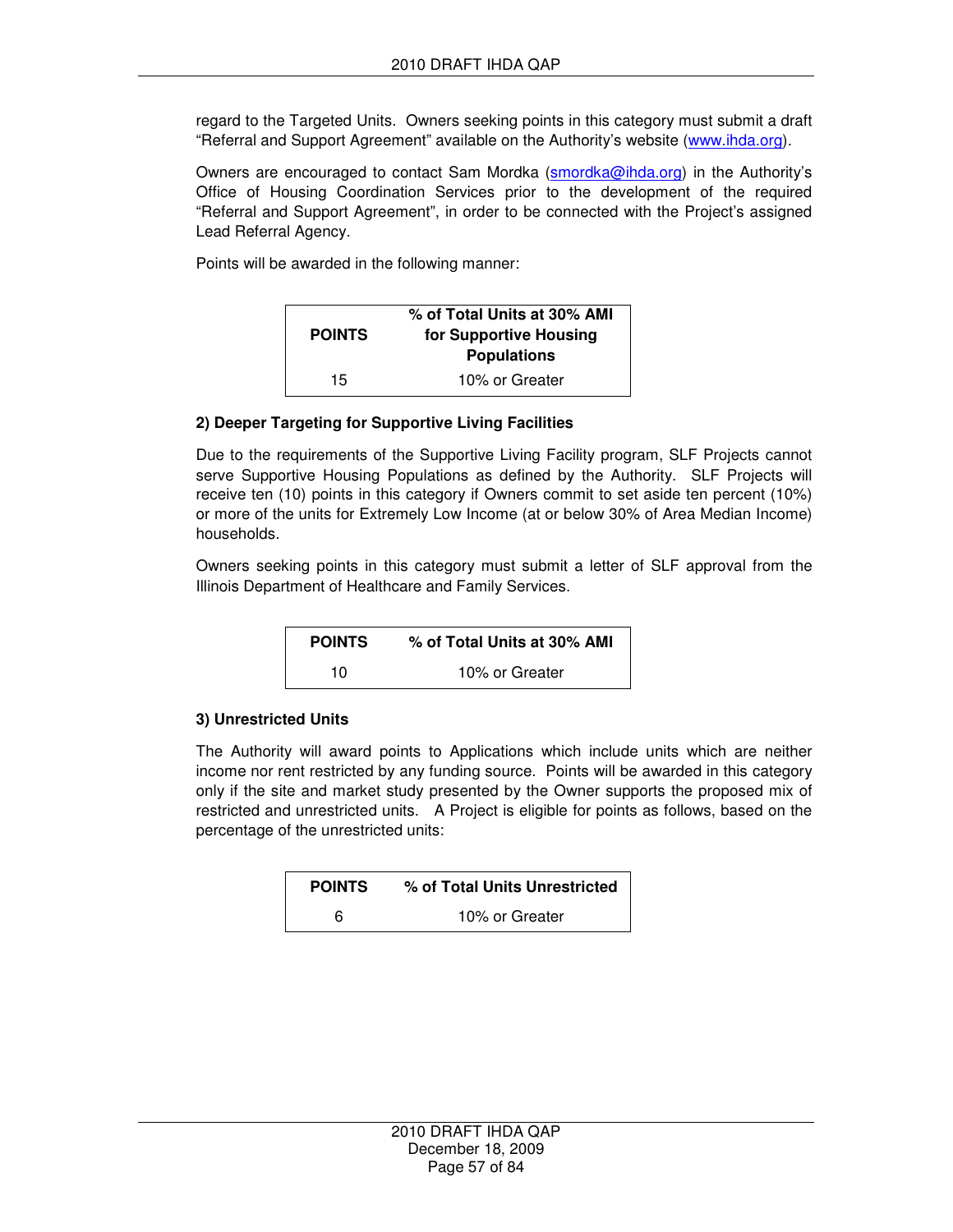regard to the Targeted Units. Owners seeking points in this category must submit a draft "Referral and Support Agreement" available on the Authority's website (www.ihda.org).

Owners are encouraged to contact Sam Mordka (smordka@ihda.org) in the Authority's Office of Housing Coordination Services prior to the development of the required "Referral and Support Agreement", in order to be connected with the Project's assigned Lead Referral Agency.

Points will be awarded in the following manner:

| POINTS | % of Total Units at 30% AMI for Supportive Housing Populations |
|---|---|
| 15 | 10% or Greater |

**2) Deeper Targeting for Supportive Living Facilities**

Due to the requirements of the Supportive Living Facility program, SLF Projects cannot serve Supportive Housing Populations as defined by the Authority. SLF Projects will receive ten (10) points in this category if Owners commit to set aside ten percent (10%) or more of the units for Extremely Low Income (at or below 30% of Area Median Income) households.

Owners seeking points in this category must submit a letter of SLF approval from the Illinois Department of Healthcare and Family Services.

| POINTS | % of Total Units at 30% AMI |
|---|---|
| 10 | 10% or Greater |

**3) Unrestricted Units**

The Authority will award points to Applications which include units which are neither income nor rent restricted by any funding source. Points will be awarded in this category only if the site and market study presented by the Owner supports the proposed mix of restricted and unrestricted units. A Project is eligible for points as follows, based on the percentage of the unrestricted units:

| POINTS | % of Total Units Unrestricted |
|---|---|
| 6 | 10% or Greater |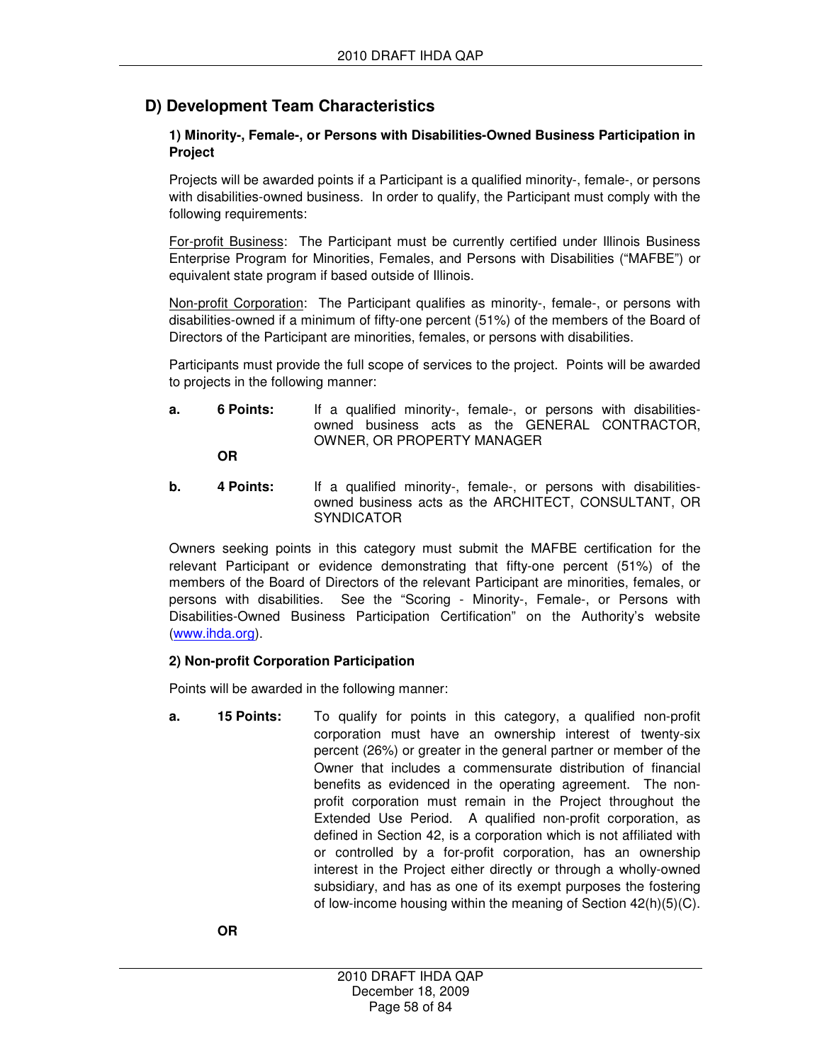## D) Development Team Characteristics

### 1) Minority-, Female-, or Persons with Disabilities-Owned Business Participation in Project

Projects will be awarded points if a Participant is a qualified minority-, female-, or persons with disabilities-owned business. In order to qualify, the Participant must comply with the following requirements:

For-profit Business: The Participant must be currently certified under Illinois Business Enterprise Program for Minorities, Females, and Persons with Disabilities ("MAFBE") or equivalent state program if based outside of Illinois.

Non-profit Corporation: The Participant qualifies as minority-, female-, or persons with disabilities-owned if a minimum of fifty-one percent (51%) of the members of the Board of Directors of the Participant are minorities, females, or persons with disabilities.

Participants must provide the full scope of services to the project. Points will be awarded to projects in the following manner:

**a.** **6 Points:** If a qualified minority-, female-, or persons with disabilities-owned business acts as the GENERAL CONTRACTOR, OWNER, OR PROPERTY MANAGER

**OR**

**b.** **4 Points:** If a qualified minority-, female-, or persons with disabilities-owned business acts as the ARCHITECT, CONSULTANT, OR SYNDICATOR

Owners seeking points in this category must submit the MAFBE certification for the relevant Participant or evidence demonstrating that fifty-one percent (51%) of the members of the Board of Directors of the relevant Participant are minorities, females, or persons with disabilities. See the "Scoring - Minority-, Female-, or Persons with Disabilities-Owned Business Participation Certification" on the Authority's website (www.ihda.org).

### 2) Non-profit Corporation Participation

Points will be awarded in the following manner:

**a.** **15 Points:** To qualify for points in this category, a qualified non-profit corporation must have an ownership interest of twenty-six percent (26%) or greater in the general partner or member of the Owner that includes a commensurate distribution of financial benefits as evidenced in the operating agreement. The non-profit corporation must remain in the Project throughout the Extended Use Period. A qualified non-profit corporation, as defined in Section 42, is a corporation which is not affiliated with or controlled by a for-profit corporation, has an ownership interest in the Project either directly or through a wholly-owned subsidiary, and has as one of its exempt purposes the fostering of low-income housing within the meaning of Section 42(h)(5)(C).

**OR**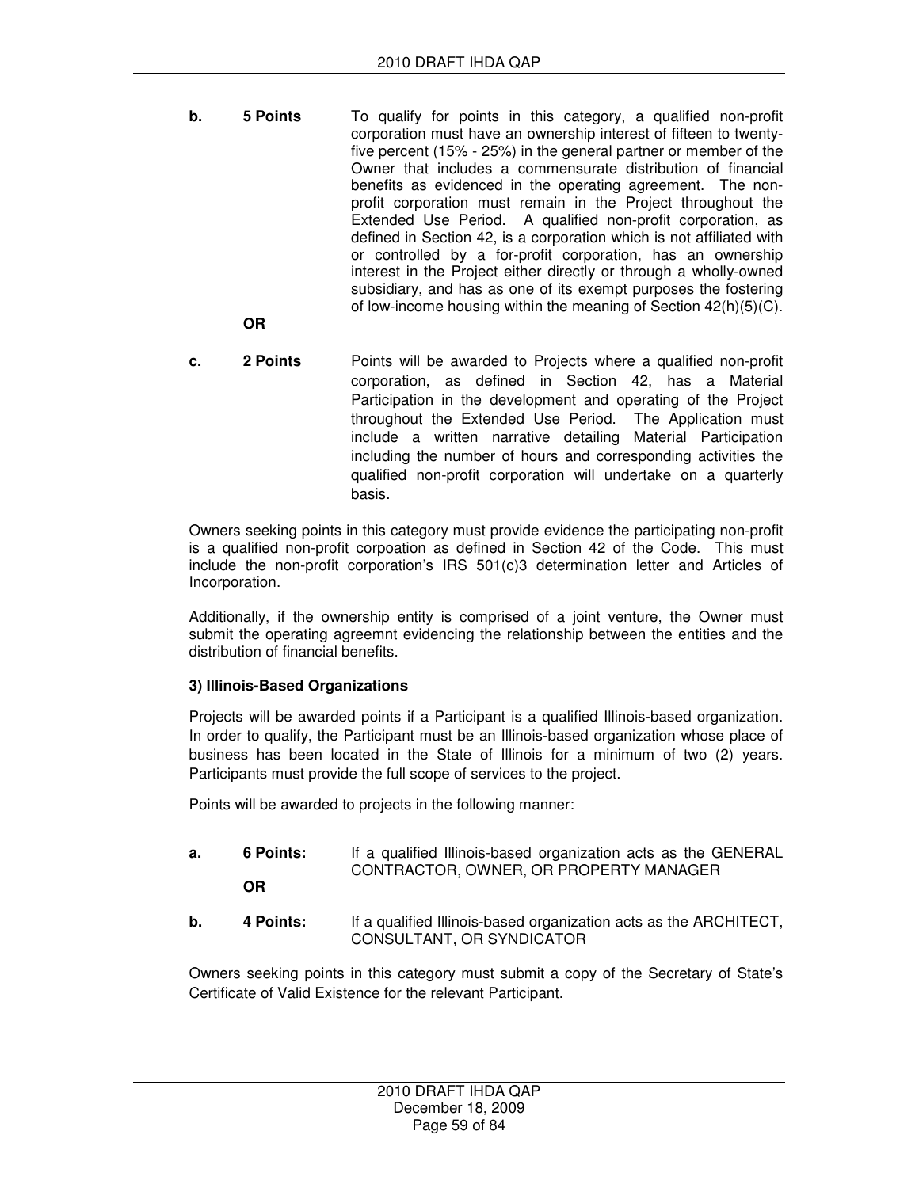**b. 5 Points** To qualify for points in this category, a qualified non-profit corporation must have an ownership interest of fifteen to twenty-five percent (15% - 25%) in the general partner or member of the Owner that includes a commensurate distribution of financial benefits as evidenced in the operating agreement. The non-profit corporation must remain in the Project throughout the Extended Use Period. A qualified non-profit corporation, as defined in Section 42, is a corporation which is not affiliated with or controlled by a for-profit corporation, has an ownership interest in the Project either directly or through a wholly-owned subsidiary, and has as one of its exempt purposes the fostering of low-income housing within the meaning of Section 42(h)(5)(C).

**OR**

**c. 2 Points** Points will be awarded to Projects where a qualified non-profit corporation, as defined in Section 42, has a Material Participation in the development and operating of the Project throughout the Extended Use Period. The Application must include a written narrative detailing Material Participation including the number of hours and corresponding activities the qualified non-profit corporation will undertake on a quarterly basis.

Owners seeking points in this category must provide evidence the participating non-profit is a qualified non-profit corpoation as defined in Section 42 of the Code. This must include the non-profit corporation's IRS 501(c)3 determination letter and Articles of Incorporation.

Additionally, if the ownership entity is comprised of a joint venture, the Owner must submit the operating agreemnt evidencing the relationship between the entities and the distribution of financial benefits.

**3) Illinois-Based Organizations**

Projects will be awarded points if a Participant is a qualified Illinois-based organization. In order to qualify, the Participant must be an Illinois-based organization whose place of business has been located in the State of Illinois for a minimum of two (2) years. Participants must provide the full scope of services to the project.

Points will be awarded to projects in the following manner:

**a. 6 Points:** If a qualified Illinois-based organization acts as the GENERAL CONTRACTOR, OWNER, OR PROPERTY MANAGER

**OR**

**b. 4 Points:** If a qualified Illinois-based organization acts as the ARCHITECT, CONSULTANT, OR SYNDICATOR

Owners seeking points in this category must submit a copy of the Secretary of State's Certificate of Valid Existence for the relevant Participant.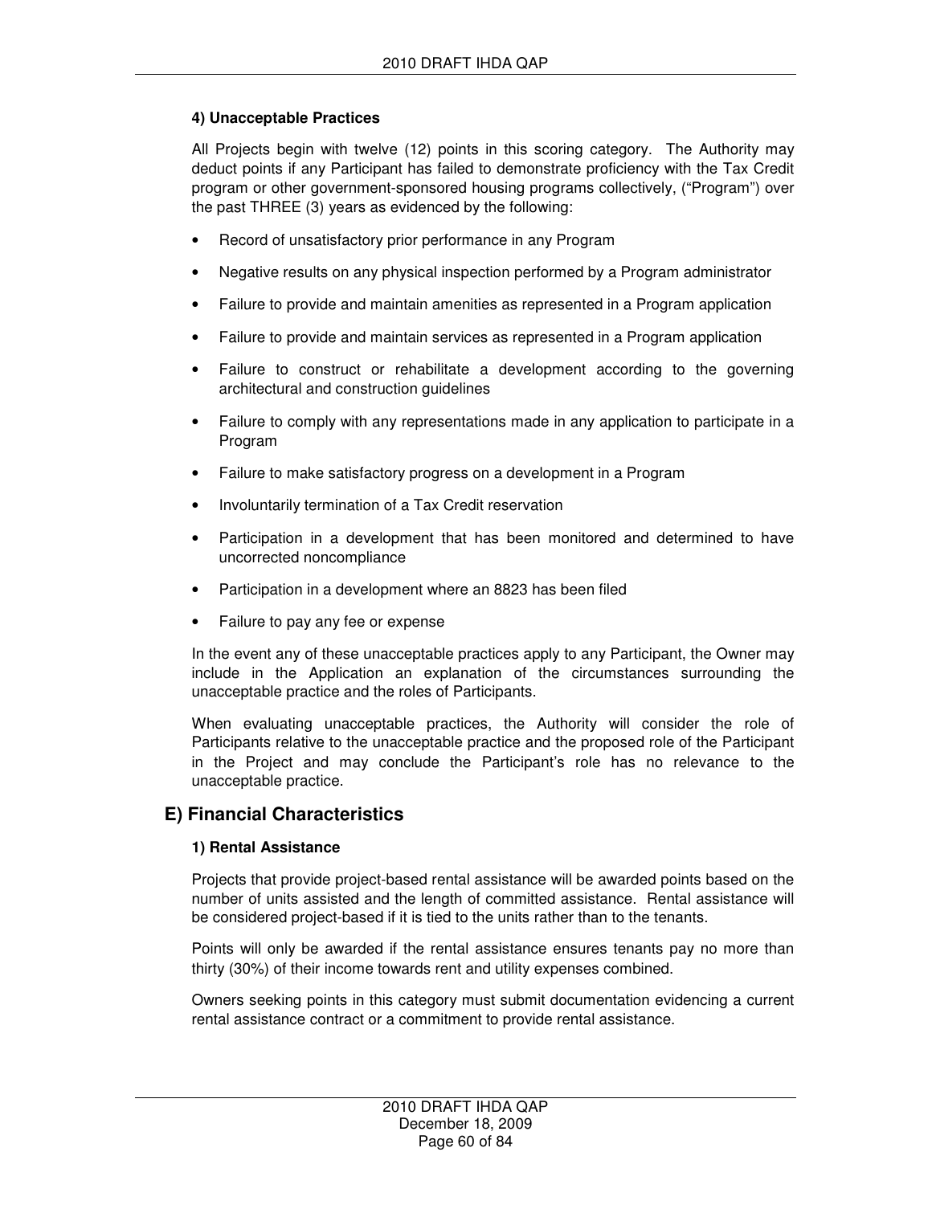#### 4) Unacceptable Practices

All Projects begin with twelve (12) points in this scoring category. The Authority may deduct points if any Participant has failed to demonstrate proficiency with the Tax Credit program or other government-sponsored housing programs collectively, ("Program") over the past THREE (3) years as evidenced by the following:

- Record of unsatisfactory prior performance in any Program
- Negative results on any physical inspection performed by a Program administrator
- Failure to provide and maintain amenities as represented in a Program application
- Failure to provide and maintain services as represented in a Program application
- Failure to construct or rehabilitate a development according to the governing architectural and construction guidelines
- Failure to comply with any representations made in any application to participate in a Program
- Failure to make satisfactory progress on a development in a Program
- Involuntarily termination of a Tax Credit reservation
- Participation in a development that has been monitored and determined to have uncorrected noncompliance
- Participation in a development where an 8823 has been filed
- Failure to pay any fee or expense

In the event any of these unacceptable practices apply to any Participant, the Owner may include in the Application an explanation of the circumstances surrounding the unacceptable practice and the roles of Participants.

When evaluating unacceptable practices, the Authority will consider the role of Participants relative to the unacceptable practice and the proposed role of the Participant in the Project and may conclude the Participant's role has no relevance to the unacceptable practice.

## E) Financial Characteristics

#### 1) Rental Assistance

Projects that provide project-based rental assistance will be awarded points based on the number of units assisted and the length of committed assistance. Rental assistance will be considered project-based if it is tied to the units rather than to the tenants.

Points will only be awarded if the rental assistance ensures tenants pay no more than thirty (30%) of their income towards rent and utility expenses combined.

Owners seeking points in this category must submit documentation evidencing a current rental assistance contract or a commitment to provide rental assistance.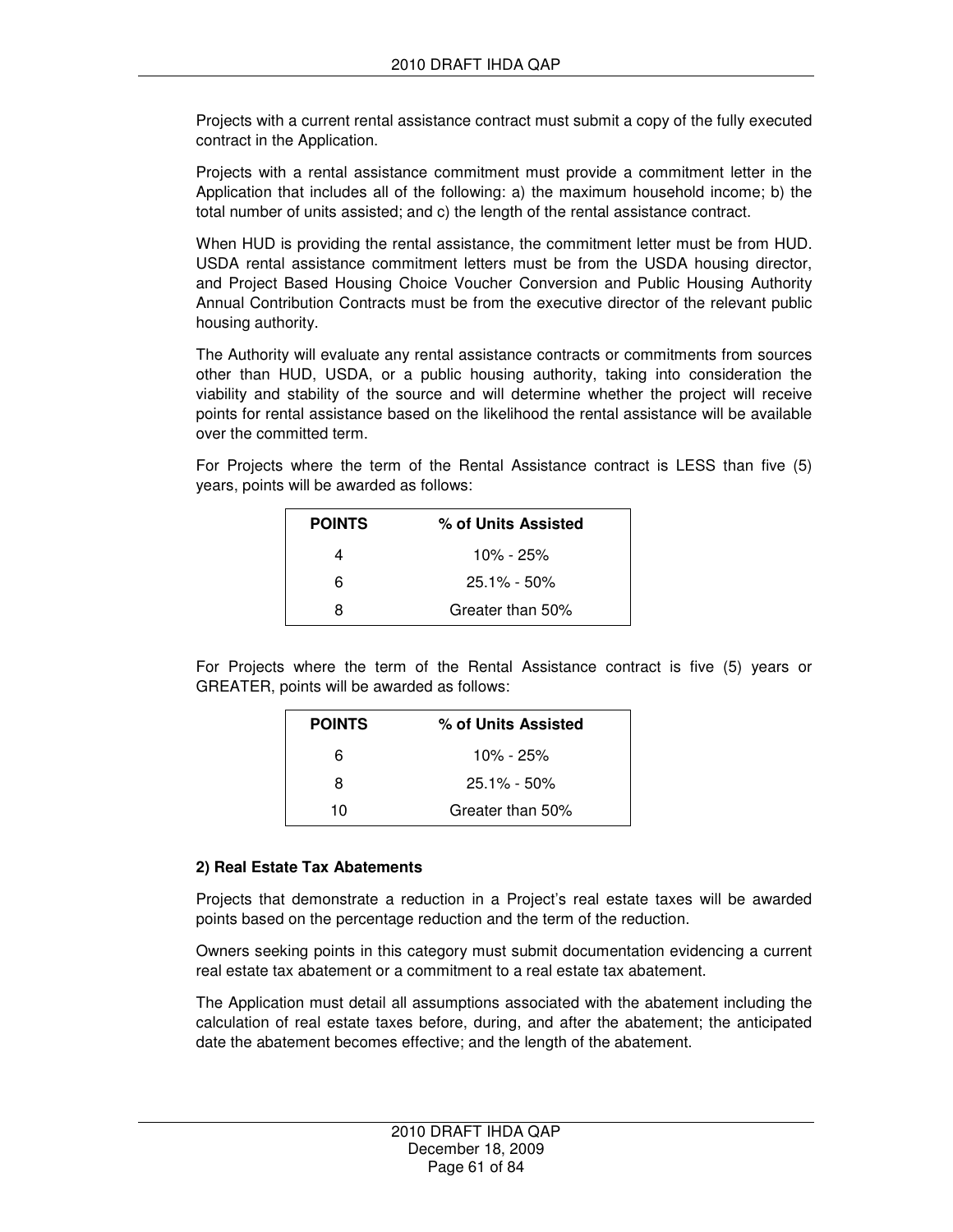Projects with a current rental assistance contract must submit a copy of the fully executed contract in the Application.

Projects with a rental assistance commitment must provide a commitment letter in the Application that includes all of the following: a) the maximum household income; b) the total number of units assisted; and c) the length of the rental assistance contract.

When HUD is providing the rental assistance, the commitment letter must be from HUD. USDA rental assistance commitment letters must be from the USDA housing director, and Project Based Housing Choice Voucher Conversion and Public Housing Authority Annual Contribution Contracts must be from the executive director of the relevant public housing authority.

The Authority will evaluate any rental assistance contracts or commitments from sources other than HUD, USDA, or a public housing authority, taking into consideration the viability and stability of the source and will determine whether the project will receive points for rental assistance based on the likelihood the rental assistance will be available over the committed term.

For Projects where the term of the Rental Assistance contract is LESS than five (5) years, points will be awarded as follows:

| POINTS | % of Units Assisted |
|---|---|
| 4 | 10% - 25% |
| 6 | 25.1% - 50% |
| 8 | Greater than 50% |

For Projects where the term of the Rental Assistance contract is five (5) years or GREATER, points will be awarded as follows:

| POINTS | % of Units Assisted |
|---|---|
| 6 | 10% - 25% |
| 8 | 25.1% - 50% |
| 10 | Greater than 50% |

**2) Real Estate Tax Abatements**

Projects that demonstrate a reduction in a Project's real estate taxes will be awarded points based on the percentage reduction and the term of the reduction.

Owners seeking points in this category must submit documentation evidencing a current real estate tax abatement or a commitment to a real estate tax abatement.

The Application must detail all assumptions associated with the abatement including the calculation of real estate taxes before, during, and after the abatement; the anticipated date the abatement becomes effective; and the length of the abatement.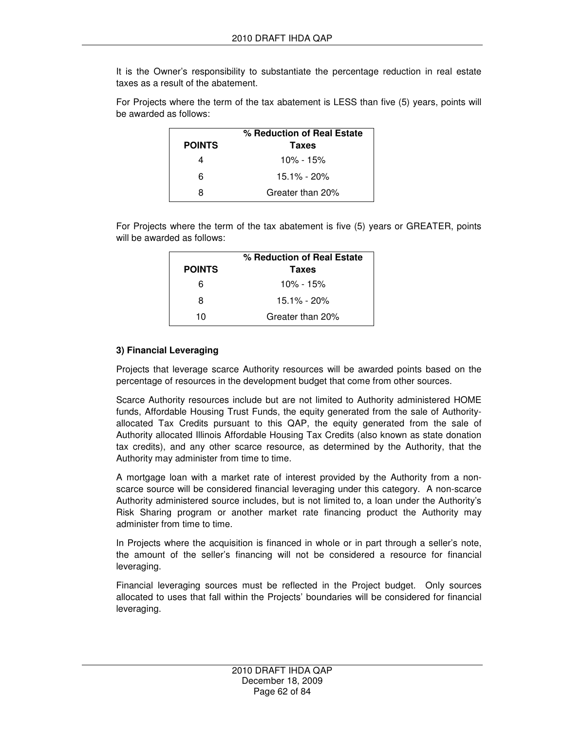It is the Owner's responsibility to substantiate the percentage reduction in real estate taxes as a result of the abatement.

For Projects where the term of the tax abatement is LESS than five (5) years, points will be awarded as follows:

| POINTS | % Reduction of Real Estate Taxes |
|---|---|
| 4 | 10% - 15% |
| 6 | 15.1% - 20% |
| 8 | Greater than 20% |

For Projects where the term of the tax abatement is five (5) years or GREATER, points will be awarded as follows:

| POINTS | % Reduction of Real Estate Taxes |
|---|---|
| 6 | 10% - 15% |
| 8 | 15.1% - 20% |
| 10 | Greater than 20% |

**3) Financial Leveraging**

Projects that leverage scarce Authority resources will be awarded points based on the percentage of resources in the development budget that come from other sources.

Scarce Authority resources include but are not limited to Authority administered HOME funds, Affordable Housing Trust Funds, the equity generated from the sale of Authority-allocated Tax Credits pursuant to this QAP, the equity generated from the sale of Authority allocated Illinois Affordable Housing Tax Credits (also known as state donation tax credits), and any other scarce resource, as determined by the Authority, that the Authority may administer from time to time.

A mortgage loan with a market rate of interest provided by the Authority from a non-scarce source will be considered financial leveraging under this category. A non-scarce Authority administered source includes, but is not limited to, a loan under the Authority's Risk Sharing program or another market rate financing product the Authority may administer from time to time.

In Projects where the acquisition is financed in whole or in part through a seller's note, the amount of the seller's financing will not be considered a resource for financial leveraging.

Financial leveraging sources must be reflected in the Project budget. Only sources allocated to uses that fall within the Projects' boundaries will be considered for financial leveraging.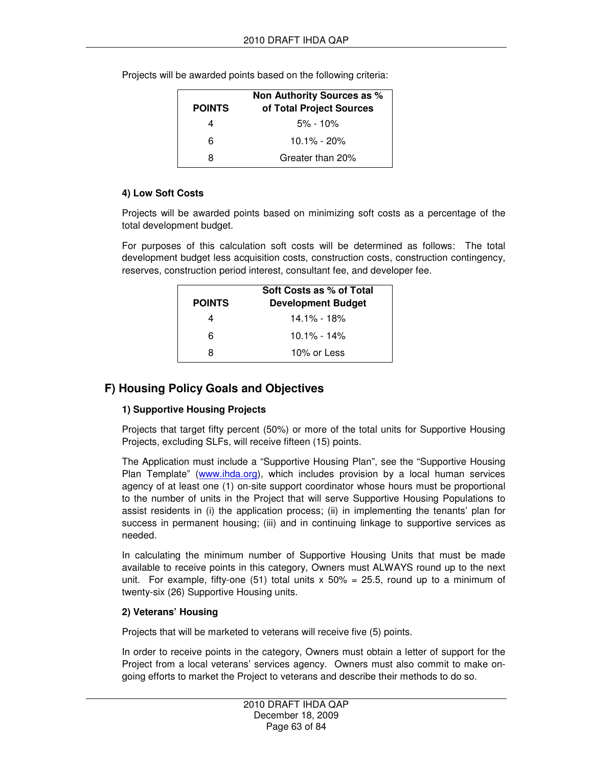Projects will be awarded points based on the following criteria:

| POINTS | Non Authority Sources as % of Total Project Sources |
|---|---|
| 4 | 5% - 10% |
| 6 | 10.1% - 20% |
| 8 | Greater than 20% |

#### 4) Low Soft Costs

Projects will be awarded points based on minimizing soft costs as a percentage of the total development budget.

For purposes of this calculation soft costs will be determined as follows: The total development budget less acquisition costs, construction costs, construction contingency, reserves, construction period interest, consultant fee, and developer fee.

| POINTS | Soft Costs as % of Total Development Budget |
|---|---|
| 4 | 14.1% - 18% |
| 6 | 10.1% - 14% |
| 8 | 10% or Less |

## F) Housing Policy Goals and Objectives

#### 1) Supportive Housing Projects

Projects that target fifty percent (50%) or more of the total units for Supportive Housing Projects, excluding SLFs, will receive fifteen (15) points.

The Application must include a "Supportive Housing Plan", see the "Supportive Housing Plan Template" (www.ihda.org), which includes provision by a local human services agency of at least one (1) on-site support coordinator whose hours must be proportional to the number of units in the Project that will serve Supportive Housing Populations to assist residents in (i) the application process; (ii) in implementing the tenants' plan for success in permanent housing; (iii) and in continuing linkage to supportive services as needed.

In calculating the minimum number of Supportive Housing Units that must be made available to receive points in this category, Owners must ALWAYS round up to the next unit. For example, fifty-one (51) total units x 50% = 25.5, round up to a minimum of twenty-six (26) Supportive Housing units.

#### 2) Veterans' Housing

Projects that will be marketed to veterans will receive five (5) points.

In order to receive points in the category, Owners must obtain a letter of support for the Project from a local veterans' services agency. Owners must also commit to make on-going efforts to market the Project to veterans and describe their methods to do so.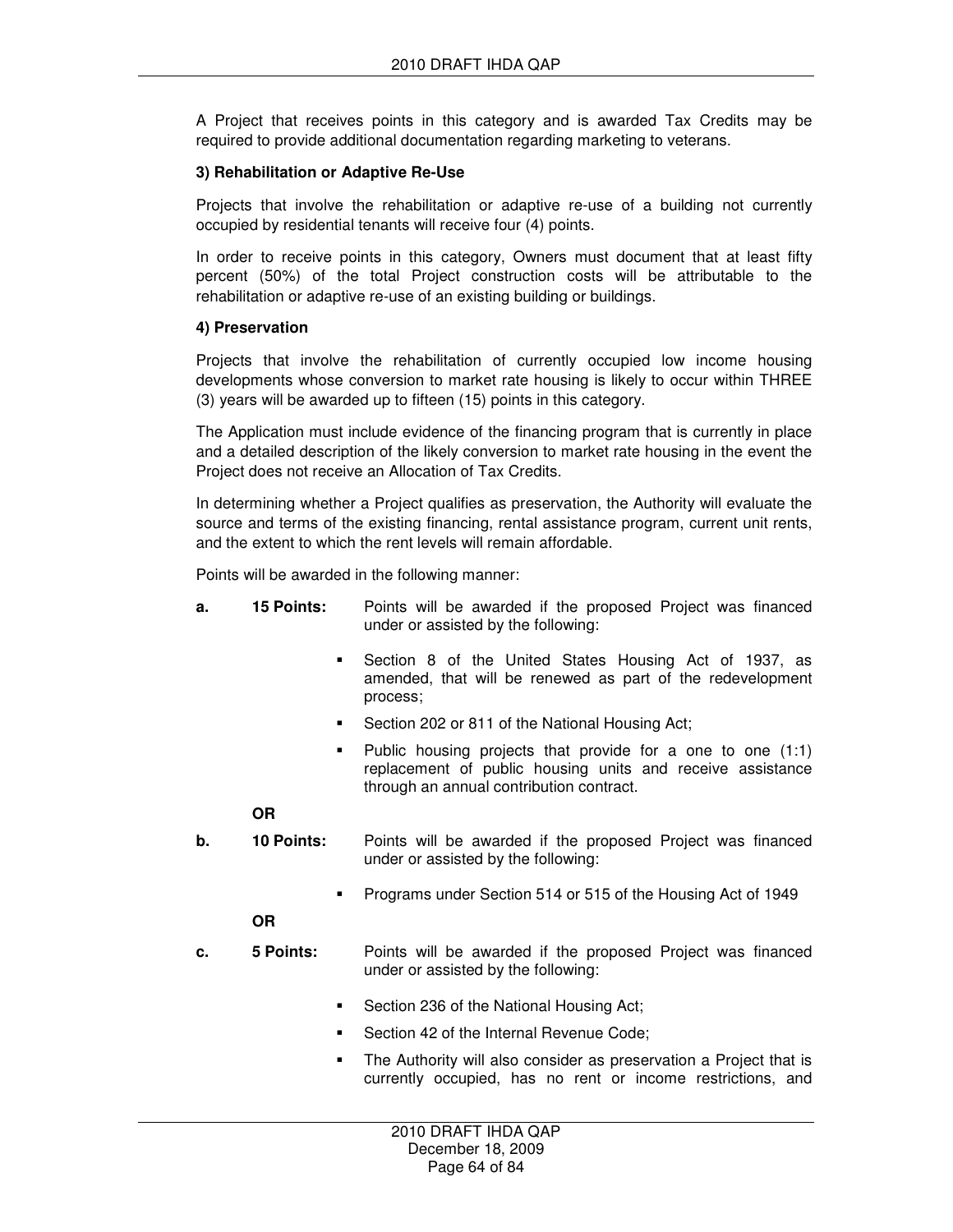A Project that receives points in this category and is awarded Tax Credits may be required to provide additional documentation regarding marketing to veterans.

**3) Rehabilitation or Adaptive Re-Use**

Projects that involve the rehabilitation or adaptive re-use of a building not currently occupied by residential tenants will receive four (4) points.

In order to receive points in this category, Owners must document that at least fifty percent (50%) of the total Project construction costs will be attributable to the rehabilitation or adaptive re-use of an existing building or buildings.

**4) Preservation**

Projects that involve the rehabilitation of currently occupied low income housing developments whose conversion to market rate housing is likely to occur within THREE (3) years will be awarded up to fifteen (15) points in this category.

The Application must include evidence of the financing program that is currently in place and a detailed description of the likely conversion to market rate housing in the event the Project does not receive an Allocation of Tax Credits.

In determining whether a Project qualifies as preservation, the Authority will evaluate the source and terms of the existing financing, rental assistance program, current unit rents, and the extent to which the rent levels will remain affordable.

Points will be awarded in the following manner:

**a. 15 Points:** Points will be awarded if the proposed Project was financed under or assisted by the following:

- Section 8 of the United States Housing Act of 1937, as amended, that will be renewed as part of the redevelopment process;
- Section 202 or 811 of the National Housing Act;
- Public housing projects that provide for a one to one (1:1) replacement of public housing units and receive assistance through an annual contribution contract.

**OR**

**b. 10 Points:** Points will be awarded if the proposed Project was financed under or assisted by the following:

- Programs under Section 514 or 515 of the Housing Act of 1949

**OR**

**c. 5 Points:** Points will be awarded if the proposed Project was financed under or assisted by the following:

- Section 236 of the National Housing Act;
- Section 42 of the Internal Revenue Code;
- The Authority will also consider as preservation a Project that is currently occupied, has no rent or income restrictions, and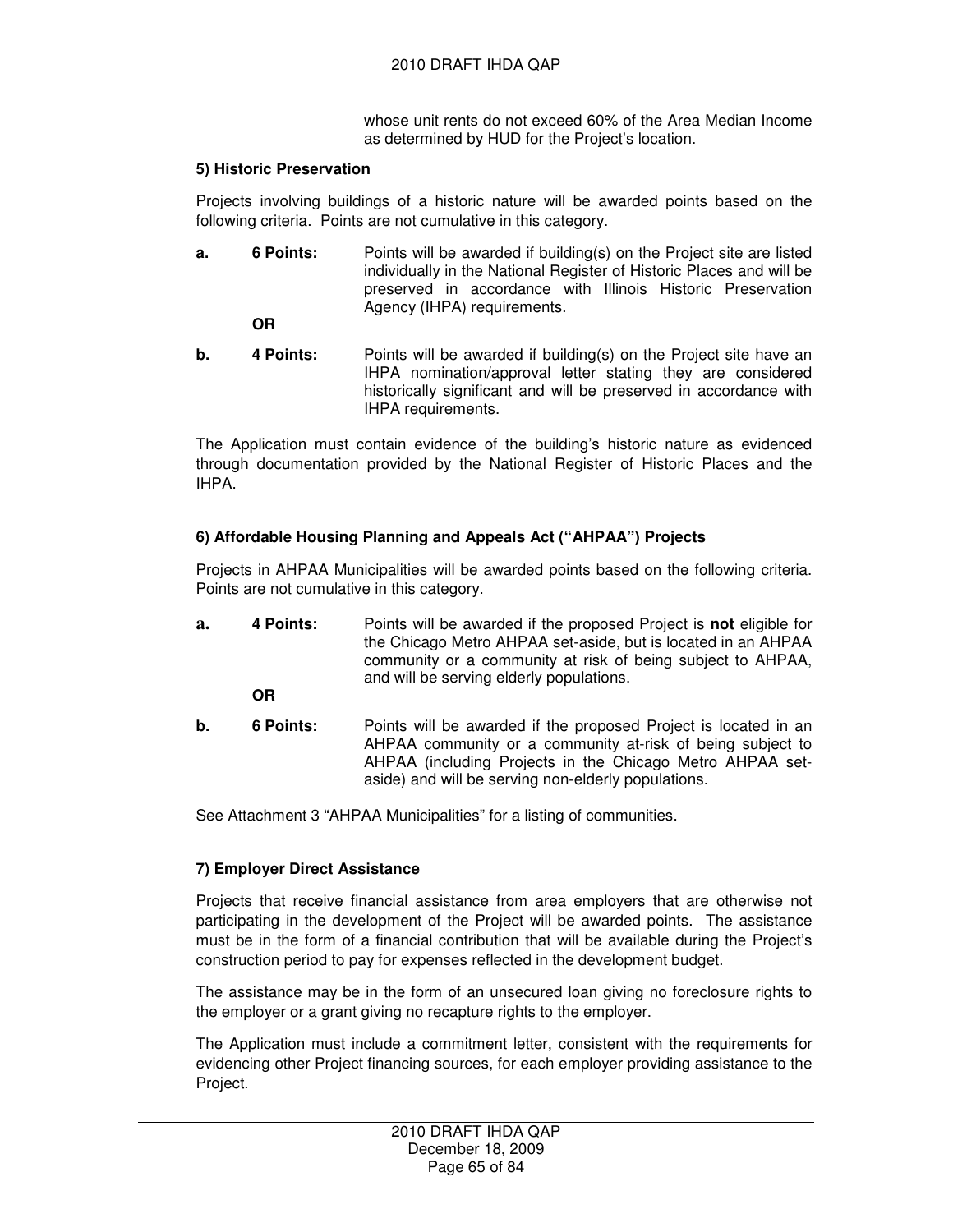whose unit rents do not exceed 60% of the Area Median Income as determined by HUD for the Project's location.

**5) Historic Preservation**

Projects involving buildings of a historic nature will be awarded points based on the following criteria. Points are not cumulative in this category.

**a. 6 Points:** Points will be awarded if building(s) on the Project site are listed individually in the National Register of Historic Places and will be preserved in accordance with Illinois Historic Preservation Agency (IHPA) requirements.

**OR**

**b. 4 Points:** Points will be awarded if building(s) on the Project site have an IHPA nomination/approval letter stating they are considered historically significant and will be preserved in accordance with IHPA requirements.

The Application must contain evidence of the building's historic nature as evidenced through documentation provided by the National Register of Historic Places and the IHPA.

**6) Affordable Housing Planning and Appeals Act ("AHPAA") Projects**

Projects in AHPAA Municipalities will be awarded points based on the following criteria. Points are not cumulative in this category.

**a. 4 Points:** Points will be awarded if the proposed Project is **not** eligible for the Chicago Metro AHPAA set-aside, but is located in an AHPAA community or a community at risk of being subject to AHPAA, and will be serving elderly populations.

**OR**

**b. 6 Points:** Points will be awarded if the proposed Project is located in an AHPAA community or a community at-risk of being subject to AHPAA (including Projects in the Chicago Metro AHPAA set-aside) and will be serving non-elderly populations.

See Attachment 3 "AHPAA Municipalities" for a listing of communities.

**7) Employer Direct Assistance**

Projects that receive financial assistance from area employers that are otherwise not participating in the development of the Project will be awarded points. The assistance must be in the form of a financial contribution that will be available during the Project's construction period to pay for expenses reflected in the development budget.

The assistance may be in the form of an unsecured loan giving no foreclosure rights to the employer or a grant giving no recapture rights to the employer.

The Application must include a commitment letter, consistent with the requirements for evidencing other Project financing sources, for each employer providing assistance to the Project.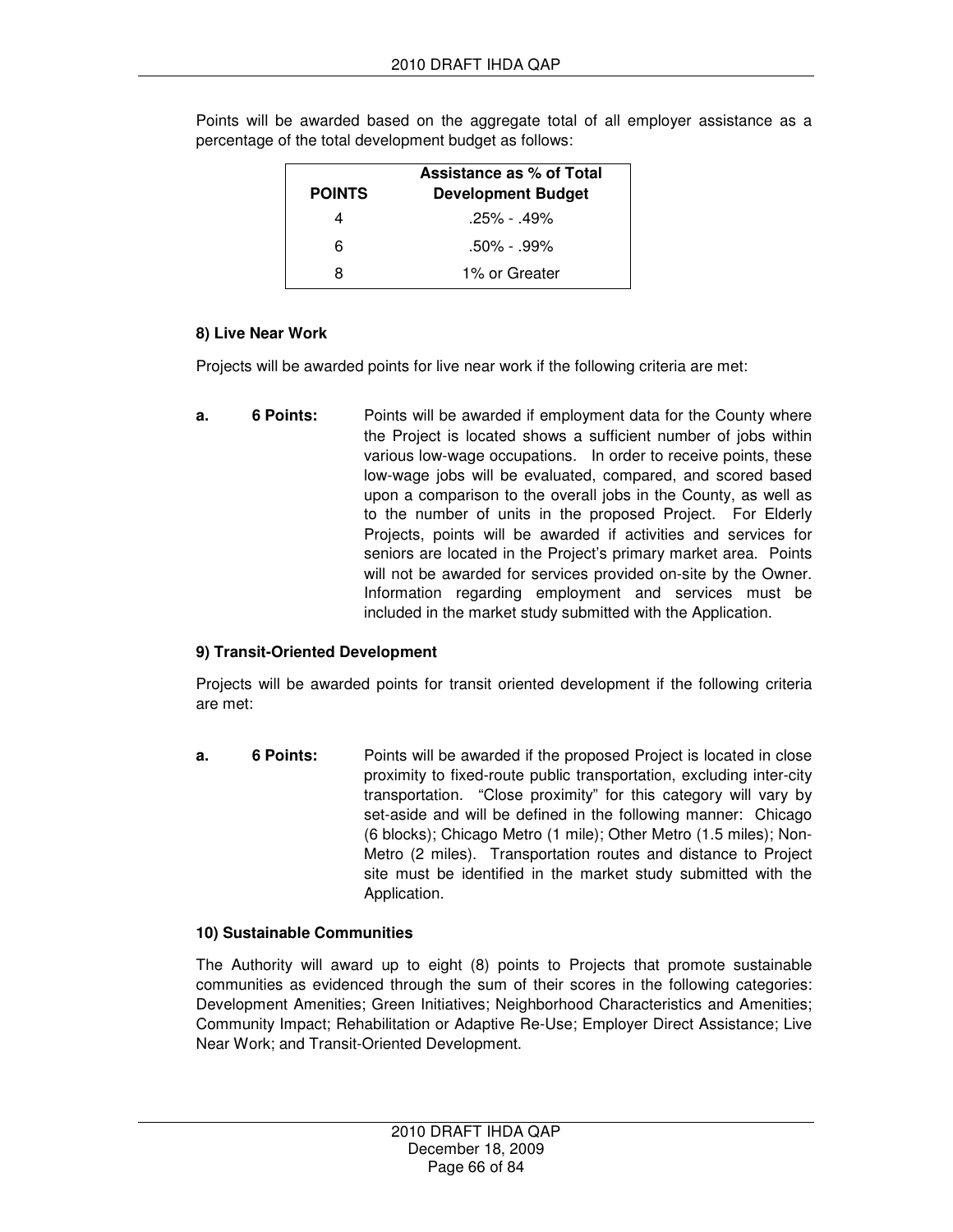Points will be awarded based on the aggregate total of all employer assistance as a percentage of the total development budget as follows:

| POINTS | Assistance as % of Total Development Budget |
| --- | --- |
| 4 | .25% - .49% |
| 6 | .50% - .99% |
| 8 | 1% or Greater |

**8) Live Near Work**

Projects will be awarded points for live near work if the following criteria are met:

**a. 6 Points:** Points will be awarded if employment data for the County where the Project is located shows a sufficient number of jobs within various low-wage occupations. In order to receive points, these low-wage jobs will be evaluated, compared, and scored based upon a comparison to the overall jobs in the County, as well as to the number of units in the proposed Project. For Elderly Projects, points will be awarded if activities and services for seniors are located in the Project's primary market area. Points will not be awarded for services provided on-site by the Owner. Information regarding employment and services must be included in the market study submitted with the Application.

**9) Transit-Oriented Development**

Projects will be awarded points for transit oriented development if the following criteria are met:

**a. 6 Points:** Points will be awarded if the proposed Project is located in close proximity to fixed-route public transportation, excluding inter-city transportation. "Close proximity" for this category will vary by set-aside and will be defined in the following manner: Chicago (6 blocks); Chicago Metro (1 mile); Other Metro (1.5 miles); Non-Metro (2 miles). Transportation routes and distance to Project site must be identified in the market study submitted with the Application.

**10) Sustainable Communities**

The Authority will award up to eight (8) points to Projects that promote sustainable communities as evidenced through the sum of their scores in the following categories: Development Amenities; Green Initiatives; Neighborhood Characteristics and Amenities; Community Impact; Rehabilitation or Adaptive Re-Use; Employer Direct Assistance; Live Near Work; and Transit-Oriented Development.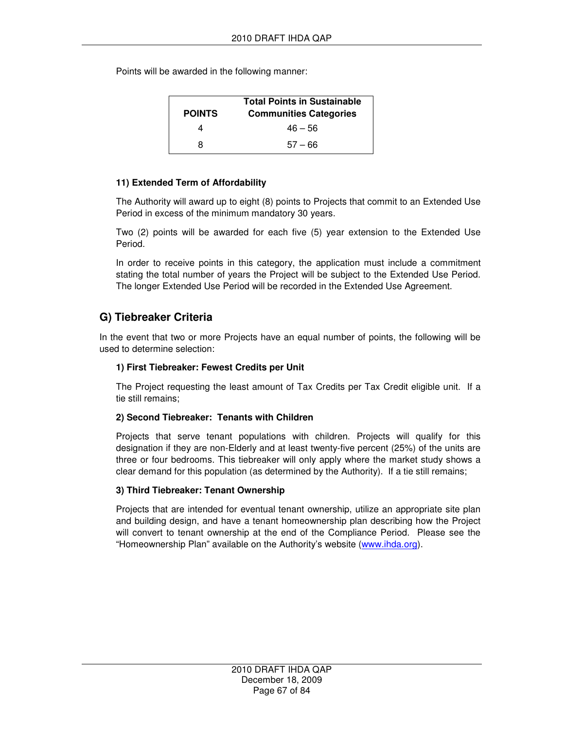Points will be awarded in the following manner:

| POINTS | Total Points in Sustainable Communities Categories |
|---|---|
| 4 | 46 – 56 |
| 8 | 57 – 66 |

**11) Extended Term of Affordability**

The Authority will award up to eight (8) points to Projects that commit to an Extended Use Period in excess of the minimum mandatory 30 years.

Two (2) points will be awarded for each five (5) year extension to the Extended Use Period.

In order to receive points in this category, the application must include a commitment stating the total number of years the Project will be subject to the Extended Use Period. The longer Extended Use Period will be recorded in the Extended Use Agreement.

## G) Tiebreaker Criteria

In the event that two or more Projects have an equal number of points, the following will be used to determine selection:

**1) First Tiebreaker: Fewest Credits per Unit**

The Project requesting the least amount of Tax Credits per Tax Credit eligible unit. If a tie still remains;

**2) Second Tiebreaker: Tenants with Children**

Projects that serve tenant populations with children. Projects will qualify for this designation if they are non-Elderly and at least twenty-five percent (25%) of the units are three or four bedrooms. This tiebreaker will only apply where the market study shows a clear demand for this population (as determined by the Authority). If a tie still remains;

**3) Third Tiebreaker: Tenant Ownership**

Projects that are intended for eventual tenant ownership, utilize an appropriate site plan and building design, and have a tenant homeownership plan describing how the Project will convert to tenant ownership at the end of the Compliance Period. Please see the "Homeownership Plan" available on the Authority's website (www.ihda.org).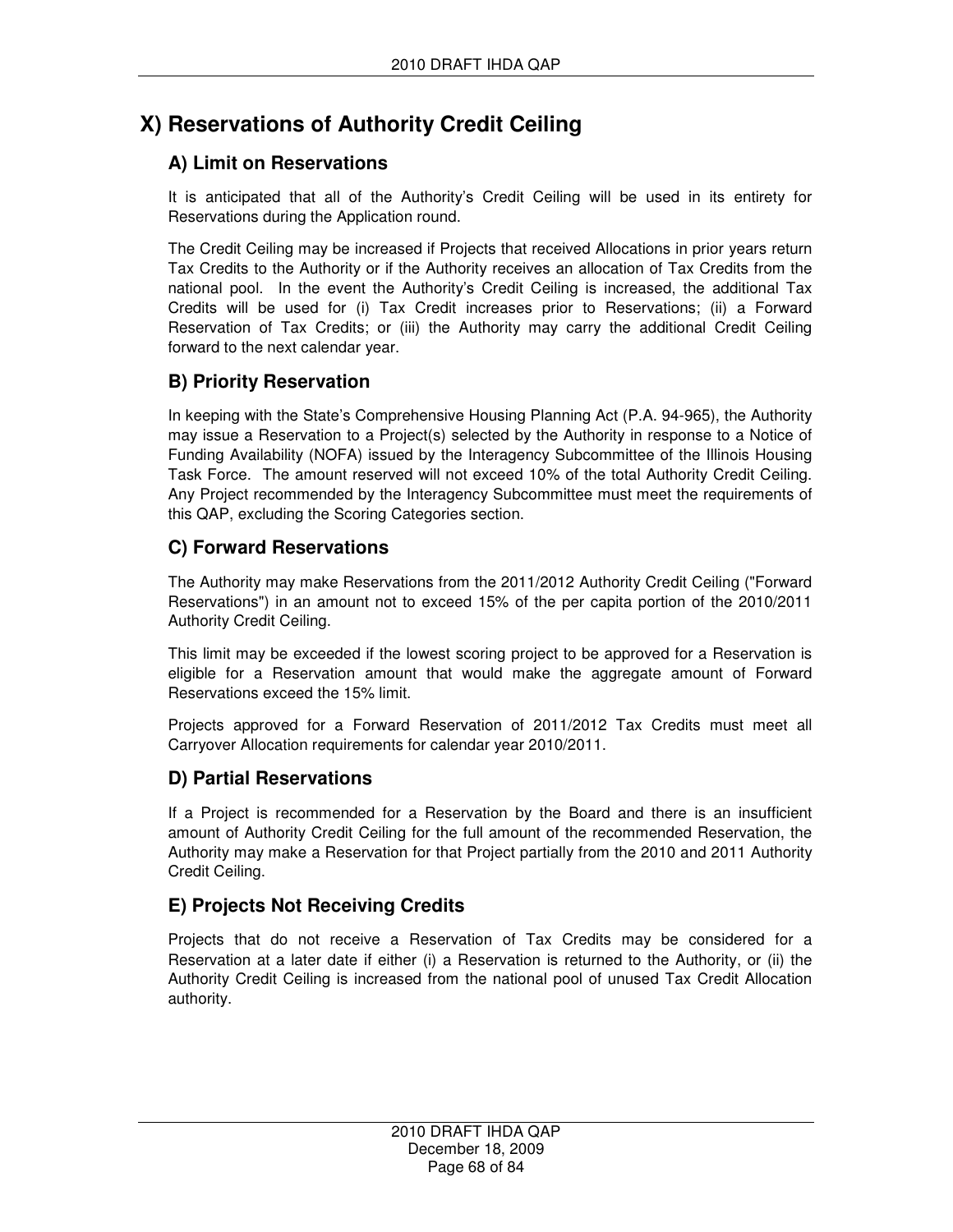# X) Reservations of Authority Credit Ceiling

## A) Limit on Reservations

It is anticipated that all of the Authority's Credit Ceiling will be used in its entirety for Reservations during the Application round.

The Credit Ceiling may be increased if Projects that received Allocations in prior years return Tax Credits to the Authority or if the Authority receives an allocation of Tax Credits from the national pool. In the event the Authority's Credit Ceiling is increased, the additional Tax Credits will be used for (i) Tax Credit increases prior to Reservations; (ii) a Forward Reservation of Tax Credits; or (iii) the Authority may carry the additional Credit Ceiling forward to the next calendar year.

## B) Priority Reservation

In keeping with the State's Comprehensive Housing Planning Act (P.A. 94-965), the Authority may issue a Reservation to a Project(s) selected by the Authority in response to a Notice of Funding Availability (NOFA) issued by the Interagency Subcommittee of the Illinois Housing Task Force. The amount reserved will not exceed 10% of the total Authority Credit Ceiling. Any Project recommended by the Interagency Subcommittee must meet the requirements of this QAP, excluding the Scoring Categories section.

## C) Forward Reservations

The Authority may make Reservations from the 2011/2012 Authority Credit Ceiling ("Forward Reservations") in an amount not to exceed 15% of the per capita portion of the 2010/2011 Authority Credit Ceiling.

This limit may be exceeded if the lowest scoring project to be approved for a Reservation is eligible for a Reservation amount that would make the aggregate amount of Forward Reservations exceed the 15% limit.

Projects approved for a Forward Reservation of 2011/2012 Tax Credits must meet all Carryover Allocation requirements for calendar year 2010/2011.

## D) Partial Reservations

If a Project is recommended for a Reservation by the Board and there is an insufficient amount of Authority Credit Ceiling for the full amount of the recommended Reservation, the Authority may make a Reservation for that Project partially from the 2010 and 2011 Authority Credit Ceiling.

## E) Projects Not Receiving Credits

Projects that do not receive a Reservation of Tax Credits may be considered for a Reservation at a later date if either (i) a Reservation is returned to the Authority, or (ii) the Authority Credit Ceiling is increased from the national pool of unused Tax Credit Allocation authority.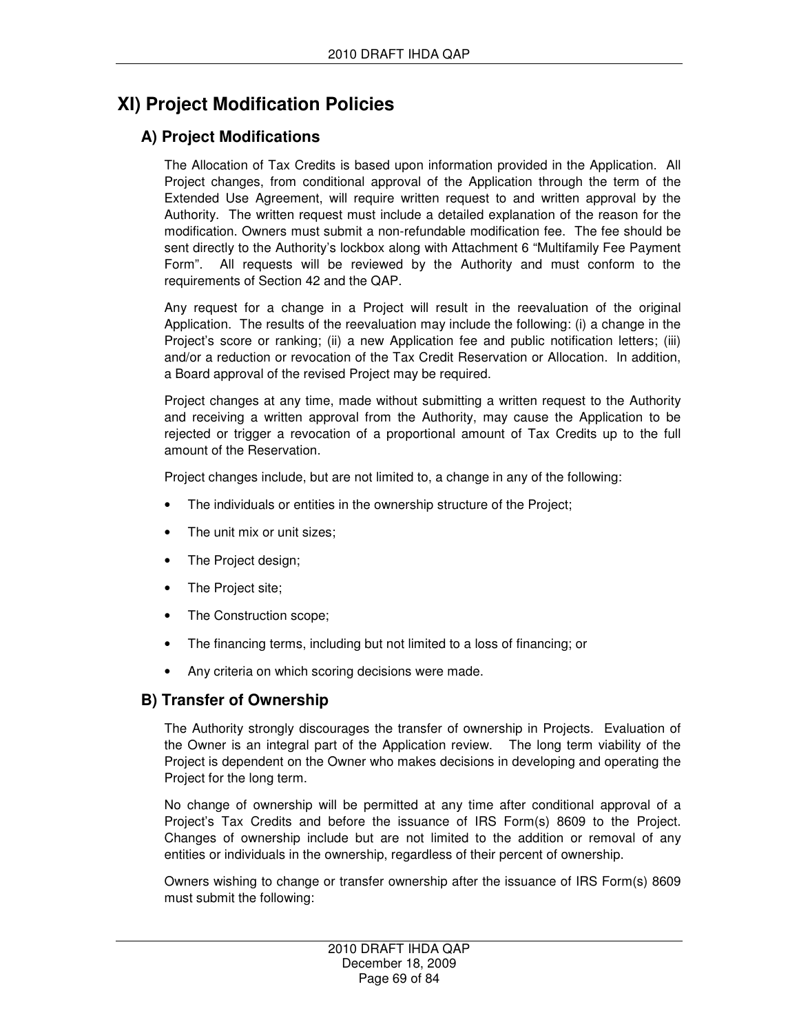# XI) Project Modification Policies

## A) Project Modifications

The Allocation of Tax Credits is based upon information provided in the Application. All Project changes, from conditional approval of the Application through the term of the Extended Use Agreement, will require written request to and written approval by the Authority. The written request must include a detailed explanation of the reason for the modification. Owners must submit a non-refundable modification fee. The fee should be sent directly to the Authority's lockbox along with Attachment 6 "Multifamily Fee Payment Form". All requests will be reviewed by the Authority and must conform to the requirements of Section 42 and the QAP.

Any request for a change in a Project will result in the reevaluation of the original Application. The results of the reevaluation may include the following: (i) a change in the Project's score or ranking; (ii) a new Application fee and public notification letters; (iii) and/or a reduction or revocation of the Tax Credit Reservation or Allocation. In addition, a Board approval of the revised Project may be required.

Project changes at any time, made without submitting a written request to the Authority and receiving a written approval from the Authority, may cause the Application to be rejected or trigger a revocation of a proportional amount of Tax Credits up to the full amount of the Reservation.

Project changes include, but are not limited to, a change in any of the following:

- The individuals or entities in the ownership structure of the Project;
- The unit mix or unit sizes;
- The Project design;
- The Project site;
- The Construction scope;
- The financing terms, including but not limited to a loss of financing; or
- Any criteria on which scoring decisions were made.

## B) Transfer of Ownership

The Authority strongly discourages the transfer of ownership in Projects. Evaluation of the Owner is an integral part of the Application review. The long term viability of the Project is dependent on the Owner who makes decisions in developing and operating the Project for the long term.

No change of ownership will be permitted at any time after conditional approval of a Project's Tax Credits and before the issuance of IRS Form(s) 8609 to the Project. Changes of ownership include but are not limited to the addition or removal of any entities or individuals in the ownership, regardless of their percent of ownership.

Owners wishing to change or transfer ownership after the issuance of IRS Form(s) 8609 must submit the following: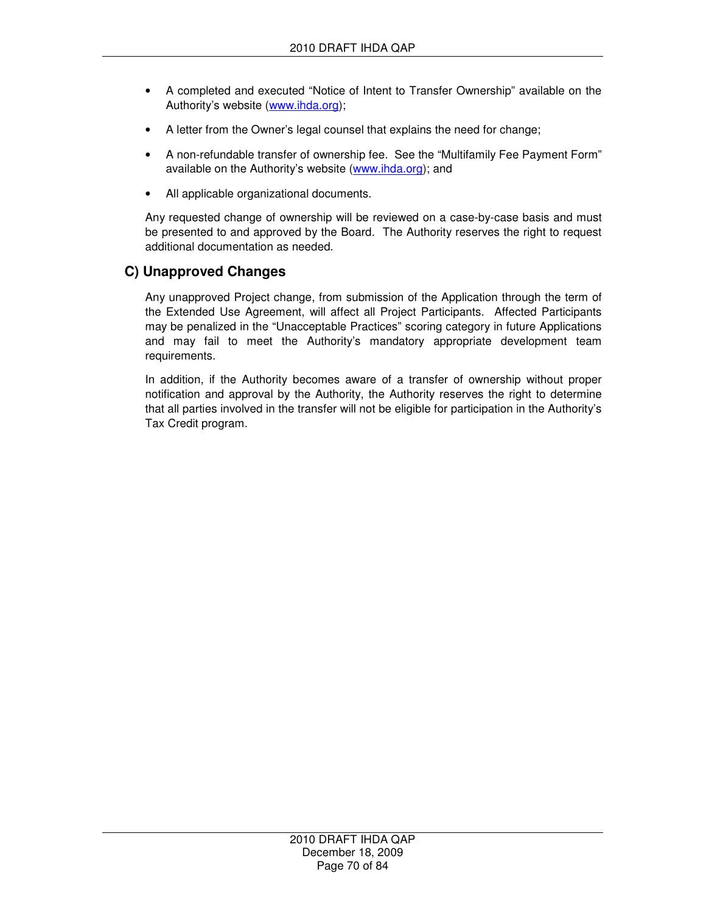- A completed and executed "Notice of Intent to Transfer Ownership" available on the Authority's website (www.ihda.org);
- A letter from the Owner's legal counsel that explains the need for change;
- A non-refundable transfer of ownership fee. See the "Multifamily Fee Payment Form" available on the Authority's website (www.ihda.org); and
- All applicable organizational documents.

Any requested change of ownership will be reviewed on a case-by-case basis and must be presented to and approved by the Board. The Authority reserves the right to request additional documentation as needed.

## C) Unapproved Changes

Any unapproved Project change, from submission of the Application through the term of the Extended Use Agreement, will affect all Project Participants. Affected Participants may be penalized in the "Unacceptable Practices" scoring category in future Applications and may fail to meet the Authority's mandatory appropriate development team requirements.

In addition, if the Authority becomes aware of a transfer of ownership without proper notification and approval by the Authority, the Authority reserves the right to determine that all parties involved in the transfer will not be eligible for participation in the Authority's Tax Credit program.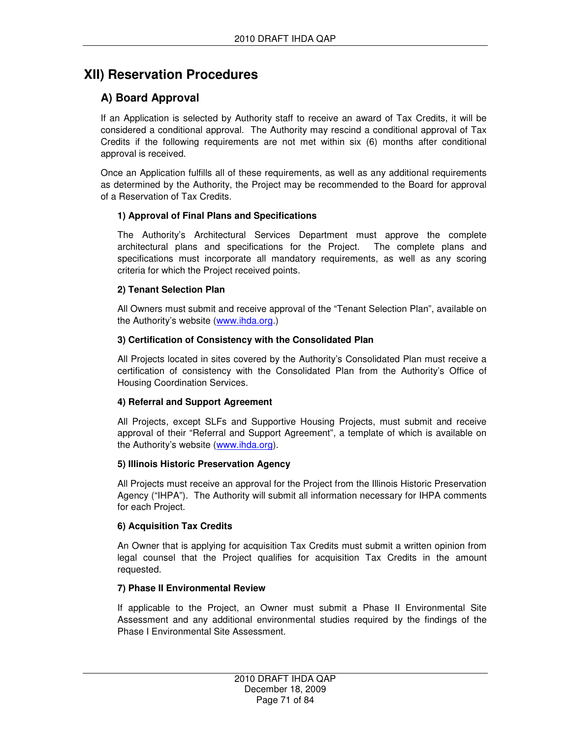# XII) Reservation Procedures

## A) Board Approval

If an Application is selected by Authority staff to receive an award of Tax Credits, it will be considered a conditional approval. The Authority may rescind a conditional approval of Tax Credits if the following requirements are not met within six (6) months after conditional approval is received.

Once an Application fulfills all of these requirements, as well as any additional requirements as determined by the Authority, the Project may be recommended to the Board for approval of a Reservation of Tax Credits.

### 1) Approval of Final Plans and Specifications

The Authority's Architectural Services Department must approve the complete architectural plans and specifications for the Project. The complete plans and specifications must incorporate all mandatory requirements, as well as any scoring criteria for which the Project received points.

### 2) Tenant Selection Plan

All Owners must submit and receive approval of the "Tenant Selection Plan", available on the Authority's website (www.ihda.org.)

### 3) Certification of Consistency with the Consolidated Plan

All Projects located in sites covered by the Authority's Consolidated Plan must receive a certification of consistency with the Consolidated Plan from the Authority's Office of Housing Coordination Services.

### 4) Referral and Support Agreement

All Projects, except SLFs and Supportive Housing Projects, must submit and receive approval of their "Referral and Support Agreement", a template of which is available on the Authority's website (www.ihda.org).

### 5) Illinois Historic Preservation Agency

All Projects must receive an approval for the Project from the Illinois Historic Preservation Agency ("IHPA"). The Authority will submit all information necessary for IHPA comments for each Project.

### 6) Acquisition Tax Credits

An Owner that is applying for acquisition Tax Credits must submit a written opinion from legal counsel that the Project qualifies for acquisition Tax Credits in the amount requested.

### 7) Phase II Environmental Review

If applicable to the Project, an Owner must submit a Phase II Environmental Site Assessment and any additional environmental studies required by the findings of the Phase I Environmental Site Assessment.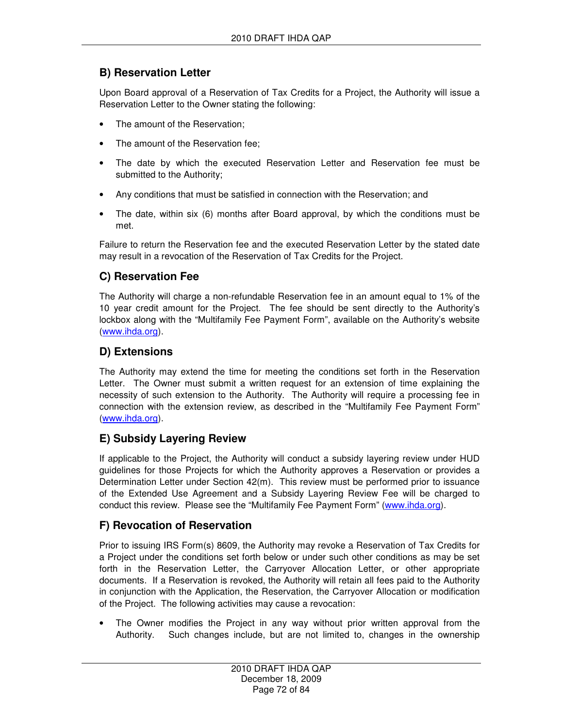## B) Reservation Letter

Upon Board approval of a Reservation of Tax Credits for a Project, the Authority will issue a Reservation Letter to the Owner stating the following:

- The amount of the Reservation;
- The amount of the Reservation fee;
- The date by which the executed Reservation Letter and Reservation fee must be submitted to the Authority;
- Any conditions that must be satisfied in connection with the Reservation; and
- The date, within six (6) months after Board approval, by which the conditions must be met.

Failure to return the Reservation fee and the executed Reservation Letter by the stated date may result in a revocation of the Reservation of Tax Credits for the Project.

## C) Reservation Fee

The Authority will charge a non-refundable Reservation fee in an amount equal to 1% of the 10 year credit amount for the Project. The fee should be sent directly to the Authority's lockbox along with the "Multifamily Fee Payment Form", available on the Authority's website (www.ihda.org).

## D) Extensions

The Authority may extend the time for meeting the conditions set forth in the Reservation Letter. The Owner must submit a written request for an extension of time explaining the necessity of such extension to the Authority. The Authority will require a processing fee in connection with the extension review, as described in the "Multifamily Fee Payment Form" (www.ihda.org).

## E) Subsidy Layering Review

If applicable to the Project, the Authority will conduct a subsidy layering review under HUD guidelines for those Projects for which the Authority approves a Reservation or provides a Determination Letter under Section 42(m). This review must be performed prior to issuance of the Extended Use Agreement and a Subsidy Layering Review Fee will be charged to conduct this review. Please see the "Multifamily Fee Payment Form" (www.ihda.org).

## F) Revocation of Reservation

Prior to issuing IRS Form(s) 8609, the Authority may revoke a Reservation of Tax Credits for a Project under the conditions set forth below or under such other conditions as may be set forth in the Reservation Letter, the Carryover Allocation Letter, or other appropriate documents. If a Reservation is revoked, the Authority will retain all fees paid to the Authority in conjunction with the Application, the Reservation, the Carryover Allocation or modification of the Project. The following activities may cause a revocation:

- The Owner modifies the Project in any way without prior written approval from the Authority. Such changes include, but are not limited to, changes in the ownership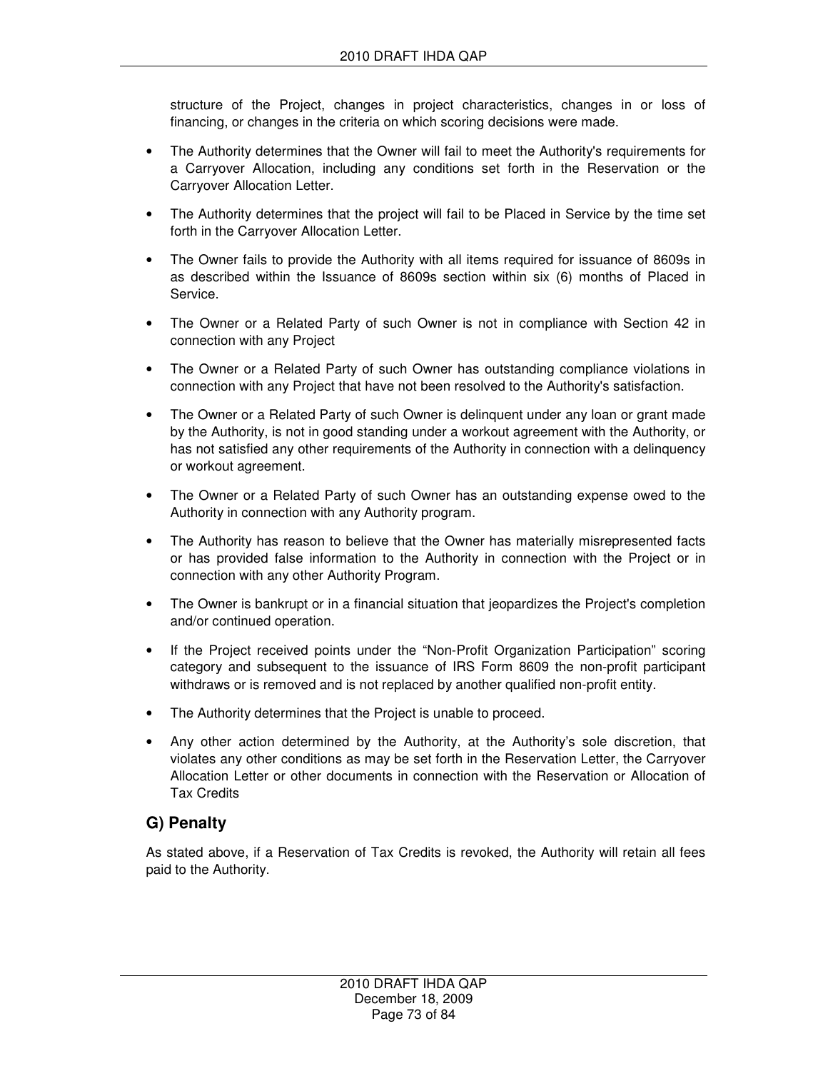structure of the Project, changes in project characteristics, changes in or loss of financing, or changes in the criteria on which scoring decisions were made.

- The Authority determines that the Owner will fail to meet the Authority's requirements for a Carryover Allocation, including any conditions set forth in the Reservation or the Carryover Allocation Letter.
- The Authority determines that the project will fail to be Placed in Service by the time set forth in the Carryover Allocation Letter.
- The Owner fails to provide the Authority with all items required for issuance of 8609s in as described within the Issuance of 8609s section within six (6) months of Placed in Service.
- The Owner or a Related Party of such Owner is not in compliance with Section 42 in connection with any Project
- The Owner or a Related Party of such Owner has outstanding compliance violations in connection with any Project that have not been resolved to the Authority's satisfaction.
- The Owner or a Related Party of such Owner is delinquent under any loan or grant made by the Authority, is not in good standing under a workout agreement with the Authority, or has not satisfied any other requirements of the Authority in connection with a delinquency or workout agreement.
- The Owner or a Related Party of such Owner has an outstanding expense owed to the Authority in connection with any Authority program.
- The Authority has reason to believe that the Owner has materially misrepresented facts or has provided false information to the Authority in connection with the Project or in connection with any other Authority Program.
- The Owner is bankrupt or in a financial situation that jeopardizes the Project's completion and/or continued operation.
- If the Project received points under the "Non-Profit Organization Participation" scoring category and subsequent to the issuance of IRS Form 8609 the non-profit participant withdraws or is removed and is not replaced by another qualified non-profit entity.
- The Authority determines that the Project is unable to proceed.
- Any other action determined by the Authority, at the Authority's sole discretion, that violates any other conditions as may be set forth in the Reservation Letter, the Carryover Allocation Letter or other documents in connection with the Reservation or Allocation of Tax Credits

## G) Penalty

As stated above, if a Reservation of Tax Credits is revoked, the Authority will retain all fees paid to the Authority.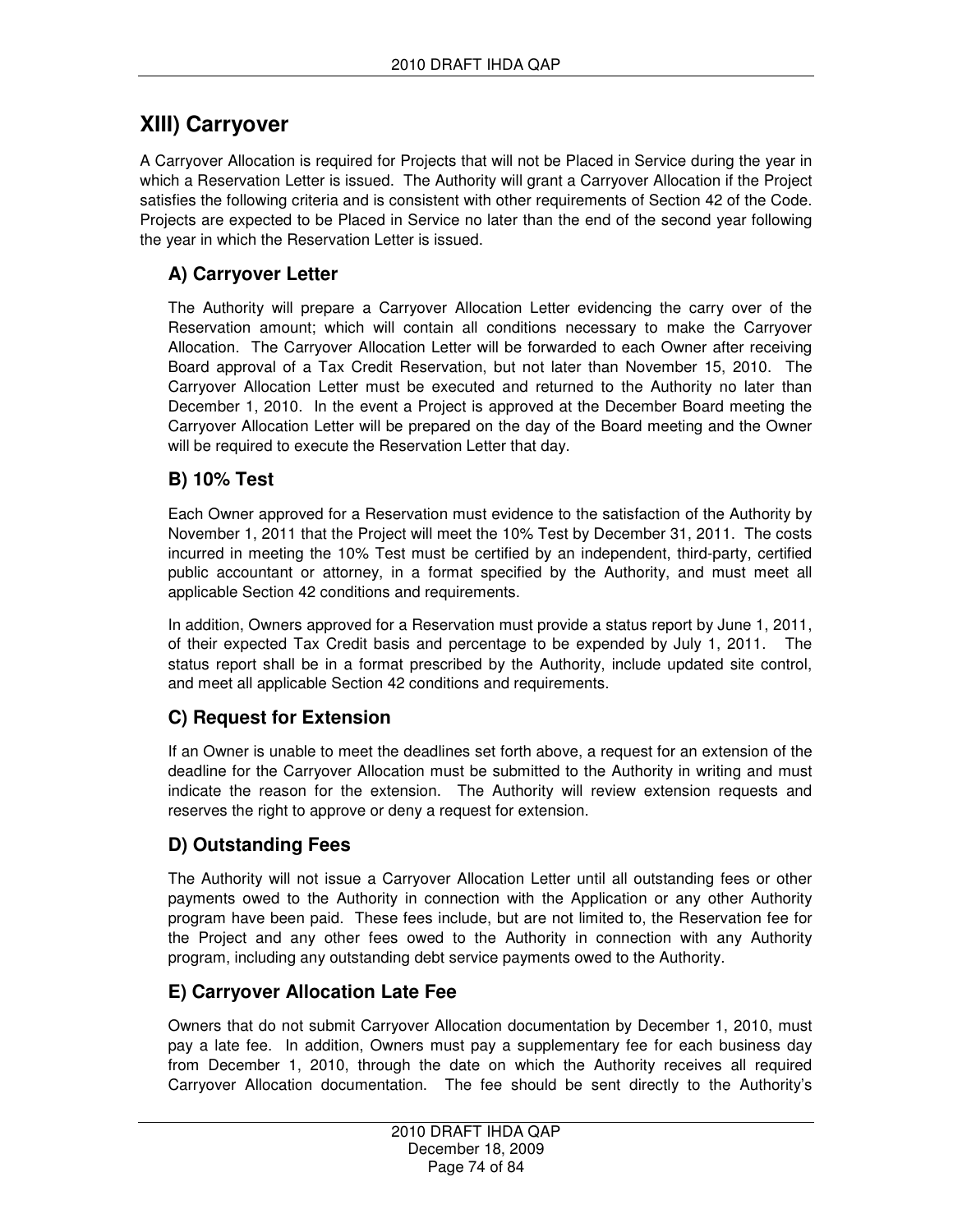## XIII) Carryover

A Carryover Allocation is required for Projects that will not be Placed in Service during the year in which a Reservation Letter is issued. The Authority will grant a Carryover Allocation if the Project satisfies the following criteria and is consistent with other requirements of Section 42 of the Code. Projects are expected to be Placed in Service no later than the end of the second year following the year in which the Reservation Letter is issued.

### A) Carryover Letter

The Authority will prepare a Carryover Allocation Letter evidencing the carry over of the Reservation amount; which will contain all conditions necessary to make the Carryover Allocation. The Carryover Allocation Letter will be forwarded to each Owner after receiving Board approval of a Tax Credit Reservation, but not later than November 15, 2010. The Carryover Allocation Letter must be executed and returned to the Authority no later than December 1, 2010. In the event a Project is approved at the December Board meeting the Carryover Allocation Letter will be prepared on the day of the Board meeting and the Owner will be required to execute the Reservation Letter that day.

### B) 10% Test

Each Owner approved for a Reservation must evidence to the satisfaction of the Authority by November 1, 2011 that the Project will meet the 10% Test by December 31, 2011. The costs incurred in meeting the 10% Test must be certified by an independent, third-party, certified public accountant or attorney, in a format specified by the Authority, and must meet all applicable Section 42 conditions and requirements.

In addition, Owners approved for a Reservation must provide a status report by June 1, 2011, of their expected Tax Credit basis and percentage to be expended by July 1, 2011. The status report shall be in a format prescribed by the Authority, include updated site control, and meet all applicable Section 42 conditions and requirements.

### C) Request for Extension

If an Owner is unable to meet the deadlines set forth above, a request for an extension of the deadline for the Carryover Allocation must be submitted to the Authority in writing and must indicate the reason for the extension. The Authority will review extension requests and reserves the right to approve or deny a request for extension.

### D) Outstanding Fees

The Authority will not issue a Carryover Allocation Letter until all outstanding fees or other payments owed to the Authority in connection with the Application or any other Authority program have been paid. These fees include, but are not limited to, the Reservation fee for the Project and any other fees owed to the Authority in connection with any Authority program, including any outstanding debt service payments owed to the Authority.

### E) Carryover Allocation Late Fee

Owners that do not submit Carryover Allocation documentation by December 1, 2010, must pay a late fee. In addition, Owners must pay a supplementary fee for each business day from December 1, 2010, through the date on which the Authority receives all required Carryover Allocation documentation. The fee should be sent directly to the Authority's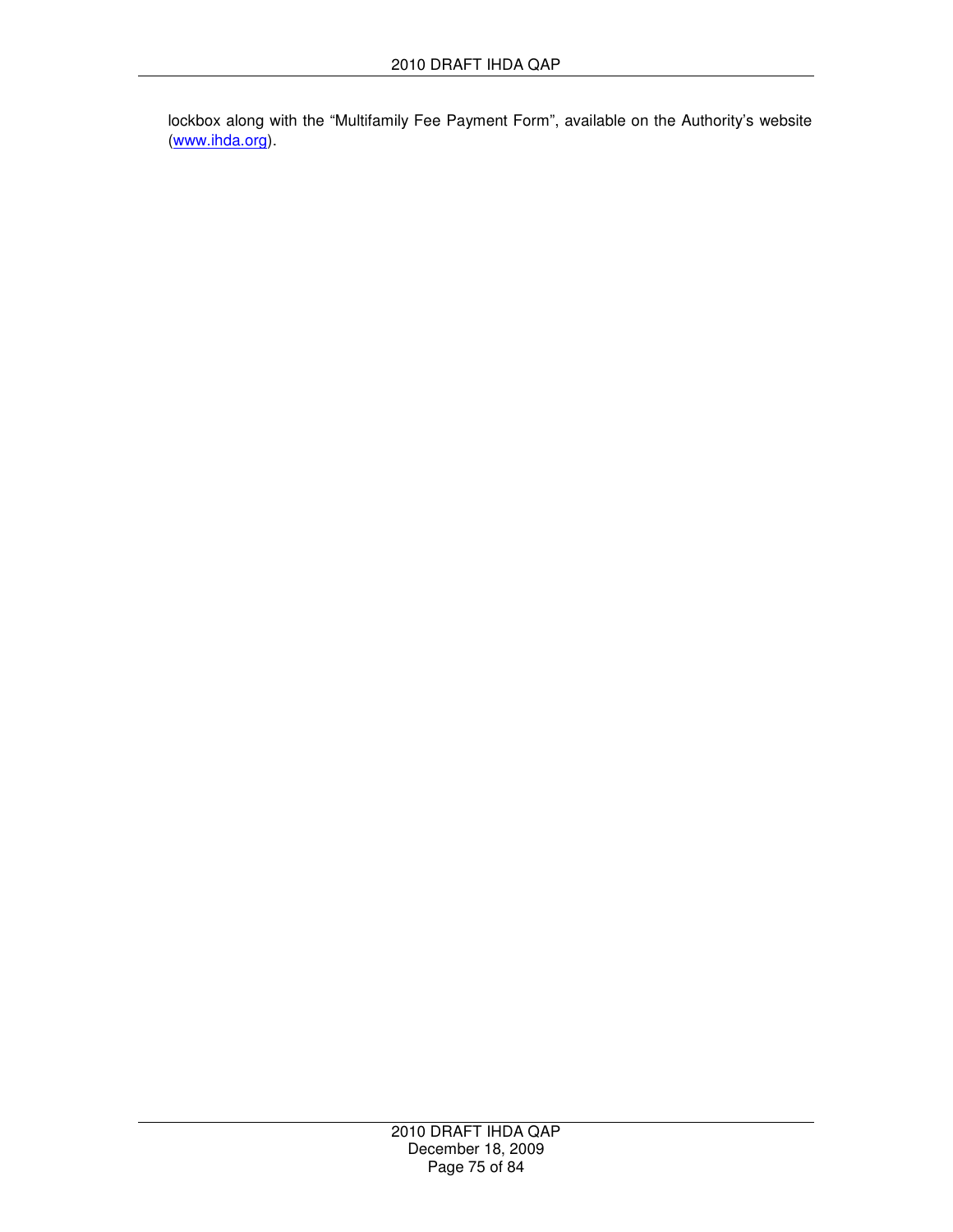lockbox along with the “Multifamily Fee Payment Form”, available on the Authority’s website (www.ihda.org).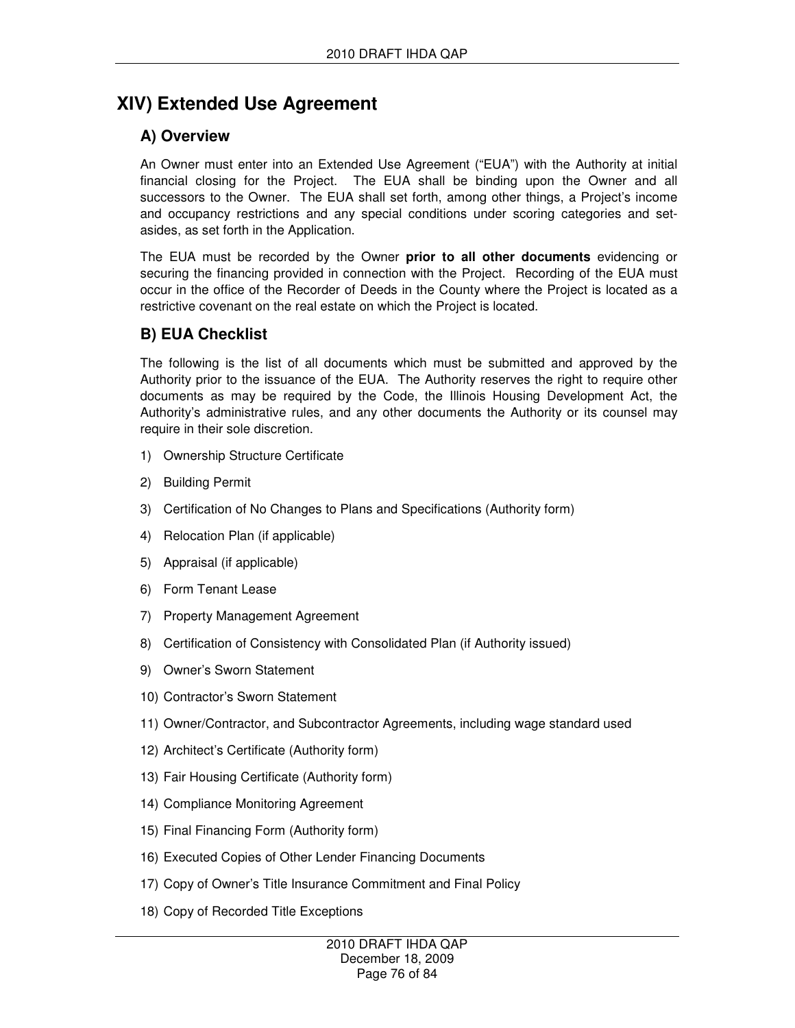# XIV) Extended Use Agreement

## A) Overview

An Owner must enter into an Extended Use Agreement ("EUA") with the Authority at initial financial closing for the Project. The EUA shall be binding upon the Owner and all successors to the Owner. The EUA shall set forth, among other things, a Project's income and occupancy restrictions and any special conditions under scoring categories and set-asides, as set forth in the Application.

The EUA must be recorded by the Owner **prior to all other documents** evidencing or securing the financing provided in connection with the Project. Recording of the EUA must occur in the office of the Recorder of Deeds in the County where the Project is located as a restrictive covenant on the real estate on which the Project is located.

## B) EUA Checklist

The following is the list of all documents which must be submitted and approved by the Authority prior to the issuance of the EUA. The Authority reserves the right to require other documents as may be required by the Code, the Illinois Housing Development Act, the Authority's administrative rules, and any other documents the Authority or its counsel may require in their sole discretion.

1) Ownership Structure Certificate
2) Building Permit
3) Certification of No Changes to Plans and Specifications (Authority form)
4) Relocation Plan (if applicable)
5) Appraisal (if applicable)
6) Form Tenant Lease
7) Property Management Agreement
8) Certification of Consistency with Consolidated Plan (if Authority issued)
9) Owner's Sworn Statement
10) Contractor's Sworn Statement
11) Owner/Contractor, and Subcontractor Agreements, including wage standard used
12) Architect's Certificate (Authority form)
13) Fair Housing Certificate (Authority form)
14) Compliance Monitoring Agreement
15) Final Financing Form (Authority form)
16) Executed Copies of Other Lender Financing Documents
17) Copy of Owner's Title Insurance Commitment and Final Policy
18) Copy of Recorded Title Exceptions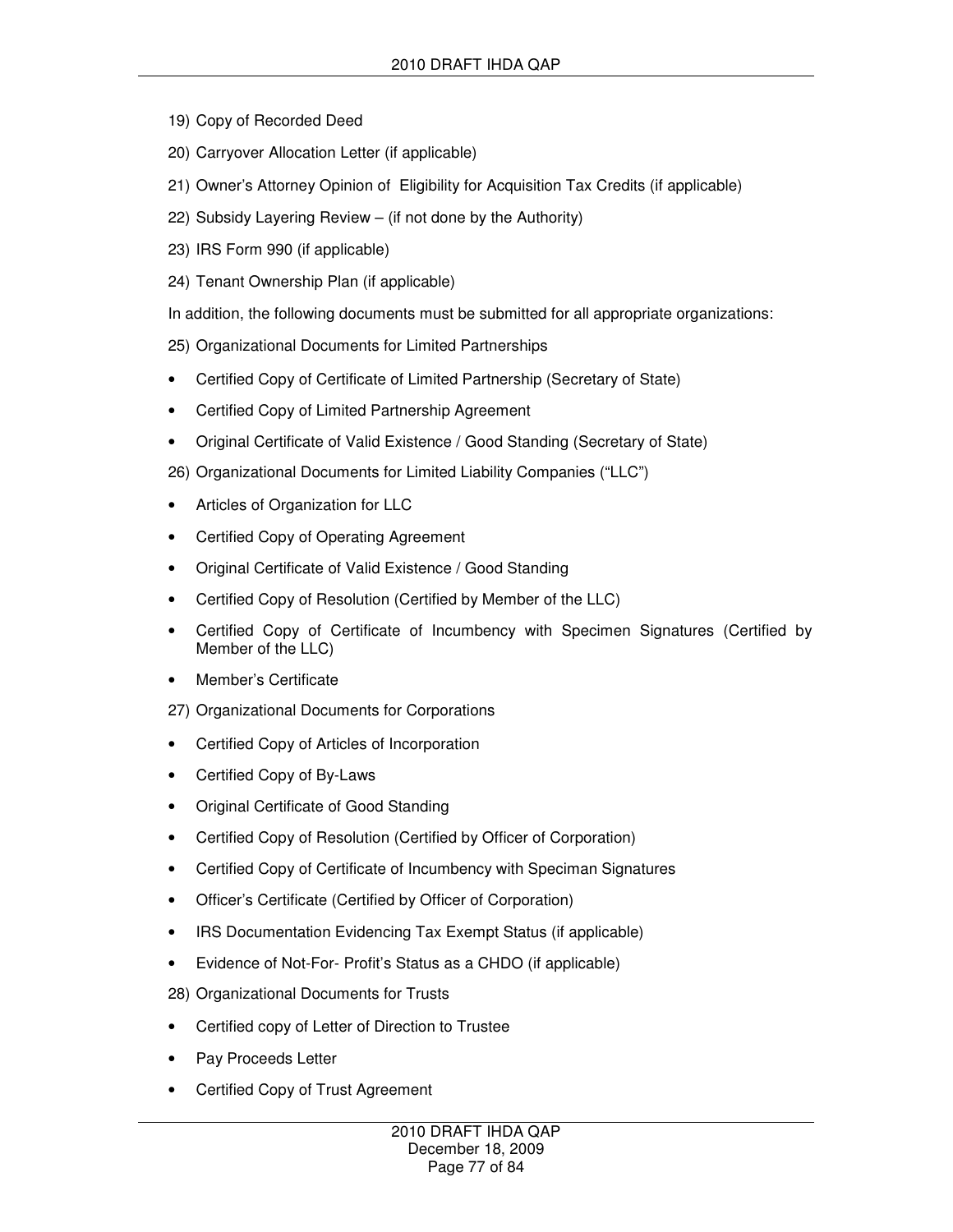19) Copy of Recorded Deed

20) Carryover Allocation Letter (if applicable)

21) Owner's Attorney Opinion of Eligibility for Acquisition Tax Credits (if applicable)

22) Subsidy Layering Review – (if not done by the Authority)

23) IRS Form 990 (if applicable)

24) Tenant Ownership Plan (if applicable)

In addition, the following documents must be submitted for all appropriate organizations:

25) Organizational Documents for Limited Partnerships

- Certified Copy of Certificate of Limited Partnership (Secretary of State)
- Certified Copy of Limited Partnership Agreement
- Original Certificate of Valid Existence / Good Standing (Secretary of State)

26) Organizational Documents for Limited Liability Companies ("LLC")

- Articles of Organization for LLC
- Certified Copy of Operating Agreement
- Original Certificate of Valid Existence / Good Standing
- Certified Copy of Resolution (Certified by Member of the LLC)
- Certified Copy of Certificate of Incumbency with Specimen Signatures (Certified by Member of the LLC)
- Member's Certificate

27) Organizational Documents for Corporations

- Certified Copy of Articles of Incorporation
- Certified Copy of By-Laws
- Original Certificate of Good Standing
- Certified Copy of Resolution (Certified by Officer of Corporation)
- Certified Copy of Certificate of Incumbency with Speciman Signatures
- Officer's Certificate (Certified by Officer of Corporation)
- IRS Documentation Evidencing Tax Exempt Status (if applicable)
- Evidence of Not-For- Profit's Status as a CHDO (if applicable)

28) Organizational Documents for Trusts

- Certified copy of Letter of Direction to Trustee
- Pay Proceeds Letter
- Certified Copy of Trust Agreement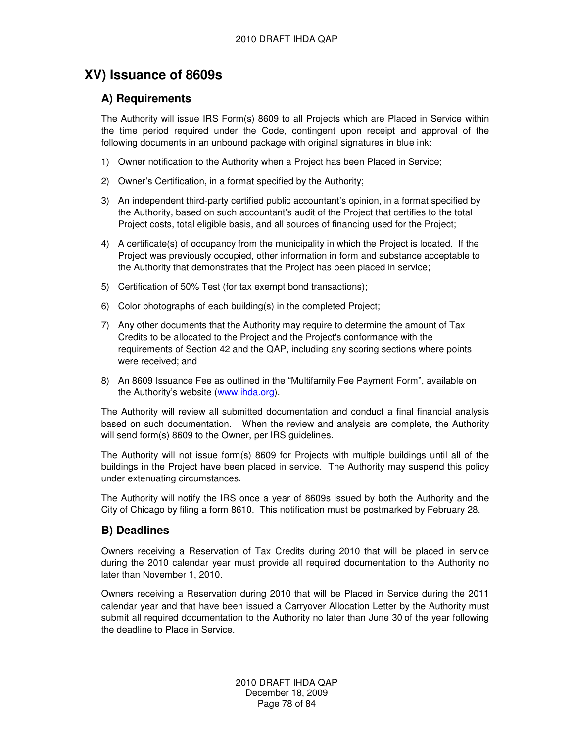# XV) Issuance of 8609s

## A) Requirements

The Authority will issue IRS Form(s) 8609 to all Projects which are Placed in Service within the time period required under the Code, contingent upon receipt and approval of the following documents in an unbound package with original signatures in blue ink:

1) Owner notification to the Authority when a Project has been Placed in Service;

2) Owner's Certification, in a format specified by the Authority;

3) An independent third-party certified public accountant's opinion, in a format specified by the Authority, based on such accountant's audit of the Project that certifies to the total Project costs, total eligible basis, and all sources of financing used for the Project;

4) A certificate(s) of occupancy from the municipality in which the Project is located. If the Project was previously occupied, other information in form and substance acceptable to the Authority that demonstrates that the Project has been placed in service;

5) Certification of 50% Test (for tax exempt bond transactions);

6) Color photographs of each building(s) in the completed Project;

7) Any other documents that the Authority may require to determine the amount of Tax Credits to be allocated to the Project and the Project's conformance with the requirements of Section 42 and the QAP, including any scoring sections where points were received; and

8) An 8609 Issuance Fee as outlined in the "Multifamily Fee Payment Form", available on the Authority's website (www.ihda.org).

The Authority will review all submitted documentation and conduct a final financial analysis based on such documentation. When the review and analysis are complete, the Authority will send form(s) 8609 to the Owner, per IRS guidelines.

The Authority will not issue form(s) 8609 for Projects with multiple buildings until all of the buildings in the Project have been placed in service. The Authority may suspend this policy under extenuating circumstances.

The Authority will notify the IRS once a year of 8609s issued by both the Authority and the City of Chicago by filing a form 8610. This notification must be postmarked by February 28.

## B) Deadlines

Owners receiving a Reservation of Tax Credits during 2010 that will be placed in service during the 2010 calendar year must provide all required documentation to the Authority no later than November 1, 2010.

Owners receiving a Reservation during 2010 that will be Placed in Service during the 2011 calendar year and that have been issued a Carryover Allocation Letter by the Authority must submit all required documentation to the Authority no later than June 30 of the year following the deadline to Place in Service.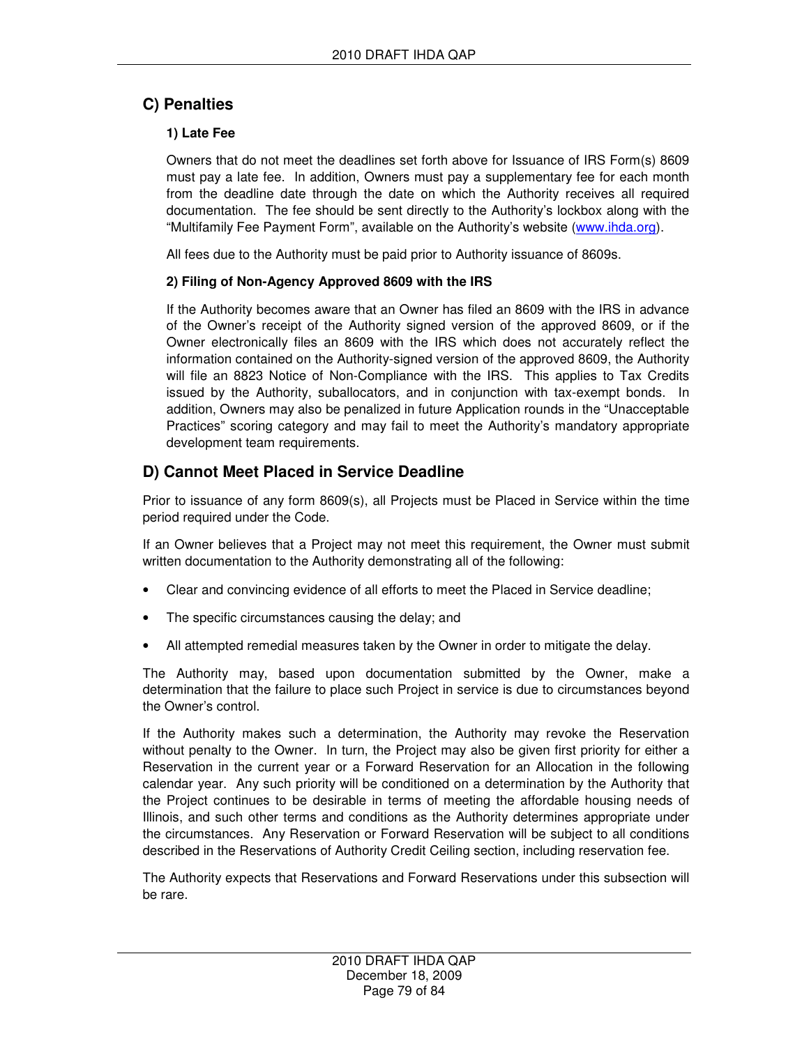## C) Penalties

### 1) Late Fee

Owners that do not meet the deadlines set forth above for Issuance of IRS Form(s) 8609 must pay a late fee. In addition, Owners must pay a supplementary fee for each month from the deadline date through the date on which the Authority receives all required documentation. The fee should be sent directly to the Authority's lockbox along with the "Multifamily Fee Payment Form", available on the Authority's website (www.ihda.org).

All fees due to the Authority must be paid prior to Authority issuance of 8609s.

### 2) Filing of Non-Agency Approved 8609 with the IRS

If the Authority becomes aware that an Owner has filed an 8609 with the IRS in advance of the Owner's receipt of the Authority signed version of the approved 8609, or if the Owner electronically files an 8609 with the IRS which does not accurately reflect the information contained on the Authority-signed version of the approved 8609, the Authority will file an 8823 Notice of Non-Compliance with the IRS. This applies to Tax Credits issued by the Authority, suballocators, and in conjunction with tax-exempt bonds. In addition, Owners may also be penalized in future Application rounds in the "Unacceptable Practices" scoring category and may fail to meet the Authority's mandatory appropriate development team requirements.

## D) Cannot Meet Placed in Service Deadline

Prior to issuance of any form 8609(s), all Projects must be Placed in Service within the time period required under the Code.

If an Owner believes that a Project may not meet this requirement, the Owner must submit written documentation to the Authority demonstrating all of the following:

- Clear and convincing evidence of all efforts to meet the Placed in Service deadline;
- The specific circumstances causing the delay; and
- All attempted remedial measures taken by the Owner in order to mitigate the delay.

The Authority may, based upon documentation submitted by the Owner, make a determination that the failure to place such Project in service is due to circumstances beyond the Owner's control.

If the Authority makes such a determination, the Authority may revoke the Reservation without penalty to the Owner. In turn, the Project may also be given first priority for either a Reservation in the current year or a Forward Reservation for an Allocation in the following calendar year. Any such priority will be conditioned on a determination by the Authority that the Project continues to be desirable in terms of meeting the affordable housing needs of Illinois, and such other terms and conditions as the Authority determines appropriate under the circumstances. Any Reservation or Forward Reservation will be subject to all conditions described in the Reservations of Authority Credit Ceiling section, including reservation fee.

The Authority expects that Reservations and Forward Reservations under this subsection will be rare.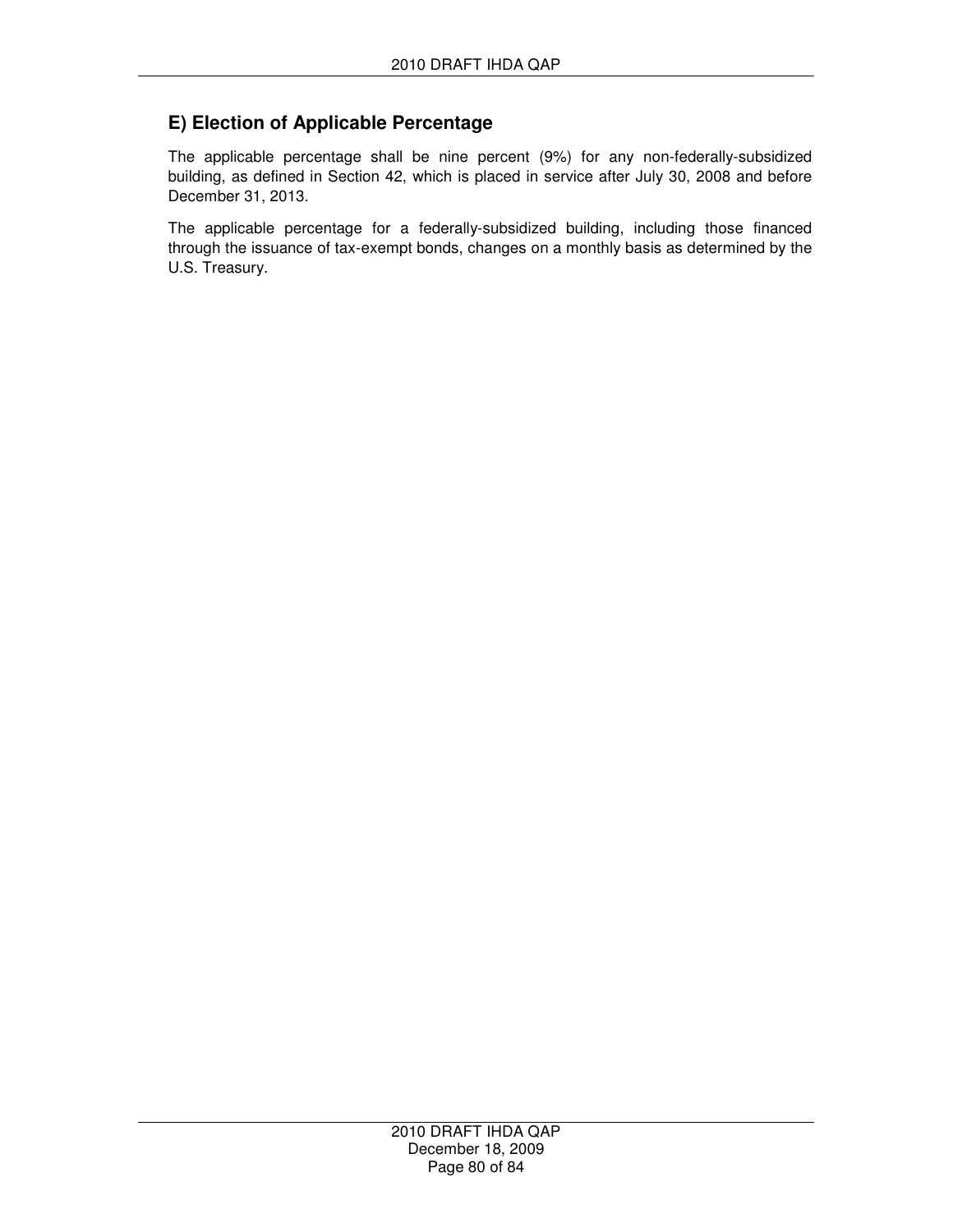## E) Election of Applicable Percentage

The applicable percentage shall be nine percent (9%) for any non-federally-subsidized building, as defined in Section 42, which is placed in service after July 30, 2008 and before December 31, 2013.

The applicable percentage for a federally-subsidized building, including those financed through the issuance of tax-exempt bonds, changes on a monthly basis as determined by the U.S. Treasury.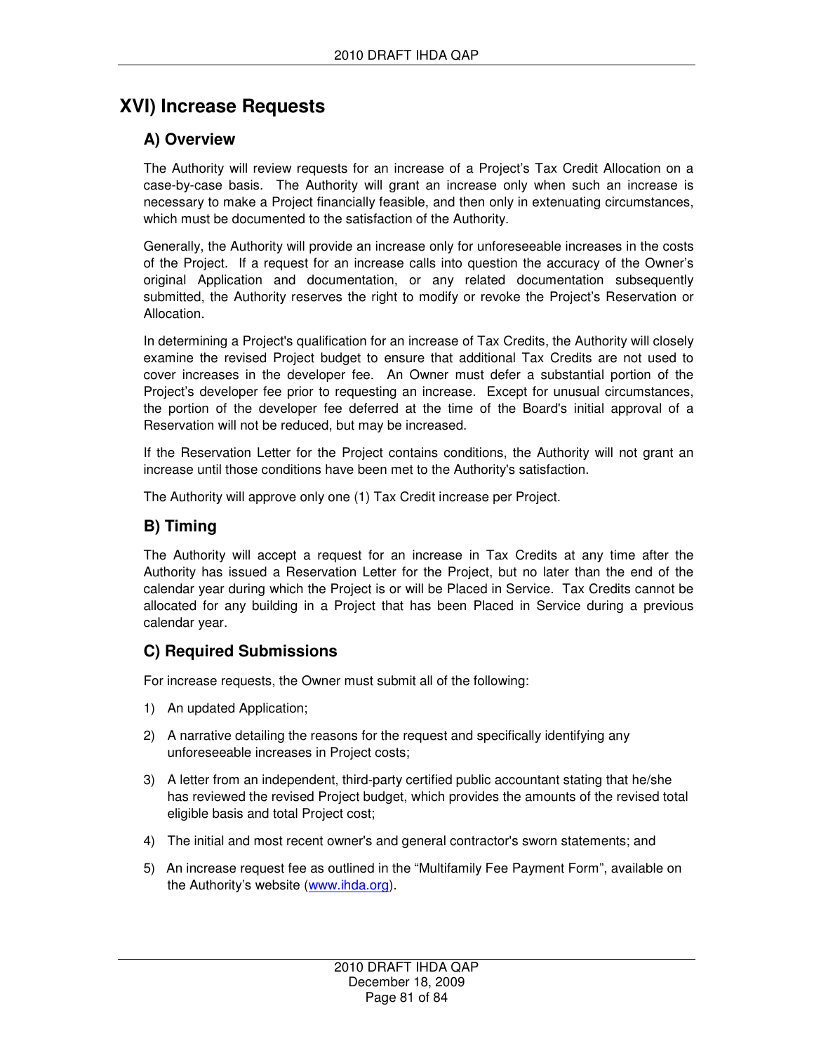# XVI) Increase Requests

## A) Overview

The Authority will review requests for an increase of a Project's Tax Credit Allocation on a case-by-case basis. The Authority will grant an increase only when such an increase is necessary to make a Project financially feasible, and then only in extenuating circumstances, which must be documented to the satisfaction of the Authority.

Generally, the Authority will provide an increase only for unforeseeable increases in the costs of the Project. If a request for an increase calls into question the accuracy of the Owner's original Application and documentation, or any related documentation subsequently submitted, the Authority reserves the right to modify or revoke the Project's Reservation or Allocation.

In determining a Project's qualification for an increase of Tax Credits, the Authority will closely examine the revised Project budget to ensure that additional Tax Credits are not used to cover increases in the developer fee. An Owner must defer a substantial portion of the Project's developer fee prior to requesting an increase. Except for unusual circumstances, the portion of the developer fee deferred at the time of the Board's initial approval of a Reservation will not be reduced, but may be increased.

If the Reservation Letter for the Project contains conditions, the Authority will not grant an increase until those conditions have been met to the Authority's satisfaction.

The Authority will approve only one (1) Tax Credit increase per Project.

## B) Timing

The Authority will accept a request for an increase in Tax Credits at any time after the Authority has issued a Reservation Letter for the Project, but no later than the end of the calendar year during which the Project is or will be Placed in Service. Tax Credits cannot be allocated for any building in a Project that has been Placed in Service during a previous calendar year.

## C) Required Submissions

For increase requests, the Owner must submit all of the following:

1) An updated Application;
2) A narrative detailing the reasons for the request and specifically identifying any unforeseeable increases in Project costs;
3) A letter from an independent, third-party certified public accountant stating that he/she has reviewed the revised Project budget, which provides the amounts of the revised total eligible basis and total Project cost;
4) The initial and most recent owner's and general contractor's sworn statements; and
5) An increase request fee as outlined in the "Multifamily Fee Payment Form", available on the Authority's website (www.ihda.org).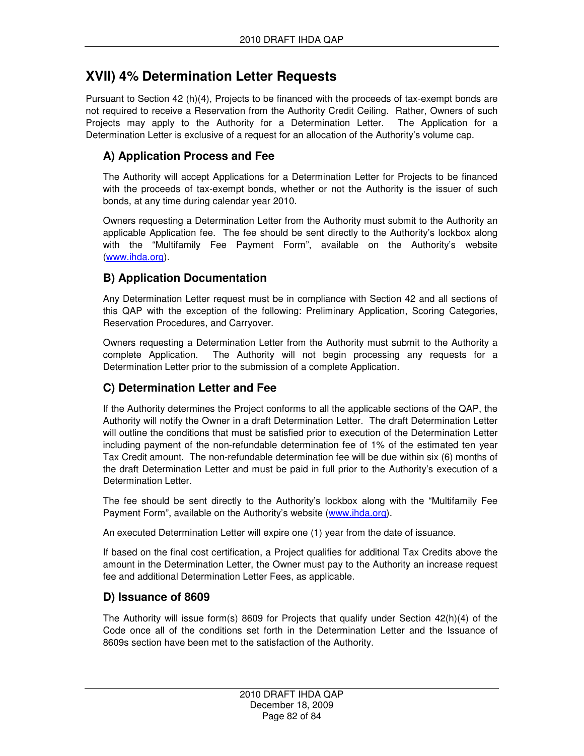# XVII) 4% Determination Letter Requests

Pursuant to Section 42 (h)(4), Projects to be financed with the proceeds of tax-exempt bonds are not required to receive a Reservation from the Authority Credit Ceiling. Rather, Owners of such Projects may apply to the Authority for a Determination Letter. The Application for a Determination Letter is exclusive of a request for an allocation of the Authority's volume cap.

## A) Application Process and Fee

The Authority will accept Applications for a Determination Letter for Projects to be financed with the proceeds of tax-exempt bonds, whether or not the Authority is the issuer of such bonds, at any time during calendar year 2010.

Owners requesting a Determination Letter from the Authority must submit to the Authority an applicable Application fee. The fee should be sent directly to the Authority's lockbox along with the "Multifamily Fee Payment Form", available on the Authority's website (www.ihda.org).

## B) Application Documentation

Any Determination Letter request must be in compliance with Section 42 and all sections of this QAP with the exception of the following: Preliminary Application, Scoring Categories, Reservation Procedures, and Carryover.

Owners requesting a Determination Letter from the Authority must submit to the Authority a complete Application. The Authority will not begin processing any requests for a Determination Letter prior to the submission of a complete Application.

## C) Determination Letter and Fee

If the Authority determines the Project conforms to all the applicable sections of the QAP, the Authority will notify the Owner in a draft Determination Letter. The draft Determination Letter will outline the conditions that must be satisfied prior to execution of the Determination Letter including payment of the non-refundable determination fee of 1% of the estimated ten year Tax Credit amount. The non-refundable determination fee will be due within six (6) months of the draft Determination Letter and must be paid in full prior to the Authority's execution of a Determination Letter.

The fee should be sent directly to the Authority's lockbox along with the "Multifamily Fee Payment Form", available on the Authority's website (www.ihda.org).

An executed Determination Letter will expire one (1) year from the date of issuance.

If based on the final cost certification, a Project qualifies for additional Tax Credits above the amount in the Determination Letter, the Owner must pay to the Authority an increase request fee and additional Determination Letter Fees, as applicable.

## D) Issuance of 8609

The Authority will issue form(s) 8609 for Projects that qualify under Section 42(h)(4) of the Code once all of the conditions set forth in the Determination Letter and the Issuance of 8609s section have been met to the satisfaction of the Authority.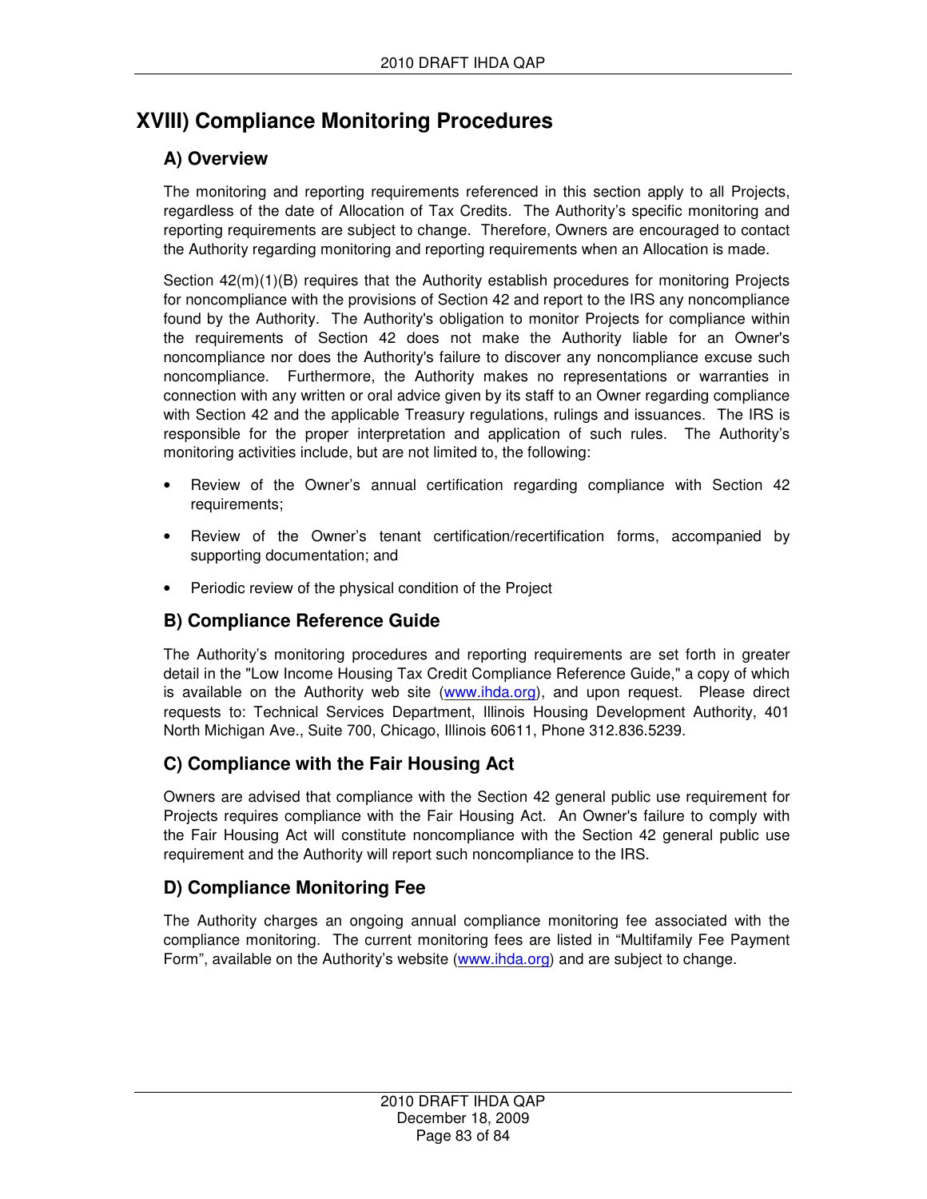# XVIII) Compliance Monitoring Procedures

## A) Overview

The monitoring and reporting requirements referenced in this section apply to all Projects, regardless of the date of Allocation of Tax Credits. The Authority's specific monitoring and reporting requirements are subject to change. Therefore, Owners are encouraged to contact the Authority regarding monitoring and reporting requirements when an Allocation is made.

Section 42(m)(1)(B) requires that the Authority establish procedures for monitoring Projects for noncompliance with the provisions of Section 42 and report to the IRS any noncompliance found by the Authority. The Authority's obligation to monitor Projects for compliance within the requirements of Section 42 does not make the Authority liable for an Owner's noncompliance nor does the Authority's failure to discover any noncompliance excuse such noncompliance. Furthermore, the Authority makes no representations or warranties in connection with any written or oral advice given by its staff to an Owner regarding compliance with Section 42 and the applicable Treasury regulations, rulings and issuances. The IRS is responsible for the proper interpretation and application of such rules. The Authority's monitoring activities include, but are not limited to, the following:

- Review of the Owner's annual certification regarding compliance with Section 42 requirements;
- Review of the Owner's tenant certification/recertification forms, accompanied by supporting documentation; and
- Periodic review of the physical condition of the Project

## B) Compliance Reference Guide

The Authority's monitoring procedures and reporting requirements are set forth in greater detail in the "Low Income Housing Tax Credit Compliance Reference Guide," a copy of which is available on the Authority web site (www.ihda.org), and upon request. Please direct requests to: Technical Services Department, Illinois Housing Development Authority, 401 North Michigan Ave., Suite 700, Chicago, Illinois 60611, Phone 312.836.5239.

## C) Compliance with the Fair Housing Act

Owners are advised that compliance with the Section 42 general public use requirement for Projects requires compliance with the Fair Housing Act. An Owner's failure to comply with the Fair Housing Act will constitute noncompliance with the Section 42 general public use requirement and the Authority will report such noncompliance to the IRS.

## D) Compliance Monitoring Fee

The Authority charges an ongoing annual compliance monitoring fee associated with the compliance monitoring. The current monitoring fees are listed in "Multifamily Fee Payment Form", available on the Authority's website (www.ihda.org) and are subject to change.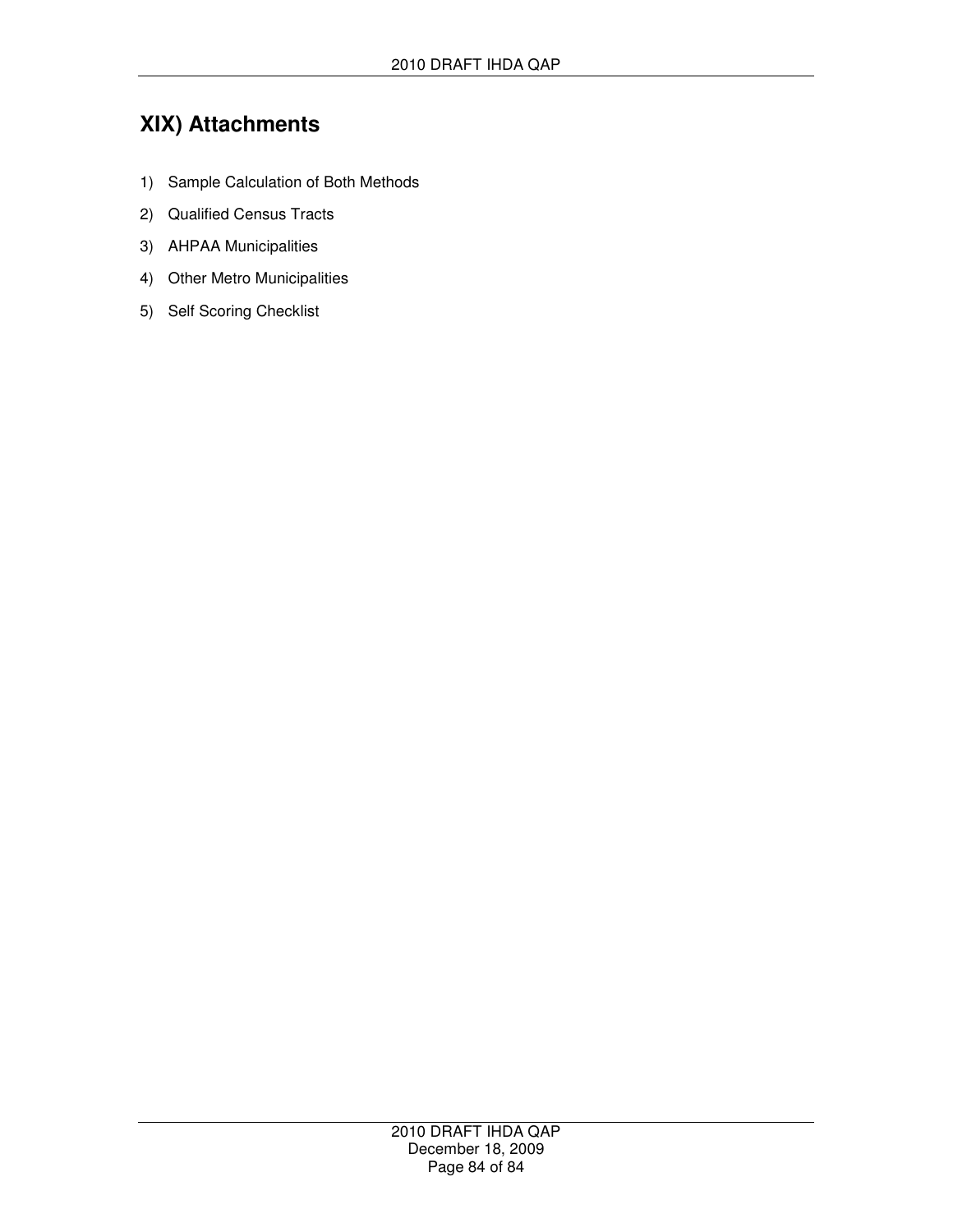# XIX) Attachments

1) Sample Calculation of Both Methods
2) Qualified Census Tracts
3) AHPAA Municipalities
4) Other Metro Municipalities
5) Self Scoring Checklist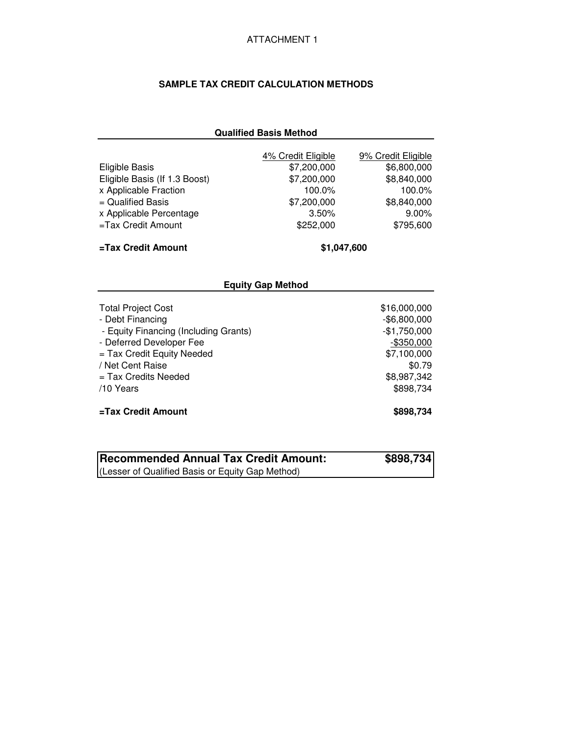ATTACHMENT 1

## SAMPLE TAX CREDIT CALCULATION METHODS

### Qualified Basis Method

| | 4% Credit Eligible | 9% Credit Eligible |
|---|---|---|
| Eligible Basis | $7,200,000 | $6,800,000 |
| Eligible Basis (If 1.3 Boost) | $7,200,000 | $8,840,000 |
| x Applicable Fraction | 100.0% | 100.0% |
| = Qualified Basis | $7,200,000 | $8,840,000 |
| x Applicable Percentage | 3.50% | 9.00% |
| =Tax Credit Amount | $252,000 | $795,600 |
| **=Tax Credit Amount** | **$1,047,600** | |

### Equity Gap Method

| | |
|---|---|
| Total Project Cost | $16,000,000 |
| - Debt Financing | -$6,800,000 |
| - Equity Financing (Including Grants) | -$1,750,000 |
| - Deferred Developer Fee | -$350,000 |
| = Tax Credit Equity Needed | $7,100,000 |
| / Net Cent Raise | $0.79 |
| = Tax Credits Needed | $8,987,342 |
| /10 Years | $898,734 |
| **=Tax Credit Amount** | **$898,734** |

| **Recommended Annual Tax Credit Amount:** | **$898,734** |
|---|---|
| (Lesser of Qualified Basis or Equity Gap Method) | |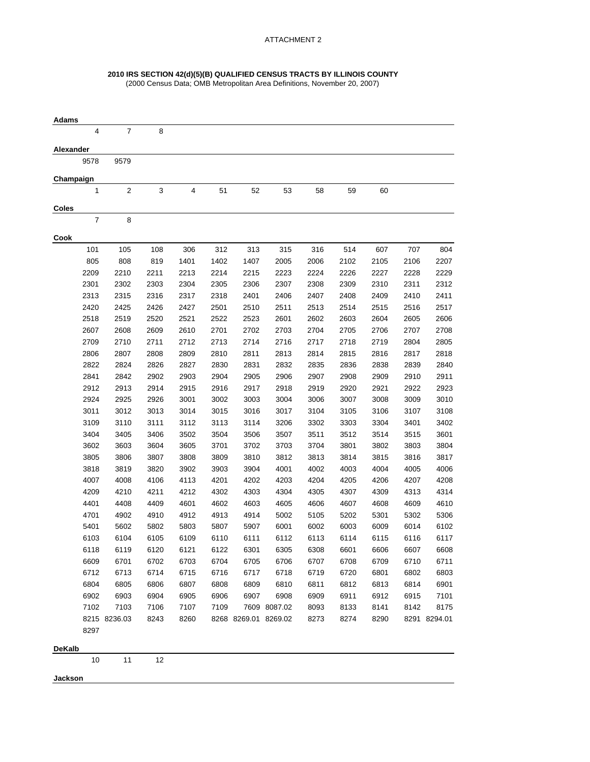ATTACHMENT 2

**2010 IRS SECTION 42(d)(5)(B) QUALIFIED CENSUS TRACTS BY ILLINOIS COUNTY**
(2000 Census Data; OMB Metropolitan Area Definitions, November 20, 2007)

**Adams**

| | | | | | | | | | | | |
|---|---|---|---|---|---|---|---|---|---|---|---|
| 4 | 7 | 8 | | | | | | | | | |

**Alexander**

| | | | | | | | | | | | |
|---|---|---|---|---|---|---|---|---|---|---|---|
| 9578 | 9579 | | | | | | | | | | |

**Champaign**

| | | | | | | | | | | | |
|---|---|---|---|---|---|---|---|---|---|---|---|
| 1 | 2 | 3 | 4 | 51 | 52 | 53 | 58 | 59 | 60 | | |

**Coles**

| | | | | | | | | | | | |
|---|---|---|---|---|---|---|---|---|---|---|---|
| 7 | 8 | | | | | | | | | | |

**Cook**

| | | | | | | | | | | | |
|---|---|---|---|---|---|---|---|---|---|---|---|
| 101 | 105 | 108 | 306 | 312 | 313 | 315 | 316 | 514 | 607 | 707 | 804 |
| 805 | 808 | 819 | 1401 | 1402 | 1407 | 2005 | 2006 | 2102 | 2105 | 2106 | 2207 |
| 2209 | 2210 | 2211 | 2213 | 2214 | 2215 | 2223 | 2224 | 2226 | 2227 | 2228 | 2229 |
| 2301 | 2302 | 2303 | 2304 | 2305 | 2306 | 2307 | 2308 | 2309 | 2310 | 2311 | 2312 |
| 2313 | 2315 | 2316 | 2317 | 2318 | 2401 | 2406 | 2407 | 2408 | 2409 | 2410 | 2411 |
| 2420 | 2425 | 2426 | 2427 | 2501 | 2510 | 2511 | 2513 | 2514 | 2515 | 2516 | 2517 |
| 2518 | 2519 | 2520 | 2521 | 2522 | 2523 | 2601 | 2602 | 2603 | 2604 | 2605 | 2606 |
| 2607 | 2608 | 2609 | 2610 | 2701 | 2702 | 2703 | 2704 | 2705 | 2706 | 2707 | 2708 |
| 2709 | 2710 | 2711 | 2712 | 2713 | 2714 | 2716 | 2717 | 2718 | 2719 | 2804 | 2805 |
| 2806 | 2807 | 2808 | 2809 | 2810 | 2811 | 2813 | 2814 | 2815 | 2816 | 2817 | 2818 |
| 2822 | 2824 | 2826 | 2827 | 2830 | 2831 | 2832 | 2835 | 2836 | 2838 | 2839 | 2840 |
| 2841 | 2842 | 2902 | 2903 | 2904 | 2905 | 2906 | 2907 | 2908 | 2909 | 2910 | 2911 |
| 2912 | 2913 | 2914 | 2915 | 2916 | 2917 | 2918 | 2919 | 2920 | 2921 | 2922 | 2923 |
| 2924 | 2925 | 2926 | 3001 | 3002 | 3003 | 3004 | 3006 | 3007 | 3008 | 3009 | 3010 |
| 3011 | 3012 | 3013 | 3014 | 3015 | 3016 | 3017 | 3104 | 3105 | 3106 | 3107 | 3108 |
| 3109 | 3110 | 3111 | 3112 | 3113 | 3114 | 3206 | 3302 | 3303 | 3304 | 3401 | 3402 |
| 3404 | 3405 | 3406 | 3502 | 3504 | 3506 | 3507 | 3511 | 3512 | 3514 | 3515 | 3601 |
| 3602 | 3603 | 3604 | 3605 | 3701 | 3702 | 3703 | 3704 | 3801 | 3802 | 3803 | 3804 |
| 3805 | 3806 | 3807 | 3808 | 3809 | 3810 | 3812 | 3813 | 3814 | 3815 | 3816 | 3817 |
| 3818 | 3819 | 3820 | 3902 | 3903 | 3904 | 4001 | 4002 | 4003 | 4004 | 4005 | 4006 |
| 4007 | 4008 | 4106 | 4113 | 4201 | 4202 | 4203 | 4204 | 4205 | 4206 | 4207 | 4208 |
| 4209 | 4210 | 4211 | 4212 | 4302 | 4303 | 4304 | 4305 | 4307 | 4309 | 4313 | 4314 |
| 4401 | 4408 | 4409 | 4601 | 4602 | 4603 | 4605 | 4606 | 4607 | 4608 | 4609 | 4610 |
| 4701 | 4902 | 4910 | 4912 | 4913 | 4914 | 5002 | 5105 | 5202 | 5301 | 5302 | 5306 |
| 5401 | 5602 | 5802 | 5803 | 5807 | 5907 | 6001 | 6002 | 6003 | 6009 | 6014 | 6102 |
| 6103 | 6104 | 6105 | 6109 | 6110 | 6111 | 6112 | 6113 | 6114 | 6115 | 6116 | 6117 |
| 6118 | 6119 | 6120 | 6121 | 6122 | 6301 | 6305 | 6308 | 6601 | 6606 | 6607 | 6608 |
| 6609 | 6701 | 6702 | 6703 | 6704 | 6705 | 6706 | 6707 | 6708 | 6709 | 6710 | 6711 |
| 6712 | 6713 | 6714 | 6715 | 6716 | 6717 | 6718 | 6719 | 6720 | 6801 | 6802 | 6803 |
| 6804 | 6805 | 6806 | 6807 | 6808 | 6809 | 6810 | 6811 | 6812 | 6813 | 6814 | 6901 |
| 6902 | 6903 | 6904 | 6905 | 6906 | 6907 | 6908 | 6909 | 6911 | 6912 | 6915 | 7101 |
| 7102 | 7103 | 7106 | 7107 | 7109 | 7609 | 8087.02 | 8093 | 8133 | 8141 | 8142 | 8175 |
| 8215 | 8236.03 | 8243 | 8260 | 8268 | 8269.01 | 8269.02 | 8273 | 8274 | 8290 | 8291 | 8294.01 |
| 8297 | | | | | | | | | | | |

**DeKalb**

| | | | | | | | | | | | |
|---|---|---|---|---|---|---|---|---|---|---|---|
| 10 | 11 | 12 | | | | | | | | | |

**Jackson**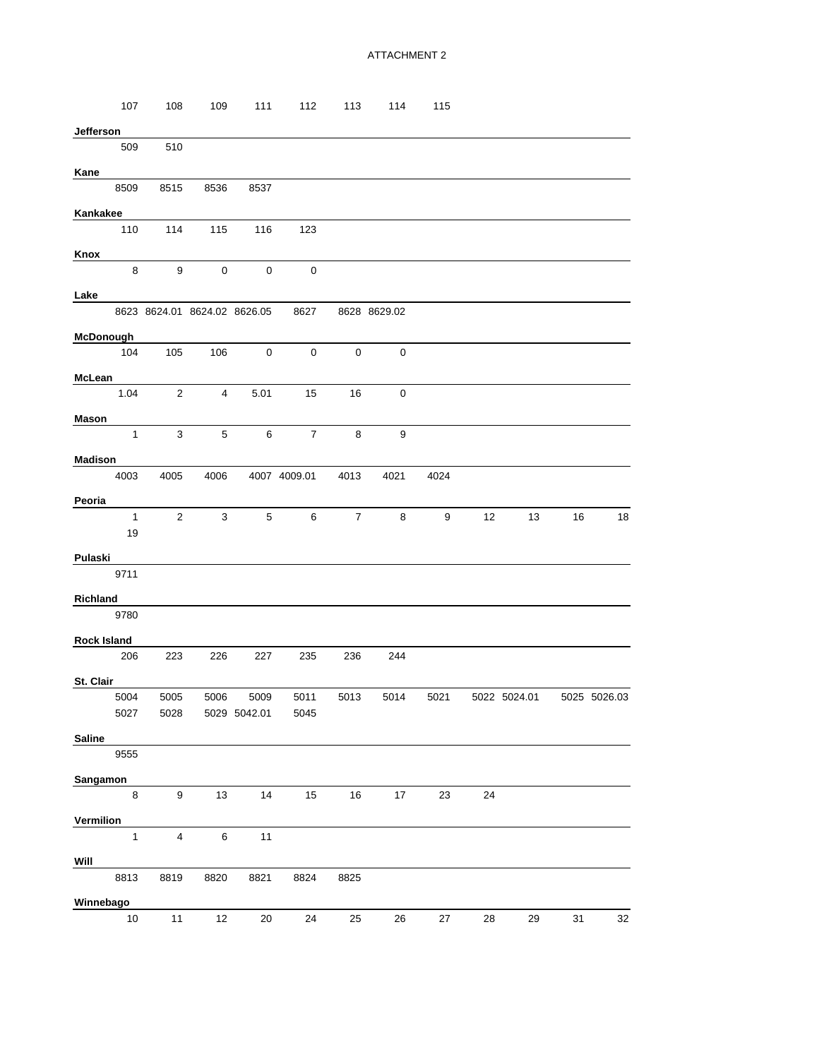ATTACHMENT 2

107 108 109 111 112 113 114 115

**Jefferson**

509 510

**Kane**

8509 8515 8536 8537

**Kankakee**

110 114 115 116 123

**Knox**

8 9 0 0 0

**Lake**

8623 8624.01 8624.02 8626.05 8627 8628 8629.02

**McDonough**

104 105 106 0 0 0 0

**McLean**

1.04 2 4 5.01 15 16 0

**Mason**

1 3 5 6 7 8 9

**Madison**

4003 4005 4006 4007 4009.01 4013 4021 4024

**Peoria**

1 2 3 5 6 7 8 9 12 13 16 18
19

**Pulaski**

9711

**Richland**

9780

**Rock Island**

206 223 226 227 235 236 244

**St. Clair**

5004 5005 5006 5009 5011 5013 5014 5021 5022 5024.01 5025 5026.03
5027 5028 5029 5042.01 5045

**Saline**

9555

**Sangamon**

8 9 13 14 15 16 17 23 24

**Vermilion**

1 4 6 11

**Will**

8813 8819 8820 8821 8824 8825

**Winnebago**

10 11 12 20 24 25 26 27 28 29 31 32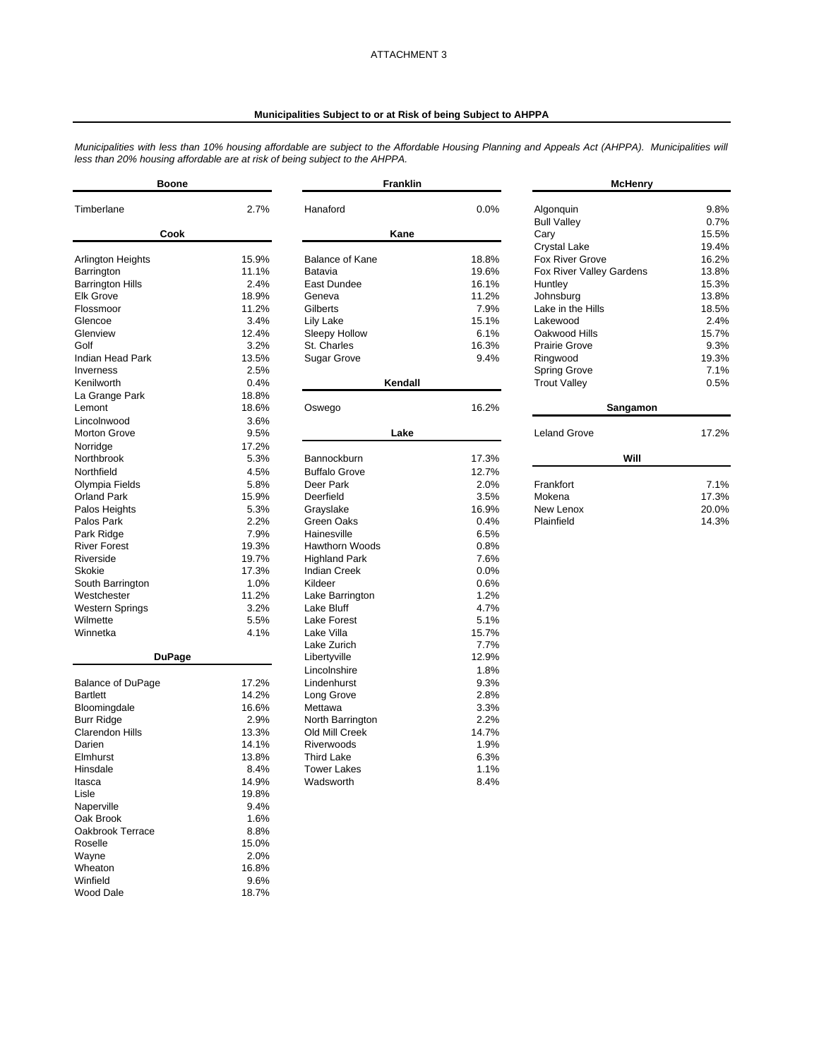ATTACHMENT 3

## Municipalities Subject to or at Risk of being Subject to AHPPA

*Municipalities with less than 10% housing affordable are subject to the Affordable Housing Planning and Appeals Act (AHPPA). Municipalities will less than 20% housing affordable are at risk of being subject to the AHPPA.*

### Boone

| Municipality | % |
|---|---|
| Timberlane | 2.7% |

### Cook

| Municipality | % |
|---|---|
| Arlington Heights | 15.9% |
| Barrington | 11.1% |
| Barrington Hills | 2.4% |
| Elk Grove | 18.9% |
| Flossmoor | 11.2% |
| Glencoe | 3.4% |
| Glenview | 12.4% |
| Golf | 3.2% |
| Indian Head Park | 13.5% |
| Inverness | 2.5% |
| Kenilworth | 0.4% |
| La Grange Park | 18.8% |
| Lemont | 18.6% |
| Lincolnwood | 3.6% |
| Morton Grove | 9.5% |
| Norridge | 17.2% |
| Northbrook | 5.3% |
| Northfield | 4.5% |
| Olympia Fields | 5.8% |
| Orland Park | 15.9% |
| Palos Heights | 5.3% |
| Palos Park | 2.2% |
| Park Ridge | 7.9% |
| River Forest | 19.3% |
| Riverside | 19.7% |
| Skokie | 17.3% |
| South Barrington | 1.0% |
| Westchester | 11.2% |
| Western Springs | 3.2% |
| Wilmette | 5.5% |
| Winnetka | 4.1% |

### DuPage

| Municipality | % |
|---|---|
| Balance of DuPage | 17.2% |
| Bartlett | 14.2% |
| Bloomingdale | 16.6% |
| Burr Ridge | 2.9% |
| Clarendon Hills | 13.3% |
| Darien | 14.1% |
| Elmhurst | 13.8% |
| Hinsdale | 8.4% |
| Itasca | 14.9% |
| Lisle | 19.8% |
| Naperville | 9.4% |
| Oak Brook | 1.6% |
| Oakbrook Terrace | 8.8% |
| Roselle | 15.0% |
| Wayne | 2.0% |
| Wheaton | 16.8% |
| Winfield | 9.6% |
| Wood Dale | 18.7% |

### Franklin

| Municipality | % |
|---|---|
| Hanaford | 0.0% |

### Kane

| Municipality | % |
|---|---|
| Balance of Kane | 18.8% |
| Batavia | 19.6% |
| East Dundee | 16.1% |
| Geneva | 11.2% |
| Gilberts | 7.9% |
| Lily Lake | 15.1% |
| Sleepy Hollow | 6.1% |
| St. Charles | 16.3% |
| Sugar Grove | 9.4% |

### Kendall

| Municipality | % |
|---|---|
| Oswego | 16.2% |

### Lake

| Municipality | % |
|---|---|
| Bannockburn | 17.3% |
| Buffalo Grove | 12.7% |
| Deer Park | 2.0% |
| Deerfield | 3.5% |
| Grayslake | 16.9% |
| Green Oaks | 0.4% |
| Hainesville | 6.5% |
| Hawthorn Woods | 0.8% |
| Highland Park | 7.6% |
| Indian Creek | 0.0% |
| Kildeer | 0.6% |
| Lake Barrington | 1.2% |
| Lake Bluff | 4.7% |
| Lake Forest | 5.1% |
| Lake Villa | 15.7% |
| Lake Zurich | 7.7% |
| Libertyville | 12.9% |
| Lincolnshire | 1.8% |
| Lindenhurst | 9.3% |
| Long Grove | 2.8% |
| Mettawa | 3.3% |
| North Barrington | 2.2% |
| Old Mill Creek | 14.7% |
| Riverwoods | 1.9% |
| Third Lake | 6.3% |
| Tower Lakes | 1.1% |
| Wadsworth | 8.4% |

### McHenry

| Municipality | % |
|---|---|
| Algonquin | 9.8% |
| Bull Valley | 0.7% |
| Cary | 15.5% |
| Crystal Lake | 19.4% |
| Fox River Grove | 16.2% |
| Fox River Valley Gardens | 13.8% |
| Huntley | 15.3% |
| Johnsburg | 13.8% |
| Lake in the Hills | 18.5% |
| Lakewood | 2.4% |
| Oakwood Hills | 15.7% |
| Prairie Grove | 9.3% |
| Ringwood | 19.3% |
| Spring Grove | 7.1% |
| Trout Valley | 0.5% |

### Sangamon

| Municipality | % |
|---|---|
| Leland Grove | 17.2% |

### Will

| Municipality | % |
|---|---|
| Frankfort | 7.1% |
| Mokena | 17.3% |
| New Lenox | 20.0% |
| Plainfield | 14.3% |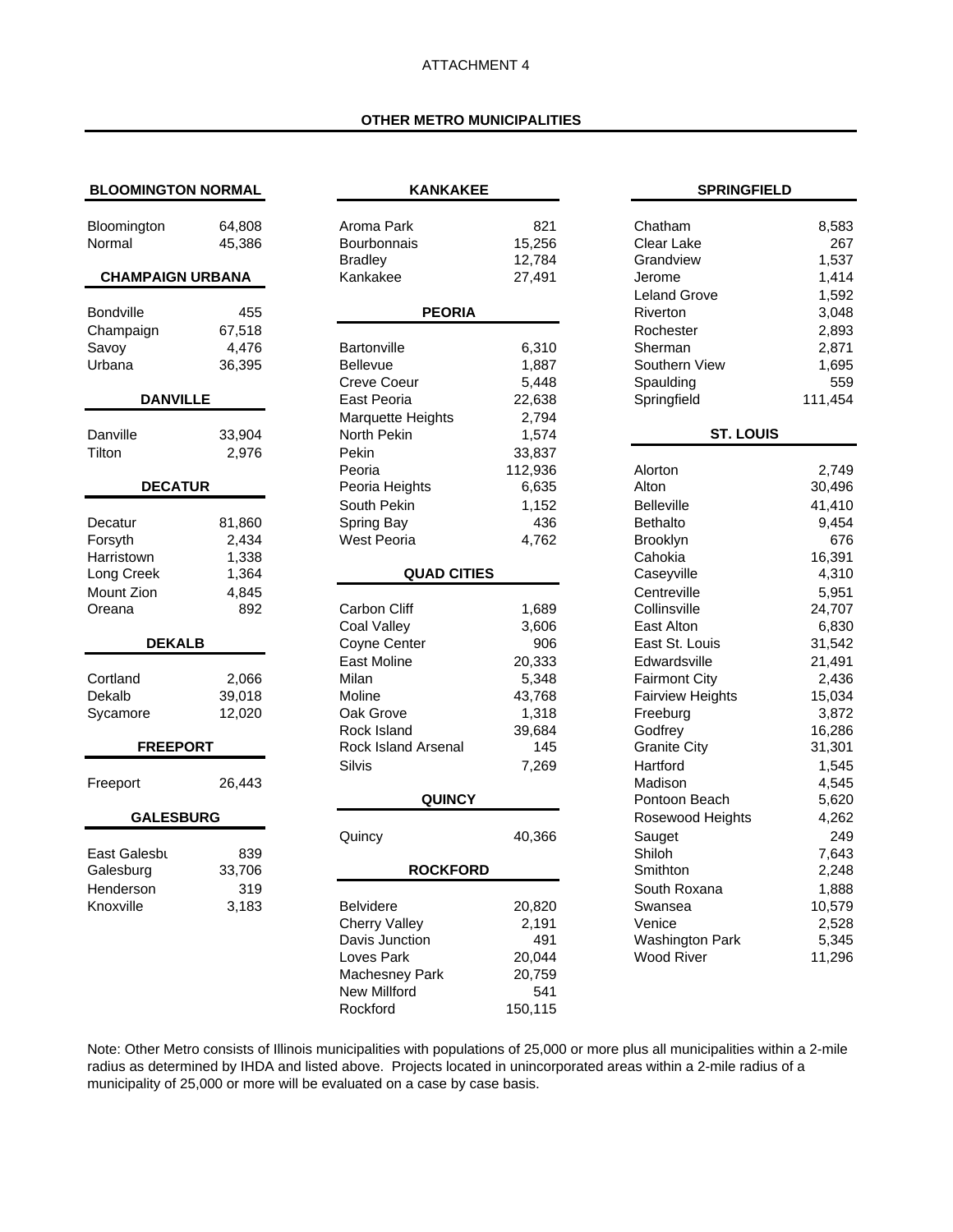ATTACHMENT 4

## OTHER METRO MUNICIPALITIES

### BLOOMINGTON NORMAL

| Municipality | Population |
|---|---|
| Bloomington | 64,808 |
| Normal | 45,386 |

### CHAMPAIGN URBANA

| Municipality | Population |
|---|---|
| Bondville | 455 |
| Champaign | 67,518 |
| Savoy | 4,476 |
| Urbana | 36,395 |

### DANVILLE

| Municipality | Population |
|---|---|
| Danville | 33,904 |
| Tilton | 2,976 |

### DECATUR

| Municipality | Population |
|---|---|
| Decatur | 81,860 |
| Forsyth | 2,434 |
| Harristown | 1,338 |
| Long Creek | 1,364 |
| Mount Zion | 4,845 |
| Oreana | 892 |

### DEKALB

| Municipality | Population |
|---|---|
| Cortland | 2,066 |
| Dekalb | 39,018 |
| Sycamore | 12,020 |

### FREEPORT

| Municipality | Population |
|---|---|
| Freeport | 26,443 |

### GALESBURG

| Municipality | Population |
|---|---|
| East Galesbu | 839 |
| Galesburg | 33,706 |
| Henderson | 319 |
| Knoxville | 3,183 |

### KANKAKEE

| Municipality | Population |
|---|---|
| Aroma Park | 821 |
| Bourbonnais | 15,256 |
| Bradley | 12,784 |
| Kankakee | 27,491 |

### PEORIA

| Municipality | Population |
|---|---|
| Bartonville | 6,310 |
| Bellevue | 1,887 |
| Creve Coeur | 5,448 |
| East Peoria | 22,638 |
| Marquette Heights | 2,794 |
| North Pekin | 1,574 |
| Pekin | 33,837 |
| Peoria | 112,936 |
| Peoria Heights | 6,635 |
| South Pekin | 1,152 |
| Spring Bay | 436 |
| West Peoria | 4,762 |

### QUAD CITIES

| Municipality | Population |
|---|---|
| Carbon Cliff | 1,689 |
| Coal Valley | 3,606 |
| Coyne Center | 906 |
| East Moline | 20,333 |
| Milan | 5,348 |
| Moline | 43,768 |
| Oak Grove | 1,318 |
| Rock Island | 39,684 |
| Rock Island Arsenal | 145 |
| Silvis | 7,269 |

### QUINCY

| Municipality | Population |
|---|---|
| Quincy | 40,366 |

### ROCKFORD

| Municipality | Population |
|---|---|
| Belvidere | 20,820 |
| Cherry Valley | 2,191 |
| Davis Junction | 491 |
| Loves Park | 20,044 |
| Machesney Park | 20,759 |
| New Millford | 541 |
| Rockford | 150,115 |

### SPRINGFIELD

| Municipality | Population |
|---|---|
| Chatham | 8,583 |
| Clear Lake | 267 |
| Grandview | 1,537 |
| Jerome | 1,414 |
| Leland Grove | 1,592 |
| Riverton | 3,048 |
| Rochester | 2,893 |
| Sherman | 2,871 |
| Southern View | 1,695 |
| Spaulding | 559 |
| Springfield | 111,454 |

### ST. LOUIS

| Municipality | Population |
|---|---|
| Alorton | 2,749 |
| Alton | 30,496 |
| Belleville | 41,410 |
| Bethalto | 9,454 |
| Brooklyn | 676 |
| Cahokia | 16,391 |
| Caseyville | 4,310 |
| Centreville | 5,951 |
| Collinsville | 24,707 |
| East Alton | 6,830 |
| East St. Louis | 31,542 |
| Edwardsville | 21,491 |
| Fairmont City | 2,436 |
| Fairview Heights | 15,034 |
| Freeburg | 3,872 |
| Godfrey | 16,286 |
| Granite City | 31,301 |
| Hartford | 1,545 |
| Madison | 4,545 |
| Pontoon Beach | 5,620 |
| Rosewood Heights | 4,262 |
| Sauget | 249 |
| Shiloh | 7,643 |
| Smithton | 2,248 |
| South Roxana | 1,888 |
| Swansea | 10,579 |
| Venice | 2,528 |
| Washington Park | 5,345 |
| Wood River | 11,296 |

Note: Other Metro consists of Illinois municipalities with populations of 25,000 or more plus all municipalities within a 2-mile radius as determined by IHDA and listed above. Projects located in unincorporated areas within a 2-mile radius of a municipality of 25,000 or more will be evaluated on a case by case basis.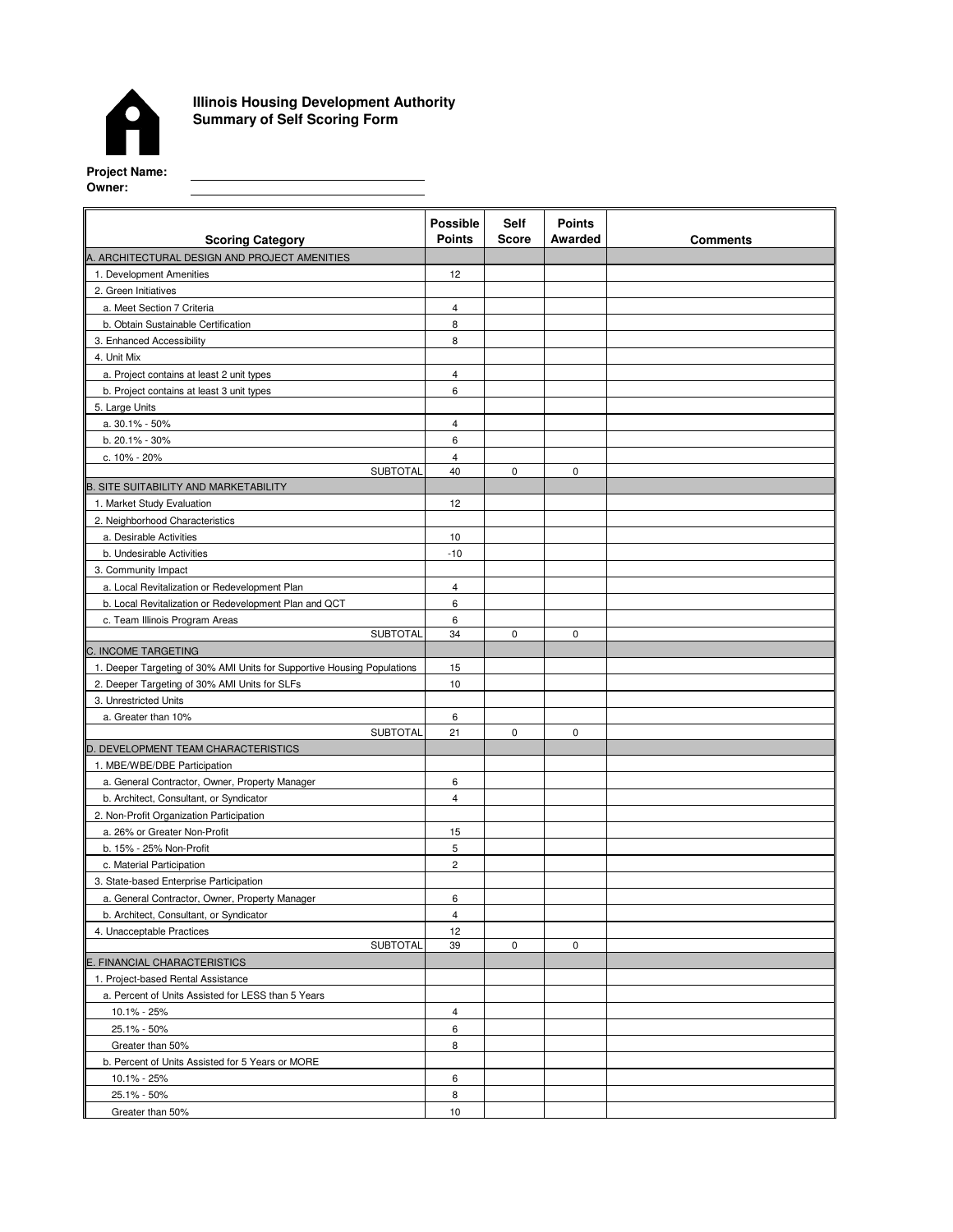**Illinois Housing Development Authority**
**Summary of Self Scoring Form**

**Project Name:** ______________________
**Owner:** ______________________

| Scoring Category | Possible Points | Self Score | Points Awarded | Comments |
|---|---|---|---|---|
| A. ARCHITECTURAL DESIGN AND PROJECT AMENITIES | | | | |
| 1. Development Amenities | 12 | | | |
| 2. Green Initiatives | | | | |
| a. Meet Section 7 Criteria | 4 | | | |
| b. Obtain Sustainable Certification | 8 | | | |
| 3. Enhanced Accessibility | 8 | | | |
| 4. Unit Mix | | | | |
| a. Project contains at least 2 unit types | 4 | | | |
| b. Project contains at least 3 unit types | 6 | | | |
| 5. Large Units | | | | |
| a. 30.1% - 50% | 4 | | | |
| b. 20.1% - 30% | 6 | | | |
| c. 10% - 20% | 4 | | | |
| SUBTOTAL | 40 | 0 | 0 | |
| B. SITE SUITABILITY AND MARKETABILITY | | | | |
| 1. Market Study Evaluation | 12 | | | |
| 2. Neighborhood Characteristics | | | | |
| a. Desirable Activities | 10 | | | |
| b. Undesirable Activities | -10 | | | |
| 3. Community Impact | | | | |
| a. Local Revitalization or Redevelopment Plan | 4 | | | |
| b. Local Revitalization or Redevelopment Plan and QCT | 6 | | | |
| c. Team Illinois Program Areas | 6 | | | |
| SUBTOTAL | 34 | 0 | 0 | |
| C. INCOME TARGETING | | | | |
| 1. Deeper Targeting of 30% AMI Units for Supportive Housing Populations | 15 | | | |
| 2. Deeper Targeting of 30% AMI Units for SLFs | 10 | | | |
| 3. Unrestricted Units | | | | |
| a. Greater than 10% | 6 | | | |
| SUBTOTAL | 21 | 0 | 0 | |
| D. DEVELOPMENT TEAM CHARACTERISTICS | | | | |
| 1. MBE/WBE/DBE Participation | | | | |
| a. General Contractor, Owner, Property Manager | 6 | | | |
| b. Architect, Consultant, or Syndicator | 4 | | | |
| 2. Non-Profit Organization Participation | | | | |
| a. 26% or Greater Non-Profit | 15 | | | |
| b. 15% - 25% Non-Profit | 5 | | | |
| c. Material Participation | 2 | | | |
| 3. State-based Enterprise Participation | | | | |
| a. General Contractor, Owner, Property Manager | 6 | | | |
| b. Architect, Consultant, or Syndicator | 4 | | | |
| 4. Unacceptable Practices | 12 | | | |
| SUBTOTAL | 39 | 0 | 0 | |
| E. FINANCIAL CHARACTERISTICS | | | | |
| 1. Project-based Rental Assistance | | | | |
| a. Percent of Units Assisted for LESS than 5 Years | | | | |
| 10.1% - 25% | 4 | | | |
| 25.1% - 50% | 6 | | | |
| Greater than 50% | 8 | | | |
| b. Percent of Units Assisted for 5 Years or MORE | | | | |
| 10.1% - 25% | 6 | | | |
| 25.1% - 50% | 8 | | | |
| Greater than 50% | 10 | | | |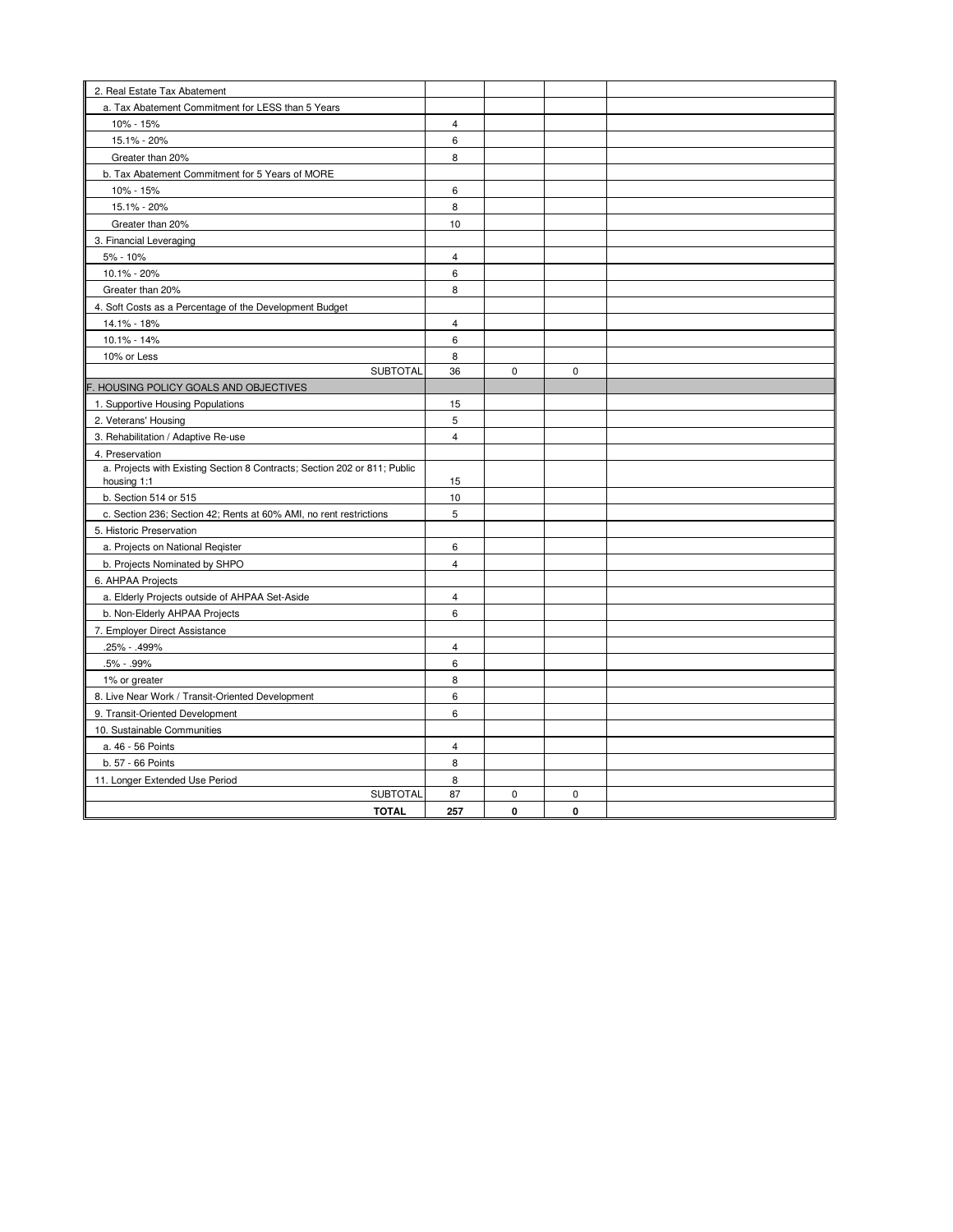| | | | | |
|---|---|---|---|---|
| 2. Real Estate Tax Abatement | | | | |
| a. Tax Abatement Commitment for LESS than 5 Years | | | | |
| 10% - 15% | 4 | | | |
| 15.1% - 20% | 6 | | | |
| Greater than 20% | 8 | | | |
| b. Tax Abatement Commitment for 5 Years of MORE | | | | |
| 10% - 15% | 6 | | | |
| 15.1% - 20% | 8 | | | |
| Greater than 20% | 10 | | | |
| 3. Financial Leveraging | | | | |
| 5% - 10% | 4 | | | |
| 10.1% - 20% | 6 | | | |
| Greater than 20% | 8 | | | |
| 4. Soft Costs as a Percentage of the Development Budget | | | | |
| 14.1% - 18% | 4 | | | |
| 10.1% - 14% | 6 | | | |
| 10% or Less | 8 | | | |
| SUBTOTAL | 36 | 0 | 0 | |
| F. HOUSING POLICY GOALS AND OBJECTIVES | | | | |
| 1. Supportive Housing Populations | 15 | | | |
| 2. Veterans' Housing | 5 | | | |
| 3. Rehabilitation / Adaptive Re-use | 4 | | | |
| 4. Preservation | | | | |
| a. Projects with Existing Section 8 Contracts; Section 202 or 811; Public housing 1:1 | 15 | | | |
| b. Section 514 or 515 | 10 | | | |
| c. Section 236; Section 42; Rents at 60% AMI, no rent restrictions | 5 | | | |
| 5. Historic Preservation | | | | |
| a. Projects on National Reqister | 6 | | | |
| b. Projects Nominated by SHPO | 4 | | | |
| 6. AHPAA Projects | | | | |
| a. Elderly Projects outside of AHPAA Set-Aside | 4 | | | |
| b. Non-Elderly AHPAA Projects | 6 | | | |
| 7. Employer Direct Assistance | | | | |
| .25% - .499% | 4 | | | |
| .5% - .99% | 6 | | | |
| 1% or greater | 8 | | | |
| 8. Live Near Work / Transit-Oriented Development | 6 | | | |
| 9. Transit-Oriented Development | 6 | | | |
| 10. Sustainable Communities | | | | |
| a. 46 - 56 Points | 4 | | | |
| b. 57 - 66 Points | 8 | | | |
| 11. Longer Extended Use Period | 8 | | | |
| SUBTOTAL | 87 | 0 | 0 | |
| **TOTAL** | **257** | **0** | **0** | |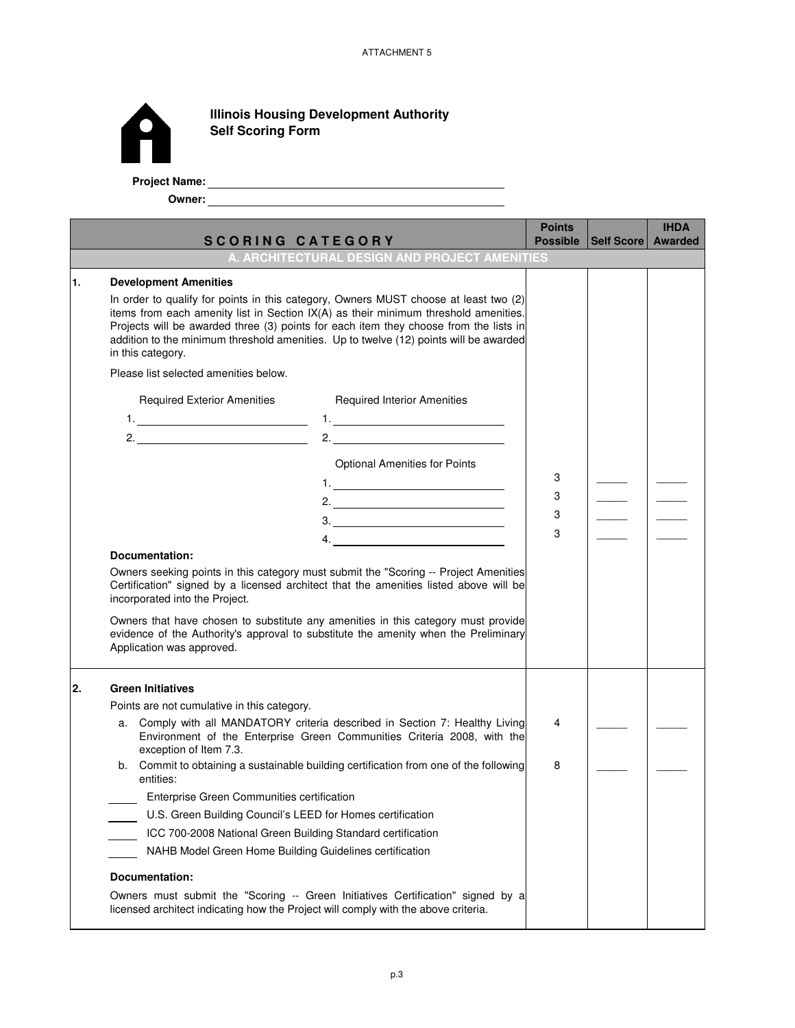ATTACHMENT 5

**Illinois Housing Development Authority**
**Self Scoring Form**

**Project Name:** ______________________________

**Owner:** ______________________________

| SCORING CATEGORY | Points Possible | Self Score | IHDA Awarded |
|---|---|---|---|
| **A. ARCHITECTURAL DESIGN AND PROJECT AMENITIES** | | | |
| **1. Development Amenities**<br><br>In order to qualify for points in this category, Owners MUST choose at least two (2) items from each amenity list in Section IX(A) as their minimum threshold amenities. Projects will be awarded three (3) points for each item they choose from the lists in addition to the minimum threshold amenities. Up to twelve (12) points will be awarded in this category.<br><br>Please list selected amenities below.<br><br>Required Exterior Amenities<br>1. ____________<br>2. ____________<br><br>Required Interior Amenities<br>1. ____________<br>2. ____________<br><br>Optional Amenities for Points | | | |
| 1. ____________ | 3 | _____ | _____ |
| 2. ____________ | 3 | _____ | _____ |
| 3. ____________ | 3 | _____ | _____ |
| 4. ____________ | 3 | _____ | _____ |
| **Documentation:**<br><br>Owners seeking points in this category must submit the "Scoring -- Project Amenities Certification" signed by a licensed architect that the amenities listed above will be incorporated into the Project.<br><br>Owners that have chosen to substitute any amenities in this category must provide evidence of the Authority's approval to substitute the amenity when the Preliminary Application was approved. | | | |
| **2. Green Initiatives**<br><br>Points are not cumulative in this category. | | | |
| a. Comply with all MANDATORY criteria described in Section 7: Healthy Living Environment of the Enterprise Green Communities Criteria 2008, with the exception of Item 7.3. | 4 | _____ | _____ |
| b. Commit to obtaining a sustainable building certification from one of the following entities:<br><br>_____ Enterprise Green Communities certification<br>_____ U.S. Green Building Council's LEED for Homes certification<br>_____ ICC 700-2008 National Green Building Standard certification<br>_____ NAHB Model Green Home Building Guidelines certification | 8 | _____ | _____ |
| **Documentation:**<br><br>Owners must submit the "Scoring -- Green Initiatives Certification" signed by a licensed architect indicating how the Project will comply with the above criteria. | | | |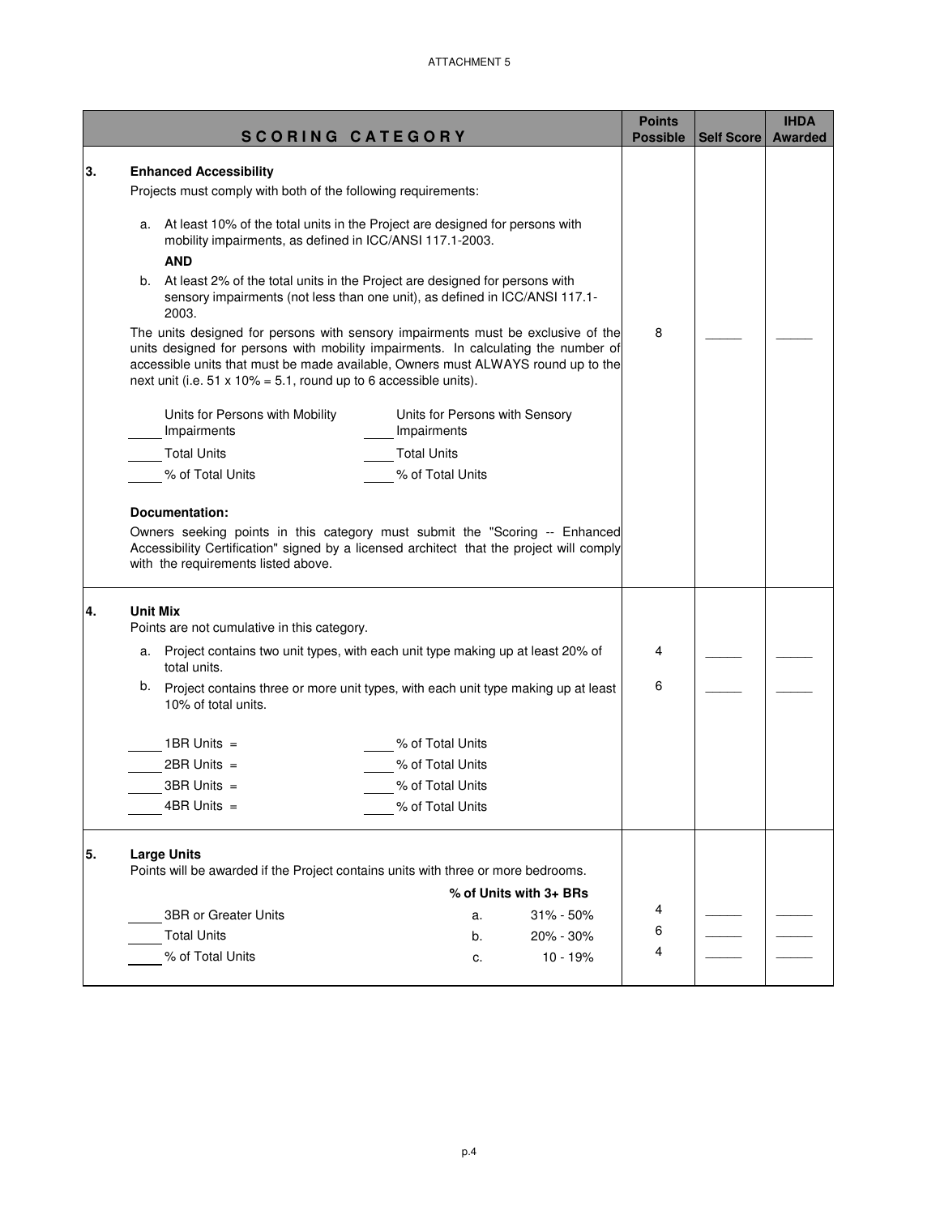ATTACHMENT 5

| SCORING CATEGORY | Points Possible | Self Score | IHDA Awarded |
|---|---|---|---|
| **3. Enhanced Accessibility**<br>Projects must comply with both of the following requirements:<br>a. At least 10% of the total units in the Project are designed for persons with mobility impairments, as defined in ICC/ANSI 117.1-2003.<br>**AND**<br>b. At least 2% of the total units in the Project are designed for persons with sensory impairments (not less than one unit), as defined in ICC/ANSI 117.1-2003.<br>The units designed for persons with sensory impairments must be exclusive of the units designed for persons with mobility impairments. In calculating the number of accessible units that must be made available, Owners must ALWAYS round up to the next unit (i.e. 51 x 10% = 5.1, round up to 6 accessible units).<br>\_\_\_\_ Units for Persons with Mobility Impairments &nbsp;&nbsp; \_\_\_\_ Units for Persons with Sensory Impairments<br>\_\_\_\_ Total Units &nbsp;&nbsp; \_\_\_\_ Total Units<br>\_\_\_\_ % of Total Units &nbsp;&nbsp; \_\_\_\_ % of Total Units<br>**Documentation:**<br>Owners seeking points in this category must submit the "Scoring -- Enhanced Accessibility Certification" signed by a licensed architect that the project will comply with the requirements listed above. | 8 | \_\_\_\_ | \_\_\_\_ |
| **4. Unit Mix**<br>Points are not cumulative in this category. | | | |
| a. Project contains two unit types, with each unit type making up at least 20% of total units. | 4 | \_\_\_\_ | \_\_\_\_ |
| b. Project contains three or more unit types, with each unit type making up at least 10% of total units.<br>\_\_\_\_ 1BR Units = \_\_\_\_ % of Total Units<br>\_\_\_\_ 2BR Units = \_\_\_\_ % of Total Units<br>\_\_\_\_ 3BR Units = \_\_\_\_ % of Total Units<br>\_\_\_\_ 4BR Units = \_\_\_\_ % of Total Units | 6 | \_\_\_\_ | \_\_\_\_ |
| **5. Large Units**<br>Points will be awarded if the Project contains units with three or more bedrooms.<br>**% of Units with 3+ BRs** | | | |
| \_\_\_\_ 3BR or Greater Units &nbsp;&nbsp; a. 31% - 50% | 4 | \_\_\_\_ | \_\_\_\_ |
| \_\_\_\_ Total Units &nbsp;&nbsp; b. 20% - 30% | 6 | \_\_\_\_ | \_\_\_\_ |
| \_\_\_\_ % of Total Units &nbsp;&nbsp; c. 10 - 19% | 4 | \_\_\_\_ | \_\_\_\_ |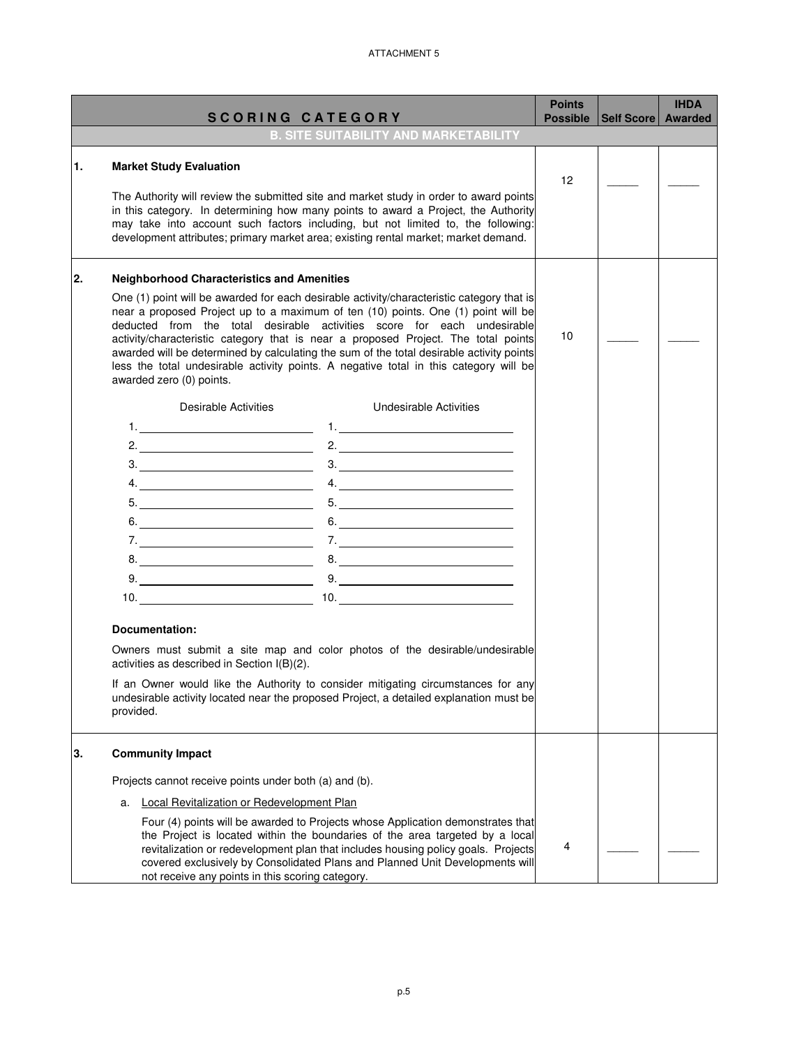ATTACHMENT 5

| SCORING CATEGORY | Points Possible | Self Score | IHDA Awarded |
|---|---|---|---|
| **B. SITE SUITABILITY AND MARKETABILITY** | | | |
| **1. Market Study Evaluation**<br><br>The Authority will review the submitted site and market study in order to award points in this category. In determining how many points to award a Project, the Authority may take into account such factors including, but not limited to, the following: development attributes; primary market area; existing rental market; market demand. | 12 | _____ | _____ |
| **2. Neighborhood Characteristics and Amenities**<br><br>One (1) point will be awarded for each desirable activity/characteristic category that is near a proposed Project up to a maximum of ten (10) points. One (1) point will be deducted from the total desirable activities score for each undesirable activity/characteristic category that is near a proposed Project. The total points awarded will be determined by calculating the sum of the total desirable activity points less the total undesirable activity points. A negative total in this category will be awarded zero (0) points.<br><br>Desirable Activities: 1. ____ 2. ____ 3. ____ 4. ____ 5. ____ 6. ____ 7. ____ 8. ____ 9. ____ 10. ____<br><br>Undesirable Activities: 1. ____ 2. ____ 3. ____ 4. ____ 5. ____ 6. ____ 7. ____ 8. ____ 9. ____ 10. ____<br><br>**Documentation:**<br><br>Owners must submit a site map and color photos of the desirable/undesirable activities as described in Section I(B)(2).<br><br>If an Owner would like the Authority to consider mitigating circumstances for any undesirable activity located near the proposed Project, a detailed explanation must be provided. | 10 | _____ | _____ |
| **3. Community Impact**<br><br>Projects cannot receive points under both (a) and (b).<br><br>a. Local Revitalization or Redevelopment Plan<br><br>Four (4) points will be awarded to Projects whose Application demonstrates that the Project is located within the boundaries of the area targeted by a local revitalization or redevelopment plan that includes housing policy goals. Projects covered exclusively by Consolidated Plans and Planned Unit Developments will not receive any points in this scoring category. | 4 | _____ | _____ |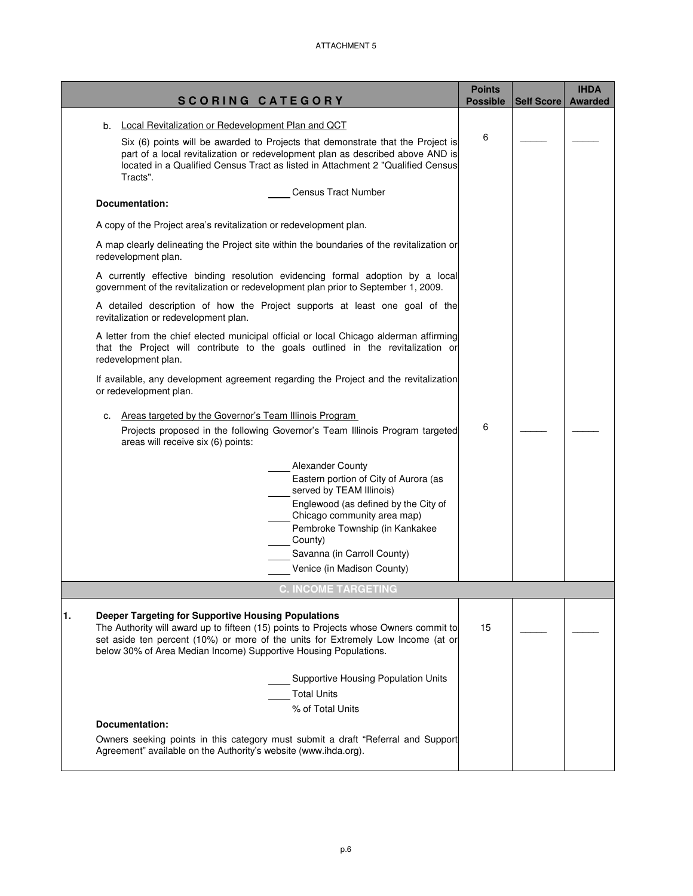ATTACHMENT 5

| SCORING CATEGORY | Points Possible | Self Score | IHDA Awarded |
|---|---|---|---|
| b. Local Revitalization or Redevelopment Plan and QCT<br><br>Six (6) points will be awarded to Projects that demonstrate that the Project is part of a local revitalization or redevelopment plan as described above AND is located in a Qualified Census Tract as listed in Attachment 2 "Qualified Census Tracts".<br><br>____ Census Tract Number<br><br>**Documentation:**<br><br>A copy of the Project area's revitalization or redevelopment plan.<br><br>A map clearly delineating the Project site within the boundaries of the revitalization or redevelopment plan.<br><br>A currently effective binding resolution evidencing formal adoption by a local government of the revitalization or redevelopment plan prior to September 1, 2009.<br><br>A detailed description of how the Project supports at least one goal of the revitalization or redevelopment plan.<br><br>A letter from the chief elected municipal official or local Chicago alderman affirming that the Project will contribute to the goals outlined in the revitalization or redevelopment plan.<br><br>If available, any development agreement regarding the Project and the revitalization or redevelopment plan. | 6 | _____ | _____ |
| c. Areas targeted by the Governor's Team Illinois Program<br><br>Projects proposed in the following Governor's Team Illinois Program targeted areas will receive six (6) points:<br><br>____ Alexander County<br>____ Eastern portion of City of Aurora (as served by TEAM Illinois)<br>____ Englewood (as defined by the City of Chicago community area map)<br>____ Pembroke Township (in Kankakee County)<br>____ Savanna (in Carroll County)<br>____ Venice (in Madison County) | 6 | _____ | _____ |
| **C. INCOME TARGETING** | | | |
| **1. Deeper Targeting for Supportive Housing Populations**<br><br>The Authority will award up to fifteen (15) points to Projects whose Owners commit to set aside ten percent (10%) or more of the units for Extremely Low Income (at or below 30% of Area Median Income) Supportive Housing Populations.<br><br>____ Supportive Housing Population Units<br>____ Total Units<br>% of Total Units<br><br>**Documentation:**<br><br>Owners seeking points in this category must submit a draft "Referral and Support Agreement" available on the Authority's website (www.ihda.org). | 15 | _____ | _____ |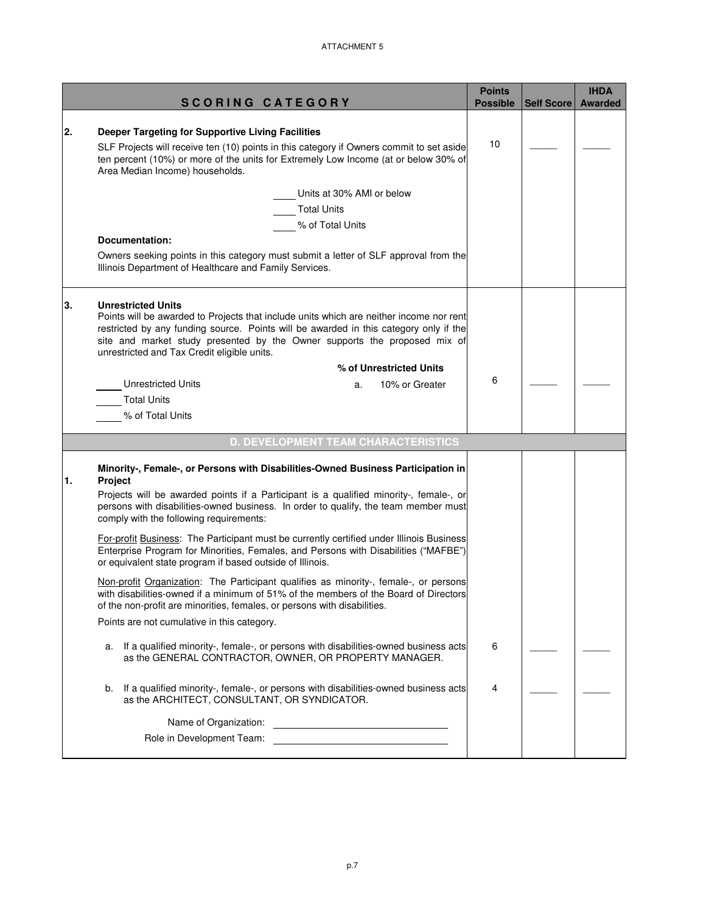ATTACHMENT 5

| SCORING CATEGORY | Points Possible | Self Score | IHDA Awarded |
|---|---|---|---|
| **2. Deeper Targeting for Supportive Living Facilities**<br>SLF Projects will receive ten (10) points in this category if Owners commit to set aside ten percent (10%) or more of the units for Extremely Low Income (at or below 30% of Area Median Income) households.<br>____ Units at 30% AMI or below<br>____ Total Units<br>____ % of Total Units<br>**Documentation:**<br>Owners seeking points in this category must submit a letter of SLF approval from the Illinois Department of Healthcare and Family Services. | 10 | _____ | _____ |
| **3. Unrestricted Units**<br>Points will be awarded to Projects that include units which are neither income nor rent restricted by any funding source. Points will be awarded in this category only if the site and market study presented by the Owner supports the proposed mix of unrestricted and Tax Credit eligible units.<br>**% of Unrestricted Units**<br>____ Unrestricted Units — a. 10% or Greater<br>____ Total Units<br>____ % of Total Units | 6 | _____ | _____ |
| **D. DEVELOPMENT TEAM CHARACTERISTICS** | | | |
| **1. Minority-, Female-, or Persons with Disabilities-Owned Business Participation in Project**<br>Projects will be awarded points if a Participant is a qualified minority-, female-, or persons with disabilities-owned business. In order to qualify, the team member must comply with the following requirements:<br>For-profit Business: The Participant must be currently certified under Illinois Business Enterprise Program for Minorities, Females, and Persons with Disabilities ("MAFBE") or equivalent state program if based outside of Illinois.<br>Non-profit Organization: The Participant qualifies as minority-, female-, or persons with disabilities-owned if a minimum of 51% of the members of the Board of Directors of the non-profit are minorities, females, or persons with disabilities.<br>Points are not cumulative in this category. | | | |
| a. If a qualified minority-, female-, or persons with disabilities-owned business acts as the GENERAL CONTRACTOR, OWNER, OR PROPERTY MANAGER. | 6 | _____ | _____ |
| b. If a qualified minority-, female-, or persons with disabilities-owned business acts as the ARCHITECT, CONSULTANT, OR SYNDICATOR.<br>Name of Organization: ______________________<br>Role in Development Team: ______________________ | 4 | _____ | _____ |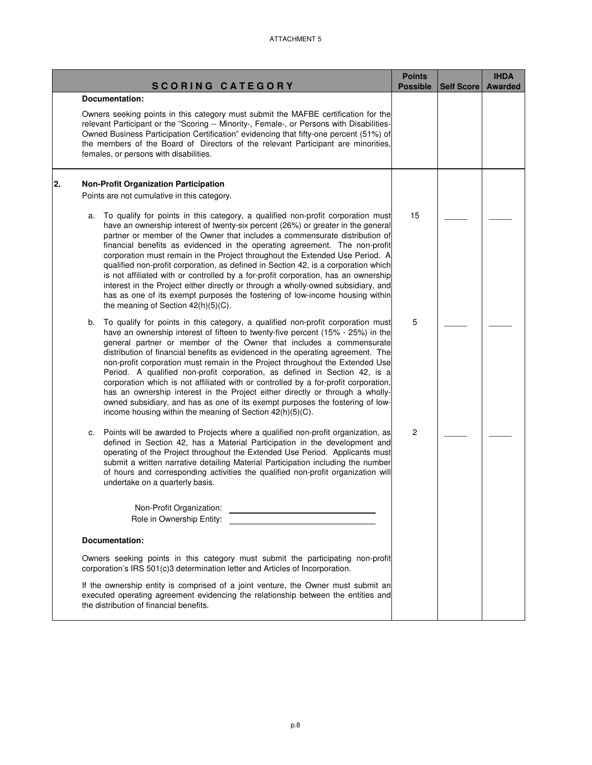ATTACHMENT 5

| SCORING CATEGORY | Points Possible | Self Score | IHDA Awarded |
|---|---|---|---|
| **Documentation:**<br><br>Owners seeking points in this category must submit the MAFBE certification for the relevant Participant or the "Scoring -- Minority-, Female-, or Persons with Disabilities-Owned Business Participation Certification" evidencing that fifty-one percent (51%) of the members of the Board of Directors of the relevant Participant are minorities, females, or persons with disabilities. | | | |
| **2. Non-Profit Organization Participation**<br>Points are not cumulative in this category. | | | |
| a. To qualify for points in this category, a qualified non-profit corporation must have an ownership interest of twenty-six percent (26%) or greater in the general partner or member of the Owner that includes a commensurate distribution of financial benefits as evidenced in the operating agreement. The non-profit corporation must remain in the Project throughout the Extended Use Period. A qualified non-profit corporation, as defined in Section 42, is a corporation which is not affiliated with or controlled by a for-profit corporation, has an ownership interest in the Project either directly or through a wholly-owned subsidiary, and has as one of its exempt purposes the fostering of low-income housing within the meaning of Section 42(h)(5)(C). | 15 | _____ | _____ |
| b. To qualify for points in this category, a qualified non-profit corporation must have an ownership interest of fifteen to twenty-five percent (15% - 25%) in the general partner or member of the Owner that includes a commensurate distribution of financial benefits as evidenced in the operating agreement. The non-profit corporation must remain in the Project throughout the Extended Use Period. A qualified non-profit corporation, as defined in Section 42, is a corporation which is not affiliated with or controlled by a for-profit corporation, has an ownership interest in the Project either directly or through a wholly-owned subsidiary, and has as one of its exempt purposes the fostering of low-income housing within the meaning of Section 42(h)(5)(C). | 5 | _____ | _____ |
| c. Points will be awarded to Projects where a qualified non-profit organization, as defined in Section 42, has a Material Participation in the development and operating of the Project throughout the Extended Use Period. Applicants must submit a written narrative detailing Material Participation including the number of hours and corresponding activities the qualified non-profit organization will undertake on a quarterly basis.<br><br>Non-Profit Organization: ______________________<br>Role in Ownership Entity: ______________________ | 2 | _____ | _____ |
| **Documentation:**<br><br>Owners seeking points in this category must submit the participating non-profit corporation's IRS 501(c)3 determination letter and Articles of Incorporation.<br><br>If the ownership entity is comprised of a joint venture, the Owner must submit an executed operating agreement evidencing the relationship between the entities and the distribution of financial benefits. | | | |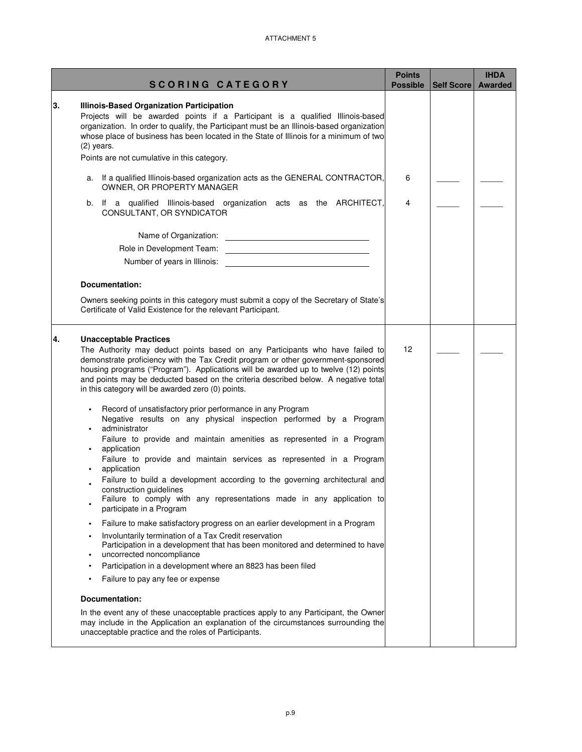ATTACHMENT 5

| | SCORING CATEGORY | Points Possible | Self Score | IHDA Awarded |
|---|---|---|---|---|
| 3. | **Illinois-Based Organization Participation**<br>Projects will be awarded points if a Participant is a qualified Illinois-based organization. In order to qualify, the Participant must be an Illinois-based organization whose place of business has been located in the State of Illinois for a minimum of two (2) years.<br>Points are not cumulative in this category. | | | |
| | a. If a qualified Illinois-based organization acts as the GENERAL CONTRACTOR, OWNER, OR PROPERTY MANAGER | 6 | _____ | _____ |
| | b. If a qualified Illinois-based organization acts as the ARCHITECT, CONSULTANT, OR SYNDICATOR | 4 | _____ | _____ |
| | Name of Organization: ______________________<br>Role in Development Team: ______________________<br>Number of years in Illinois: ______________________ | | | |
| | **Documentation:**<br>Owners seeking points in this category must submit a copy of the Secretary of State's Certificate of Valid Existence for the relevant Participant. | | | |
| 4. | **Unacceptable Practices**<br>The Authority may deduct points based on any Participants who have failed to demonstrate proficiency with the Tax Credit program or other government-sponsored housing programs ("Program"). Applications will be awarded up to twelve (12) points and points may be deducted based on the criteria described below. A negative total in this category will be awarded zero (0) points. | 12 | _____ | _____ |
| | • Record of unsatisfactory prior performance in any Program<br>• Negative results on any physical inspection performed by a Program administrator<br>• Failure to provide and maintain amenities as represented in a Program application<br>• Failure to provide and maintain services as represented in a Program application<br>• Failure to build a development according to the governing architectural and construction guidelines<br>• Failure to comply with any representations made in any application to participate in a Program<br>• Failure to make satisfactory progress on an earlier development in a Program<br>• Involuntarily termination of a Tax Credit reservation<br>• Participation in a development that has been monitored and determined to have uncorrected noncompliance<br>• Participation in a development where an 8823 has been filed<br>• Failure to pay any fee or expense | | | |
| | **Documentation:**<br>In the event any of these unacceptable practices apply to any Participant, the Owner may include in the Application an explanation of the circumstances surrounding the unacceptable practice and the roles of Participants. | | | |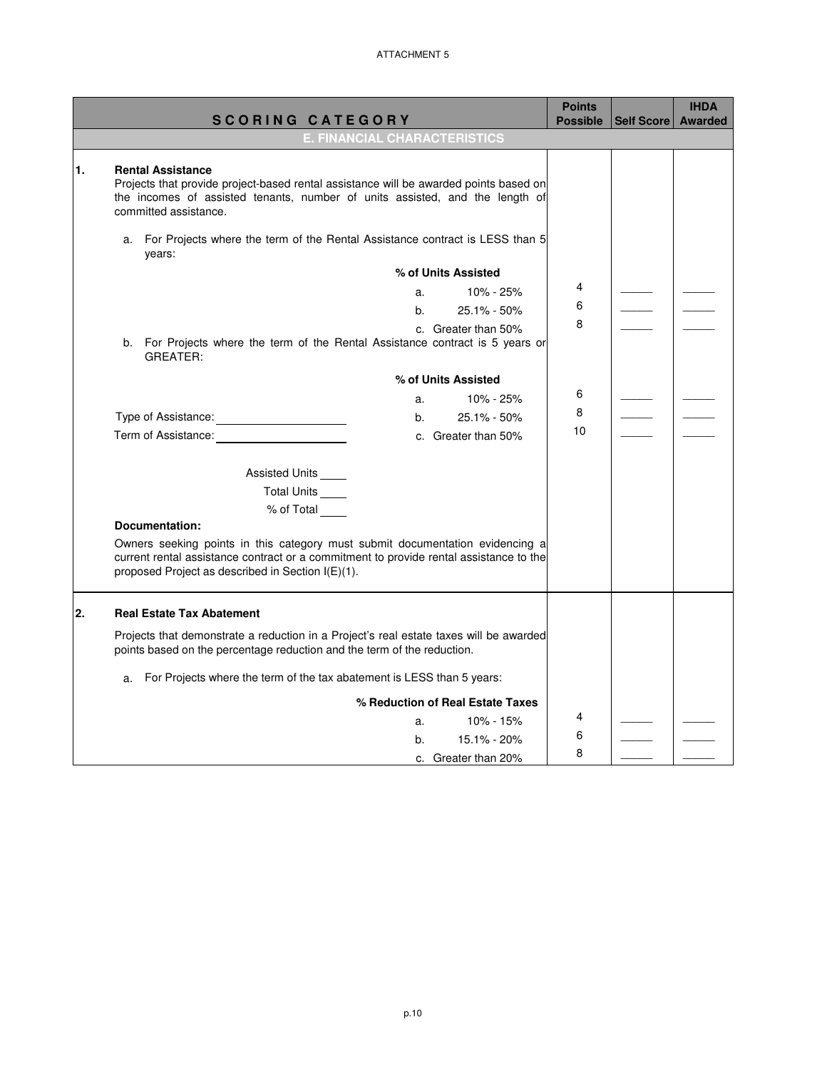ATTACHMENT 5

| SCORING CATEGORY | Points Possible | Self Score | IHDA Awarded |
|---|---|---|---|
| **E. FINANCIAL CHARACTERISTICS** | | | |
| **1. Rental Assistance**<br>Projects that provide project-based rental assistance will be awarded points based on the incomes of assisted tenants, number of units assisted, and the length of committed assistance. | | | |
| a. For Projects where the term of the Rental Assistance contract is LESS than 5 years: | | | |
| **% of Units Assisted** | | | |
| a. 10% - 25% | 4 | _____ | _____ |
| b. 25.1% - 50% | 6 | _____ | _____ |
| c. Greater than 50% | 8 | _____ | _____ |
| b. For Projects where the term of the Rental Assistance contract is 5 years or GREATER: | | | |
| **% of Units Assisted** | | | |
| a. 10% - 25% | 6 | _____ | _____ |
| Type of Assistance: ____________ b. 25.1% - 50% | 8 | _____ | _____ |
| Term of Assistance: ____________ c. Greater than 50% | 10 | _____ | _____ |
| Assisted Units ____<br>Total Units ____<br>% of Total ____ | | | |
| **Documentation:**<br>Owners seeking points in this category must submit documentation evidencing a current rental assistance contract or a commitment to provide rental assistance to the proposed Project as described in Section I(E)(1). | | | |
| **2. Real Estate Tax Abatement**<br>Projects that demonstrate a reduction in a Project's real estate taxes will be awarded points based on the percentage reduction and the term of the reduction. | | | |
| a. For Projects where the term of the tax abatement is LESS than 5 years: | | | |
| **% Reduction of Real Estate Taxes** | | | |
| a. 10% - 15% | 4 | _____ | _____ |
| b. 15.1% - 20% | 6 | _____ | _____ |
| c. Greater than 20% | 8 | _____ | _____ |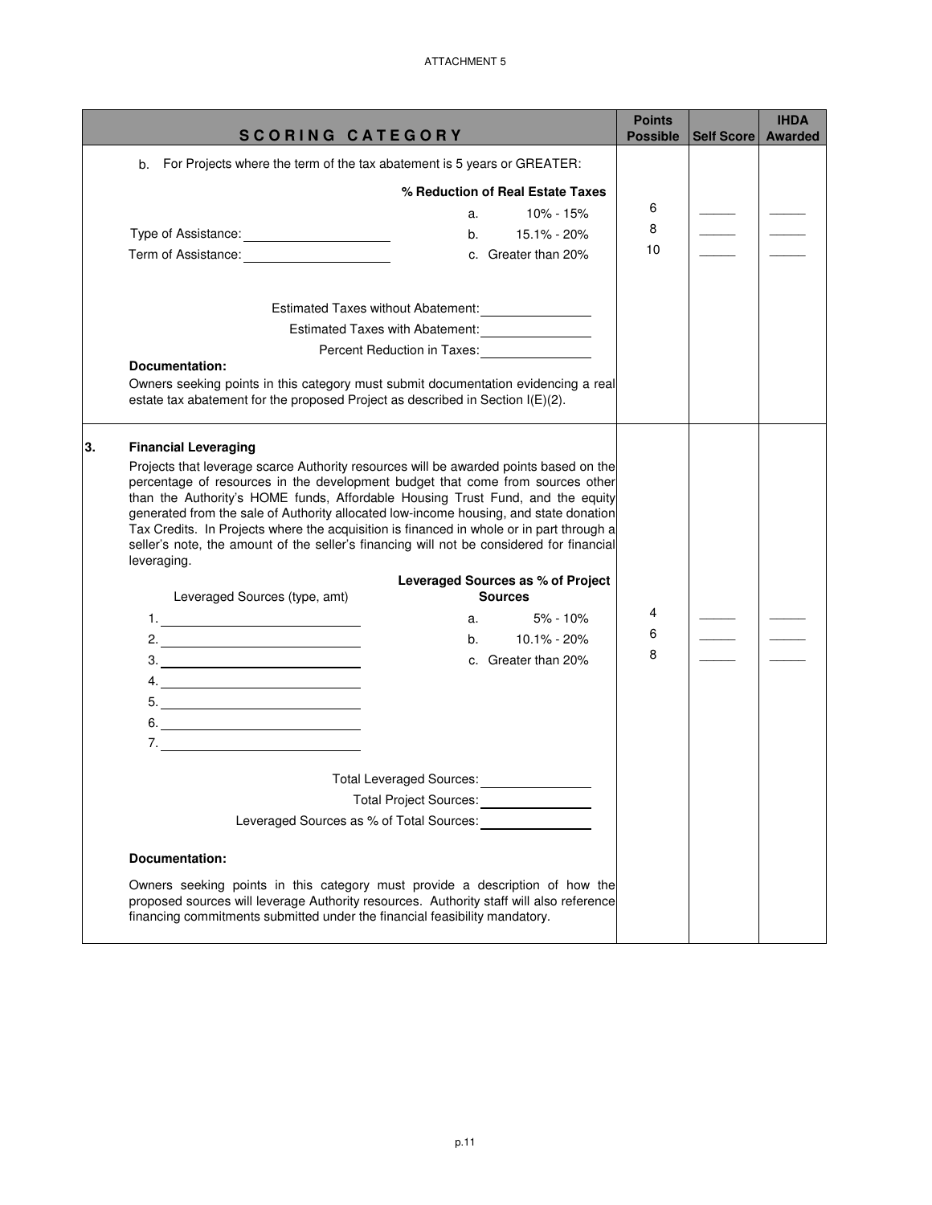ATTACHMENT 5

| SCORING CATEGORY | Points Possible | Self Score | IHDA Awarded |
|---|---|---|---|
| b. For Projects where the term of the tax abatement is 5 years or GREATER:<br><br>**% Reduction of Real Estate Taxes**<br>a. 10% - 15%<br>b. 15.1% - 20%<br>c. Greater than 20%<br><br>Type of Assistance: ____________<br>Term of Assistance: ____________<br><br>Estimated Taxes without Abatement: ____________<br>Estimated Taxes with Abatement: ____________<br>Percent Reduction in Taxes: ____________<br><br>**Documentation:**<br>Owners seeking points in this category must submit documentation evidencing a real estate tax abatement for the proposed Project as described in Section I(E)(2). | 6<br>8<br>10 | ____<br>____<br>____ | ____<br>____<br>____ |
| **3. Financial Leveraging**<br>Projects that leverage scarce Authority resources will be awarded points based on the percentage of resources in the development budget that come from sources other than the Authority's HOME funds, Affordable Housing Trust Fund, and the equity generated from the sale of Authority allocated low-income housing, and state donation Tax Credits. In Projects where the acquisition is financed in whole or in part through a seller's note, the amount of the seller's financing will not be considered for financial leveraging.<br><br>Leveraged Sources (type, amt)<br>1. ____________<br>2. ____________<br>3. ____________<br>4. ____________<br>5. ____________<br>6. ____________<br>7. ____________<br><br>**Leveraged Sources as % of Project Sources**<br>a. 5% - 10%<br>b. 10.1% - 20%<br>c. Greater than 20%<br><br>Total Leveraged Sources: ____________<br>Total Project Sources: ____________<br>Leveraged Sources as % of Total Sources: ____________<br><br>**Documentation:**<br>Owners seeking points in this category must provide a description of how the proposed sources will leverage Authority resources. Authority staff will also reference financing commitments submitted under the financial feasibility mandatory. | 4<br>6<br>8 | ____<br>____<br>____ | ____<br>____<br>____ |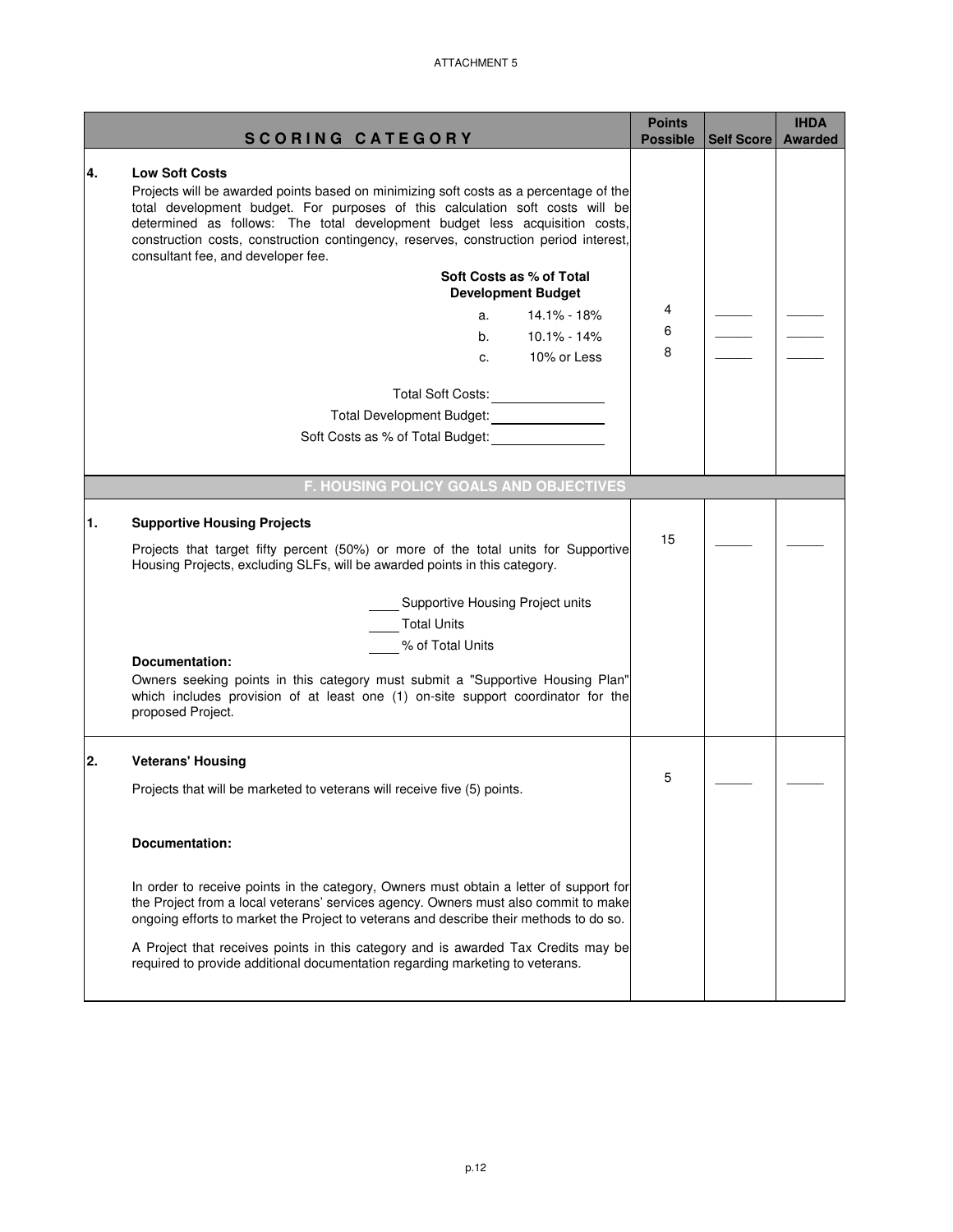ATTACHMENT 5

| | SCORING CATEGORY | Points Possible | Self Score | IHDA Awarded |
|---|---|---|---|---|
| 4. | **Low Soft Costs**<br>Projects will be awarded points based on minimizing soft costs as a percentage of the total development budget. For purposes of this calculation soft costs will be determined as follows: The total development budget less acquisition costs, construction costs, construction contingency, reserves, construction period interest, consultant fee, and developer fee.<br>**Soft Costs as % of Total Development Budget** | | | |
| | a. 14.1% - 18% | 4 | _____ | _____ |
| | b. 10.1% - 14% | 6 | _____ | _____ |
| | c. 10% or Less | 8 | _____ | _____ |
| | Total Soft Costs: ________________<br>Total Development Budget: ________________<br>Soft Costs as % of Total Budget: ________________ | | | |
| | **F. HOUSING POLICY GOALS AND OBJECTIVES** | | | |
| 1. | **Supportive Housing Projects**<br>Projects that target fifty percent (50%) or more of the total units for Supportive Housing Projects, excluding SLFs, will be awarded points in this category.<br>____ Supportive Housing Project units<br>____ Total Units<br>____ % of Total Units<br>**Documentation:**<br>Owners seeking points in this category must submit a "Supportive Housing Plan" which includes provision of at least one (1) on-site support coordinator for the proposed Project. | 15 | _____ | _____ |
| 2. | **Veterans' Housing**<br>Projects that will be marketed to veterans will receive five (5) points.<br>**Documentation:**<br>In order to receive points in the category, Owners must obtain a letter of support for the Project from a local veterans' services agency. Owners must also commit to make ongoing efforts to market the Project to veterans and describe their methods to do so.<br>A Project that receives points in this category and is awarded Tax Credits may be required to provide additional documentation regarding marketing to veterans. | 5 | _____ | _____ |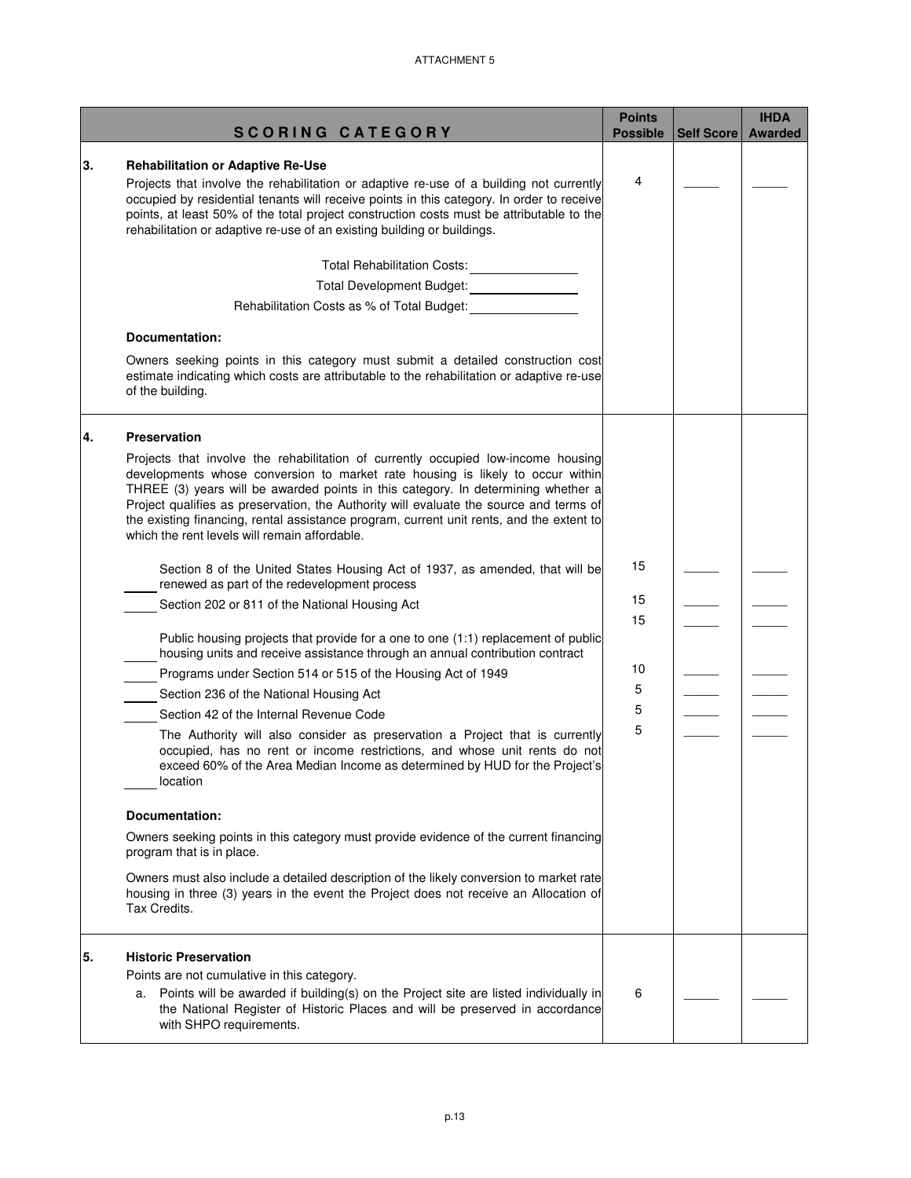ATTACHMENT 5

| | SCORING CATEGORY | Points Possible | Self Score | IHDA Awarded |
|---|---|---|---|---|
| 3. | **Rehabilitation or Adaptive Re-Use**<br>Projects that involve the rehabilitation or adaptive re-use of a building not currently occupied by residential tenants will receive points in this category. In order to receive points, at least 50% of the total project construction costs must be attributable to the rehabilitation or adaptive re-use of an existing building or buildings.<br><br>Total Rehabilitation Costs: ________<br>Total Development Budget: ________<br>Rehabilitation Costs as % of Total Budget: ________<br><br>**Documentation:**<br>Owners seeking points in this category must submit a detailed construction cost estimate indicating which costs are attributable to the rehabilitation or adaptive re-use of the building. | 4 | _____ | _____ |
| 4. | **Preservation**<br>Projects that involve the rehabilitation of currently occupied low-income housing developments whose conversion to market rate housing is likely to occur within THREE (3) years will be awarded points in this category. In determining whether a Project qualifies as preservation, the Authority will evaluate the source and terms of the existing financing, rental assistance program, current unit rents, and the extent to which the rent levels will remain affordable. | | | |
| | _____ Section 8 of the United States Housing Act of 1937, as amended, that will be renewed as part of the redevelopment process | 15 | _____ | _____ |
| | _____ Section 202 or 811 of the National Housing Act | 15 | _____ | _____ |
| | _____ Public housing projects that provide for a one to one (1:1) replacement of public housing units and receive assistance through an annual contribution contract | 15 | _____ | _____ |
| | _____ Programs under Section 514 or 515 of the Housing Act of 1949 | 10 | _____ | _____ |
| | _____ Section 236 of the National Housing Act | 5 | _____ | _____ |
| | _____ Section 42 of the Internal Revenue Code | 5 | _____ | _____ |
| | _____ The Authority will also consider as preservation a Project that is currently occupied, has no rent or income restrictions, and whose unit rents do not exceed 60% of the Area Median Income as determined by HUD for the Project's location | 5 | _____ | _____ |
| | **Documentation:**<br>Owners seeking points in this category must provide evidence of the current financing program that is in place.<br><br>Owners must also include a detailed description of the likely conversion to market rate housing in three (3) years in the event the Project does not receive an Allocation of Tax Credits. | | | |
| 5. | **Historic Preservation**<br>Points are not cumulative in this category. | | | |
| | a. Points will be awarded if building(s) on the Project site are listed individually in the National Register of Historic Places and will be preserved in accordance with SHPO requirements. | 6 | _____ | _____ |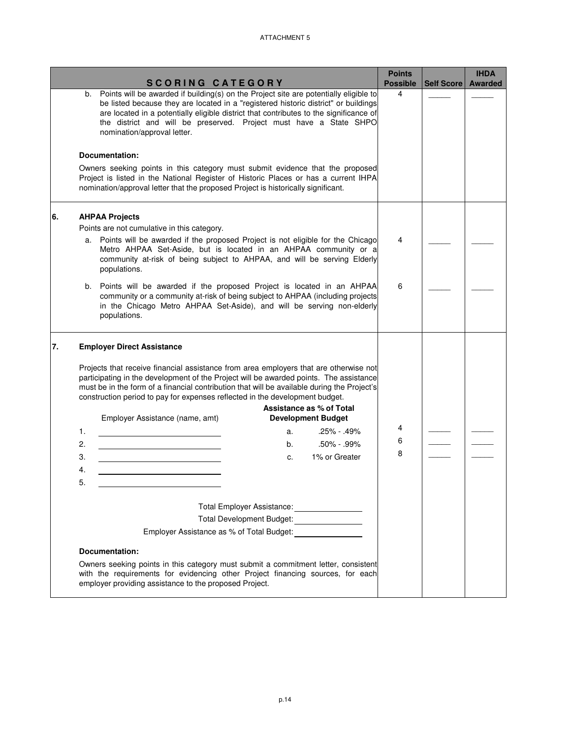ATTACHMENT 5

| SCORING CATEGORY | Points Possible | Self Score | IHDA Awarded |
|---|---|---|---|
| b. Points will be awarded if building(s) on the Project site are potentially eligible to be listed because they are located in a "registered historic district" or buildings are located in a potentially eligible district that contributes to the significance of the district and will be preserved. Project must have a State SHPO nomination/approval letter. | 4 | _____ | _____ |
| **Documentation:**<br>Owners seeking points in this category must submit evidence that the proposed Project is listed in the National Register of Historic Places or has a current IHPA nomination/approval letter that the proposed Project is historically significant. | | | |
| **6. AHPAA Projects**<br>Points are not cumulative in this category. | | | |
| a. Points will be awarded if the proposed Project is not eligible for the Chicago Metro AHPAA Set-Aside, but is located in an AHPAA community or a community at-risk of being subject to AHPAA, and will be serving Elderly populations. | 4 | _____ | _____ |
| b. Points will be awarded if the proposed Project is located in an AHPAA community or a community at-risk of being subject to AHPAA (including projects in the Chicago Metro AHPAA Set-Aside), and will be serving non-elderly populations. | 6 | _____ | _____ |
| **7. Employer Direct Assistance**<br>Projects that receive financial assistance from area employers that are otherwise not participating in the development of the Project will be awarded points. The assistance must be in the form of a financial contribution that will be available during the Project's construction period to pay for expenses reflected in the development budget. | | | |
| Employer Assistance (name, amt) / **Assistance as % of Total Development Budget** | | | |
| 1. ____________ &nbsp;&nbsp; a. .25% - .49% | 4 | _____ | _____ |
| 2. ____________ &nbsp;&nbsp; b. .50% - .99% | 6 | _____ | _____ |
| 3. ____________ &nbsp;&nbsp; c. 1% or Greater | 8 | _____ | _____ |
| 4. ____________ | | | |
| 5. ____________ | | | |
| Total Employer Assistance: ____________<br>Total Development Budget: ____________<br>Employer Assistance as % of Total Budget: ____________ | | | |
| **Documentation:**<br>Owners seeking points in this category must submit a commitment letter, consistent with the requirements for evidencing other Project financing sources, for each employer providing assistance to the proposed Project. | | | |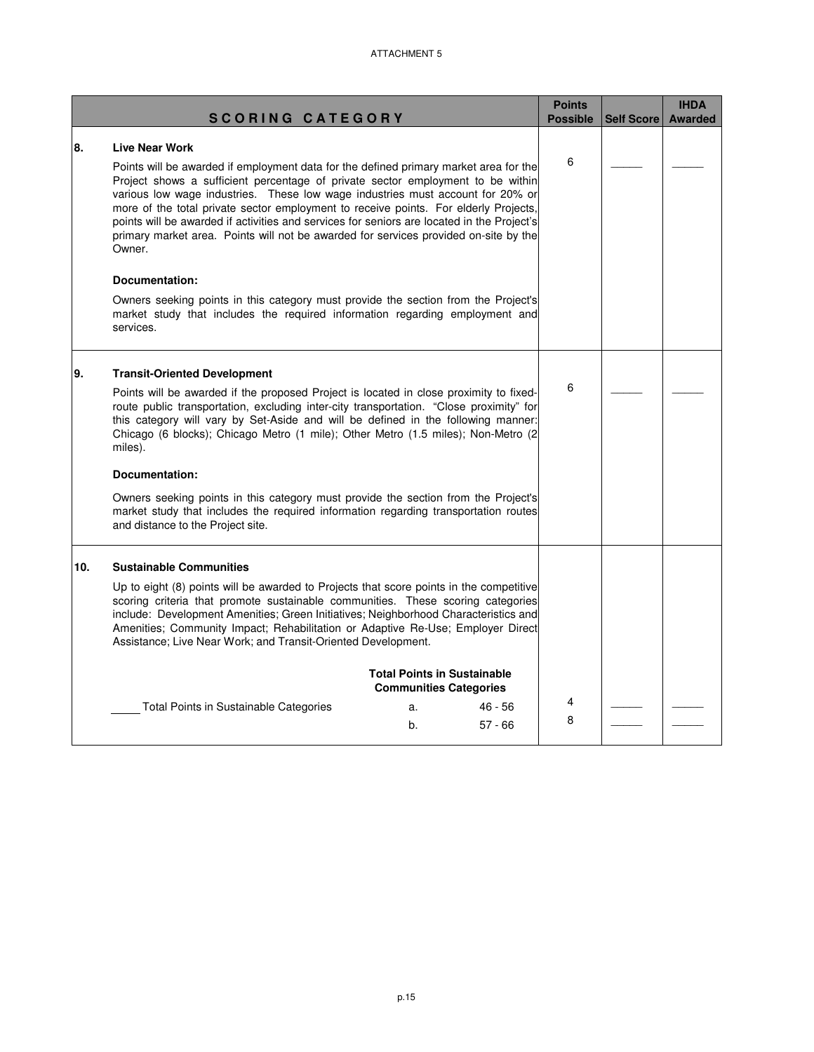ATTACHMENT 5

| SCORING CATEGORY | | Points Possible | Self Score | IHDA Awarded |
|---|---|---|---|---|
| 8. | **Live Near Work**<br><br>Points will be awarded if employment data for the defined primary market area for the Project shows a sufficient percentage of private sector employment to be within various low wage industries. These low wage industries must account for 20% or more of the total private sector employment to receive points. For elderly Projects, points will be awarded if activities and services for seniors are located in the Project's primary market area. Points will not be awarded for services provided on-site by the Owner.<br><br>**Documentation:**<br><br>Owners seeking points in this category must provide the section from the Project's market study that includes the required information regarding employment and services. | 6 | _____ | _____ |
| 9. | **Transit-Oriented Development**<br><br>Points will be awarded if the proposed Project is located in close proximity to fixed-route public transportation, excluding inter-city transportation. "Close proximity" for this category will vary by Set-Aside and will be defined in the following manner: Chicago (6 blocks); Chicago Metro (1 mile); Other Metro (1.5 miles); Non-Metro (2 miles).<br><br>**Documentation:**<br><br>Owners seeking points in this category must provide the section from the Project's market study that includes the required information regarding transportation routes and distance to the Project site. | 6 | _____ | _____ |
| 10. | **Sustainable Communities**<br><br>Up to eight (8) points will be awarded to Projects that score points in the competitive scoring criteria that promote sustainable communities. These scoring categories include: Development Amenities; Green Initiatives; Neighborhood Characteristics and Amenities; Community Impact; Rehabilitation or Adaptive Re-Use; Employer Direct Assistance; Live Near Work; and Transit-Oriented Development.<br><br>**Total Points in Sustainable Communities Categories**<br><br>_____ Total Points in Sustainable Categories &nbsp;&nbsp; a. 46 - 56<br>b. 57 - 66 | 4<br>8 | _____<br>_____ | _____<br>_____ |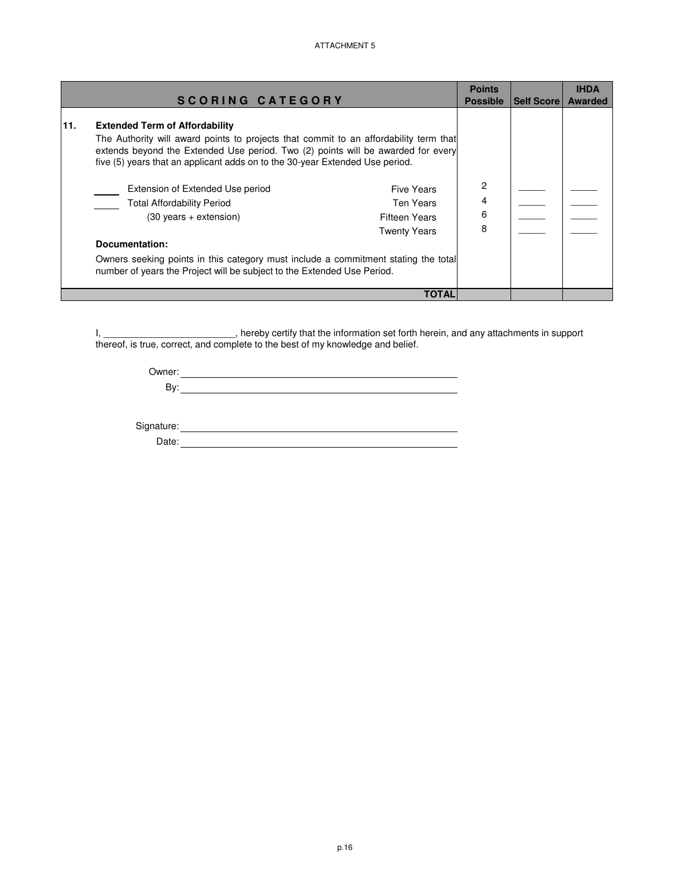ATTACHMENT 5

| SCORING CATEGORY | | Points Possible | Self Score | IHDA Awarded |
|---|---|---|---|---|
| **11.** | **Extended Term of Affordability**<br>The Authority will award points to projects that commit to an affordability term that extends beyond the Extended Use period. Two (2) points will be awarded for every five (5) years that an applicant adds on to the 30-year Extended Use period. | | | |
| | _____ Extension of Extended Use period — Five Years | 2 | _____ | _____ |
| | _____ Total Affordability Period — Ten Years | 4 | _____ | _____ |
| | (30 years + extension) — Fifteen Years | 6 | _____ | _____ |
| | Twenty Years | 8 | _____ | _____ |
| | **Documentation:**<br>Owners seeking points in this category must include a commitment stating the total number of years the Project will be subject to the Extended Use Period. | | | |
| | **TOTAL** | | | |

I, _________________________, hereby certify that the information set forth herein, and any attachments in support thereof, is true, correct, and complete to the best of my knowledge and belief.

Owner: _______________________________________________

By: _______________________________________________

Signature: _______________________________________________

Date: _______________________________________________